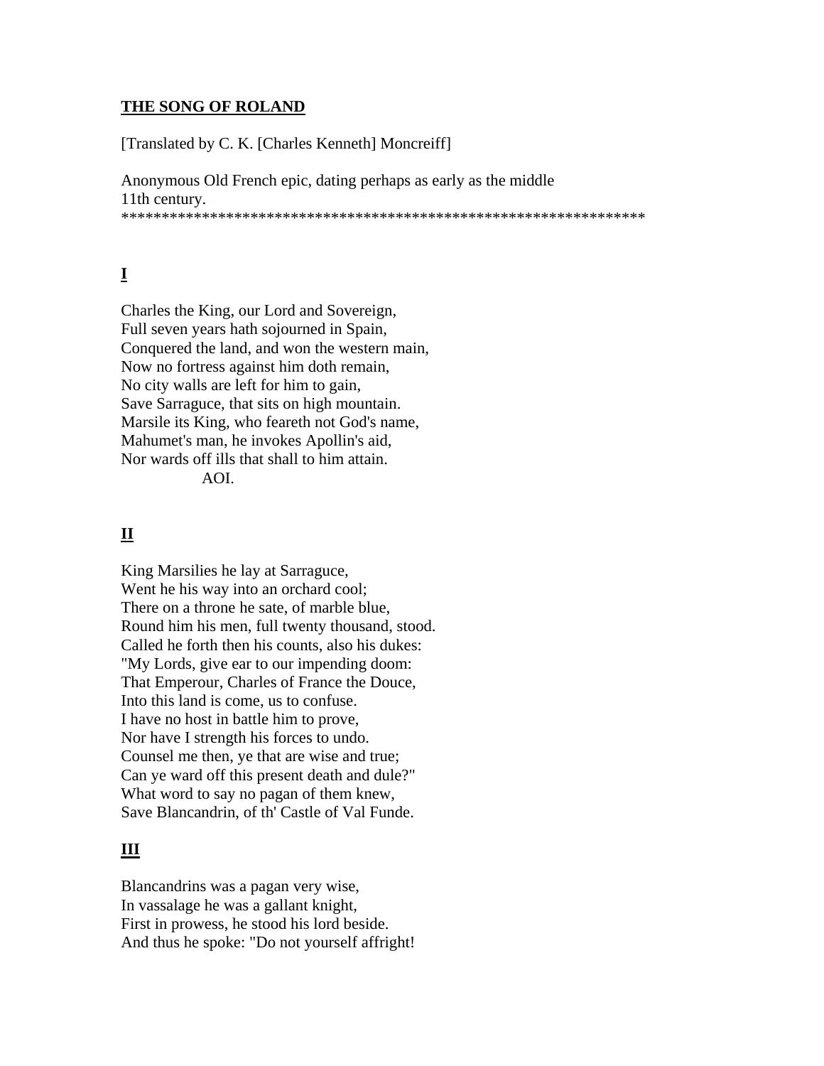# THE SONG OF ROLAND

[Translated by C. K. [Charles Kenneth] Moncreiff]

Anonymous Old French epic, dating perhaps as early as the middle
11th century.

*******************************************************************

## I

Charles the King, our Lord and Sovereign,
Full seven years hath sojourned in Spain,
Conquered the land, and won the western main,
Now no fortress against him doth remain,
No city walls are left for him to gain,
Save Sarraguce, that sits on high mountain.
Marsile its King, who feareth not God's name,
Mahumet's man, he invokes Apollin's aid,
Nor wards off ills that shall to him attain.
AOI.

## II

King Marsilies he lay at Sarraguce,
Went he his way into an orchard cool;
There on a throne he sate, of marble blue,
Round him his men, full twenty thousand, stood.
Called he forth then his counts, also his dukes:
"My Lords, give ear to our impending doom:
That Emperour, Charles of France the Douce,
Into this land is come, us to confuse.
I have no host in battle him to prove,
Nor have I strength his forces to undo.
Counsel me then, ye that are wise and true;
Can ye ward off this present death and dule?"
What word to say no pagan of them knew,
Save Blancandrin, of th' Castle of Val Funde.

## III

Blancandrins was a pagan very wise,
In vassalage he was a gallant knight,
First in prowess, he stood his lord beside.
And thus he spoke: "Do not yourself affright!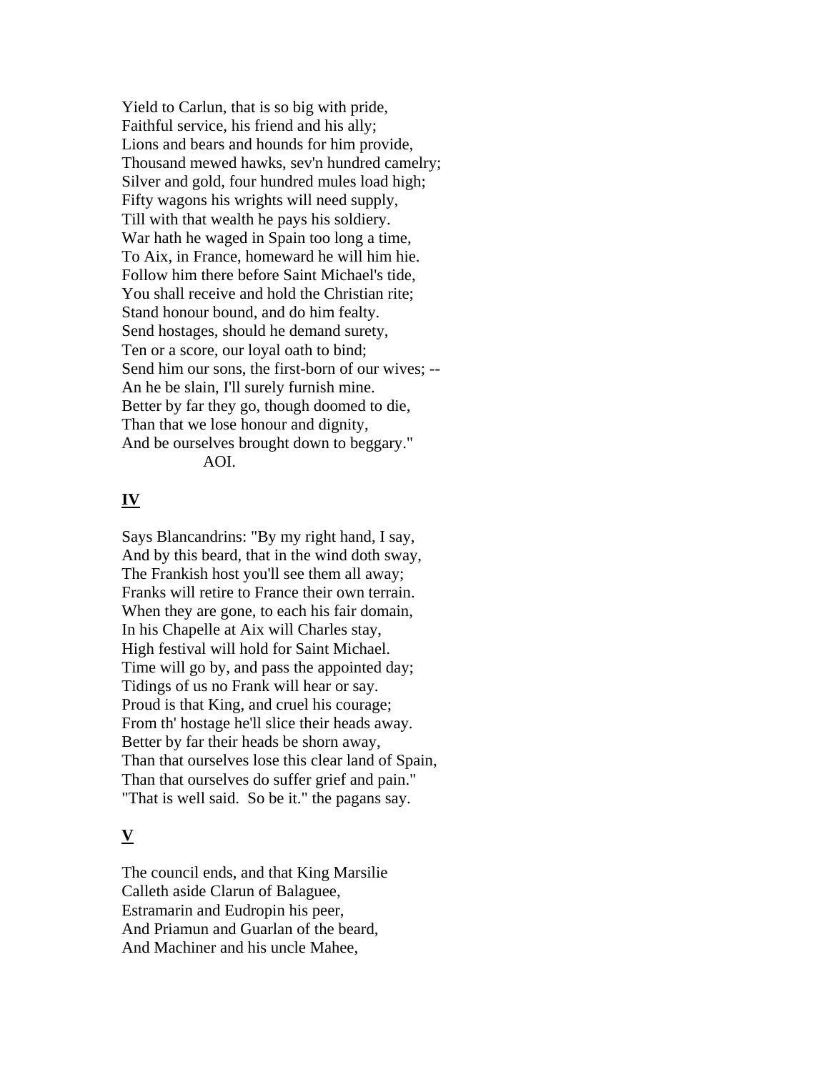Yield to Carlun, that is so big with pride,
Faithful service, his friend and his ally;
Lions and bears and hounds for him provide,
Thousand mewed hawks, sev'n hundred camelry;
Silver and gold, four hundred mules load high;
Fifty wagons his wrights will need supply,
Till with that wealth he pays his soldiery.
War hath he waged in Spain too long a time,
To Aix, in France, homeward he will him hie.
Follow him there before Saint Michael's tide,
You shall receive and hold the Christian rite;
Stand honour bound, and do him fealty.
Send hostages, should he demand surety,
Ten or a score, our loyal oath to bind;
Send him our sons, the first-born of our wives; --
An he be slain, I'll surely furnish mine.
Better by far they go, though doomed to die,
Than that we lose honour and dignity,
And be ourselves brought down to beggary."
AOI.

## IV

Says Blancandrins: "By my right hand, I say,
And by this beard, that in the wind doth sway,
The Frankish host you'll see them all away;
Franks will retire to France their own terrain.
When they are gone, to each his fair domain,
In his Chapelle at Aix will Charles stay,
High festival will hold for Saint Michael.
Time will go by, and pass the appointed day;
Tidings of us no Frank will hear or say.
Proud is that King, and cruel his courage;
From th' hostage he'll slice their heads away.
Better by far their heads be shorn away,
Than that ourselves lose this clear land of Spain,
Than that ourselves do suffer grief and pain."
"That is well said. So be it." the pagans say.

## V

The council ends, and that King Marsilie
Calleth aside Clarun of Balaguee,
Estramarin and Eudropin his peer,
And Priamun and Guarlan of the beard,
And Machiner and his uncle Mahee,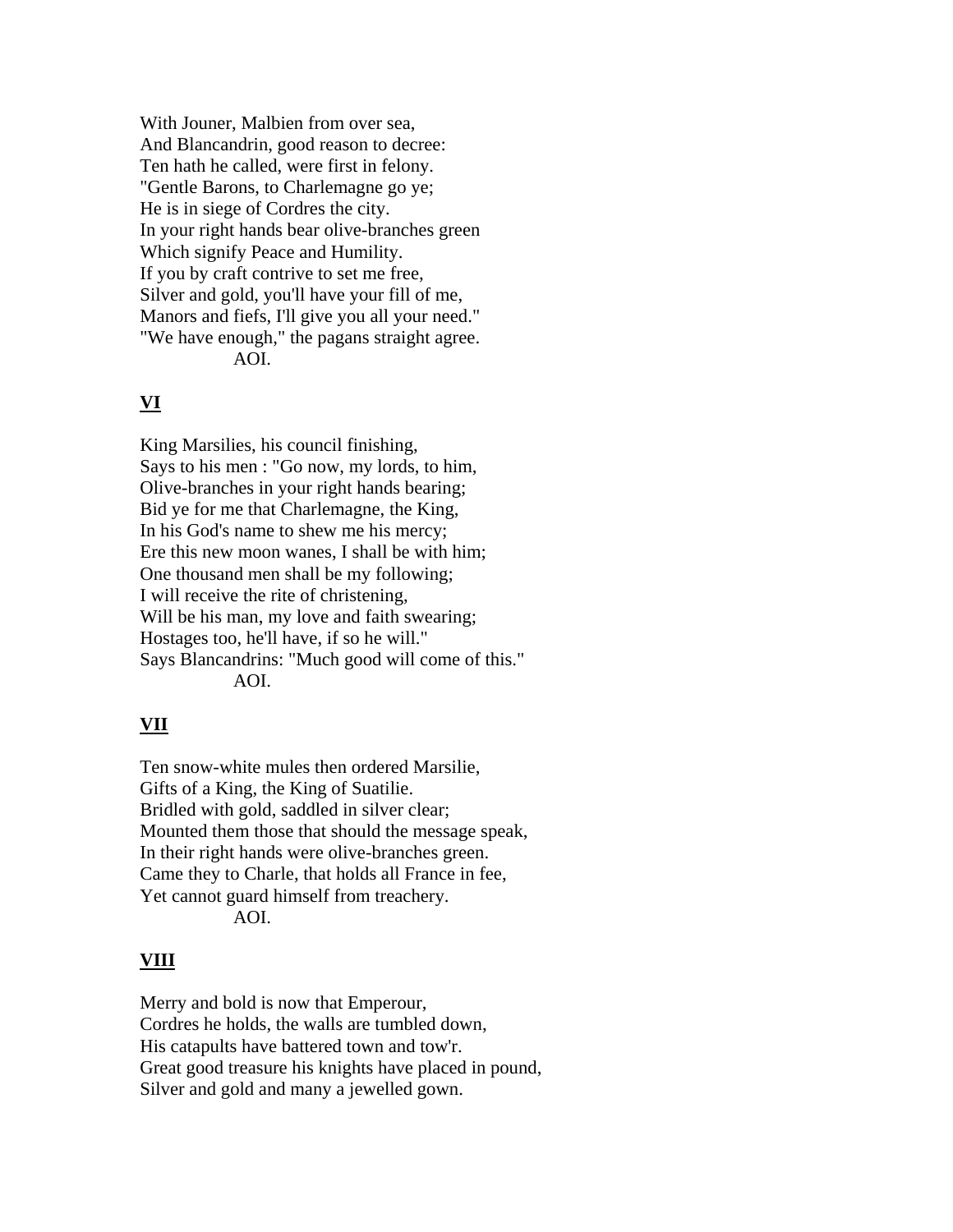With Jouner, Malbien from over sea,  
And Blancandrin, good reason to decree:  
Ten hath he called, were first in felony.  
"Gentle Barons, to Charlemagne go ye;  
He is in siege of Cordres the city.  
In your right hands bear olive-branches green  
Which signify Peace and Humility.  
If you by craft contrive to set me free,  
Silver and gold, you'll have your fill of me,  
Manors and fiefs, I'll give you all your need."  
"We have enough," the pagans straight agree.  
AOI.

## VI

King Marsilies, his council finishing,  
Says to his men : "Go now, my lords, to him,  
Olive-branches in your right hands bearing;  
Bid ye for me that Charlemagne, the King,  
In his God's name to shew me his mercy;  
Ere this new moon wanes, I shall be with him;  
One thousand men shall be my following;  
I will receive the rite of christening,  
Will be his man, my love and faith swearing;  
Hostages too, he'll have, if so he will."  
Says Blancandrins: "Much good will come of this."  
AOI.

## VII

Ten snow-white mules then ordered Marsilie,  
Gifts of a King, the King of Suatilie.  
Bridled with gold, saddled in silver clear;  
Mounted them those that should the message speak,  
In their right hands were olive-branches green.  
Came they to Charle, that holds all France in fee,  
Yet cannot guard himself from treachery.  
AOI.

## VIII

Merry and bold is now that Emperour,  
Cordres he holds, the walls are tumbled down,  
His catapults have battered town and tow'r.  
Great good treasure his knights have placed in pound,  
Silver and gold and many a jewelled gown.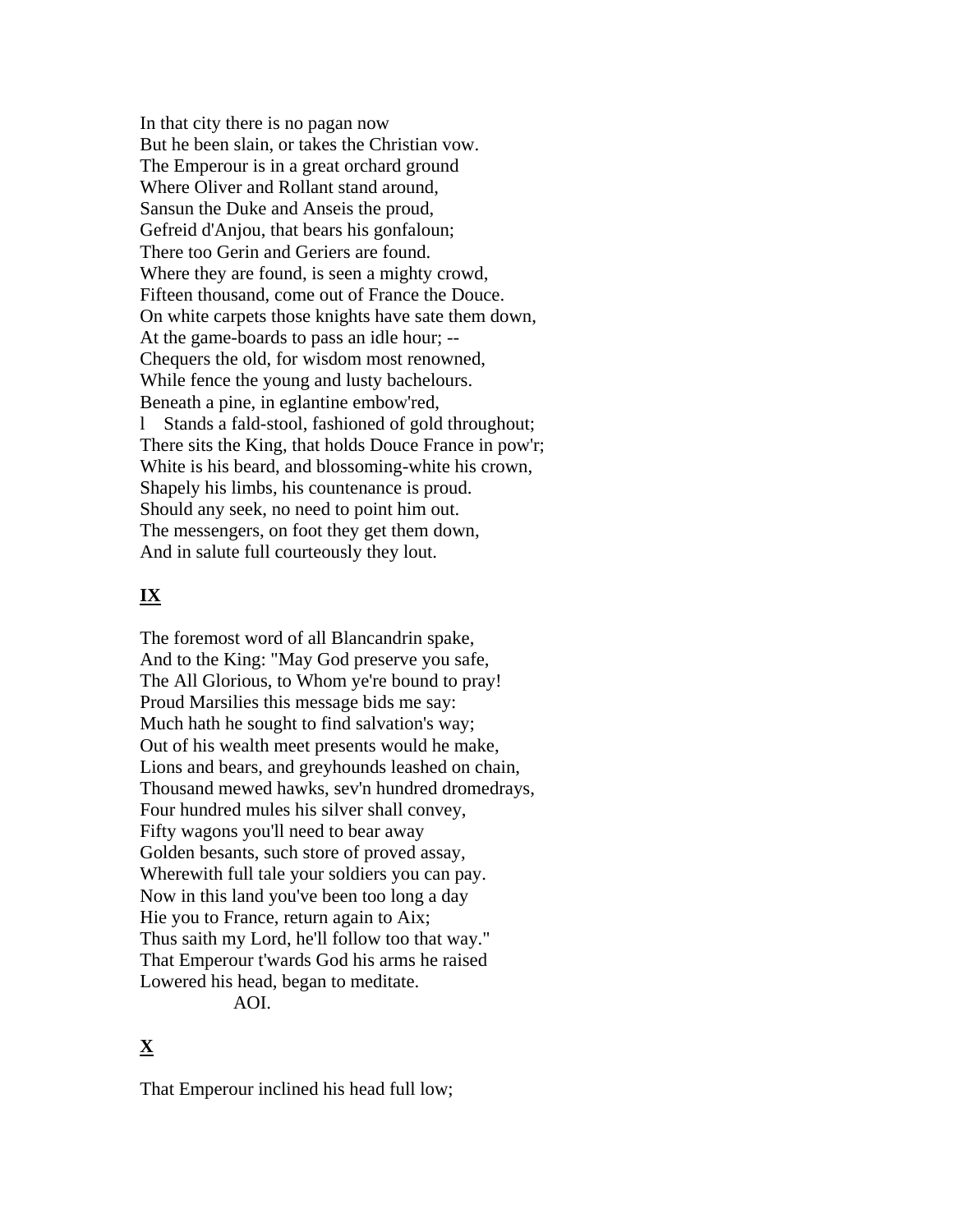In that city there is no pagan now
But he been slain, or takes the Christian vow.
The Emperour is in a great orchard ground
Where Oliver and Rollant stand around,
Sansun the Duke and Anseis the proud,
Gefreid d'Anjou, that bears his gonfaloun;
There too Gerin and Geriers are found.
Where they are found, is seen a mighty crowd,
Fifteen thousand, come out of France the Douce.
On white carpets those knights have sate them down,
At the game-boards to pass an idle hour; --
Chequers the old, for wisdom most renowned,
While fence the young and lusty bachelours.
Beneath a pine, in eglantine embow'red,
l   Stands a fald-stool, fashioned of gold throughout;
There sits the King, that holds Douce France in pow'r;
White is his beard, and blossoming-white his crown,
Shapely his limbs, his countenance is proud.
Should any seek, no need to point him out.
The messengers, on foot they get them down,
And in salute full courteously they lout.

## IX

The foremost word of all Blancandrin spake,
And to the King: "May God preserve you safe,
The All Glorious, to Whom ye're bound to pray!
Proud Marsilies this message bids me say:
Much hath he sought to find salvation's way;
Out of his wealth meet presents would he make,
Lions and bears, and greyhounds leashed on chain,
Thousand mewed hawks, sev'n hundred dromedrays,
Four hundred mules his silver shall convey,
Fifty wagons you'll need to bear away
Golden besants, such store of proved assay,
Wherewith full tale your soldiers you can pay.
Now in this land you've been too long a day
Hie you to France, return again to Aix;
Thus saith my Lord, he'll follow too that way."
That Emperour t'wards God his arms he raised
Lowered his head, began to meditate.
AOI.

## X

That Emperour inclined his head full low;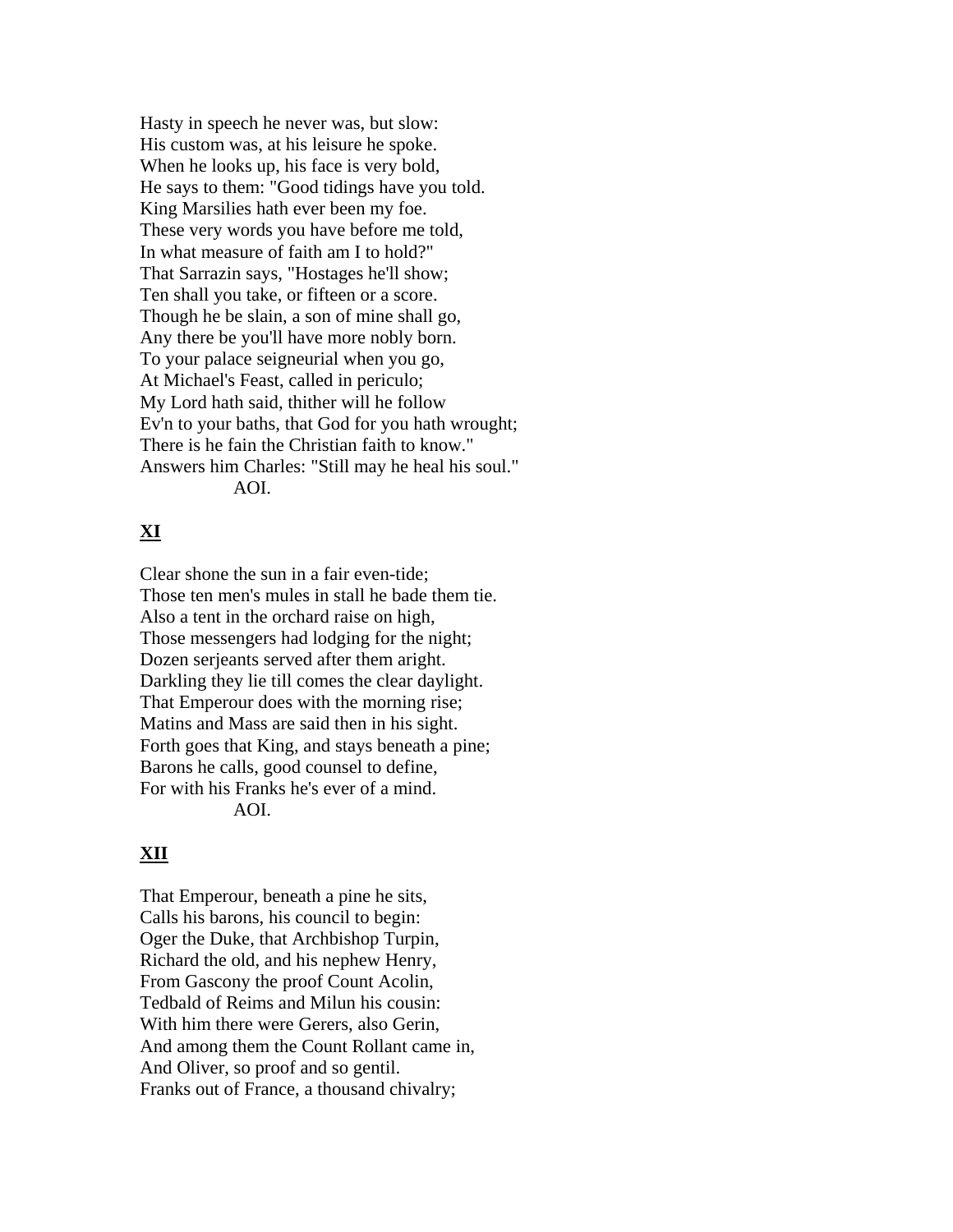Hasty in speech he never was, but slow:
His custom was, at his leisure he spoke.
When he looks up, his face is very bold,
He says to them: "Good tidings have you told.
King Marsilies hath ever been my foe.
These very words you have before me told,
In what measure of faith am I to hold?"
That Sarrazin says, "Hostages he'll show;
Ten shall you take, or fifteen or a score.
Though he be slain, a son of mine shall go,
Any there be you'll have more nobly born.
To your palace seigneurial when you go,
At Michael's Feast, called in periculo;
My Lord hath said, thither will he follow
Ev'n to your baths, that God for you hath wrought;
There is he fain the Christian faith to know."
Answers him Charles: "Still may he heal his soul."
AOI.

## XI

Clear shone the sun in a fair even-tide;
Those ten men's mules in stall he bade them tie.
Also a tent in the orchard raise on high,
Those messengers had lodging for the night;
Dozen serjeants served after them aright.
Darkling they lie till comes the clear daylight.
That Emperour does with the morning rise;
Matins and Mass are said then in his sight.
Forth goes that King, and stays beneath a pine;
Barons he calls, good counsel to define,
For with his Franks he's ever of a mind.
AOI.

## XII

That Emperour, beneath a pine he sits,
Calls his barons, his council to begin:
Oger the Duke, that Archbishop Turpin,
Richard the old, and his nephew Henry,
From Gascony the proof Count Acolin,
Tedbald of Reims and Milun his cousin:
With him there were Gerers, also Gerin,
And among them the Count Rollant came in,
And Oliver, so proof and so gentil.
Franks out of France, a thousand chivalry;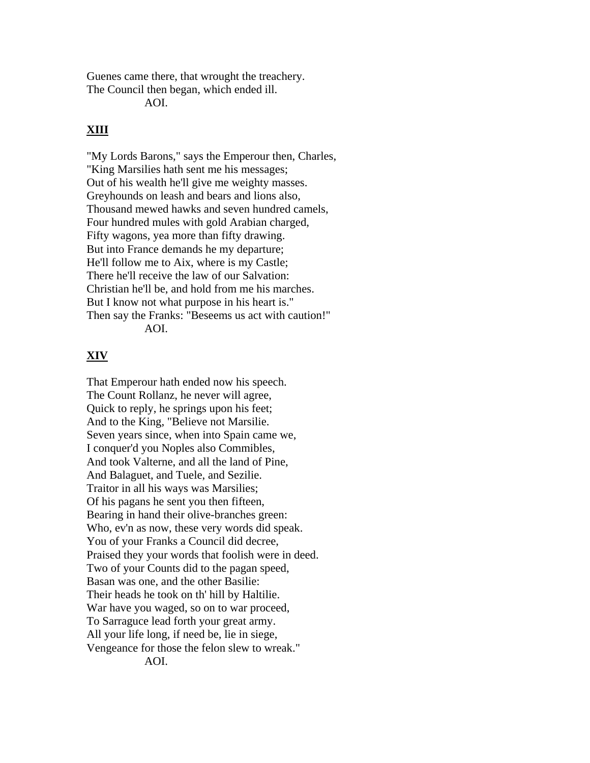Guenes came there, that wrought the treachery.
The Council then began, which ended ill.
AOI.

## XIII

"My Lords Barons," says the Emperour then, Charles,
"King Marsilies hath sent me his messages;
Out of his wealth he'll give me weighty masses.
Greyhounds on leash and bears and lions also,
Thousand mewed hawks and seven hundred camels,
Four hundred mules with gold Arabian charged,
Fifty wagons, yea more than fifty drawing.
But into France demands he my departure;
He'll follow me to Aix, where is my Castle;
There he'll receive the law of our Salvation:
Christian he'll be, and hold from me his marches.
But I know not what purpose in his heart is."
Then say the Franks: "Beseems us act with caution!"
AOI.

## XIV

That Emperour hath ended now his speech.
The Count Rollanz, he never will agree,
Quick to reply, he springs upon his feet;
And to the King, "Believe not Marsilie.
Seven years since, when into Spain came we,
I conquer'd you Noples also Commibles,
And took Valterne, and all the land of Pine,
And Balaguet, and Tuele, and Sezilie.
Traitor in all his ways was Marsilies;
Of his pagans he sent you then fifteen,
Bearing in hand their olive-branches green:
Who, ev'n as now, these very words did speak.
You of your Franks a Council did decree,
Praised they your words that foolish were in deed.
Two of your Counts did to the pagan speed,
Basan was one, and the other Basilie:
Their heads he took on th' hill by Haltilie.
War have you waged, so on to war proceed,
To Sarraguce lead forth your great army.
All your life long, if need be, lie in siege,
Vengeance for those the felon slew to wreak."
AOI.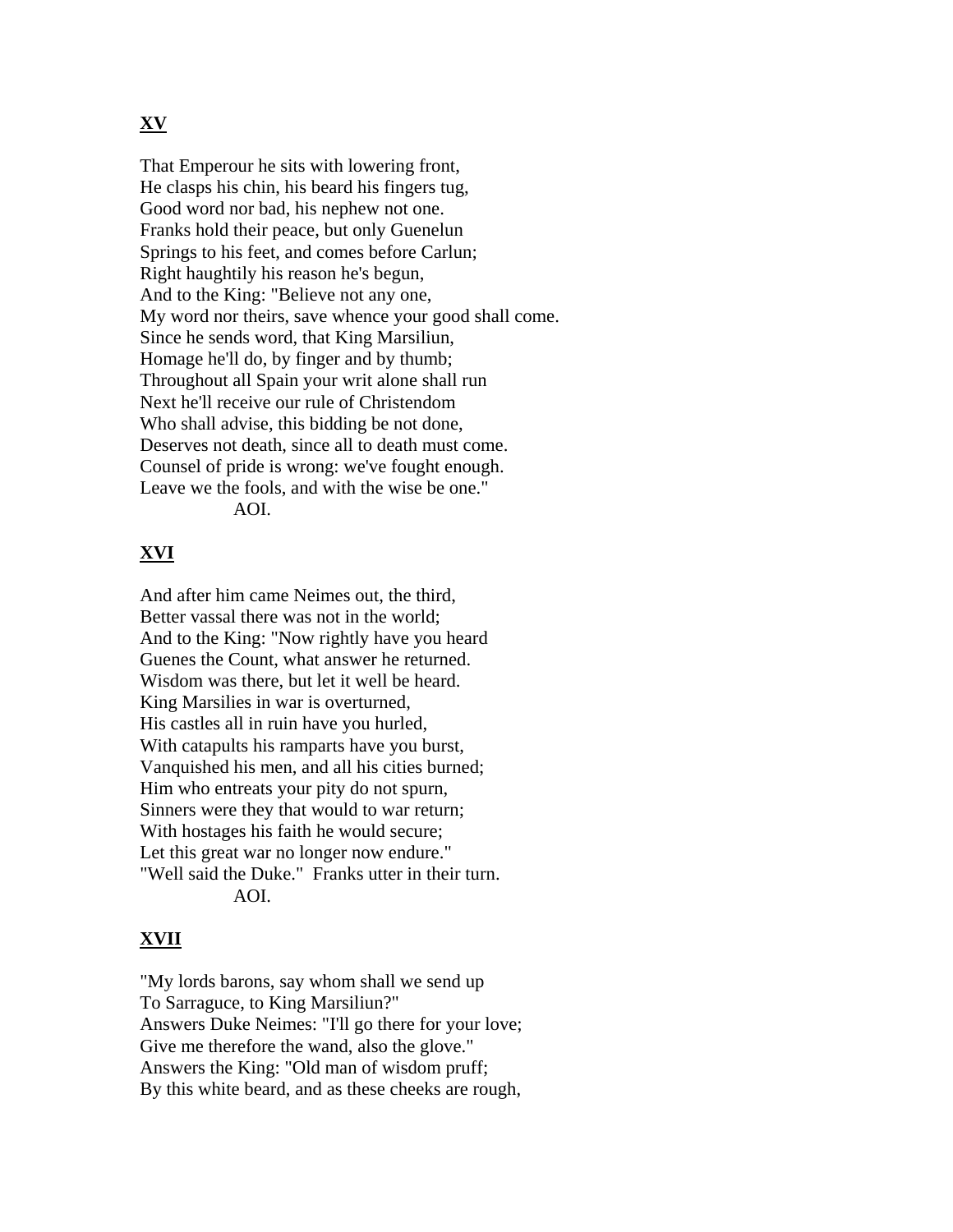## XV

That Emperour he sits with lowering front,
He clasps his chin, his beard his fingers tug,
Good word nor bad, his nephew not one.
Franks hold their peace, but only Guenelun
Springs to his feet, and comes before Carlun;
Right haughtily his reason he's begun,
And to the King: "Believe not any one,
My word nor theirs, save whence your good shall come.
Since he sends word, that King Marsiliun,
Homage he'll do, by finger and by thumb;
Throughout all Spain your writ alone shall run
Next he'll receive our rule of Christendom
Who shall advise, this bidding be not done,
Deserves not death, since all to death must come.
Counsel of pride is wrong: we've fought enough.
Leave we the fools, and with the wise be one."
AOI.

## XVI

And after him came Neimes out, the third,
Better vassal there was not in the world;
And to the King: "Now rightly have you heard
Guenes the Count, what answer he returned.
Wisdom was there, but let it well be heard.
King Marsilies in war is overturned,
His castles all in ruin have you hurled,
With catapults his ramparts have you burst,
Vanquished his men, and all his cities burned;
Him who entreats your pity do not spurn,
Sinners were they that would to war return;
With hostages his faith he would secure;
Let this great war no longer now endure."
"Well said the Duke." Franks utter in their turn.
AOI.

## XVII

"My lords barons, say whom shall we send up
To Sarraguce, to King Marsiliun?"
Answers Duke Neimes: "I'll go there for your love;
Give me therefore the wand, also the glove."
Answers the King: "Old man of wisdom pruff;
By this white beard, and as these cheeks are rough,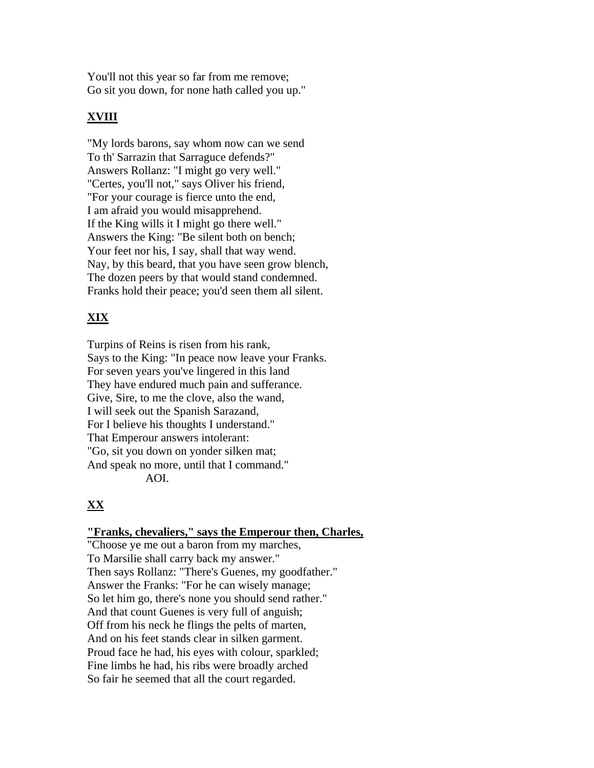You'll not this year so far from me remove;
Go sit you down, for none hath called you up."

## XVIII

"My lords barons, say whom now can we send
To th' Sarrazin that Sarraguce defends?"
Answers Rollanz: "I might go very well."
"Certes, you'll not," says Oliver his friend,
"For your courage is fierce unto the end,
I am afraid you would misapprehend.
If the King wills it I might go there well."
Answers the King: "Be silent both on bench;
Your feet nor his, I say, shall that way wend.
Nay, by this beard, that you have seen grow blench,
The dozen peers by that would stand condemned.
Franks hold their peace; you'd seen them all silent.

## XIX

Turpins of Reins is risen from his rank,
Says to the King: "In peace now leave your Franks.
For seven years you've lingered in this land
They have endured much pain and sufferance.
Give, Sire, to me the clove, also the wand,
I will seek out the Spanish Sarazand,
For I believe his thoughts I understand."
That Emperour answers intolerant:
"Go, sit you down on yonder silken mat;
And speak no more, until that I command."
AOI.

## XX

**"Franks, chevaliers," says the Emperour then, Charles,**
"Choose ye me out a baron from my marches,
To Marsilie shall carry back my answer."
Then says Rollanz: "There's Guenes, my goodfather."
Answer the Franks: "For he can wisely manage;
So let him go, there's none you should send rather."
And that count Guenes is very full of anguish;
Off from his neck he flings the pelts of marten,
And on his feet stands clear in silken garment.
Proud face he had, his eyes with colour, sparkled;
Fine limbs he had, his ribs were broadly arched
So fair he seemed that all the court regarded.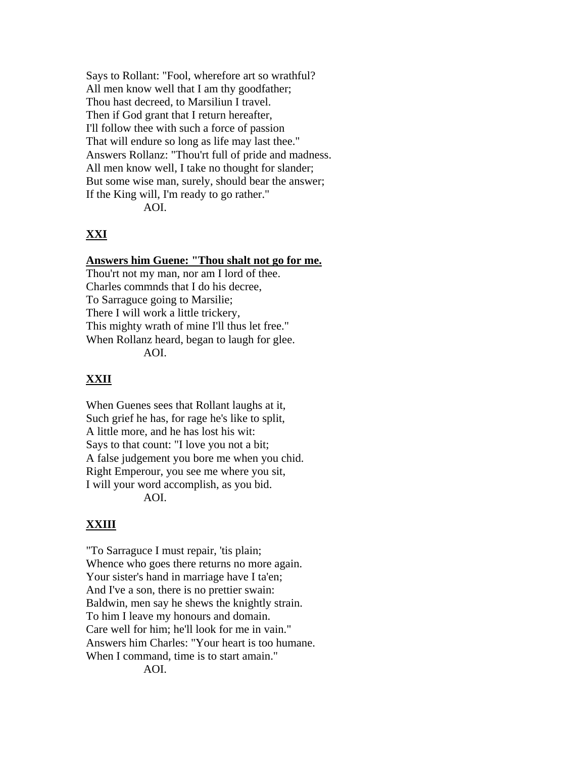Says to Rollant: "Fool, wherefore art so wrathful?
All men know well that I am thy goodfather;
Thou hast decreed, to Marsiliun I travel.
Then if God grant that I return hereafter,
I'll follow thee with such a force of passion
That will endure so long as life may last thee."
Answers Rollanz: "Thou'rt full of pride and madness.
All men know well, I take no thought for slander;
But some wise man, surely, should bear the answer;
If the King will, I'm ready to go rather."
AOI.

## XXI

**Answers him Guene: "Thou shalt not go for me.**
Thou'rt not my man, nor am I lord of thee.
Charles commnds that I do his decree,
To Sarraguce going to Marsilie;
There I will work a little trickery,
This mighty wrath of mine I'll thus let free."
When Rollanz heard, began to laugh for glee.
AOI.

## XXII

When Guenes sees that Rollant laughs at it,
Such grief he has, for rage he's like to split,
A little more, and he has lost his wit:
Says to that count: "I love you not a bit;
A false judgement you bore me when you chid.
Right Emperour, you see me where you sit,
I will your word accomplish, as you bid.
AOI.

## XXIII

"To Sarraguce I must repair, 'tis plain;
Whence who goes there returns no more again.
Your sister's hand in marriage have I ta'en;
And I've a son, there is no prettier swain:
Baldwin, men say he shews the knightly strain.
To him I leave my honours and domain.
Care well for him; he'll look for me in vain."
Answers him Charles: "Your heart is too humane.
When I command, time is to start amain."
AOI.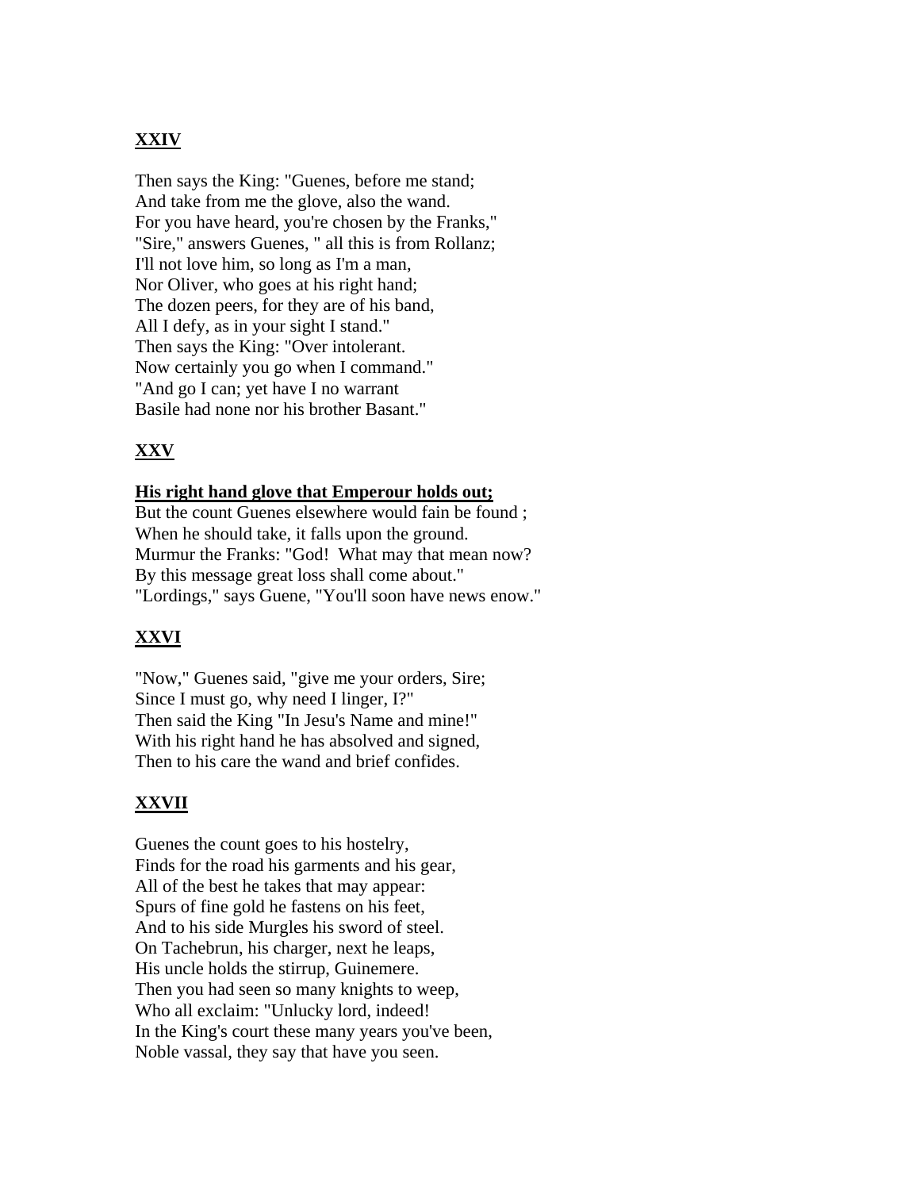## XXIV

Then says the King: "Guenes, before me stand;
And take from me the glove, also the wand.
For you have heard, you're chosen by the Franks,"
"Sire," answers Guenes, " all this is from Rollanz;
I'll not love him, so long as I'm a man,
Nor Oliver, who goes at his right hand;
The dozen peers, for they are of his band,
All I defy, as in your sight I stand."
Then says the King: "Over intolerant.
Now certainly you go when I command."
"And go I can; yet have I no warrant
Basile had none nor his brother Basant."

## XXV

**His right hand glove that Emperour holds out;**
But the count Guenes elsewhere would fain be found ;
When he should take, it falls upon the ground.
Murmur the Franks: "God!  What may that mean now?
By this message great loss shall come about."
"Lordings," says Guene, "You'll soon have news enow."

## XXVI

"Now," Guenes said, "give me your orders, Sire;
Since I must go, why need I linger, I?"
Then said the King "In Jesu's Name and mine!"
With his right hand he has absolved and signed,
Then to his care the wand and brief confides.

## XXVII

Guenes the count goes to his hostelry,
Finds for the road his garments and his gear,
All of the best he takes that may appear:
Spurs of fine gold he fastens on his feet,
And to his side Murgles his sword of steel.
On Tachebrun, his charger, next he leaps,
His uncle holds the stirrup, Guinemere.
Then you had seen so many knights to weep,
Who all exclaim: "Unlucky lord, indeed!
In the King's court these many years you've been,
Noble vassal, they say that have you seen.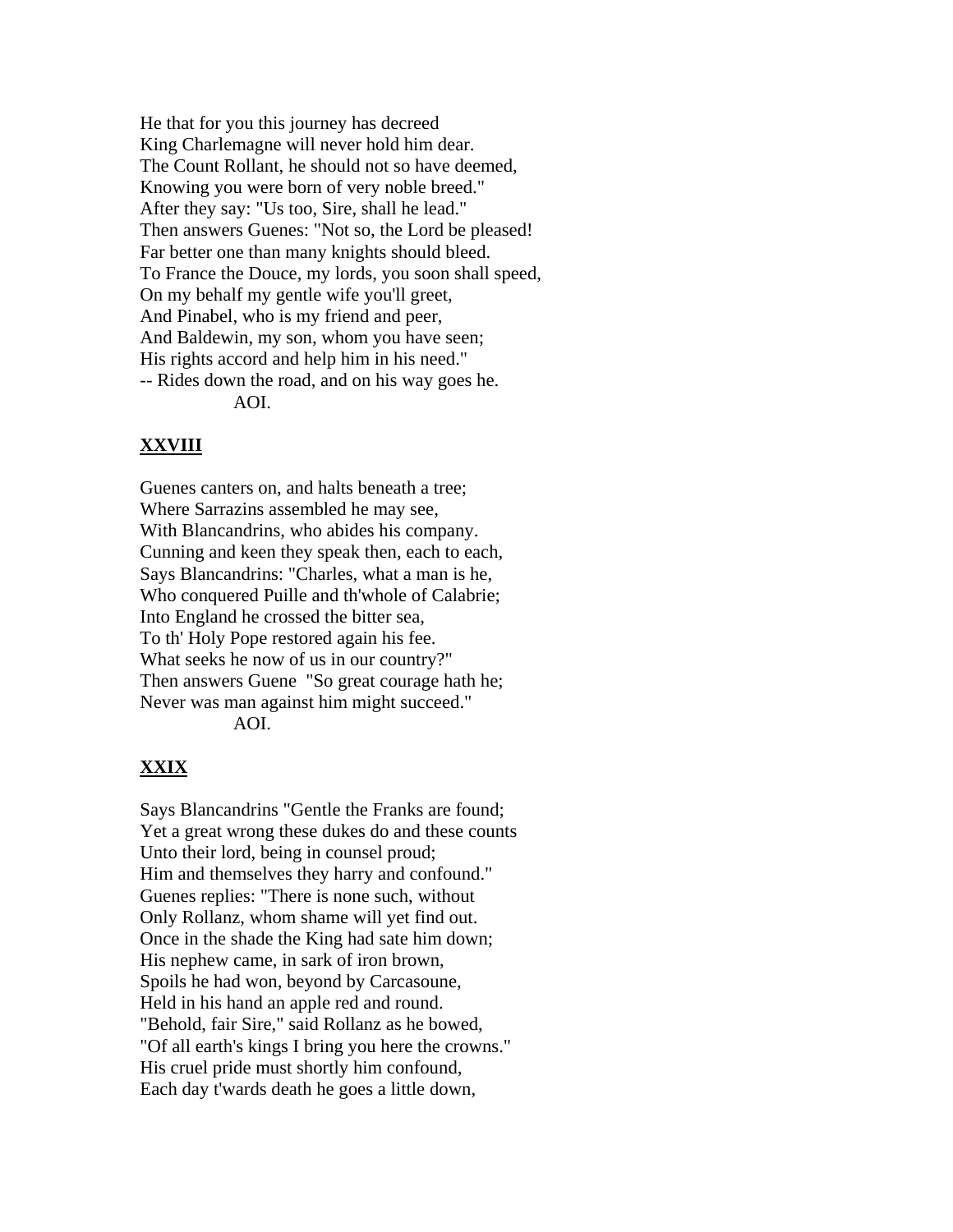He that for you this journey has decreed
King Charlemagne will never hold him dear.
The Count Rollant, he should not so have deemed,
Knowing you were born of very noble breed."
After they say: "Us too, Sire, shall he lead."
Then answers Guenes: "Not so, the Lord be pleased!
Far better one than many knights should bleed.
To France the Douce, my lords, you soon shall speed,
On my behalf my gentle wife you'll greet,
And Pinabel, who is my friend and peer,
And Baldewin, my son, whom you have seen;
His rights accord and help him in his need."
-- Rides down the road, and on his way goes he.
AOI.

## XXVIII

Guenes canters on, and halts beneath a tree;
Where Sarrazins assembled he may see,
With Blancandrins, who abides his company.
Cunning and keen they speak then, each to each,
Says Blancandrins: "Charles, what a man is he,
Who conquered Puille and th'whole of Calabrie;
Into England he crossed the bitter sea,
To th' Holy Pope restored again his fee.
What seeks he now of us in our country?"
Then answers Guene "So great courage hath he;
Never was man against him might succeed."
AOI.

## XXIX

Says Blancandrins "Gentle the Franks are found;
Yet a great wrong these dukes do and these counts
Unto their lord, being in counsel proud;
Him and themselves they harry and confound."
Guenes replies: "There is none such, without
Only Rollanz, whom shame will yet find out.
Once in the shade the King had sate him down;
His nephew came, in sark of iron brown,
Spoils he had won, beyond by Carcasoune,
Held in his hand an apple red and round.
"Behold, fair Sire," said Rollanz as he bowed,
"Of all earth's kings I bring you here the crowns."
His cruel pride must shortly him confound,
Each day t'wards death he goes a little down,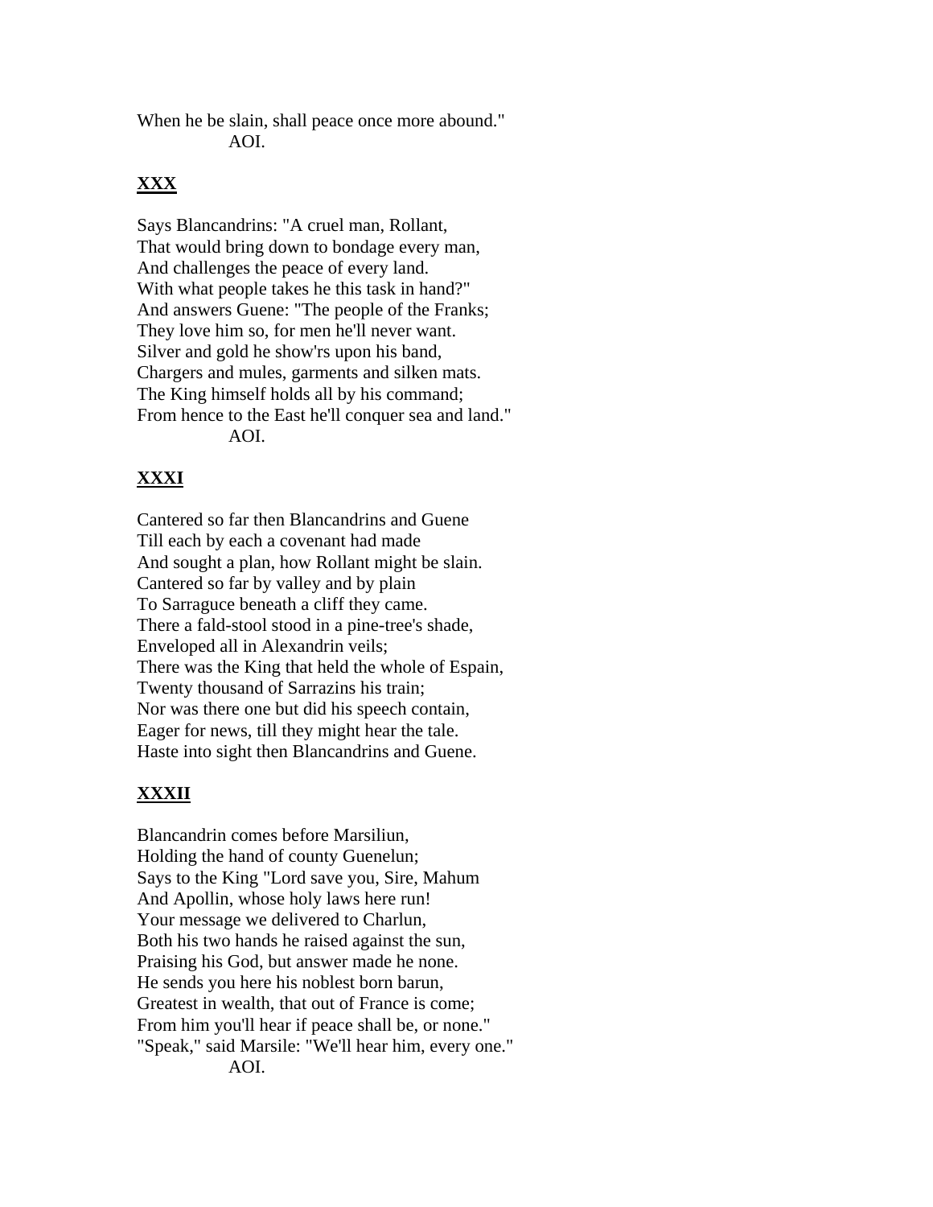When he be slain, shall peace once more abound."
AOI.

## XXX

Says Blancandrins: "A cruel man, Rollant,
That would bring down to bondage every man,
And challenges the peace of every land.
With what people takes he this task in hand?"
And answers Guene: "The people of the Franks;
They love him so, for men he'll never want.
Silver and gold he show'rs upon his band,
Chargers and mules, garments and silken mats.
The King himself holds all by his command;
From hence to the East he'll conquer sea and land."
AOI.

## XXXI

Cantered so far then Blancandrins and Guene
Till each by each a covenant had made
And sought a plan, how Rollant might be slain.
Cantered so far by valley and by plain
To Sarraguce beneath a cliff they came.
There a fald-stool stood in a pine-tree's shade,
Enveloped all in Alexandrin veils;
There was the King that held the whole of Espain,
Twenty thousand of Sarrazins his train;
Nor was there one but did his speech contain,
Eager for news, till they might hear the tale.
Haste into sight then Blancandrins and Guene.

## XXXII

Blancandrin comes before Marsiliun,
Holding the hand of county Guenelun;
Says to the King "Lord save you, Sire, Mahum
And Apollin, whose holy laws here run!
Your message we delivered to Charlun,
Both his two hands he raised against the sun,
Praising his God, but answer made he none.
He sends you here his noblest born barun,
Greatest in wealth, that out of France is come;
From him you'll hear if peace shall be, or none."
"Speak," said Marsile: "We'll hear him, every one."
AOI.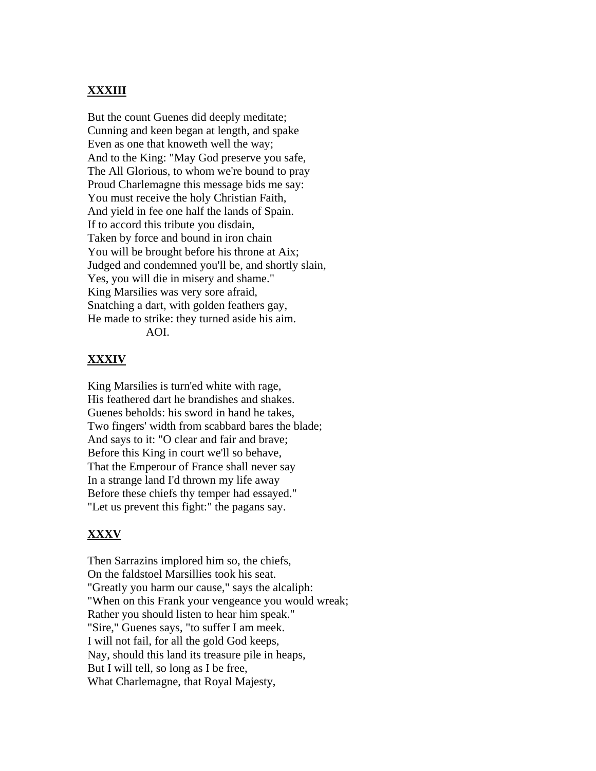## XXXIII

But the count Guenes did deeply meditate;
Cunning and keen began at length, and spake
Even as one that knoweth well the way;
And to the King: "May God preserve you safe,
The All Glorious, to whom we're bound to pray
Proud Charlemagne this message bids me say:
You must receive the holy Christian Faith,
And yield in fee one half the lands of Spain.
If to accord this tribute you disdain,
Taken by force and bound in iron chain
You will be brought before his throne at Aix;
Judged and condemned you'll be, and shortly slain,
Yes, you will die in misery and shame."
King Marsilies was very sore afraid,
Snatching a dart, with golden feathers gay,
He made to strike: they turned aside his aim.
AOI.

## XXXIV

King Marsilies is turn'ed white with rage,
His feathered dart he brandishes and shakes.
Guenes beholds: his sword in hand he takes,
Two fingers' width from scabbard bares the blade;
And says to it: "O clear and fair and brave;
Before this King in court we'll so behave,
That the Emperour of France shall never say
In a strange land I'd thrown my life away
Before these chiefs thy temper had essayed."
"Let us prevent this fight:" the pagans say.

## XXXV

Then Sarrazins implored him so, the chiefs,
On the faldstoel Marsillies took his seat.
"Greatly you harm our cause," says the alcaliph:
"When on this Frank your vengeance you would wreak;
Rather you should listen to hear him speak."
"Sire," Guenes says, "to suffer I am meek.
I will not fail, for all the gold God keeps,
Nay, should this land its treasure pile in heaps,
But I will tell, so long as I be free,
What Charlemagne, that Royal Majesty,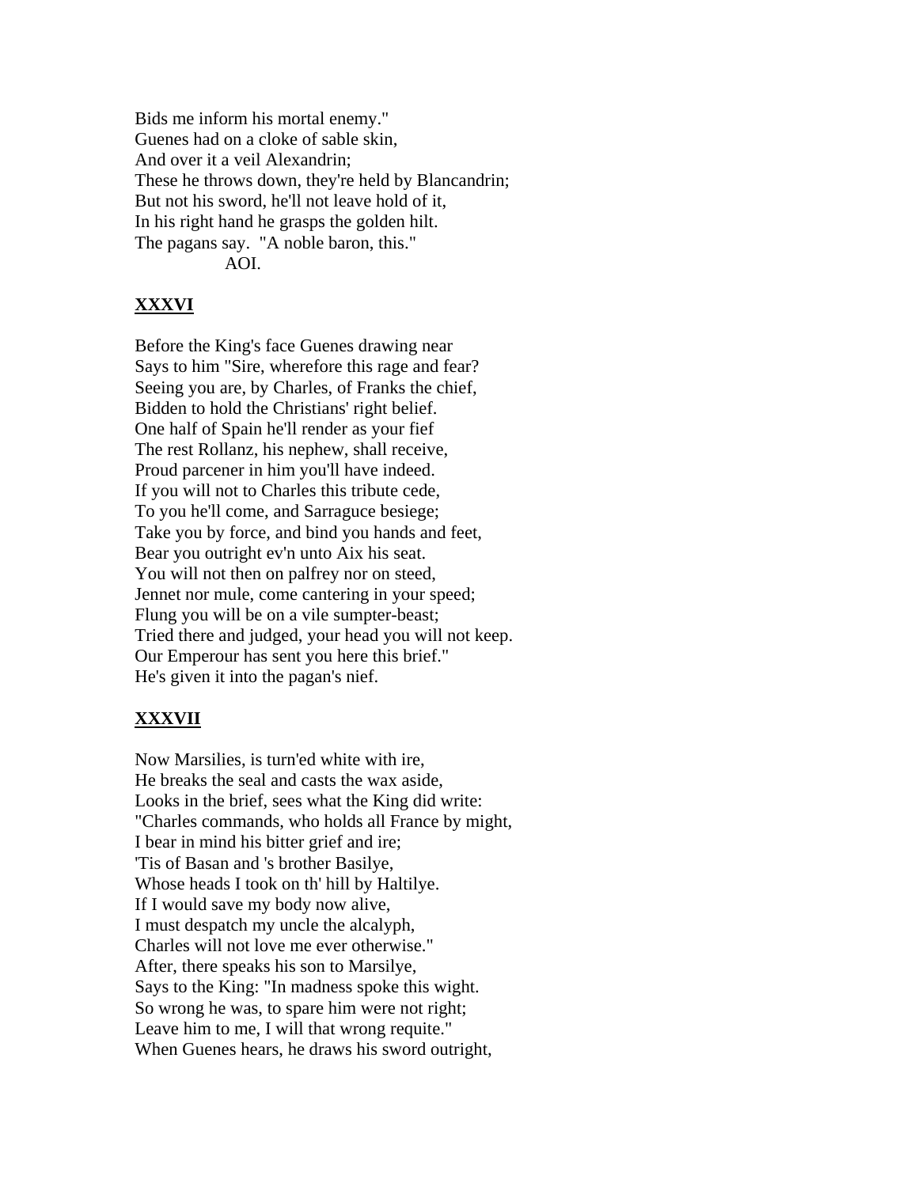Bids me inform his mortal enemy."
Guenes had on a cloke of sable skin,
And over it a veil Alexandrin;
These he throws down, they're held by Blancandrin;
But not his sword, he'll not leave hold of it,
In his right hand he grasps the golden hilt.
The pagans say. "A noble baron, this."
AOI.

## XXXVI

Before the King's face Guenes drawing near
Says to him "Sire, wherefore this rage and fear?
Seeing you are, by Charles, of Franks the chief,
Bidden to hold the Christians' right belief.
One half of Spain he'll render as your fief
The rest Rollanz, his nephew, shall receive,
Proud parcener in him you'll have indeed.
If you will not to Charles this tribute cede,
To you he'll come, and Sarraguce besiege;
Take you by force, and bind you hands and feet,
Bear you outright ev'n unto Aix his seat.
You will not then on palfrey nor on steed,
Jennet nor mule, come cantering in your speed;
Flung you will be on a vile sumpter-beast;
Tried there and judged, your head you will not keep.
Our Emperour has sent you here this brief."
He's given it into the pagan's nief.

## XXXVII

Now Marsilies, is turn'ed white with ire,
He breaks the seal and casts the wax aside,
Looks in the brief, sees what the King did write:
"Charles commands, who holds all France by might,
I bear in mind his bitter grief and ire;
'Tis of Basan and 's brother Basilye,
Whose heads I took on th' hill by Haltilye.
If I would save my body now alive,
I must despatch my uncle the alcalyph,
Charles will not love me ever otherwise."
After, there speaks his son to Marsilye,
Says to the King: "In madness spoke this wight.
So wrong he was, to spare him were not right;
Leave him to me, I will that wrong requite."
When Guenes hears, he draws his sword outright,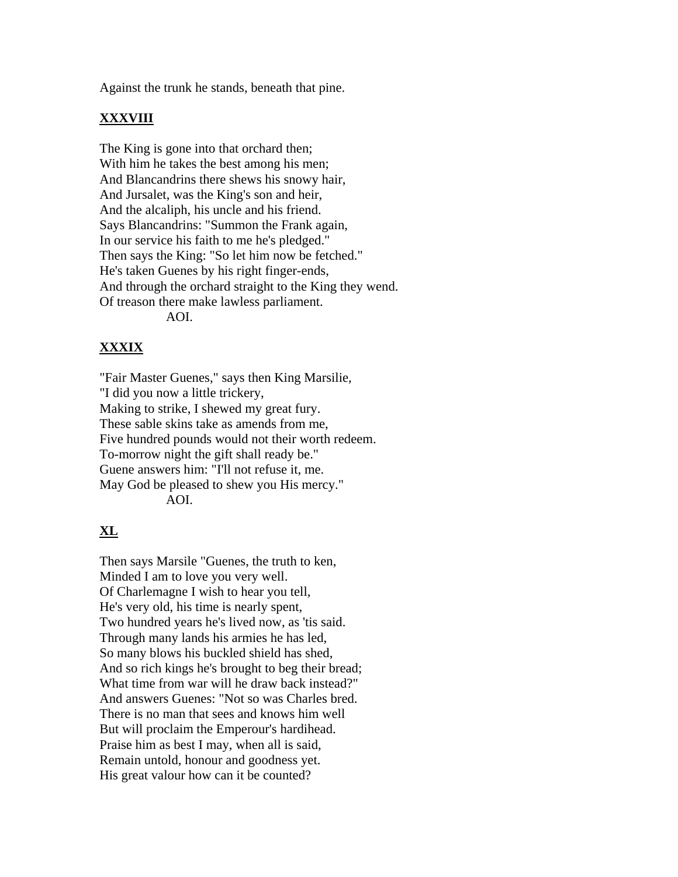Against the trunk he stands, beneath that pine.

## XXXVIII

The King is gone into that orchard then;
With him he takes the best among his men;
And Blancandrins there shews his snowy hair,
And Jursalet, was the King's son and heir,
And the alcaliph, his uncle and his friend.
Says Blancandrins: "Summon the Frank again,
In our service his faith to me he's pledged."
Then says the King: "So let him now be fetched."
He's taken Guenes by his right finger-ends,
And through the orchard straight to the King they wend.
Of treason there make lawless parliament.
AOI.

## XXXIX

"Fair Master Guenes," says then King Marsilie,
"I did you now a little trickery,
Making to strike, I shewed my great fury.
These sable skins take as amends from me,
Five hundred pounds would not their worth redeem.
To-morrow night the gift shall ready be."
Guene answers him: "I'll not refuse it, me.
May God be pleased to shew you His mercy."
AOI.

## XL

Then says Marsile "Guenes, the truth to ken,
Minded I am to love you very well.
Of Charlemagne I wish to hear you tell,
He's very old, his time is nearly spent,
Two hundred years he's lived now, as 'tis said.
Through many lands his armies he has led,
So many blows his buckled shield has shed,
And so rich kings he's brought to beg their bread;
What time from war will he draw back instead?"
And answers Guenes: "Not so was Charles bred.
There is no man that sees and knows him well
But will proclaim the Emperour's hardihead.
Praise him as best I may, when all is said,
Remain untold, honour and goodness yet.
His great valour how can it be counted?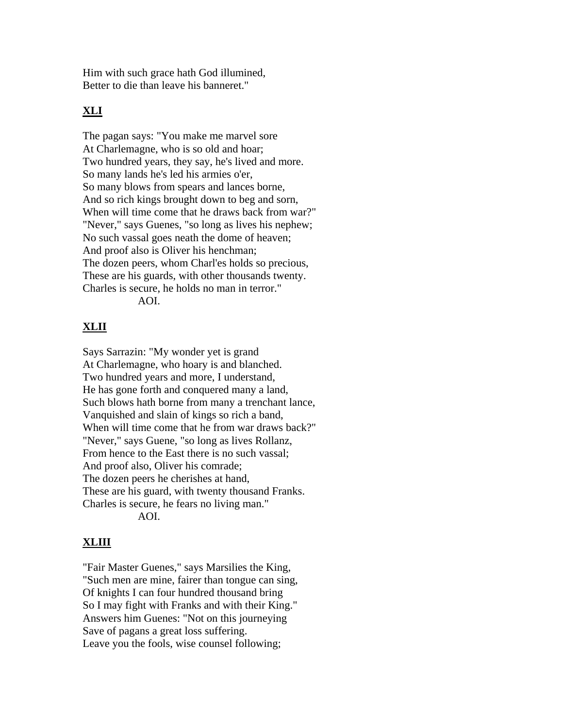Him with such grace hath God illumined,  
Better to die than leave his banneret."

## XLI

The pagan says: "You make me marvel sore  
At Charlemagne, who is so old and hoar;  
Two hundred years, they say, he's lived and more.  
So many lands he's led his armies o'er,  
So many blows from spears and lances borne,  
And so rich kings brought down to beg and sorn,  
When will time come that he draws back from war?"  
"Never," says Guenes, "so long as lives his nephew;  
No such vassal goes neath the dome of heaven;  
And proof also is Oliver his henchman;  
The dozen peers, whom Charl'es holds so precious,  
These are his guards, with other thousands twenty.  
Charles is secure, he holds no man in terror."  
AOI.

## XLII

Says Sarrazin: "My wonder yet is grand  
At Charlemagne, who hoary is and blanched.  
Two hundred years and more, I understand,  
He has gone forth and conquered many a land,  
Such blows hath borne from many a trenchant lance,  
Vanquished and slain of kings so rich a band,  
When will time come that he from war draws back?"  
"Never," says Guene, "so long as lives Rollanz,  
From hence to the East there is no such vassal;  
And proof also, Oliver his comrade;  
The dozen peers he cherishes at hand,  
These are his guard, with twenty thousand Franks.  
Charles is secure, he fears no living man."  
AOI.

## XLIII

"Fair Master Guenes," says Marsilies the King,  
"Such men are mine, fairer than tongue can sing,  
Of knights I can four hundred thousand bring  
So I may fight with Franks and with their King."  
Answers him Guenes: "Not on this journeying  
Save of pagans a great loss suffering.  
Leave you the fools, wise counsel following;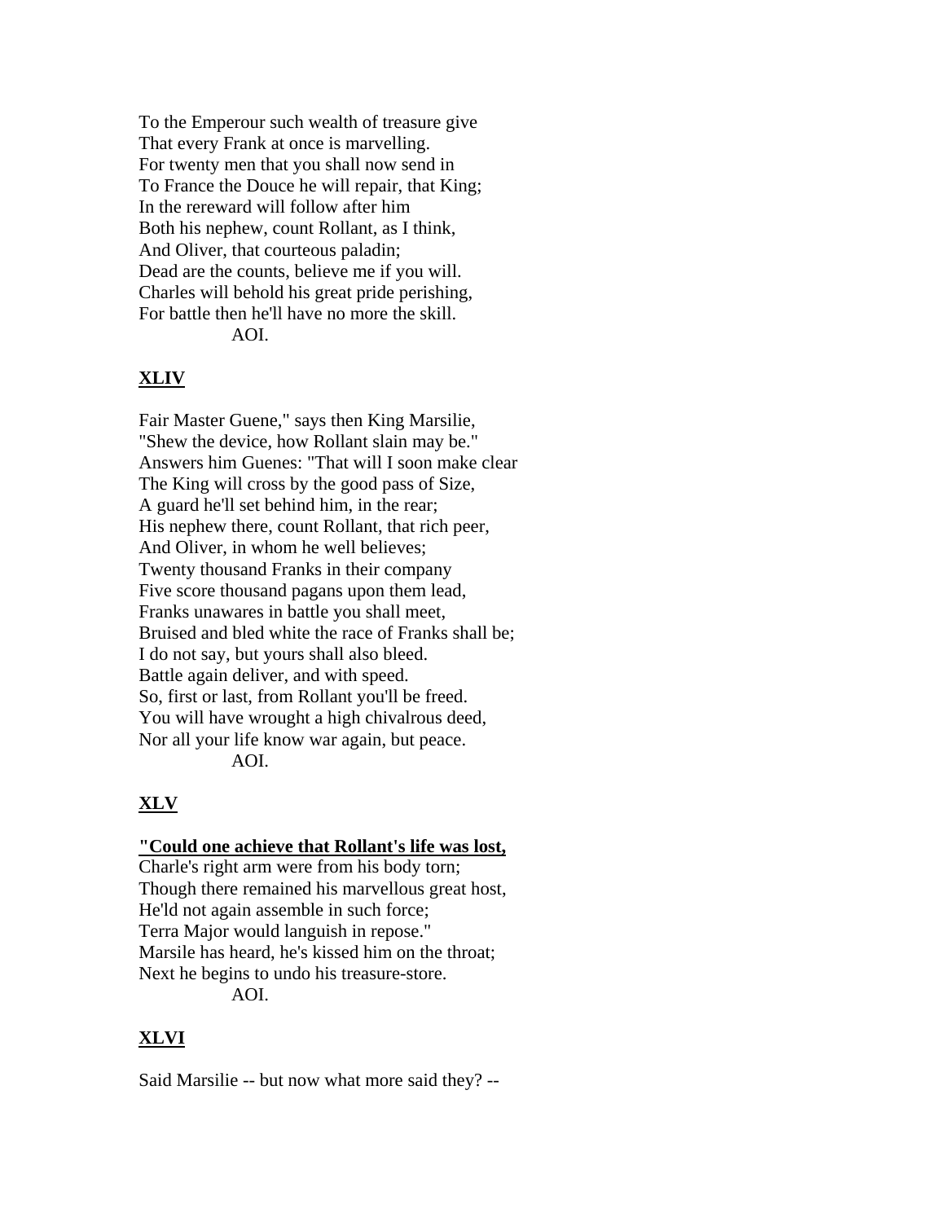To the Emperour such wealth of treasure give  
That every Frank at once is marvelling.  
For twenty men that you shall now send in  
To France the Douce he will repair, that King;  
In the rereward will follow after him  
Both his nephew, count Rollant, as I think,  
And Oliver, that courteous paladin;  
Dead are the counts, believe me if you will.  
Charles will behold his great pride perishing,  
For battle then he'll have no more the skill.  
AOI.

## XLIV

Fair Master Guene," says then King Marsilie,  
"Shew the device, how Rollant slain may be."  
Answers him Guenes: "That will I soon make clear  
The King will cross by the good pass of Size,  
A guard he'll set behind him, in the rear;  
His nephew there, count Rollant, that rich peer,  
And Oliver, in whom he well believes;  
Twenty thousand Franks in their company  
Five score thousand pagans upon them lead,  
Franks unawares in battle you shall meet,  
Bruised and bled white the race of Franks shall be;  
I do not say, but yours shall also bleed.  
Battle again deliver, and with speed.  
So, first or last, from Rollant you'll be freed.  
You will have wrought a high chivalrous deed,  
Nor all your life know war again, but peace.  
AOI.

## XLV

**"Could one achieve that Rollant's life was lost,**  
Charle's right arm were from his body torn;  
Though there remained his marvellous great host,  
He'ld not again assemble in such force;  
Terra Major would languish in repose."  
Marsile has heard, he's kissed him on the throat;  
Next he begins to undo his treasure-store.  
AOI.

## XLVI

Said Marsilie -- but now what more said they? --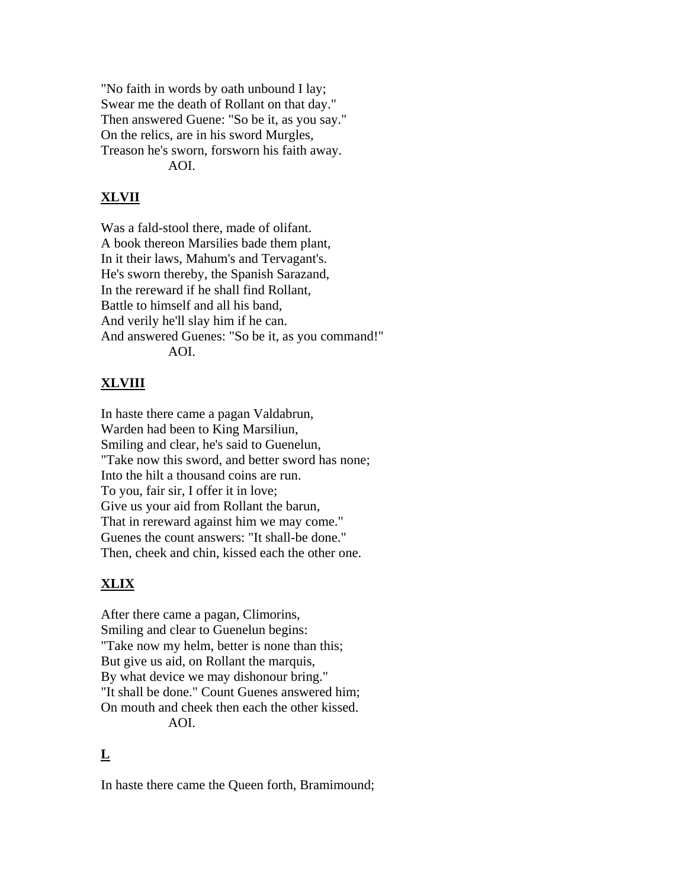"No faith in words by oath unbound I lay;
Swear me the death of Rollant on that day."
Then answered Guene: "So be it, as you say."
On the relics, are in his sword Murgles,
Treason he's sworn, forsworn his faith away.
AOI.

## XLVII

Was a fald-stool there, made of olifant.
A book thereon Marsilies bade them plant,
In it their laws, Mahum's and Tervagant's.
He's sworn thereby, the Spanish Sarazand,
In the rereward if he shall find Rollant,
Battle to himself and all his band,
And verily he'll slay him if he can.
And answered Guenes: "So be it, as you command!"
AOI.

## XLVIII

In haste there came a pagan Valdabrun,
Warden had been to King Marsiliun,
Smiling and clear, he's said to Guenelun,
"Take now this sword, and better sword has none;
Into the hilt a thousand coins are run.
To you, fair sir, I offer it in love;
Give us your aid from Rollant the barun,
That in rereward against him we may come."
Guenes the count answers: "It shall-be done."
Then, cheek and chin, kissed each the other one.

## XLIX

After there came a pagan, Climorins,
Smiling and clear to Guenelun begins:
"Take now my helm, better is none than this;
But give us aid, on Rollant the marquis,
By what device we may dishonour bring."
"It shall be done." Count Guenes answered him;
On mouth and cheek then each the other kissed.
AOI.

## L

In haste there came the Queen forth, Bramimound;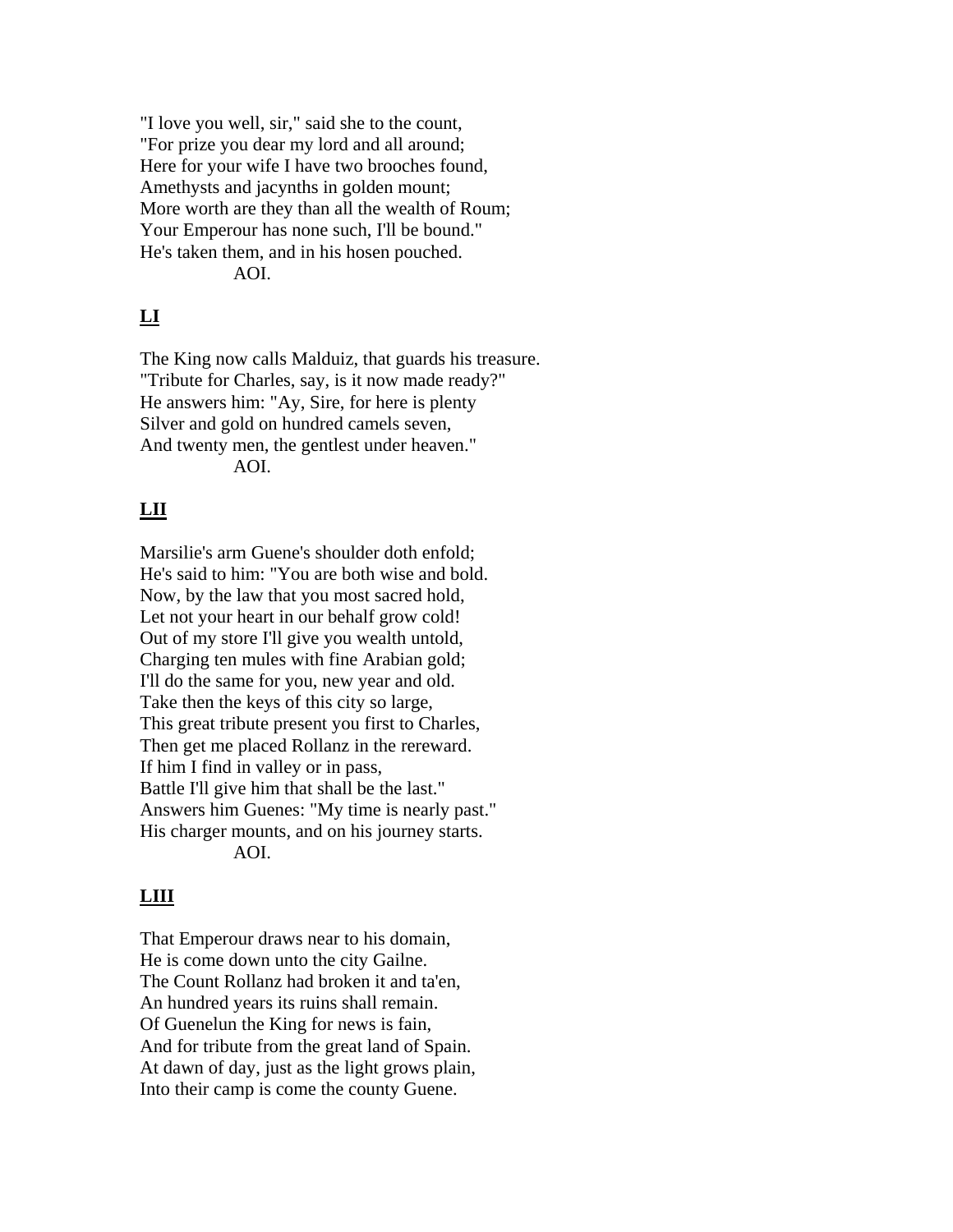"I love you well, sir," said she to the count,
"For prize you dear my lord and all around;
Here for your wife I have two brooches found,
Amethysts and jacynths in golden mount;
More worth are they than all the wealth of Roum;
Your Emperour has none such, I'll be bound."
He's taken them, and in his hosen pouched.
AOI.

## LI

The King now calls Malduiz, that guards his treasure.
"Tribute for Charles, say, is it now made ready?"
He answers him: "Ay, Sire, for here is plenty
Silver and gold on hundred camels seven,
And twenty men, the gentlest under heaven."
AOI.

## LII

Marsilie's arm Guene's shoulder doth enfold;
He's said to him: "You are both wise and bold.
Now, by the law that you most sacred hold,
Let not your heart in our behalf grow cold!
Out of my store I'll give you wealth untold,
Charging ten mules with fine Arabian gold;
I'll do the same for you, new year and old.
Take then the keys of this city so large,
This great tribute present you first to Charles,
Then get me placed Rollanz in the rereward.
If him I find in valley or in pass,
Battle I'll give him that shall be the last."
Answers him Guenes: "My time is nearly past."
His charger mounts, and on his journey starts.
AOI.

## LIII

That Emperour draws near to his domain,
He is come down unto the city Gailne.
The Count Rollanz had broken it and ta'en,
An hundred years its ruins shall remain.
Of Guenelun the King for news is fain,
And for tribute from the great land of Spain.
At dawn of day, just as the light grows plain,
Into their camp is come the county Guene.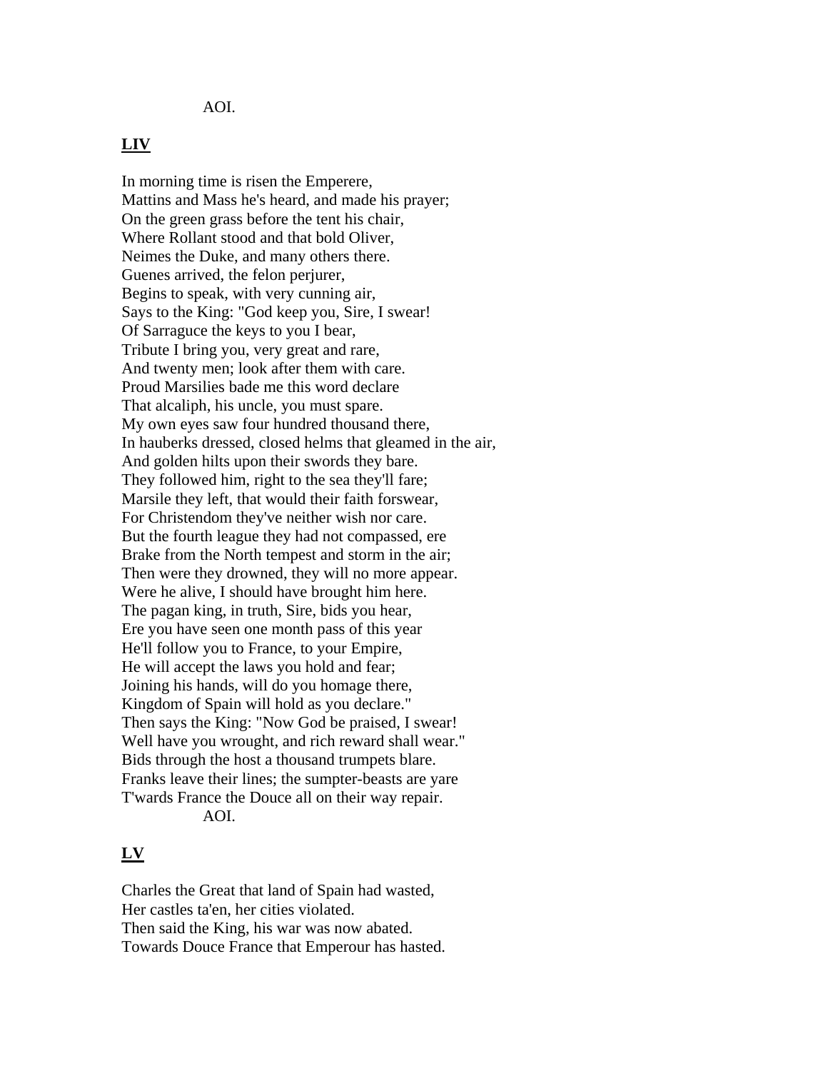AOI.

## LIV

In morning time is risen the Emperere,  
Mattins and Mass he's heard, and made his prayer;  
On the green grass before the tent his chair,  
Where Rollant stood and that bold Oliver,  
Neimes the Duke, and many others there.  
Guenes arrived, the felon perjurer,  
Begins to speak, with very cunning air,  
Says to the King: "God keep you, Sire, I swear!  
Of Sarraguce the keys to you I bear,  
Tribute I bring you, very great and rare,  
And twenty men; look after them with care.  
Proud Marsilies bade me this word declare  
That alcaliph, his uncle, you must spare.  
My own eyes saw four hundred thousand there,  
In hauberks dressed, closed helms that gleamed in the air,  
And golden hilts upon their swords they bare.  
They followed him, right to the sea they'll fare;  
Marsile they left, that would their faith forswear,  
For Christendom they've neither wish nor care.  
But the fourth league they had not compassed, ere  
Brake from the North tempest and storm in the air;  
Then were they drowned, they will no more appear.  
Were he alive, I should have brought him here.  
The pagan king, in truth, Sire, bids you hear,  
Ere you have seen one month pass of this year  
He'll follow you to France, to your Empire,  
He will accept the laws you hold and fear;  
Joining his hands, will do you homage there,  
Kingdom of Spain will hold as you declare."  
Then says the King: "Now God be praised, I swear!  
Well have you wrought, and rich reward shall wear."  
Bids through the host a thousand trumpets blare.  
Franks leave their lines; the sumpter-beasts are yare  
T'wards France the Douce all on their way repair.  
AOI.

## LV

Charles the Great that land of Spain had wasted,  
Her castles ta'en, her cities violated.  
Then said the King, his war was now abated.  
Towards Douce France that Emperour has hasted.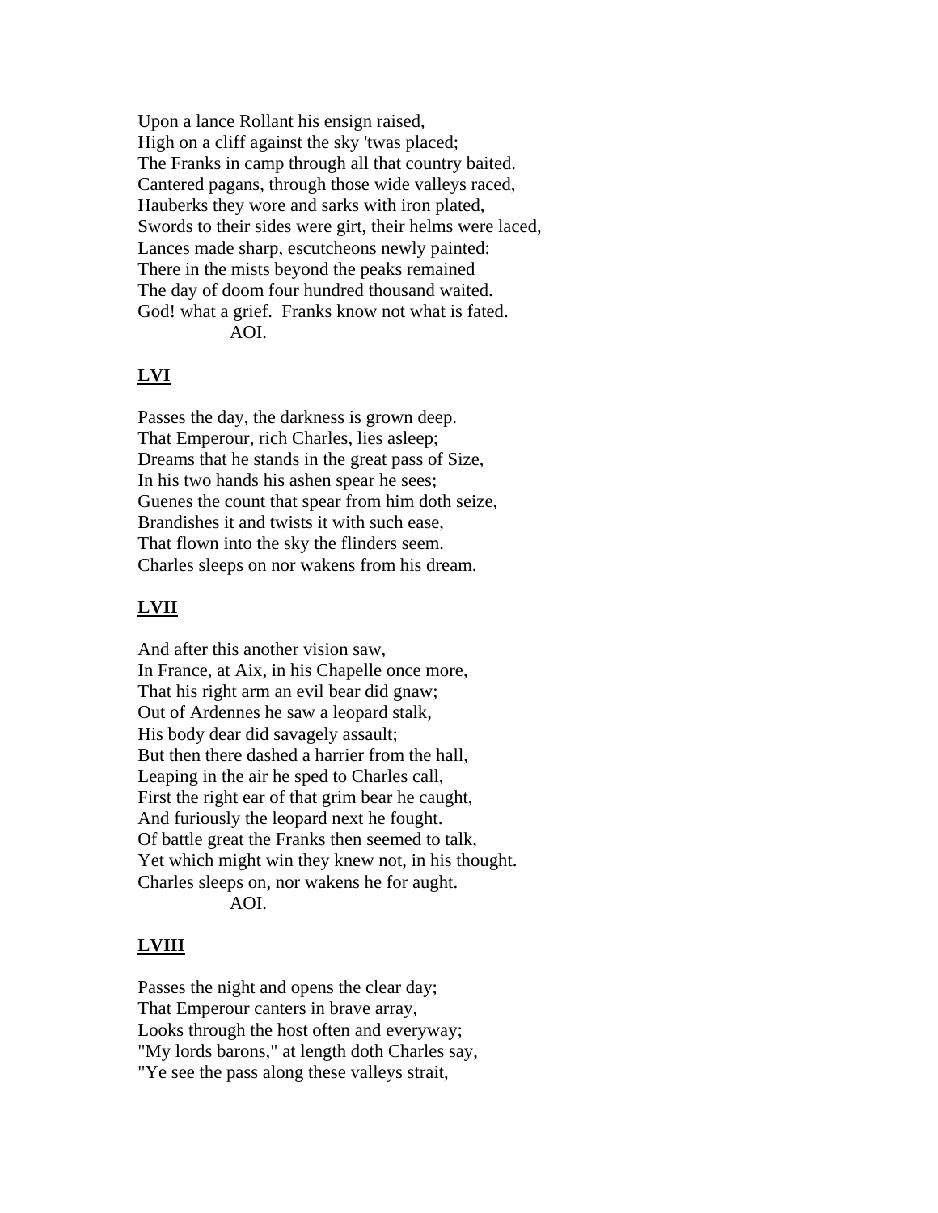Upon a lance Rollant his ensign raised,
High on a cliff against the sky 'twas placed;
The Franks in camp through all that country baited.
Cantered pagans, through those wide valleys raced,
Hauberks they wore and sarks with iron plated,
Swords to their sides were girt, their helms were laced,
Lances made sharp, escutcheons newly painted:
There in the mists beyond the peaks remained
The day of doom four hundred thousand waited.
God! what a grief. Franks know not what is fated.
AOI.

## LVI

Passes the day, the darkness is grown deep.
That Emperour, rich Charles, lies asleep;
Dreams that he stands in the great pass of Size,
In his two hands his ashen spear he sees;
Guenes the count that spear from him doth seize,
Brandishes it and twists it with such ease,
That flown into the sky the flinders seem.
Charles sleeps on nor wakens from his dream.

## LVII

And after this another vision saw,
In France, at Aix, in his Chapelle once more,
That his right arm an evil bear did gnaw;
Out of Ardennes he saw a leopard stalk,
His body dear did savagely assault;
But then there dashed a harrier from the hall,
Leaping in the air he sped to Charles call,
First the right ear of that grim bear he caught,
And furiously the leopard next he fought.
Of battle great the Franks then seemed to talk,
Yet which might win they knew not, in his thought.
Charles sleeps on, nor wakens he for aught.
AOI.

## LVIII

Passes the night and opens the clear day;
That Emperour canters in brave array,
Looks through the host often and everyway;
"My lords barons," at length doth Charles say,
"Ye see the pass along these valleys strait,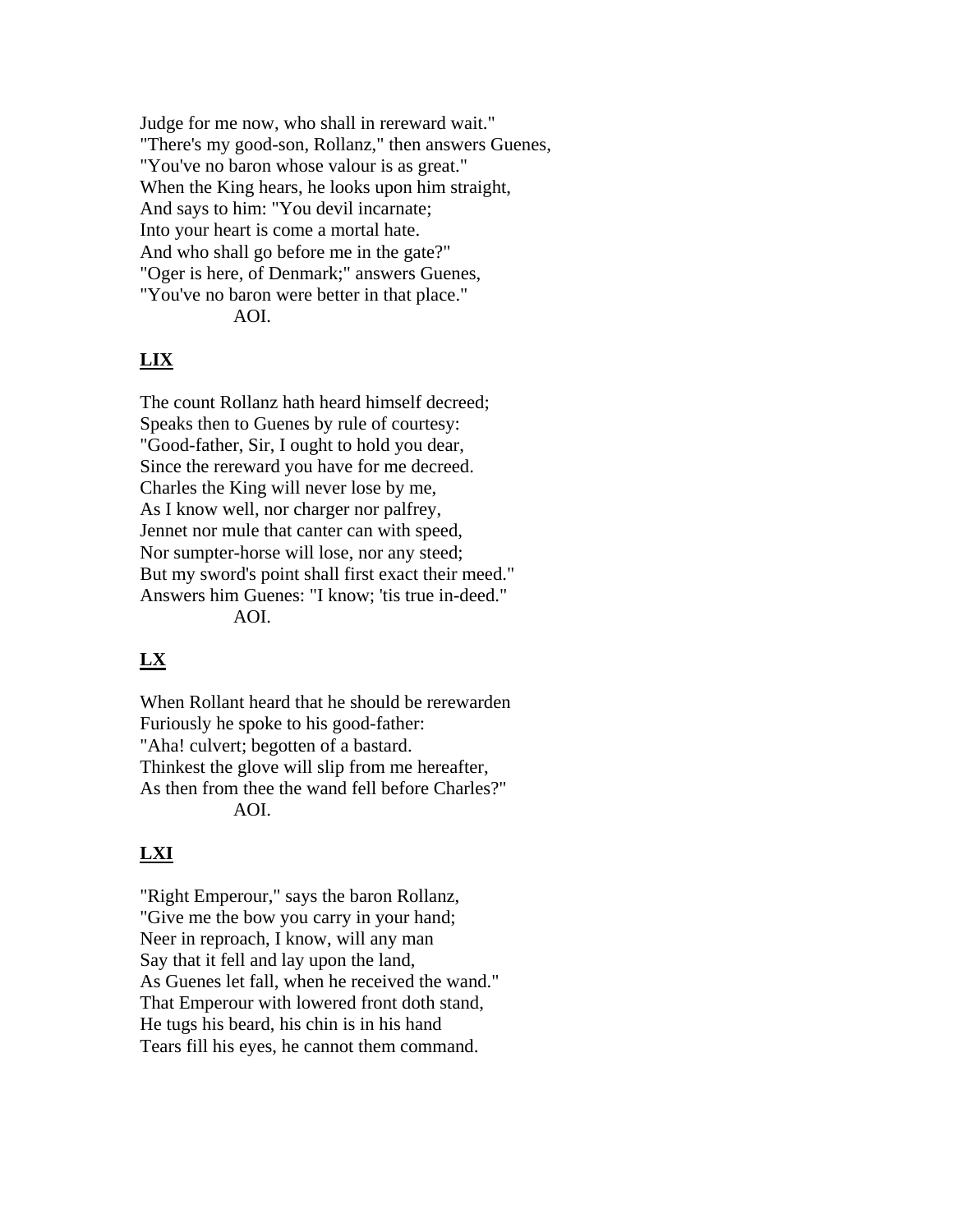Judge for me now, who shall in rereward wait."
"There's my good-son, Rollanz," then answers Guenes,
"You've no baron whose valour is as great."
When the King hears, he looks upon him straight,
And says to him: "You devil incarnate;
Into your heart is come a mortal hate.
And who shall go before me in the gate?"
"Oger is here, of Denmark;" answers Guenes,
"You've no baron were better in that place."
AOI.

## LIX

The count Rollanz hath heard himself decreed;
Speaks then to Guenes by rule of courtesy:
"Good-father, Sir, I ought to hold you dear,
Since the rereward you have for me decreed.
Charles the King will never lose by me,
As I know well, nor charger nor palfrey,
Jennet nor mule that canter can with speed,
Nor sumpter-horse will lose, nor any steed;
But my sword's point shall first exact their meed."
Answers him Guenes: "I know; 'tis true in-deed."
AOI.

## LX

When Rollant heard that he should be rerewarden
Furiously he spoke to his good-father:
"Aha! culvert; begotten of a bastard.
Thinkest the glove will slip from me hereafter,
As then from thee the wand fell before Charles?"
AOI.

## LXI

"Right Emperour," says the baron Rollanz,
"Give me the bow you carry in your hand;
Neer in reproach, I know, will any man
Say that it fell and lay upon the land,
As Guenes let fall, when he received the wand."
That Emperour with lowered front doth stand,
He tugs his beard, his chin is in his hand
Tears fill his eyes, he cannot them command.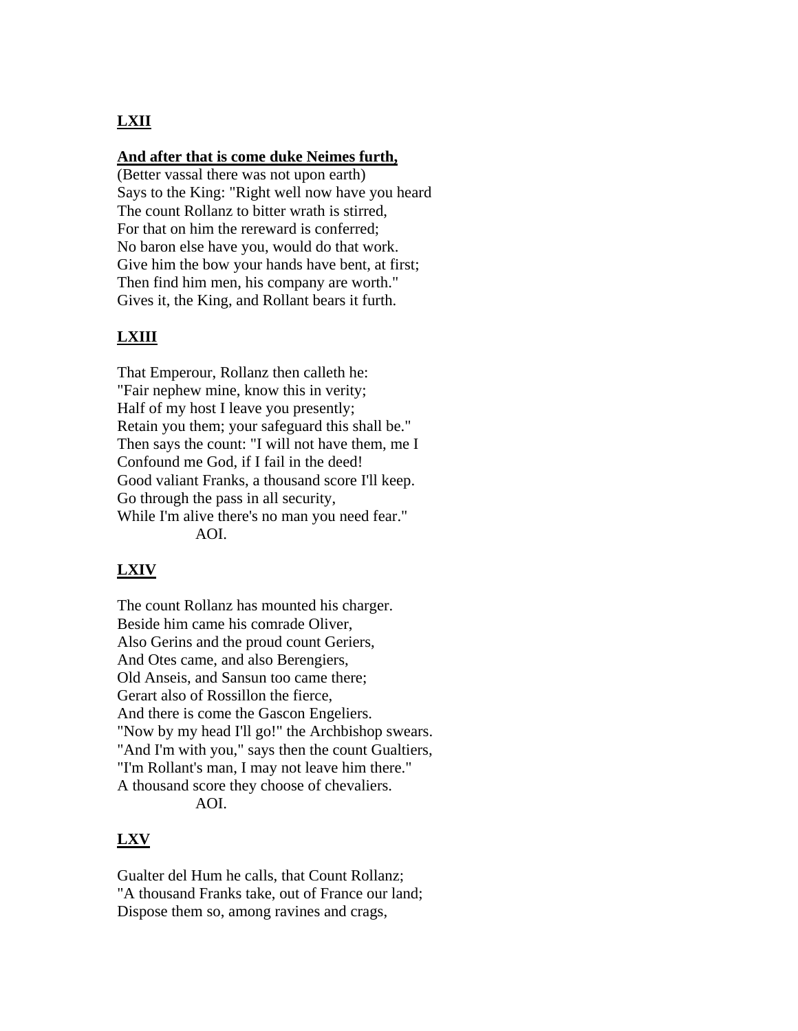## LXII

**And after that is come duke Neimes furth,**
(Better vassal there was not upon earth)
Says to the King: "Right well now have you heard
The count Rollanz to bitter wrath is stirred,
For that on him the rereward is conferred;
No baron else have you, would do that work.
Give him the bow your hands have bent, at first;
Then find him men, his company are worth."
Gives it, the King, and Rollant bears it furth.

## LXIII

That Emperour, Rollanz then calleth he:
"Fair nephew mine, know this in verity;
Half of my host I leave you presently;
Retain you them; your safeguard this shall be."
Then says the count: "I will not have them, me I
Confound me God, if I fail in the deed!
Good valiant Franks, a thousand score I'll keep.
Go through the pass in all security,
While I'm alive there's no man you need fear."
AOI.

## LXIV

The count Rollanz has mounted his charger.
Beside him came his comrade Oliver,
Also Gerins and the proud count Geriers,
And Otes came, and also Berengiers,
Old Anseis, and Sansun too came there;
Gerart also of Rossillon the fierce,
And there is come the Gascon Engeliers.
"Now by my head I'll go!" the Archbishop swears.
"And I'm with you," says then the count Gualtiers,
"I'm Rollant's man, I may not leave him there."
A thousand score they choose of chevaliers.
AOI.

## LXV

Gualter del Hum he calls, that Count Rollanz;
"A thousand Franks take, out of France our land;
Dispose them so, among ravines and crags,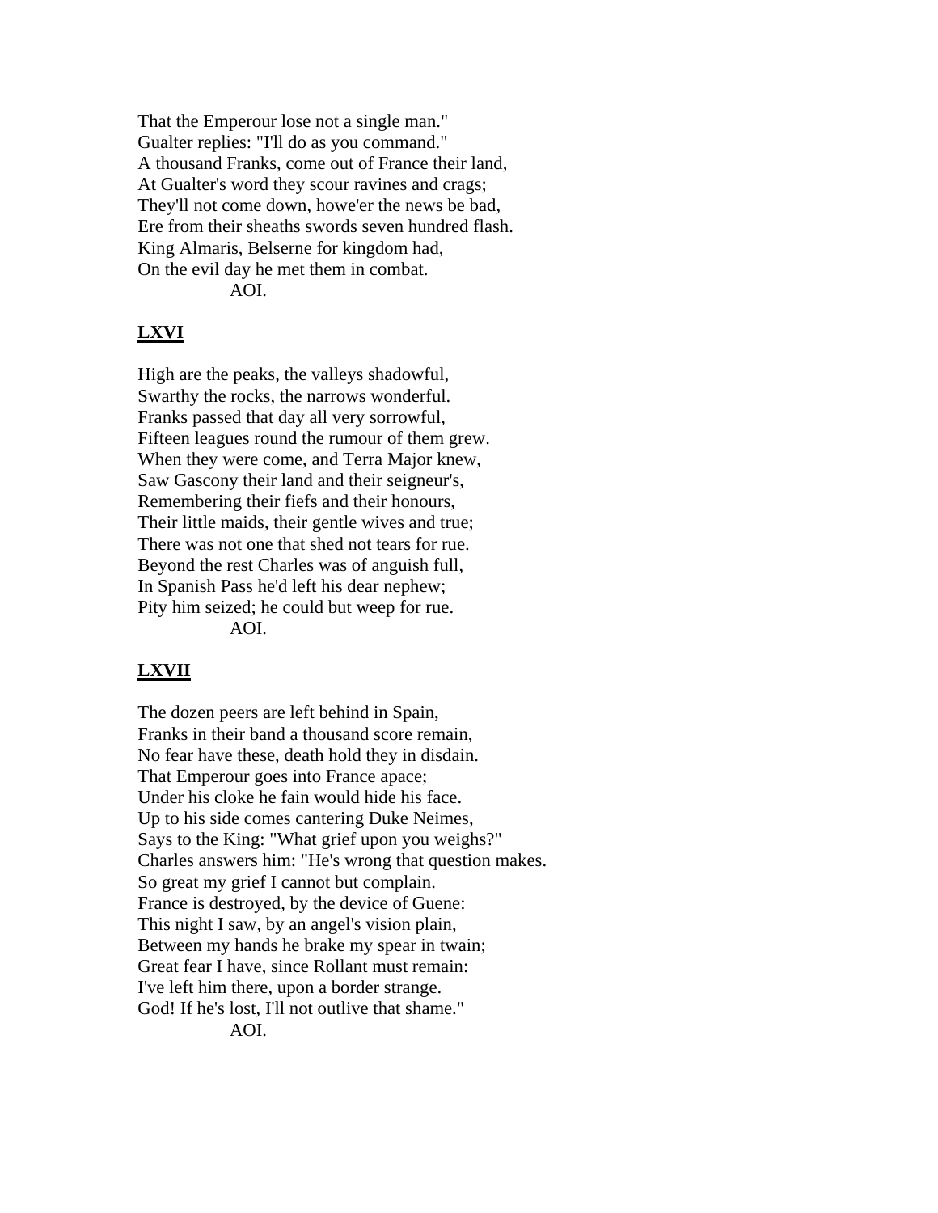That the Emperour lose not a single man."
Gualter replies: "I'll do as you command."
A thousand Franks, come out of France their land,
At Gualter's word they scour ravines and crags;
They'll not come down, howe'er the news be bad,
Ere from their sheaths swords seven hundred flash.
King Almaris, Belserne for kingdom had,
On the evil day he met them in combat.
AOI.

## LXVI

High are the peaks, the valleys shadowful,
Swarthy the rocks, the narrows wonderful.
Franks passed that day all very sorrowful,
Fifteen leagues round the rumour of them grew.
When they were come, and Terra Major knew,
Saw Gascony their land and their seigneur's,
Remembering their fiefs and their honours,
Their little maids, their gentle wives and true;
There was not one that shed not tears for rue.
Beyond the rest Charles was of anguish full,
In Spanish Pass he'd left his dear nephew;
Pity him seized; he could but weep for rue.
AOI.

## LXVII

The dozen peers are left behind in Spain,
Franks in their band a thousand score remain,
No fear have these, death hold they in disdain.
That Emperour goes into France apace;
Under his cloke he fain would hide his face.
Up to his side comes cantering Duke Neimes,
Says to the King: "What grief upon you weighs?"
Charles answers him: "He's wrong that question makes.
So great my grief I cannot but complain.
France is destroyed, by the device of Guene:
This night I saw, by an angel's vision plain,
Between my hands he brake my spear in twain;
Great fear I have, since Rollant must remain:
I've left him there, upon a border strange.
God! If he's lost, I'll not outlive that shame."
AOI.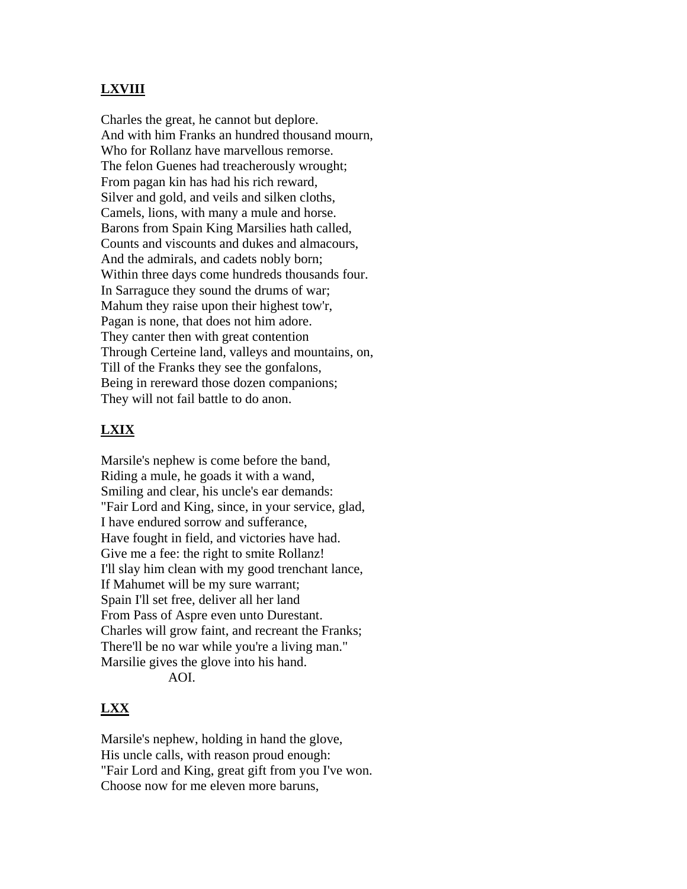## LXVIII

Charles the great, he cannot but deplore.  
And with him Franks an hundred thousand mourn,  
Who for Rollanz have marvellous remorse.  
The felon Guenes had treacherously wrought;  
From pagan kin has had his rich reward,  
Silver and gold, and veils and silken cloths,  
Camels, lions, with many a mule and horse.  
Barons from Spain King Marsilies hath called,  
Counts and viscounts and dukes and almacours,  
And the admirals, and cadets nobly born;  
Within three days come hundreds thousands four.  
In Sarraguce they sound the drums of war;  
Mahum they raise upon their highest tow'r,  
Pagan is none, that does not him adore.  
They canter then with great contention  
Through Certeine land, valleys and mountains, on,  
Till of the Franks they see the gonfalons,  
Being in rereward those dozen companions;  
They will not fail battle to do anon.

## LXIX

Marsile's nephew is come before the band,  
Riding a mule, he goads it with a wand,  
Smiling and clear, his uncle's ear demands:  
"Fair Lord and King, since, in your service, glad,  
I have endured sorrow and sufferance,  
Have fought in field, and victories have had.  
Give me a fee: the right to smite Rollanz!  
I'll slay him clean with my good trenchant lance,  
If Mahumet will be my sure warrant;  
Spain I'll set free, deliver all her land  
From Pass of Aspre even unto Durestant.  
Charles will grow faint, and recreant the Franks;  
There'll be no war while you're a living man."  
Marsilie gives the glove into his hand.  
AOI.

## LXX

Marsile's nephew, holding in hand the glove,  
His uncle calls, with reason proud enough:  
"Fair Lord and King, great gift from you I've won.  
Choose now for me eleven more baruns,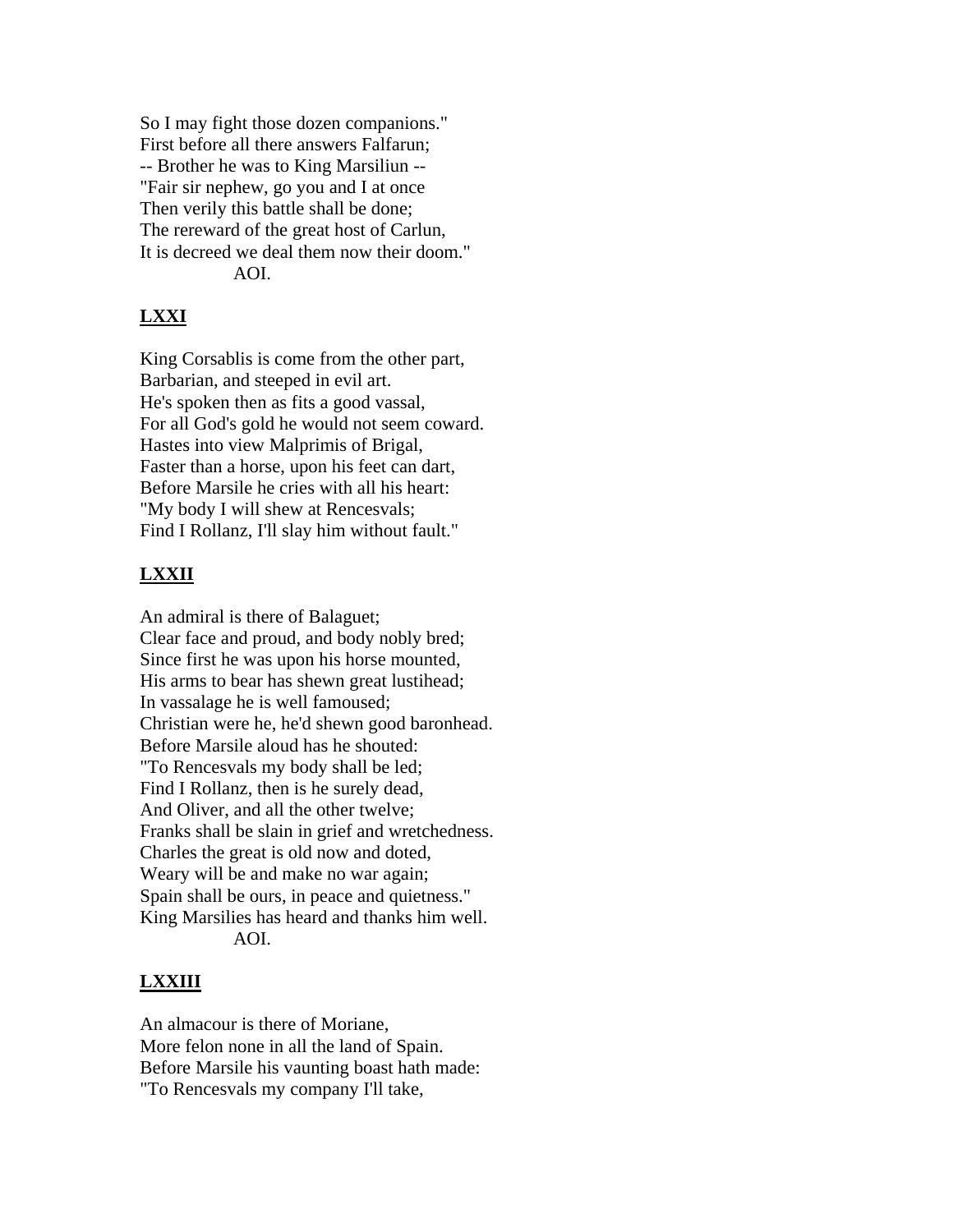So I may fight those dozen companions."
First before all there answers Falfarun;
-- Brother he was to King Marsiliun --
"Fair sir nephew, go you and I at once
Then verily this battle shall be done;
The rereward of the great host of Carlun,
It is decreed we deal them now their doom."
AOI.

## LXXI

King Corsablis is come from the other part,
Barbarian, and steeped in evil art.
He's spoken then as fits a good vassal,
For all God's gold he would not seem coward.
Hastes into view Malprimis of Brigal,
Faster than a horse, upon his feet can dart,
Before Marsile he cries with all his heart:
"My body I will shew at Rencesvals;
Find I Rollanz, I'll slay him without fault."

## LXXII

An admiral is there of Balaguet;
Clear face and proud, and body nobly bred;
Since first he was upon his horse mounted,
His arms to bear has shewn great lustihead;
In vassalage he is well famoused;
Christian were he, he'd shewn good baronhead.
Before Marsile aloud has he shouted:
"To Rencesvals my body shall be led;
Find I Rollanz, then is he surely dead,
And Oliver, and all the other twelve;
Franks shall be slain in grief and wretchedness.
Charles the great is old now and doted,
Weary will be and make no war again;
Spain shall be ours, in peace and quietness."
King Marsilies has heard and thanks him well.
AOI.

## LXXIII

An almacour is there of Moriane,
More felon none in all the land of Spain.
Before Marsile his vaunting boast hath made:
"To Rencesvals my company I'll take,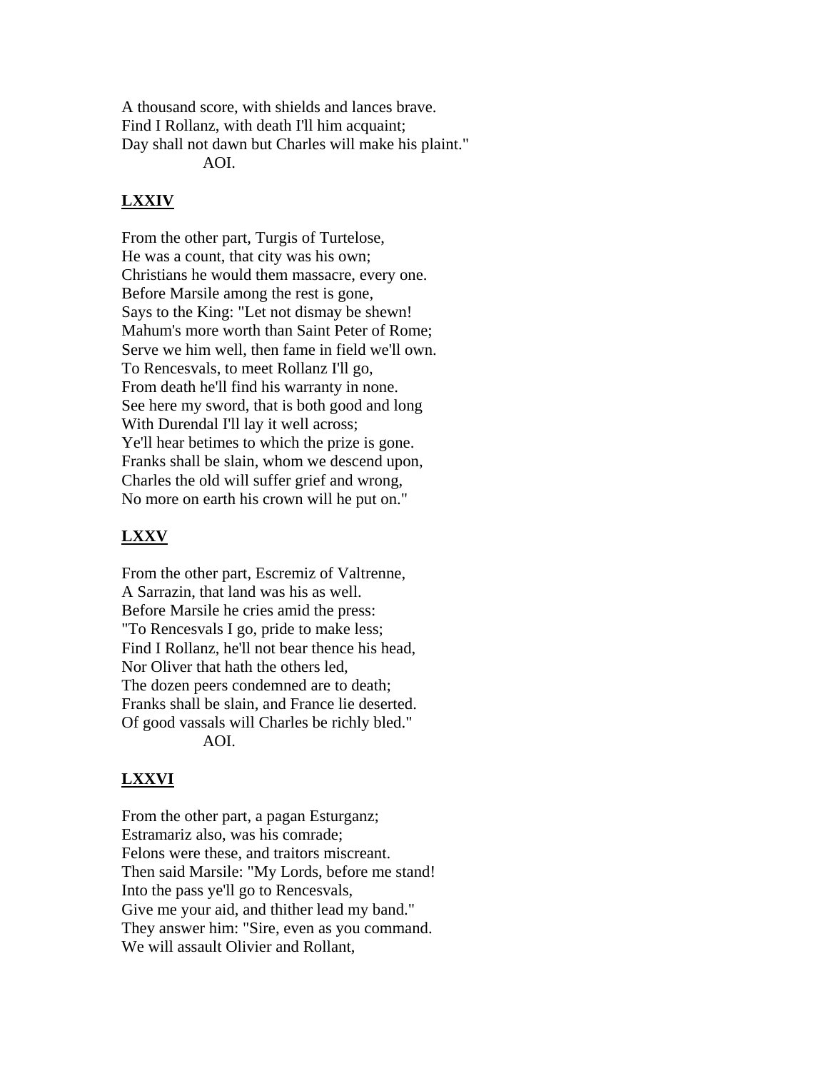A thousand score, with shields and lances brave.
Find I Rollanz, with death I'll him acquaint;
Day shall not dawn but Charles will make his plaint."
AOI.

## LXXIV

From the other part, Turgis of Turtelose,
He was a count, that city was his own;
Christians he would them massacre, every one.
Before Marsile among the rest is gone,
Says to the King: "Let not dismay be shewn!
Mahum's more worth than Saint Peter of Rome;
Serve we him well, then fame in field we'll own.
To Rencesvals, to meet Rollanz I'll go,
From death he'll find his warranty in none.
See here my sword, that is both good and long
With Durendal I'll lay it well across;
Ye'll hear betimes to which the prize is gone.
Franks shall be slain, whom we descend upon,
Charles the old will suffer grief and wrong,
No more on earth his crown will he put on."

## LXXV

From the other part, Escremiz of Valtrenne,
A Sarrazin, that land was his as well.
Before Marsile he cries amid the press:
"To Rencesvals I go, pride to make less;
Find I Rollanz, he'll not bear thence his head,
Nor Oliver that hath the others led,
The dozen peers condemned are to death;
Franks shall be slain, and France lie deserted.
Of good vassals will Charles be richly bled."
AOI.

## LXXVI

From the other part, a pagan Esturganz;
Estramariz also, was his comrade;
Felons were these, and traitors miscreant.
Then said Marsile: "My Lords, before me stand!
Into the pass ye'll go to Rencesvals,
Give me your aid, and thither lead my band."
They answer him: "Sire, even as you command.
We will assault Olivier and Rollant,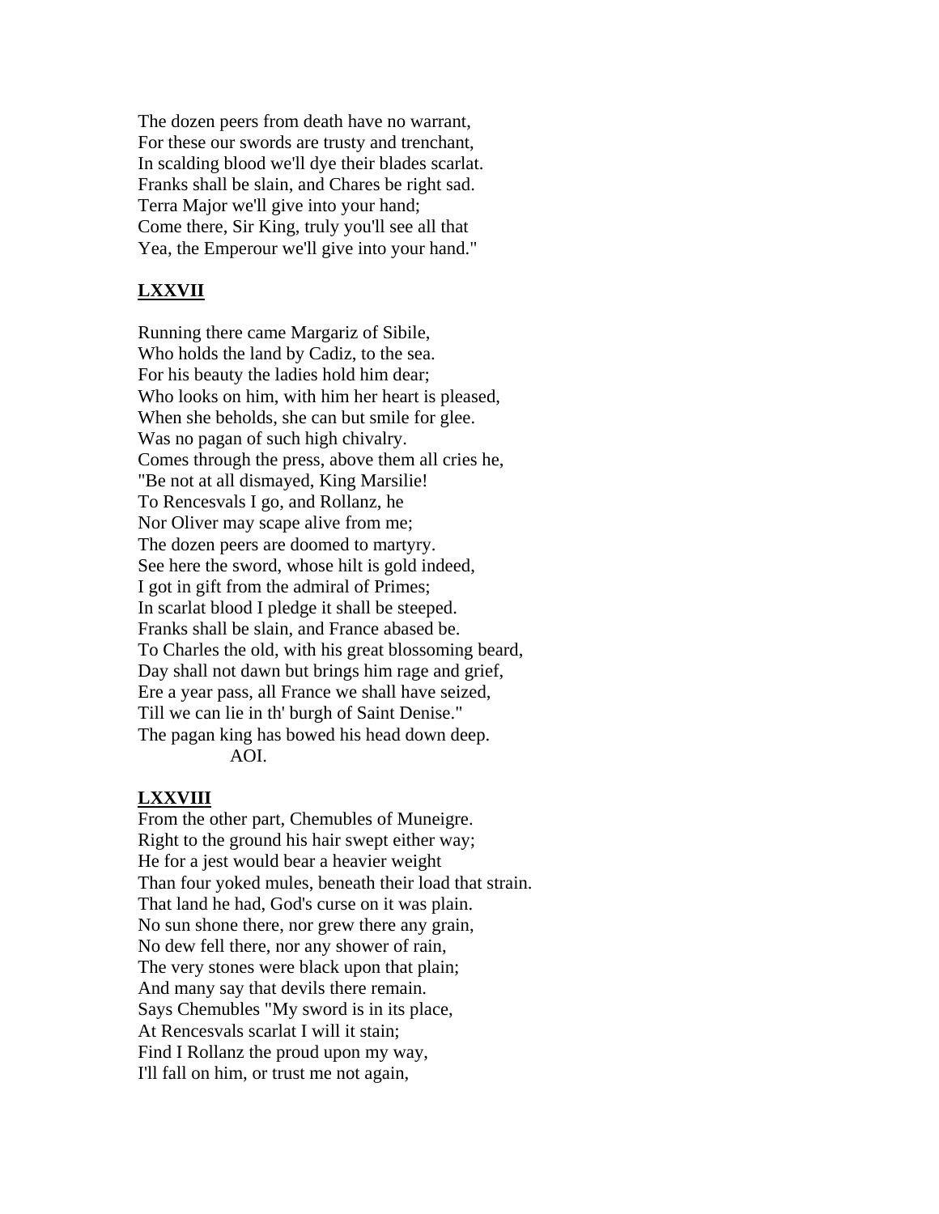The dozen peers from death have no warrant,
For these our swords are trusty and trenchant,
In scalding blood we'll dye their blades scarlat.
Franks shall be slain, and Chares be right sad.
Terra Major we'll give into your hand;
Come there, Sir King, truly you'll see all that
Yea, the Emperour we'll give into your hand."

## LXXVII

Running there came Margariz of Sibile,
Who holds the land by Cadiz, to the sea.
For his beauty the ladies hold him dear;
Who looks on him, with him her heart is pleased,
When she beholds, she can but smile for glee.
Was no pagan of such high chivalry.
Comes through the press, above them all cries he,
"Be not at all dismayed, King Marsilie!
To Rencesvals I go, and Rollanz, he
Nor Oliver may scape alive from me;
The dozen peers are doomed to martyry.
See here the sword, whose hilt is gold indeed,
I got in gift from the admiral of Primes;
In scarlat blood I pledge it shall be steeped.
Franks shall be slain, and France abased be.
To Charles the old, with his great blossoming beard,
Day shall not dawn but brings him rage and grief,
Ere a year pass, all France we shall have seized,
Till we can lie in th' burgh of Saint Denise."
The pagan king has bowed his head down deep.
AOI.

## LXXVIII

From the other part, Chemubles of Muneigre.
Right to the ground his hair swept either way;
He for a jest would bear a heavier weight
Than four yoked mules, beneath their load that strain.
That land he had, God's curse on it was plain.
No sun shone there, nor grew there any grain,
No dew fell there, nor any shower of rain,
The very stones were black upon that plain;
And many say that devils there remain.
Says Chemubles "My sword is in its place,
At Rencesvals scarlat I will it stain;
Find I Rollanz the proud upon my way,
I'll fall on him, or trust me not again,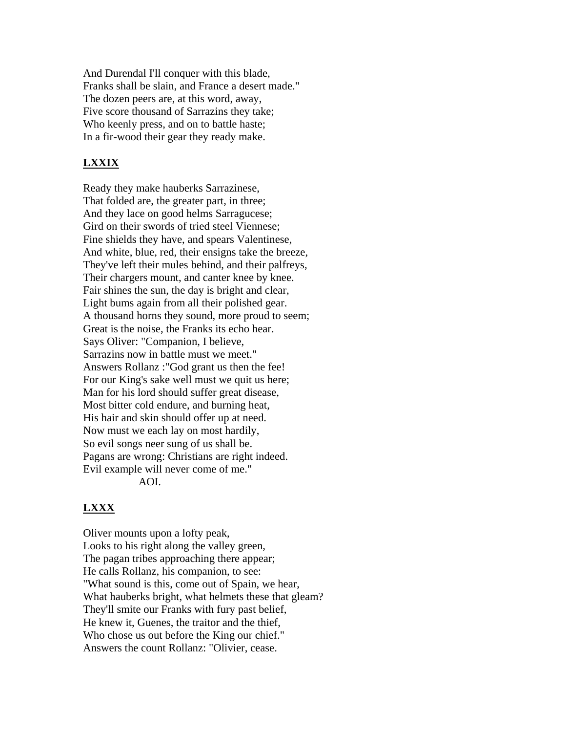And Durendal I'll conquer with this blade,
Franks shall be slain, and France a desert made."
The dozen peers are, at this word, away,
Five score thousand of Sarrazins they take;
Who keenly press, and on to battle haste;
In a fir-wood their gear they ready make.

## LXXIX

Ready they make hauberks Sarrazinese,
That folded are, the greater part, in three;
And they lace on good helms Sarragucese;
Gird on their swords of tried steel Viennese;
Fine shields they have, and spears Valentinese,
And white, blue, red, their ensigns take the breeze,
They've left their mules behind, and their palfreys,
Their chargers mount, and canter knee by knee.
Fair shines the sun, the day is bright and clear,
Light bums again from all their polished gear.
A thousand horns they sound, more proud to seem;
Great is the noise, the Franks its echo hear.
Says Oliver: "Companion, I believe,
Sarrazins now in battle must we meet."
Answers Rollanz :"God grant us then the fee!
For our King's sake well must we quit us here;
Man for his lord should suffer great disease,
Most bitter cold endure, and burning heat,
His hair and skin should offer up at need.
Now must we each lay on most hardily,
So evil songs neer sung of us shall be.
Pagans are wrong: Christians are right indeed.
Evil example will never come of me."
AOI.

## LXXX

Oliver mounts upon a lofty peak,
Looks to his right along the valley green,
The pagan tribes approaching there appear;
He calls Rollanz, his companion, to see:
"What sound is this, come out of Spain, we hear,
What hauberks bright, what helmets these that gleam?
They'll smite our Franks with fury past belief,
He knew it, Guenes, the traitor and the thief,
Who chose us out before the King our chief."
Answers the count Rollanz: "Olivier, cease.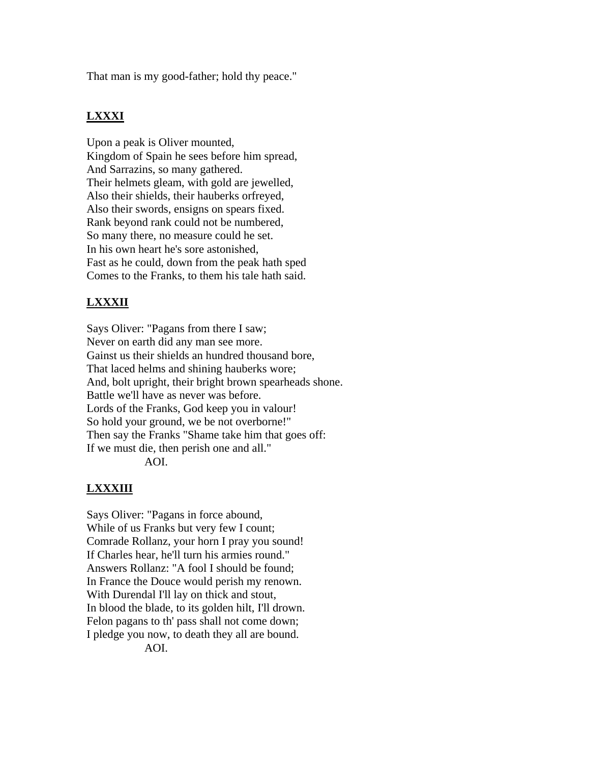That man is my good-father; hold thy peace."

## LXXXI

Upon a peak is Oliver mounted,
Kingdom of Spain he sees before him spread,
And Sarrazins, so many gathered.
Their helmets gleam, with gold are jewelled,
Also their shields, their hauberks orfreyed,
Also their swords, ensigns on spears fixed.
Rank beyond rank could not be numbered,
So many there, no measure could he set.
In his own heart he's sore astonished,
Fast as he could, down from the peak hath sped
Comes to the Franks, to them his tale hath said.

## LXXXII

Says Oliver: "Pagans from there I saw;
Never on earth did any man see more.
Gainst us their shields an hundred thousand bore,
That laced helms and shining hauberks wore;
And, bolt upright, their bright brown spearheads shone.
Battle we'll have as never was before.
Lords of the Franks, God keep you in valour!
So hold your ground, we be not overborne!"
Then say the Franks "Shame take him that goes off:
If we must die, then perish one and all."
AOI.

## LXXXIII

Says Oliver: "Pagans in force abound,
While of us Franks but very few I count;
Comrade Rollanz, your horn I pray you sound!
If Charles hear, he'll turn his armies round."
Answers Rollanz: "A fool I should be found;
In France the Douce would perish my renown.
With Durendal I'll lay on thick and stout,
In blood the blade, to its golden hilt, I'll drown.
Felon pagans to th' pass shall not come down;
I pledge you now, to death they all are bound.
AOI.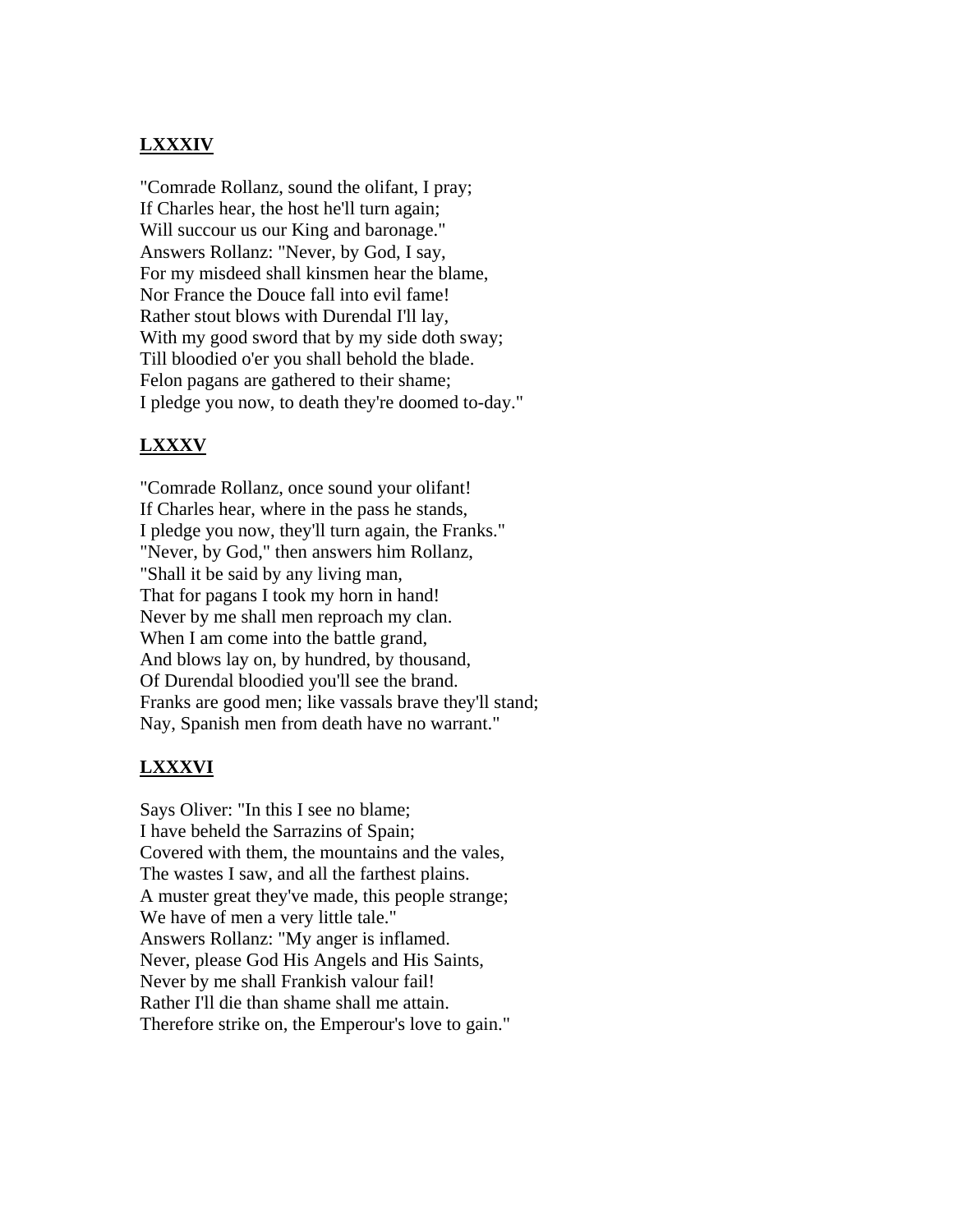## LXXXIV

"Comrade Rollanz, sound the olifant, I pray;  
If Charles hear, the host he'll turn again;  
Will succour us our King and baronage."  
Answers Rollanz: "Never, by God, I say,  
For my misdeed shall kinsmen hear the blame,  
Nor France the Douce fall into evil fame!  
Rather stout blows with Durendal I'll lay,  
With my good sword that by my side doth sway;  
Till bloodied o'er you shall behold the blade.  
Felon pagans are gathered to their shame;  
I pledge you now, to death they're doomed to-day."

## LXXXV

"Comrade Rollanz, once sound your olifant!  
If Charles hear, where in the pass he stands,  
I pledge you now, they'll turn again, the Franks."  
"Never, by God," then answers him Rollanz,  
"Shall it be said by any living man,  
That for pagans I took my horn in hand!  
Never by me shall men reproach my clan.  
When I am come into the battle grand,  
And blows lay on, by hundred, by thousand,  
Of Durendal bloodied you'll see the brand.  
Franks are good men; like vassals brave they'll stand;  
Nay, Spanish men from death have no warrant."

## LXXXVI

Says Oliver: "In this I see no blame;  
I have beheld the Sarrazins of Spain;  
Covered with them, the mountains and the vales,  
The wastes I saw, and all the farthest plains.  
A muster great they've made, this people strange;  
We have of men a very little tale."  
Answers Rollanz: "My anger is inflamed.  
Never, please God His Angels and His Saints,  
Never by me shall Frankish valour fail!  
Rather I'll die than shame shall me attain.  
Therefore strike on, the Emperour's love to gain."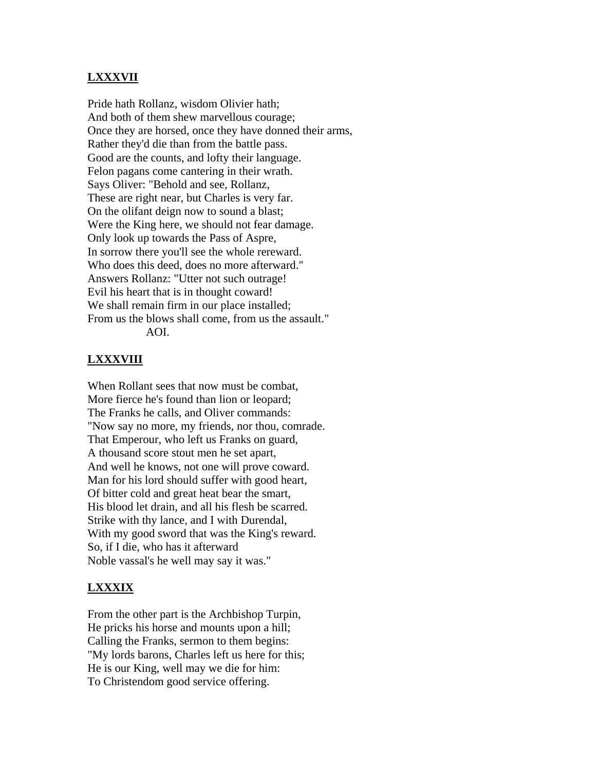## LXXXVII

Pride hath Rollanz, wisdom Olivier hath;
And both of them shew marvellous courage;
Once they are horsed, once they have donned their arms,
Rather they'd die than from the battle pass.
Good are the counts, and lofty their language.
Felon pagans come cantering in their wrath.
Says Oliver: "Behold and see, Rollanz,
These are right near, but Charles is very far.
On the olifant deign now to sound a blast;
Were the King here, we should not fear damage.
Only look up towards the Pass of Aspre,
In sorrow there you'll see the whole rereward.
Who does this deed, does no more afterward."
Answers Rollanz: "Utter not such outrage!
Evil his heart that is in thought coward!
We shall remain firm in our place installed;
From us the blows shall come, from us the assault."
AOI.

## LXXXVIII

When Rollant sees that now must be combat,
More fierce he's found than lion or leopard;
The Franks he calls, and Oliver commands:
"Now say no more, my friends, nor thou, comrade.
That Emperour, who left us Franks on guard,
A thousand score stout men he set apart,
And well he knows, not one will prove coward.
Man for his lord should suffer with good heart,
Of bitter cold and great heat bear the smart,
His blood let drain, and all his flesh be scarred.
Strike with thy lance, and I with Durendal,
With my good sword that was the King's reward.
So, if I die, who has it afterward
Noble vassal's he well may say it was."

## LXXXIX

From the other part is the Archbishop Turpin,
He pricks his horse and mounts upon a hill;
Calling the Franks, sermon to them begins:
"My lords barons, Charles left us here for this;
He is our King, well may we die for him:
To Christendom good service offering.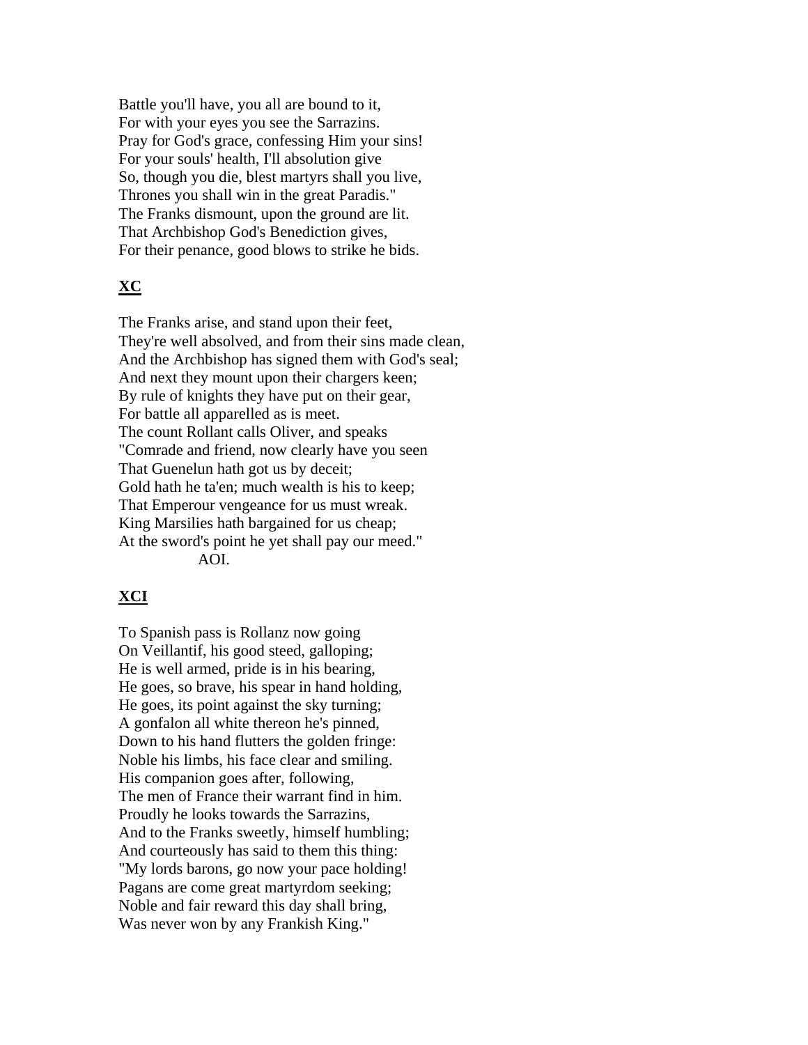Battle you'll have, you all are bound to it,
For with your eyes you see the Sarrazins.
Pray for God's grace, confessing Him your sins!
For your souls' health, I'll absolution give
So, though you die, blest martyrs shall you live,
Thrones you shall win in the great Paradis."
The Franks dismount, upon the ground are lit.
That Archbishop God's Benediction gives,
For their penance, good blows to strike he bids.

## XC

The Franks arise, and stand upon their feet,
They're well absolved, and from their sins made clean,
And the Archbishop has signed them with God's seal;
And next they mount upon their chargers keen;
By rule of knights they have put on their gear,
For battle all apparelled as is meet.
The count Rollant calls Oliver, and speaks
"Comrade and friend, now clearly have you seen
That Guenelun hath got us by deceit;
Gold hath he ta'en; much wealth is his to keep;
That Emperour vengeance for us must wreak.
King Marsilies hath bargained for us cheap;
At the sword's point he yet shall pay our meed."
AOI.

## XCI

To Spanish pass is Rollanz now going
On Veillantif, his good steed, galloping;
He is well armed, pride is in his bearing,
He goes, so brave, his spear in hand holding,
He goes, its point against the sky turning;
A gonfalon all white thereon he's pinned,
Down to his hand flutters the golden fringe:
Noble his limbs, his face clear and smiling.
His companion goes after, following,
The men of France their warrant find in him.
Proudly he looks towards the Sarrazins,
And to the Franks sweetly, himself humbling;
And courteously has said to them this thing:
"My lords barons, go now your pace holding!
Pagans are come great martyrdom seeking;
Noble and fair reward this day shall bring,
Was never won by any Frankish King."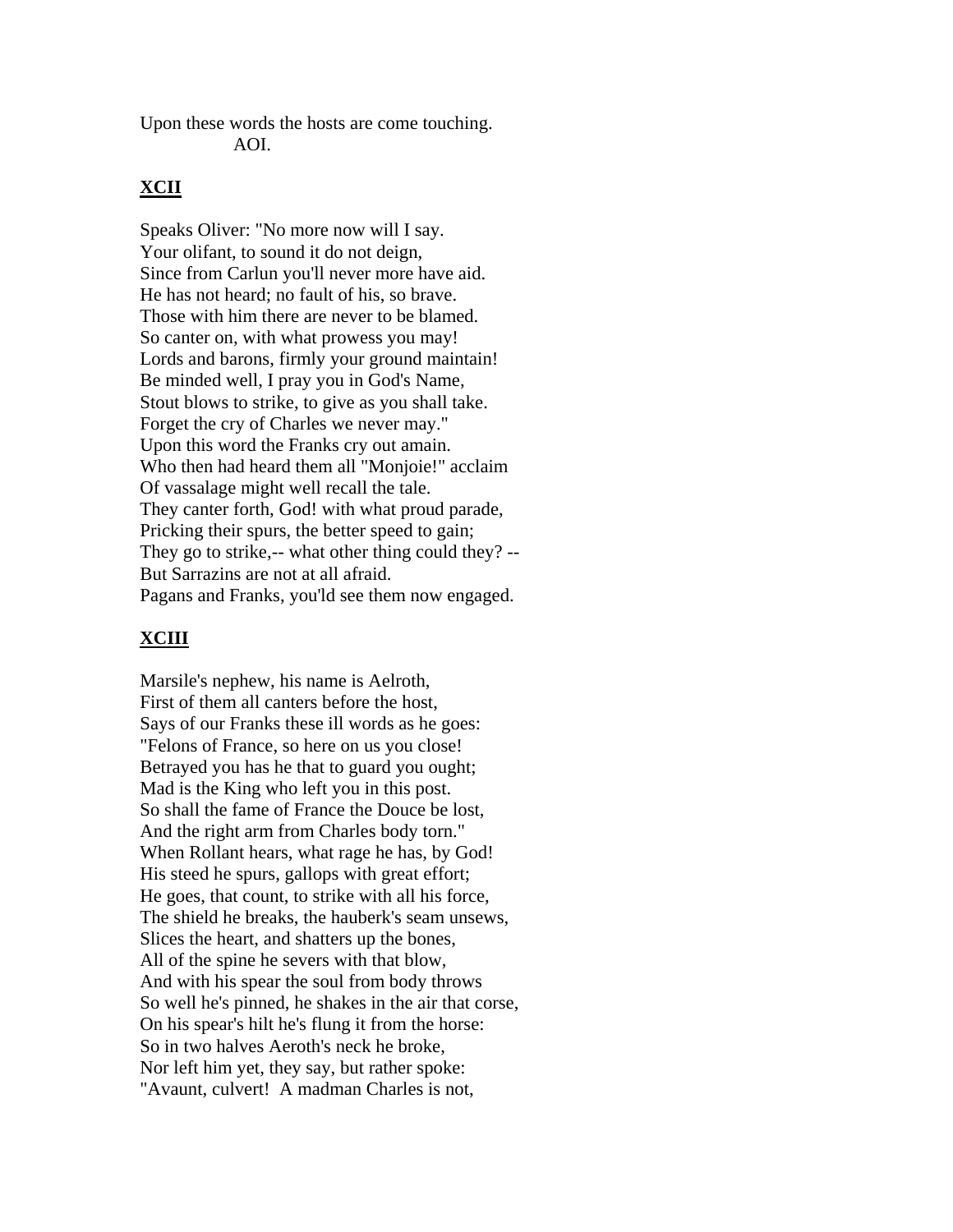Upon these words the hosts are come touching.
AOI.

## XCII

Speaks Oliver: "No more now will I say.
Your olifant, to sound it do not deign,
Since from Carlun you'll never more have aid.
He has not heard; no fault of his, so brave.
Those with him there are never to be blamed.
So canter on, with what prowess you may!
Lords and barons, firmly your ground maintain!
Be minded well, I pray you in God's Name,
Stout blows to strike, to give as you shall take.
Forget the cry of Charles we never may."
Upon this word the Franks cry out amain.
Who then had heard them all "Monjoie!" acclaim
Of vassalage might well recall the tale.
They canter forth, God! with what proud parade,
Pricking their spurs, the better speed to gain;
They go to strike,-- what other thing could they? --
But Sarrazins are not at all afraid.
Pagans and Franks, you'ld see them now engaged.

## XCIII

Marsile's nephew, his name is Aelroth,
First of them all canters before the host,
Says of our Franks these ill words as he goes:
"Felons of France, so here on us you close!
Betrayed you has he that to guard you ought;
Mad is the King who left you in this post.
So shall the fame of France the Douce be lost,
And the right arm from Charles body torn."
When Rollant hears, what rage he has, by God!
His steed he spurs, gallops with great effort;
He goes, that count, to strike with all his force,
The shield he breaks, the hauberk's seam unsews,
Slices the heart, and shatters up the bones,
All of the spine he severs with that blow,
And with his spear the soul from body throws
So well he's pinned, he shakes in the air that corse,
On his spear's hilt he's flung it from the horse:
So in two halves Aeroth's neck he broke,
Nor left him yet, they say, but rather spoke:
"Avaunt, culvert! A madman Charles is not,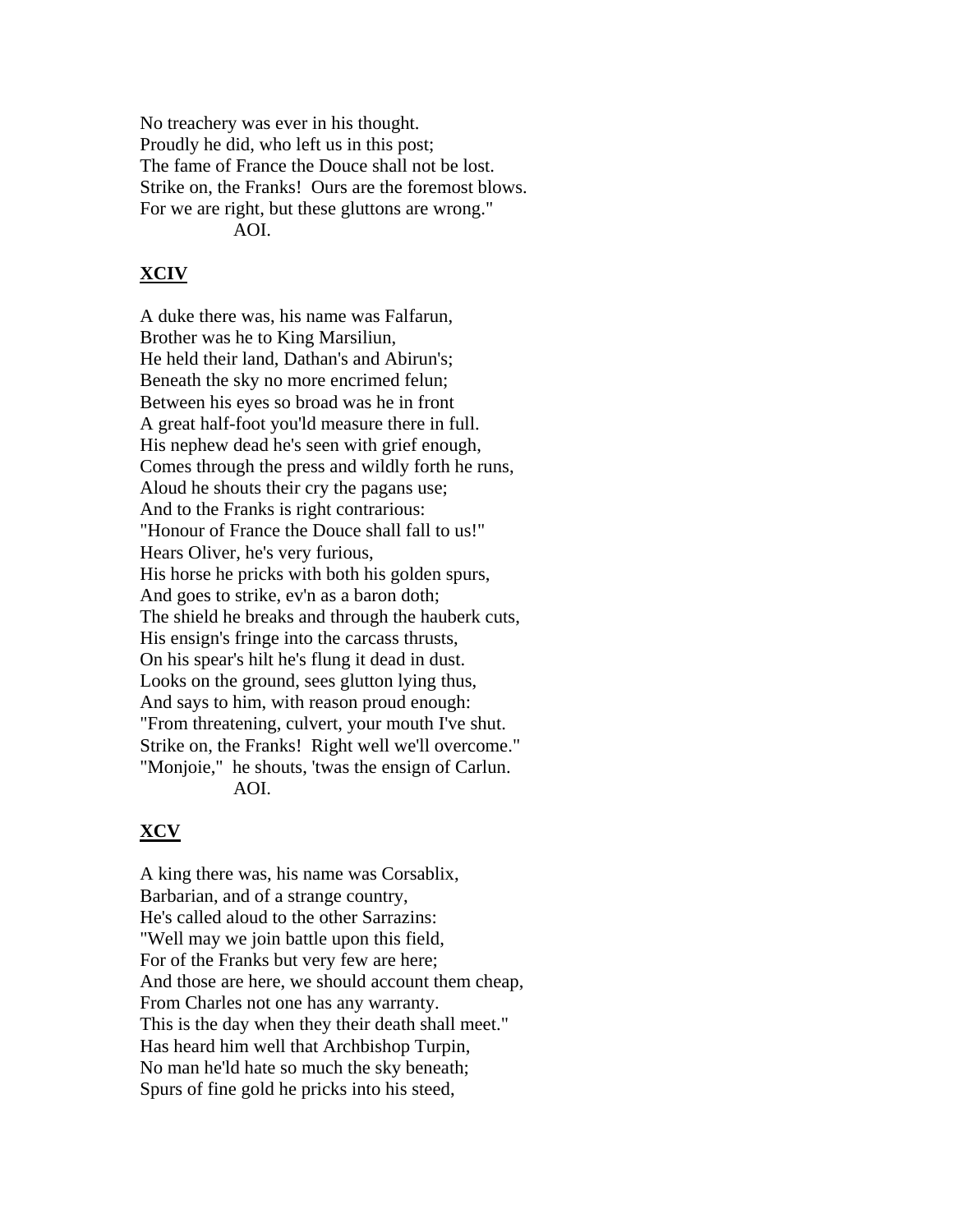No treachery was ever in his thought.
Proudly he did, who left us in this post;
The fame of France the Douce shall not be lost.
Strike on, the Franks! Ours are the foremost blows.
For we are right, but these gluttons are wrong."
AOI.

## XCIV

A duke there was, his name was Falfarun,
Brother was he to King Marsiliun,
He held their land, Dathan's and Abirun's;
Beneath the sky no more encrimed felun;
Between his eyes so broad was he in front
A great half-foot you'ld measure there in full.
His nephew dead he's seen with grief enough,
Comes through the press and wildly forth he runs,
Aloud he shouts their cry the pagans use;
And to the Franks is right contrarious:
"Honour of France the Douce shall fall to us!"
Hears Oliver, he's very furious,
His horse he pricks with both his golden spurs,
And goes to strike, ev'n as a baron doth;
The shield he breaks and through the hauberk cuts,
His ensign's fringe into the carcass thrusts,
On his spear's hilt he's flung it dead in dust.
Looks on the ground, sees glutton lying thus,
And says to him, with reason proud enough:
"From threatening, culvert, your mouth I've shut.
Strike on, the Franks! Right well we'll overcome."
"Monjoie," he shouts, 'twas the ensign of Carlun.
AOI.

## XCV

A king there was, his name was Corsablix,
Barbarian, and of a strange country,
He's called aloud to the other Sarrazins:
"Well may we join battle upon this field,
For of the Franks but very few are here;
And those are here, we should account them cheap,
From Charles not one has any warranty.
This is the day when they their death shall meet."
Has heard him well that Archbishop Turpin,
No man he'ld hate so much the sky beneath;
Spurs of fine gold he pricks into his steed,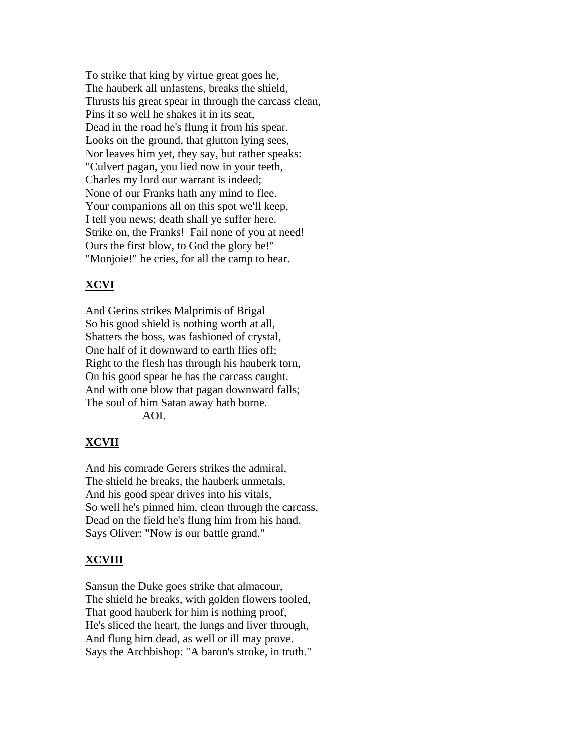To strike that king by virtue great goes he,
The hauberk all unfastens, breaks the shield,
Thrusts his great spear in through the carcass clean,
Pins it so well he shakes it in its seat,
Dead in the road he's flung it from his spear.
Looks on the ground, that glutton lying sees,
Nor leaves him yet, they say, but rather speaks:
"Culvert pagan, you lied now in your teeth,
Charles my lord our warrant is indeed;
None of our Franks hath any mind to flee.
Your companions all on this spot we'll keep,
I tell you news; death shall ye suffer here.
Strike on, the Franks! Fail none of you at need!
Ours the first blow, to God the glory be!"
"Monjoie!" he cries, for all the camp to hear.

## XCVI

And Gerins strikes Malprimis of Brigal
So his good shield is nothing worth at all,
Shatters the boss, was fashioned of crystal,
One half of it downward to earth flies off;
Right to the flesh has through his hauberk torn,
On his good spear he has the carcass caught.
And with one blow that pagan downward falls;
The soul of him Satan away hath borne.
AOI.

## XCVII

And his comrade Gerers strikes the admiral,
The shield he breaks, the hauberk unmetals,
And his good spear drives into his vitals,
So well he's pinned him, clean through the carcass,
Dead on the field he's flung him from his hand.
Says Oliver: "Now is our battle grand."

## XCVIII

Sansun the Duke goes strike that almacour,
The shield he breaks, with golden flowers tooled,
That good hauberk for him is nothing proof,
He's sliced the heart, the lungs and liver through,
And flung him dead, as well or ill may prove.
Says the Archbishop: "A baron's stroke, in truth."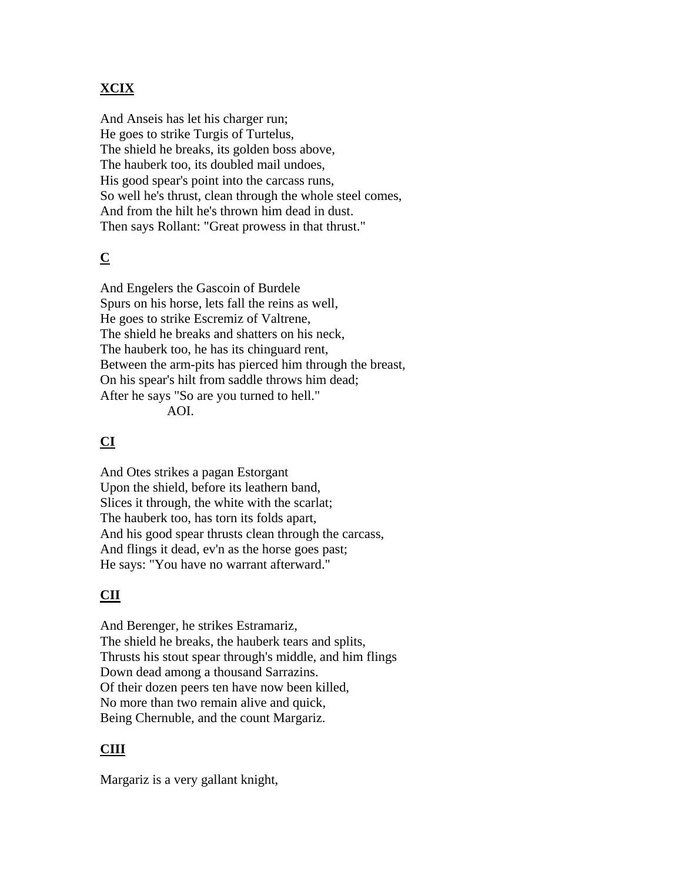**XCIX**

And Anseis has let his charger run;
He goes to strike Turgis of Turtelus,
The shield he breaks, its golden boss above,
The hauberk too, its doubled mail undoes,
His good spear's point into the carcass runs,
So well he's thrust, clean through the whole steel comes,
And from the hilt he's thrown him dead in dust.
Then says Rollant: "Great prowess in that thrust."

**C**

And Engelers the Gascoin of Burdele
Spurs on his horse, lets fall the reins as well,
He goes to strike Escremiz of Valtrene,
The shield he breaks and shatters on his neck,
The hauberk too, he has its chinguard rent,
Between the arm-pits has pierced him through the breast,
On his spear's hilt from saddle throws him dead;
After he says "So are you turned to hell."
AOI.

**CI**

And Otes strikes a pagan Estorgant
Upon the shield, before its leathern band,
Slices it through, the white with the scarlat;
The hauberk too, has torn its folds apart,
And his good spear thrusts clean through the carcass,
And flings it dead, ev'n as the horse goes past;
He says: "You have no warrant afterward."

**CII**

And Berenger, he strikes Estramariz,
The shield he breaks, the hauberk tears and splits,
Thrusts his stout spear through's middle, and him flings
Down dead among a thousand Sarrazins.
Of their dozen peers ten have now been killed,
No more than two remain alive and quick,
Being Chernuble, and the count Margariz.

**CIII**

Margariz is a very gallant knight,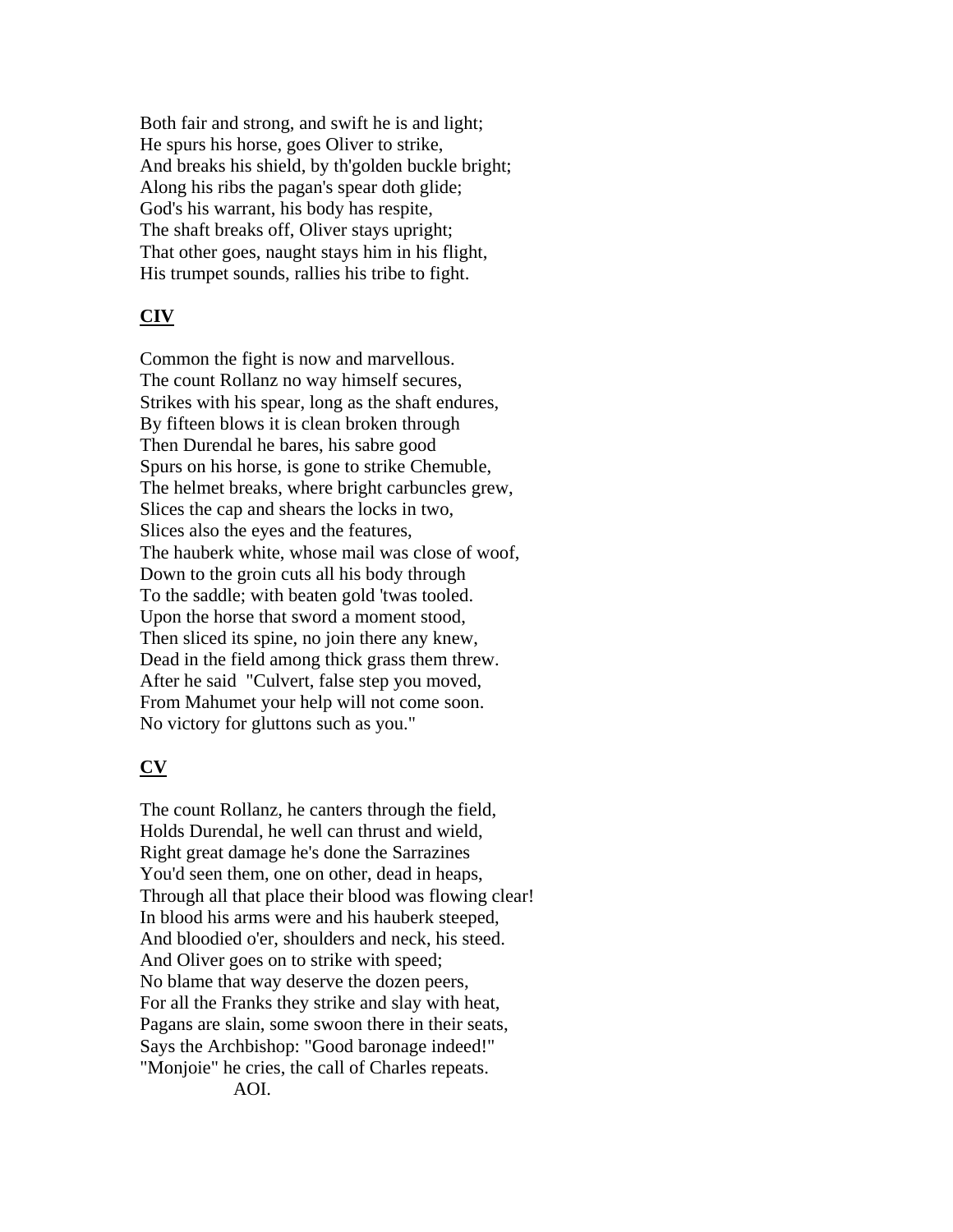Both fair and strong, and swift he is and light;
He spurs his horse, goes Oliver to strike,
And breaks his shield, by th'golden buckle bright;
Along his ribs the pagan's spear doth glide;
God's his warrant, his body has respite,
The shaft breaks off, Oliver stays upright;
That other goes, naught stays him in his flight,
His trumpet sounds, rallies his tribe to fight.

## CIV

Common the fight is now and marvellous.
The count Rollanz no way himself secures,
Strikes with his spear, long as the shaft endures,
By fifteen blows it is clean broken through
Then Durendal he bares, his sabre good
Spurs on his horse, is gone to strike Chemuble,
The helmet breaks, where bright carbuncles grew,
Slices the cap and shears the locks in two,
Slices also the eyes and the features,
The hauberk white, whose mail was close of woof,
Down to the groin cuts all his body through
To the saddle; with beaten gold 'twas tooled.
Upon the horse that sword a moment stood,
Then sliced its spine, no join there any knew,
Dead in the field among thick grass them threw.
After he said "Culvert, false step you moved,
From Mahumet your help will not come soon.
No victory for gluttons such as you."

## CV

The count Rollanz, he canters through the field,
Holds Durendal, he well can thrust and wield,
Right great damage he's done the Sarrazines
You'd seen them, one on other, dead in heaps,
Through all that place their blood was flowing clear!
In blood his arms were and his hauberk steeped,
And bloodied o'er, shoulders and neck, his steed.
And Oliver goes on to strike with speed;
No blame that way deserve the dozen peers,
For all the Franks they strike and slay with heat,
Pagans are slain, some swoon there in their seats,
Says the Archbishop: "Good baronage indeed!"
"Monjoie" he cries, the call of Charles repeats.
AOI.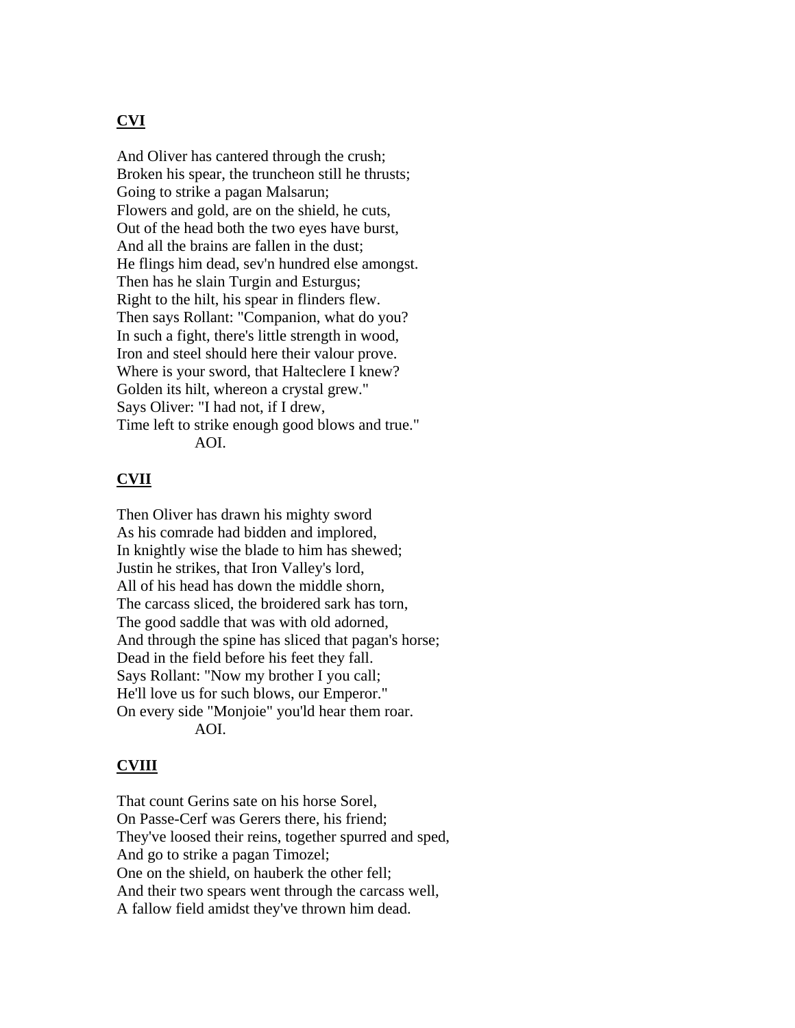## CVI

And Oliver has cantered through the crush;  
Broken his spear, the truncheon still he thrusts;  
Going to strike a pagan Malsarun;  
Flowers and gold, are on the shield, he cuts,  
Out of the head both the two eyes have burst,  
And all the brains are fallen in the dust;  
He flings him dead, sev'n hundred else amongst.  
Then has he slain Turgin and Esturgus;  
Right to the hilt, his spear in flinders flew.  
Then says Rollant: "Companion, what do you?  
In such a fight, there's little strength in wood,  
Iron and steel should here their valour prove.  
Where is your sword, that Halteclere I knew?  
Golden its hilt, whereon a crystal grew."  
Says Oliver: "I had not, if I drew,  
Time left to strike enough good blows and true."  
AOI.

## CVII

Then Oliver has drawn his mighty sword  
As his comrade had bidden and implored,  
In knightly wise the blade to him has shewed;  
Justin he strikes, that Iron Valley's lord,  
All of his head has down the middle shorn,  
The carcass sliced, the broidered sark has torn,  
The good saddle that was with old adorned,  
And through the spine has sliced that pagan's horse;  
Dead in the field before his feet they fall.  
Says Rollant: "Now my brother I you call;  
He'll love us for such blows, our Emperor."  
On every side "Monjoie" you'ld hear them roar.  
AOI.

## CVIII

That count Gerins sate on his horse Sorel,  
On Passe-Cerf was Gerers there, his friend;  
They've loosed their reins, together spurred and sped,  
And go to strike a pagan Timozel;  
One on the shield, on hauberk the other fell;  
And their two spears went through the carcass well,  
A fallow field amidst they've thrown him dead.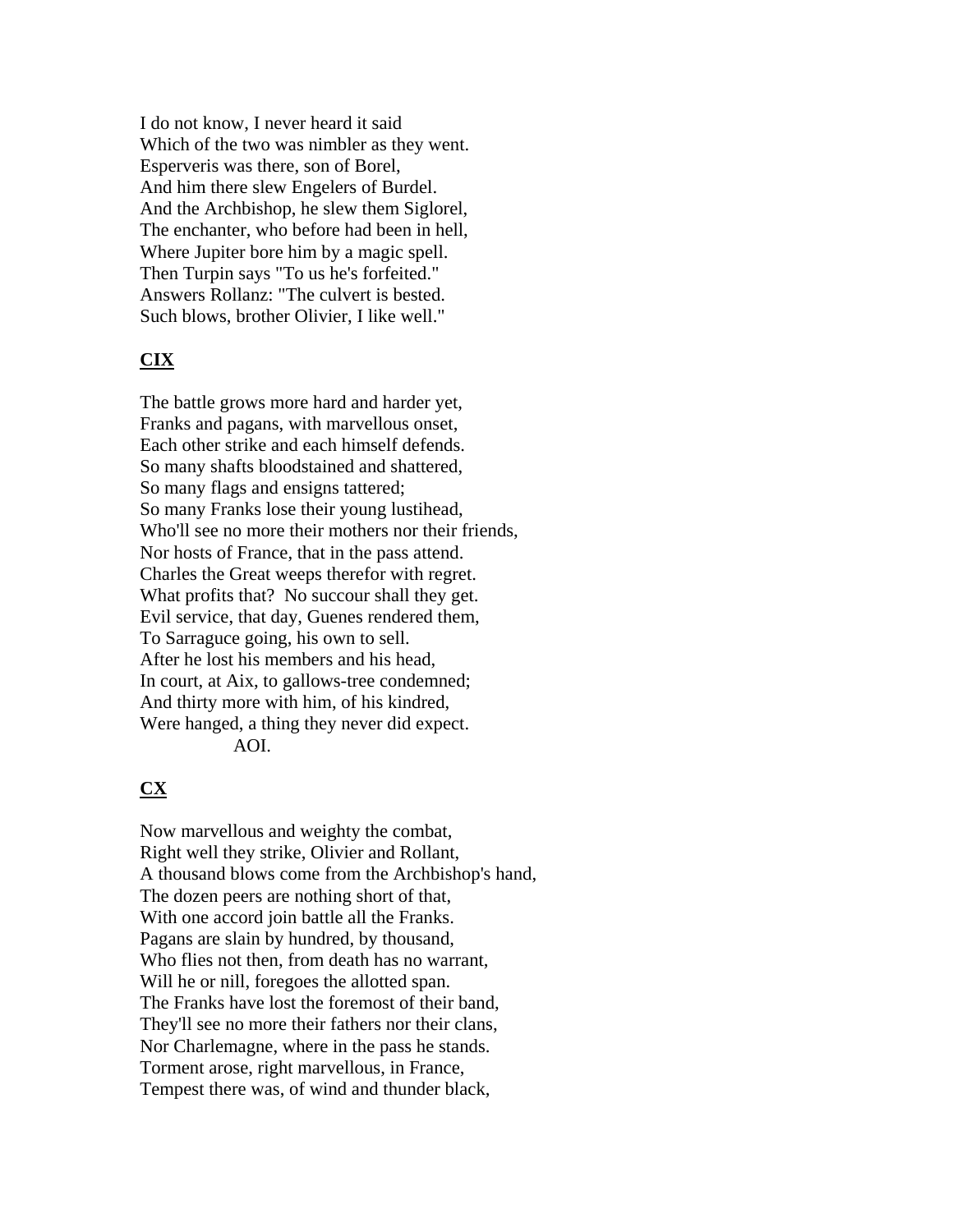I do not know, I never heard it said
Which of the two was nimbler as they went.
Esperveris was there, son of Borel,
And him there slew Engelers of Burdel.
And the Archbishop, he slew them Siglorel,
The enchanter, who before had been in hell,
Where Jupiter bore him by a magic spell.
Then Turpin says "To us he's forfeited."
Answers Rollanz: "The culvert is bested.
Such blows, brother Olivier, I like well."

## CIX

The battle grows more hard and harder yet,
Franks and pagans, with marvellous onset,
Each other strike and each himself defends.
So many shafts bloodstained and shattered,
So many flags and ensigns tattered;
So many Franks lose their young lustihead,
Who'll see no more their mothers nor their friends,
Nor hosts of France, that in the pass attend.
Charles the Great weeps therefor with regret.
What profits that? No succour shall they get.
Evil service, that day, Guenes rendered them,
To Sarraguce going, his own to sell.
After he lost his members and his head,
In court, at Aix, to gallows-tree condemned;
And thirty more with him, of his kindred,
Were hanged, a thing they never did expect.
AOI.

## CX

Now marvellous and weighty the combat,
Right well they strike, Olivier and Rollant,
A thousand blows come from the Archbishop's hand,
The dozen peers are nothing short of that,
With one accord join battle all the Franks.
Pagans are slain by hundred, by thousand,
Who flies not then, from death has no warrant,
Will he or nill, foregoes the allotted span.
The Franks have lost the foremost of their band,
They'll see no more their fathers nor their clans,
Nor Charlemagne, where in the pass he stands.
Torment arose, right marvellous, in France,
Tempest there was, of wind and thunder black,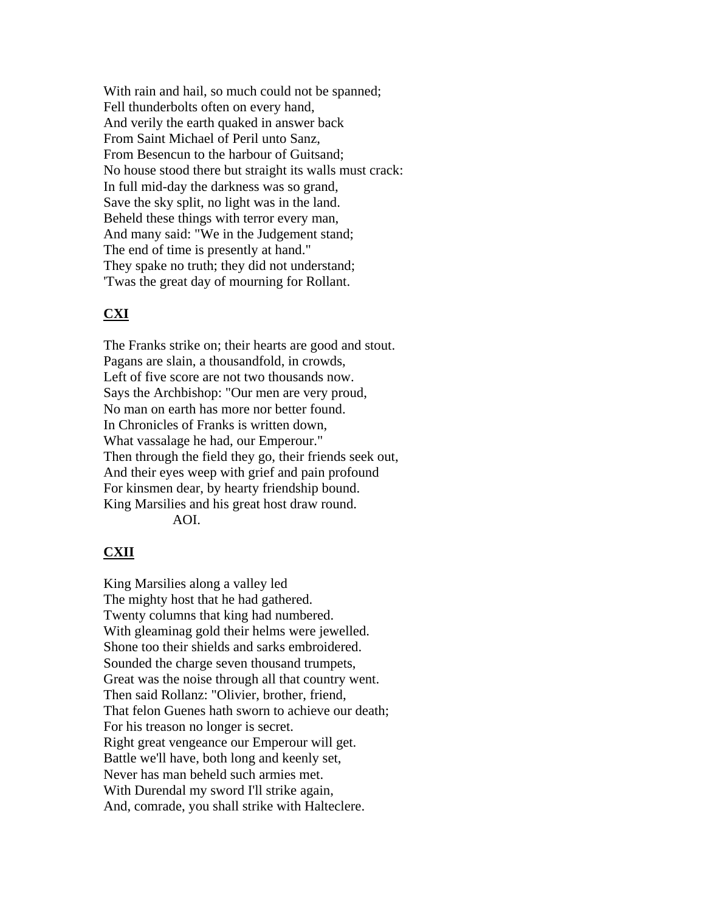With rain and hail, so much could not be spanned;
Fell thunderbolts often on every hand,
And verily the earth quaked in answer back
From Saint Michael of Peril unto Sanz,
From Besencun to the harbour of Guitsand;
No house stood there but straight its walls must crack:
In full mid-day the darkness was so grand,
Save the sky split, no light was in the land.
Beheld these things with terror every man,
And many said: "We in the Judgement stand;
The end of time is presently at hand."
They spake no truth; they did not understand;
'Twas the great day of mourning for Rollant.

## CXI

The Franks strike on; their hearts are good and stout.
Pagans are slain, a thousandfold, in crowds,
Left of five score are not two thousands now.
Says the Archbishop: "Our men are very proud,
No man on earth has more nor better found.
In Chronicles of Franks is written down,
What vassalage he had, our Emperour."
Then through the field they go, their friends seek out,
And their eyes weep with grief and pain profound
For kinsmen dear, by hearty friendship bound.
King Marsilies and his great host draw round.
AOI.

## CXII

King Marsilies along a valley led
The mighty host that he had gathered.
Twenty columns that king had numbered.
With gleaminag gold their helms were jewelled.
Shone too their shields and sarks embroidered.
Sounded the charge seven thousand trumpets,
Great was the noise through all that country went.
Then said Rollanz: "Olivier, brother, friend,
That felon Guenes hath sworn to achieve our death;
For his treason no longer is secret.
Right great vengeance our Emperour will get.
Battle we'll have, both long and keenly set,
Never has man beheld such armies met.
With Durendal my sword I'll strike again,
And, comrade, you shall strike with Halteclere.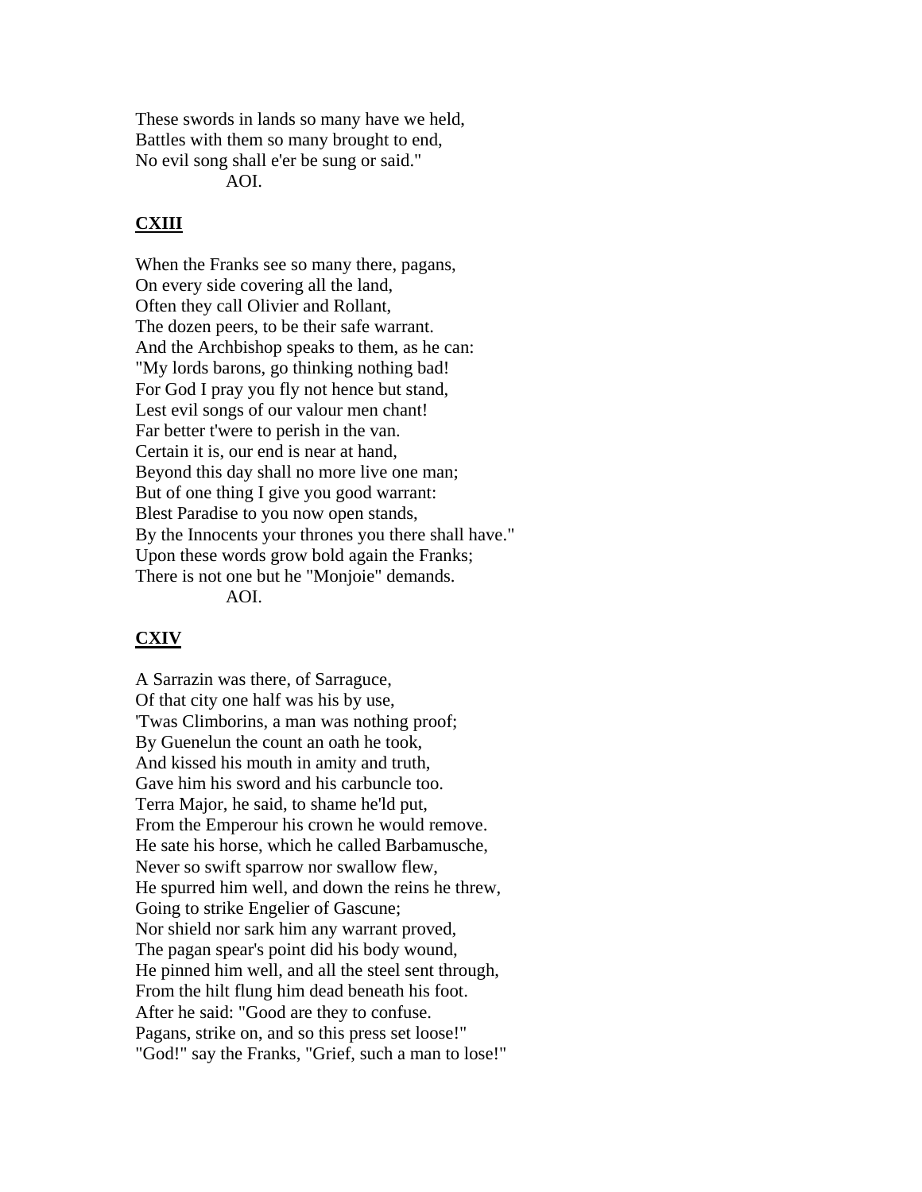These swords in lands so many have we held,
Battles with them so many brought to end,
No evil song shall e'er be sung or said."
AOI.

## CXIII

When the Franks see so many there, pagans,
On every side covering all the land,
Often they call Olivier and Rollant,
The dozen peers, to be their safe warrant.
And the Archbishop speaks to them, as he can:
"My lords barons, go thinking nothing bad!
For God I pray you fly not hence but stand,
Lest evil songs of our valour men chant!
Far better t'were to perish in the van.
Certain it is, our end is near at hand,
Beyond this day shall no more live one man;
But of one thing I give you good warrant:
Blest Paradise to you now open stands,
By the Innocents your thrones you there shall have."
Upon these words grow bold again the Franks;
There is not one but he "Monjoie" demands.
AOI.

## CXIV

A Sarrazin was there, of Sarraguce,
Of that city one half was his by use,
'Twas Climborins, a man was nothing proof;
By Guenelun the count an oath he took,
And kissed his mouth in amity and truth,
Gave him his sword and his carbuncle too.
Terra Major, he said, to shame he'ld put,
From the Emperour his crown he would remove.
He sate his horse, which he called Barbamusche,
Never so swift sparrow nor swallow flew,
He spurred him well, and down the reins he threw,
Going to strike Engelier of Gascune;
Nor shield nor sark him any warrant proved,
The pagan spear's point did his body wound,
He pinned him well, and all the steel sent through,
From the hilt flung him dead beneath his foot.
After he said: "Good are they to confuse.
Pagans, strike on, and so this press set loose!"
"God!" say the Franks, "Grief, such a man to lose!"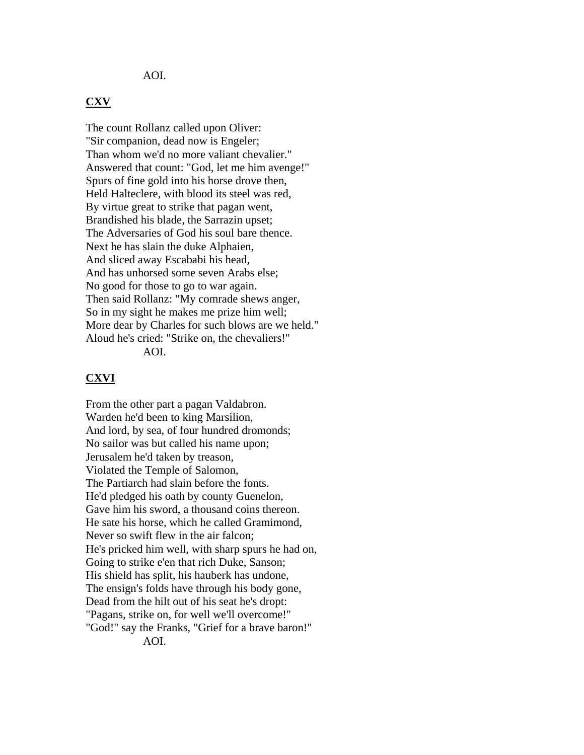AOI.

**CXV**

The count Rollanz called upon Oliver:
"Sir companion, dead now is Engeler;
Than whom we'd no more valiant chevalier."
Answered that count: "God, let me him avenge!"
Spurs of fine gold into his horse drove then,
Held Halteclere, with blood its steel was red,
By virtue great to strike that pagan went,
Brandished his blade, the Sarrazin upset;
The Adversaries of God his soul bare thence.
Next he has slain the duke Alphaien,
And sliced away Escababi his head,
And has unhorsed some seven Arabs else;
No good for those to go to war again.
Then said Rollanz: "My comrade shews anger,
So in my sight he makes me prize him well;
More dear by Charles for such blows are we held."
Aloud he's cried: "Strike on, the chevaliers!"
AOI.

**CXVI**

From the other part a pagan Valdabron.
Warden he'd been to king Marsilion,
And lord, by sea, of four hundred dromonds;
No sailor was but called his name upon;
Jerusalem he'd taken by treason,
Violated the Temple of Salomon,
The Partiarch had slain before the fonts.
He'd pledged his oath by county Guenelon,
Gave him his sword, a thousand coins thereon.
He sate his horse, which he called Gramimond,
Never so swift flew in the air falcon;
He's pricked him well, with sharp spurs he had on,
Going to strike e'en that rich Duke, Sanson;
His shield has split, his hauberk has undone,
The ensign's folds have through his body gone,
Dead from the hilt out of his seat he's dropt:
"Pagans, strike on, for well we'll overcome!"
"God!" say the Franks, "Grief for a brave baron!"
AOI.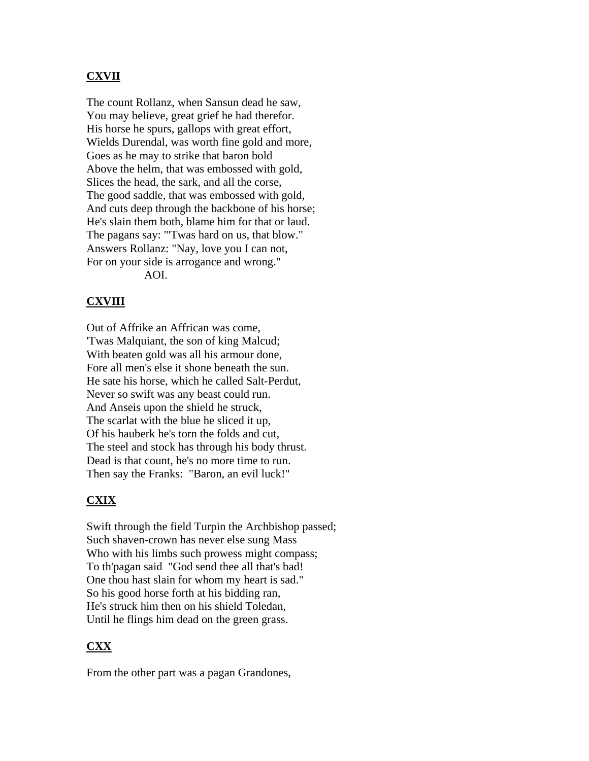## **CXVII**

The count Rollanz, when Sansun dead he saw,  
You may believe, great grief he had therefor.  
His horse he spurs, gallops with great effort,  
Wields Durendal, was worth fine gold and more,  
Goes as he may to strike that baron bold  
Above the helm, that was embossed with gold,  
Slices the head, the sark, and all the corse,  
The good saddle, that was embossed with gold,  
And cuts deep through the backbone of his horse;  
He's slain them both, blame him for that or laud.  
The pagans say: "'Twas hard on us, that blow."  
Answers Rollanz: "Nay, love you I can not,  
For on your side is arrogance and wrong."  
AOI.

## **CXVIII**

Out of Affrike an Affrican was come,  
'Twas Malquiant, the son of king Malcud;  
With beaten gold was all his armour done,  
Fore all men's else it shone beneath the sun.  
He sate his horse, which he called Salt-Perdut,  
Never so swift was any beast could run.  
And Anseis upon the shield he struck,  
The scarlat with the blue he sliced it up,  
Of his hauberk he's torn the folds and cut,  
The steel and stock has through his body thrust.  
Dead is that count, he's no more time to run.  
Then say the Franks: "Baron, an evil luck!"

## **CXIX**

Swift through the field Turpin the Archbishop passed;  
Such shaven-crown has never else sung Mass  
Who with his limbs such prowess might compass;  
To th'pagan said "God send thee all that's bad!  
One thou hast slain for whom my heart is sad."  
So his good horse forth at his bidding ran,  
He's struck him then on his shield Toledan,  
Until he flings him dead on the green grass.

## **CXX**

From the other part was a pagan Grandones,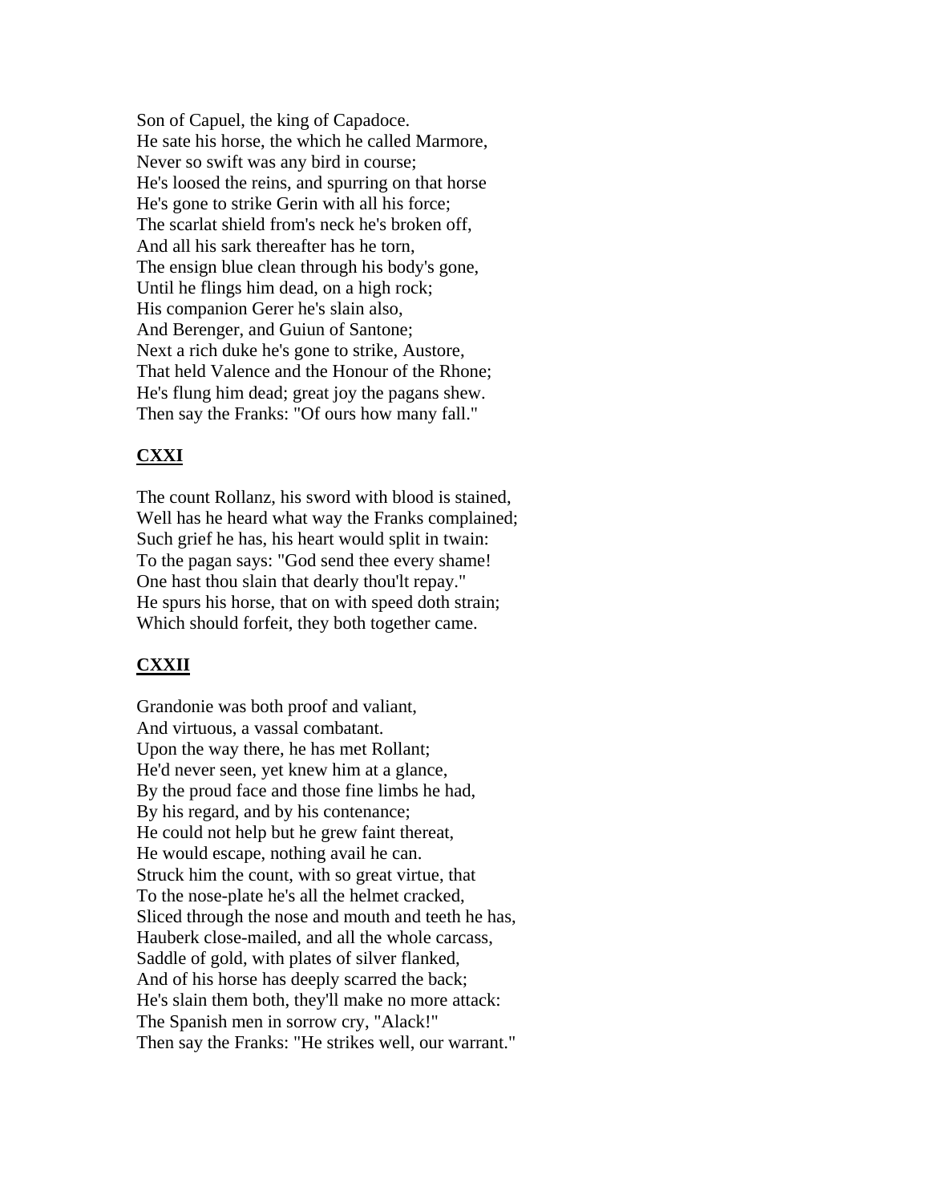Son of Capuel, the king of Capadoce.
He sate his horse, the which he called Marmore,
Never so swift was any bird in course;
He's loosed the reins, and spurring on that horse
He's gone to strike Gerin with all his force;
The scarlat shield from's neck he's broken off,
And all his sark thereafter has he torn,
The ensign blue clean through his body's gone,
Until he flings him dead, on a high rock;
His companion Gerer he's slain also,
And Berenger, and Guiun of Santone;
Next a rich duke he's gone to strike, Austore,
That held Valence and the Honour of the Rhone;
He's flung him dead; great joy the pagans shew.
Then say the Franks: "Of ours how many fall."

## **CXXI**

The count Rollanz, his sword with blood is stained,
Well has he heard what way the Franks complained;
Such grief he has, his heart would split in twain:
To the pagan says: "God send thee every shame!
One hast thou slain that dearly thou'lt repay."
He spurs his horse, that on with speed doth strain;
Which should forfeit, they both together came.

## **CXXII**

Grandonie was both proof and valiant,
And virtuous, a vassal combatant.
Upon the way there, he has met Rollant;
He'd never seen, yet knew him at a glance,
By the proud face and those fine limbs he had,
By his regard, and by his contenance;
He could not help but he grew faint thereat,
He would escape, nothing avail he can.
Struck him the count, with so great virtue, that
To the nose-plate he's all the helmet cracked,
Sliced through the nose and mouth and teeth he has,
Hauberk close-mailed, and all the whole carcass,
Saddle of gold, with plates of silver flanked,
And of his horse has deeply scarred the back;
He's slain them both, they'll make no more attack:
The Spanish men in sorrow cry, "Alack!"
Then say the Franks: "He strikes well, our warrant."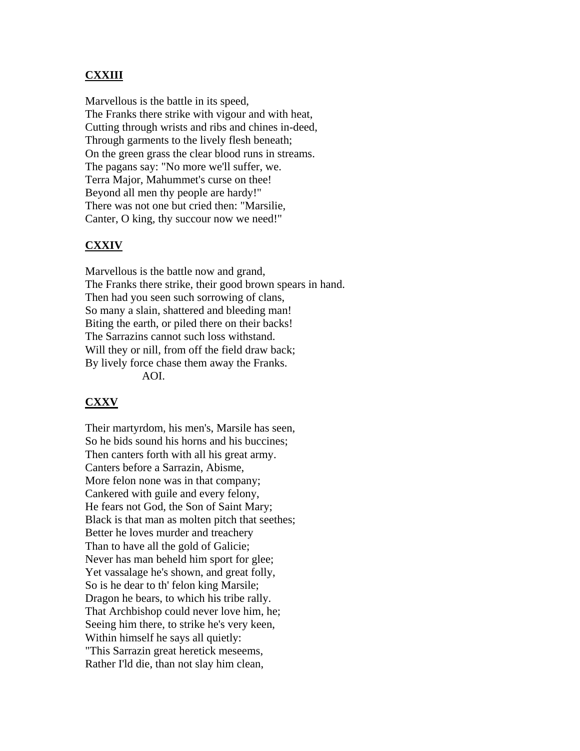## CXXIII

Marvellous is the battle in its speed,
The Franks there strike with vigour and with heat,
Cutting through wrists and ribs and chines in-deed,
Through garments to the lively flesh beneath;
On the green grass the clear blood runs in streams.
The pagans say: "No more we'll suffer, we.
Terra Major, Mahummet's curse on thee!
Beyond all men thy people are hardy!"
There was not one but cried then: "Marsilie,
Canter, O king, thy succour now we need!"

## CXXIV

Marvellous is the battle now and grand,
The Franks there strike, their good brown spears in hand.
Then had you seen such sorrowing of clans,
So many a slain, shattered and bleeding man!
Biting the earth, or piled there on their backs!
The Sarrazins cannot such loss withstand.
Will they or nill, from off the field draw back;
By lively force chase them away the Franks.
AOI.

## CXXV

Their martyrdom, his men's, Marsile has seen,
So he bids sound his horns and his buccines;
Then canters forth with all his great army.
Canters before a Sarrazin, Abisme,
More felon none was in that company;
Cankered with guile and every felony,
He fears not God, the Son of Saint Mary;
Black is that man as molten pitch that seethes;
Better he loves murder and treachery
Than to have all the gold of Galicie;
Never has man beheld him sport for glee;
Yet vassalage he's shown, and great folly,
So is he dear to th' felon king Marsile;
Dragon he bears, to which his tribe rally.
That Archbishop could never love him, he;
Seeing him there, to strike he's very keen,
Within himself he says all quietly:
"This Sarrazin great heretick meseems,
Rather I'ld die, than not slay him clean,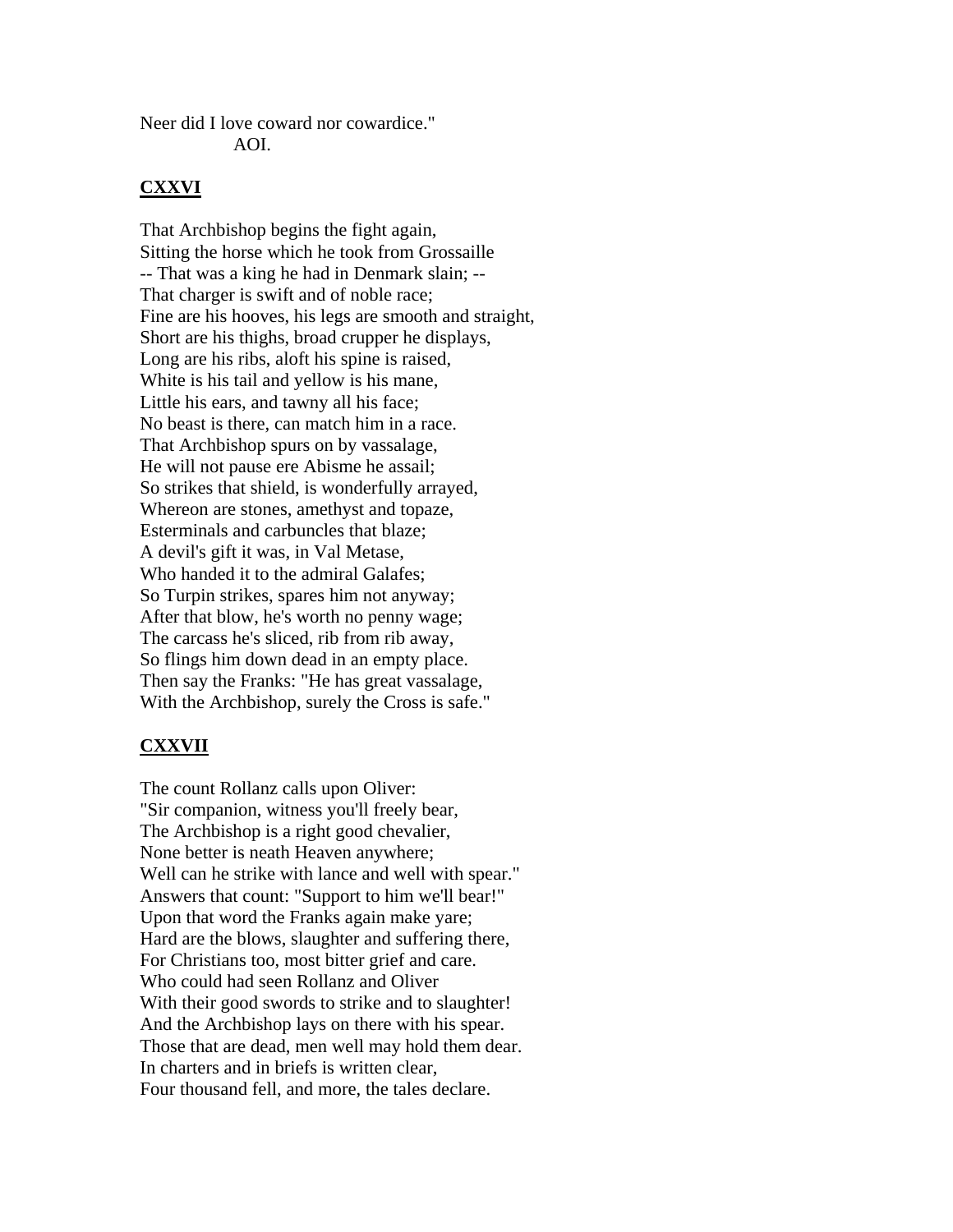Neer did I love coward nor cowardice."
AOI.

## CXXVI

That Archbishop begins the fight again,
Sitting the horse which he took from Grossaille
-- That was a king he had in Denmark slain; --
That charger is swift and of noble race;
Fine are his hooves, his legs are smooth and straight,
Short are his thighs, broad crupper he displays,
Long are his ribs, aloft his spine is raised,
White is his tail and yellow is his mane,
Little his ears, and tawny all his face;
No beast is there, can match him in a race.
That Archbishop spurs on by vassalage,
He will not pause ere Abisme he assail;
So strikes that shield, is wonderfully arrayed,
Whereon are stones, amethyst and topaze,
Esterminals and carbuncles that blaze;
A devil's gift it was, in Val Metase,
Who handed it to the admiral Galafes;
So Turpin strikes, spares him not anyway;
After that blow, he's worth no penny wage;
The carcass he's sliced, rib from rib away,
So flings him down dead in an empty place.
Then say the Franks: "He has great vassalage,
With the Archbishop, surely the Cross is safe."

## CXXVII

The count Rollanz calls upon Oliver:
"Sir companion, witness you'll freely bear,
The Archbishop is a right good chevalier,
None better is neath Heaven anywhere;
Well can he strike with lance and well with spear."
Answers that count: "Support to him we'll bear!"
Upon that word the Franks again make yare;
Hard are the blows, slaughter and suffering there,
For Christians too, most bitter grief and care.
Who could had seen Rollanz and Oliver
With their good swords to strike and to slaughter!
And the Archbishop lays on there with his spear.
Those that are dead, men well may hold them dear.
In charters and in briefs is written clear,
Four thousand fell, and more, the tales declare.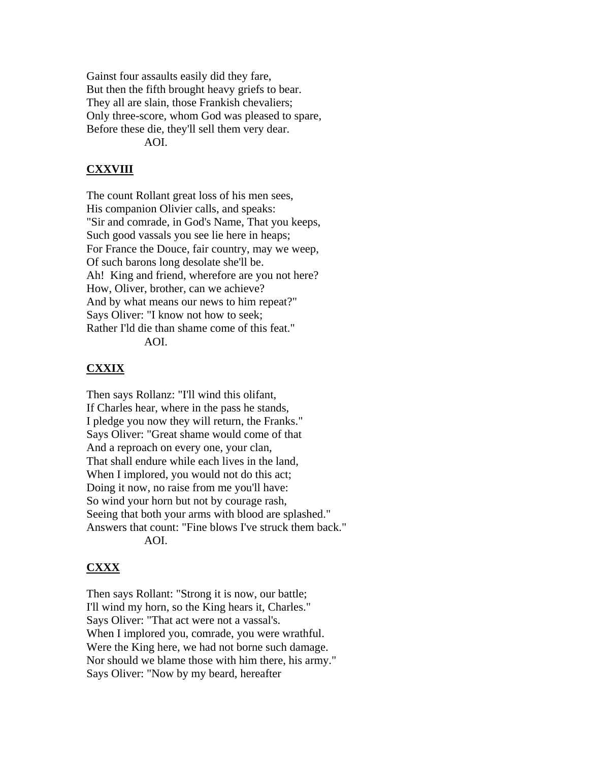Gainst four assaults easily did they fare,  
But then the fifth brought heavy griefs to bear.  
They all are slain, those Frankish chevaliers;  
Only three-score, whom God was pleased to spare,  
Before these die, they'll sell them very dear.  
AOI.

## CXXVIII

The count Rollant great loss of his men sees,  
His companion Olivier calls, and speaks:  
"Sir and comrade, in God's Name, That you keeps,  
Such good vassals you see lie here in heaps;  
For France the Douce, fair country, may we weep,  
Of such barons long desolate she'll be.  
Ah! King and friend, wherefore are you not here?  
How, Oliver, brother, can we achieve?  
And by what means our news to him repeat?"  
Says Oliver: "I know not how to seek;  
Rather I'ld die than shame come of this feat."  
AOI.

## CXXIX

Then says Rollanz: "I'll wind this olifant,  
If Charles hear, where in the pass he stands,  
I pledge you now they will return, the Franks."  
Says Oliver: "Great shame would come of that  
And a reproach on every one, your clan,  
That shall endure while each lives in the land,  
When I implored, you would not do this act;  
Doing it now, no raise from me you'll have:  
So wind your horn but not by courage rash,  
Seeing that both your arms with blood are splashed."  
Answers that count: "Fine blows I've struck them back."  
AOI.

## CXXX

Then says Rollant: "Strong it is now, our battle;  
I'll wind my horn, so the King hears it, Charles."  
Says Oliver: "That act were not a vassal's.  
When I implored you, comrade, you were wrathful.  
Were the King here, we had not borne such damage.  
Nor should we blame those with him there, his army."  
Says Oliver: "Now by my beard, hereafter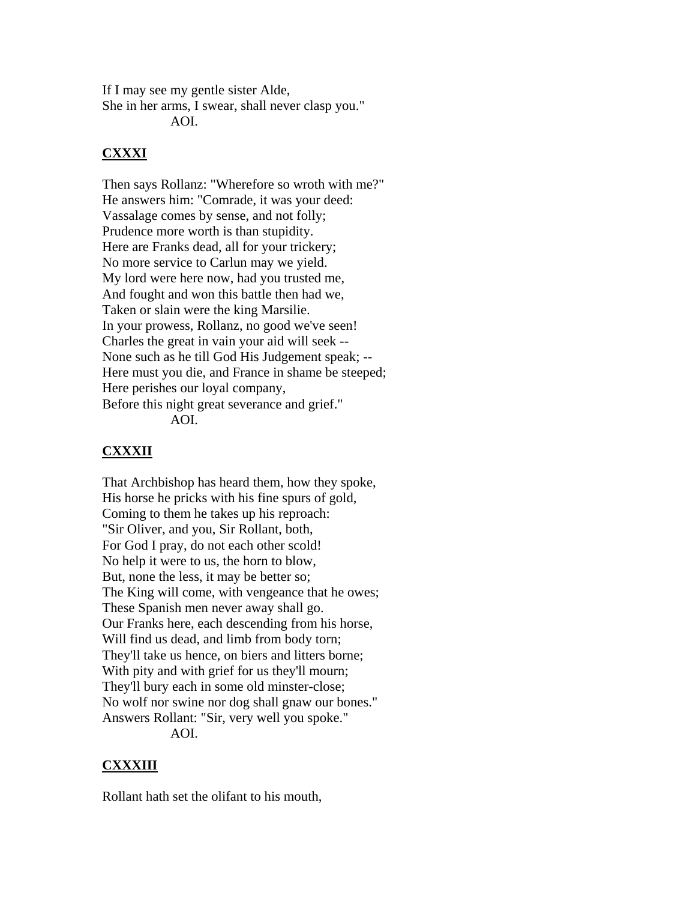If I may see my gentle sister Alde,
She in her arms, I swear, shall never clasp you."
AOI.

## CXXXI

Then says Rollanz: "Wherefore so wroth with me?"
He answers him: "Comrade, it was your deed:
Vassalage comes by sense, and not folly;
Prudence more worth is than stupidity.
Here are Franks dead, all for your trickery;
No more service to Carlun may we yield.
My lord were here now, had you trusted me,
And fought and won this battle then had we,
Taken or slain were the king Marsilie.
In your prowess, Rollanz, no good we've seen!
Charles the great in vain your aid will seek --
None such as he till God His Judgement speak; --
Here must you die, and France in shame be steeped;
Here perishes our loyal company,
Before this night great severance and grief."
AOI.

## CXXXII

That Archbishop has heard them, how they spoke,
His horse he pricks with his fine spurs of gold,
Coming to them he takes up his reproach:
"Sir Oliver, and you, Sir Rollant, both,
For God I pray, do not each other scold!
No help it were to us, the horn to blow,
But, none the less, it may be better so;
The King will come, with vengeance that he owes;
These Spanish men never away shall go.
Our Franks here, each descending from his horse,
Will find us dead, and limb from body torn;
They'll take us hence, on biers and litters borne;
With pity and with grief for us they'll mourn;
They'll bury each in some old minster-close;
No wolf nor swine nor dog shall gnaw our bones."
Answers Rollant: "Sir, very well you spoke."
AOI.

## CXXXIII

Rollant hath set the olifant to his mouth,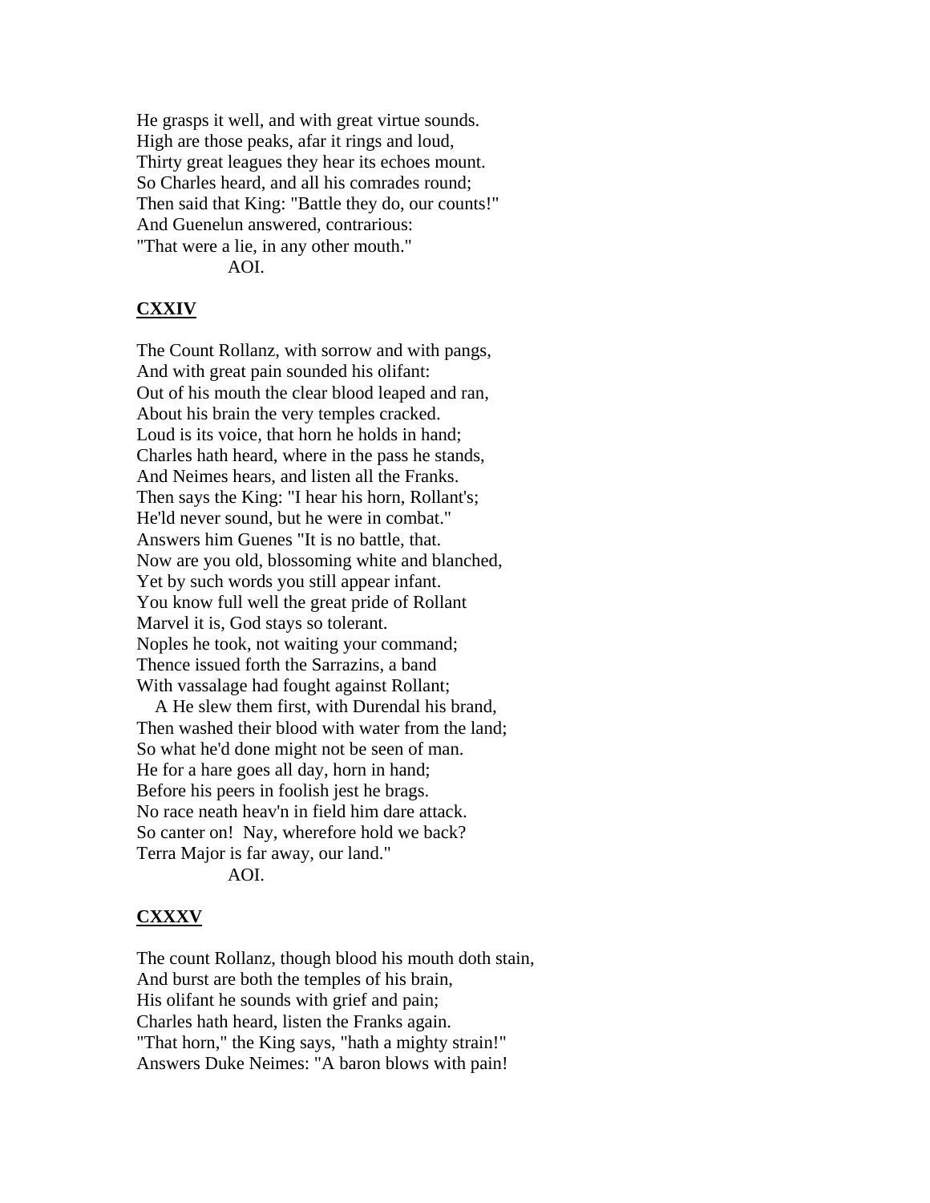He grasps it well, and with great virtue sounds.
High are those peaks, afar it rings and loud,
Thirty great leagues they hear its echoes mount.
So Charles heard, and all his comrades round;
Then said that King: "Battle they do, our counts!"
And Guenelun answered, contrarious:
"That were a lie, in any other mouth."
AOI.

**CXXIV**

The Count Rollanz, with sorrow and with pangs,
And with great pain sounded his olifant:
Out of his mouth the clear blood leaped and ran,
About his brain the very temples cracked.
Loud is its voice, that horn he holds in hand;
Charles hath heard, where in the pass he stands,
And Neimes hears, and listen all the Franks.
Then says the King: "I hear his horn, Rollant's;
He'ld never sound, but he were in combat."
Answers him Guenes "It is no battle, that.
Now are you old, blossoming white and blanched,
Yet by such words you still appear infant.
You know full well the great pride of Rollant
Marvel it is, God stays so tolerant.
Noples he took, not waiting your command;
Thence issued forth the Sarrazins, a band
With vassalage had fought against Rollant;
A He slew them first, with Durendal his brand,
Then washed their blood with water from the land;
So what he'd done might not be seen of man.
He for a hare goes all day, horn in hand;
Before his peers in foolish jest he brags.
No race neath heav'n in field him dare attack.
So canter on! Nay, wherefore hold we back?
Terra Major is far away, our land."
AOI.

**CXXXV**

The count Rollanz, though blood his mouth doth stain,
And burst are both the temples of his brain,
His olifant he sounds with grief and pain;
Charles hath heard, listen the Franks again.
"That horn," the King says, "hath a mighty strain!"
Answers Duke Neimes: "A baron blows with pain!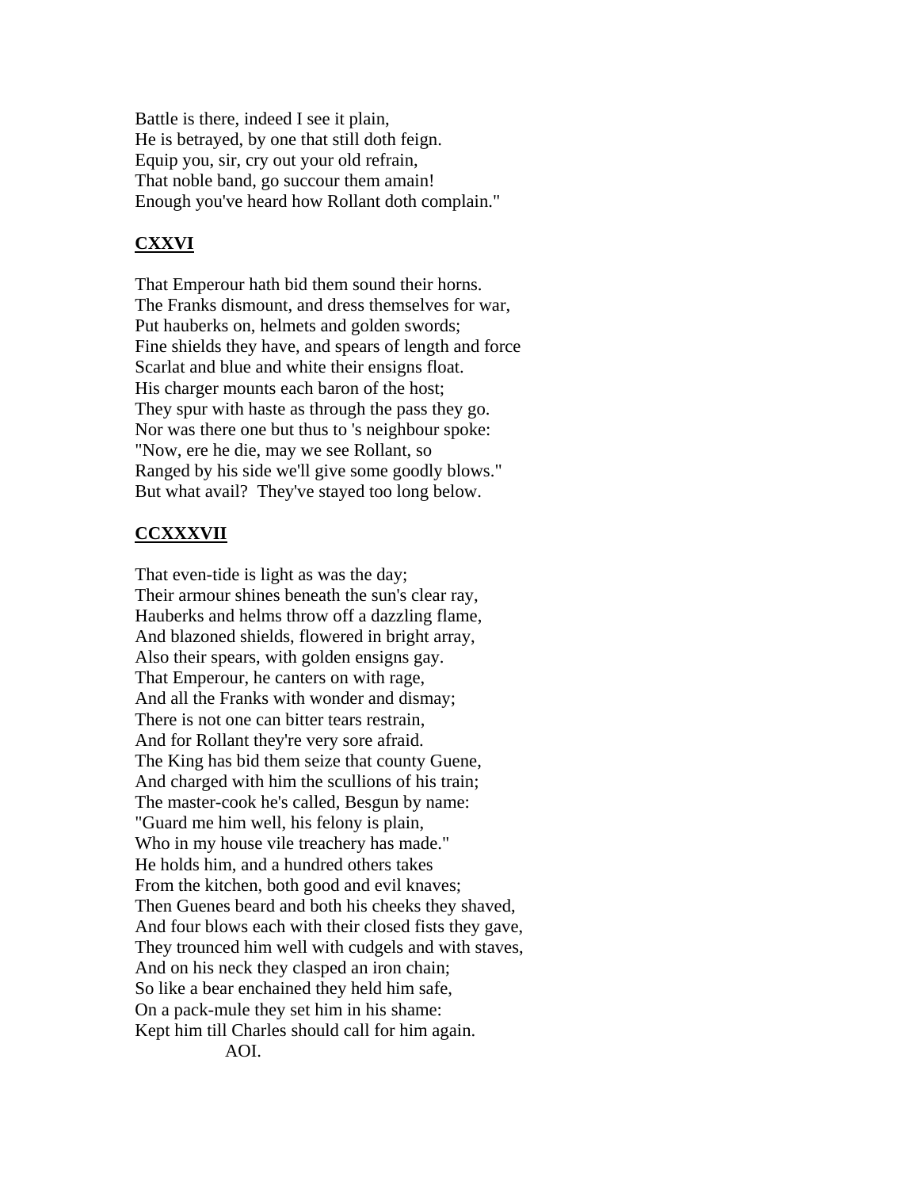Battle is there, indeed I see it plain,
He is betrayed, by one that still doth feign.
Equip you, sir, cry out your old refrain,
That noble band, go succour them amain!
Enough you've heard how Rollant doth complain."

## CXXVI

That Emperour hath bid them sound their horns.
The Franks dismount, and dress themselves for war,
Put hauberks on, helmets and golden swords;
Fine shields they have, and spears of length and force
Scarlat and blue and white their ensigns float.
His charger mounts each baron of the host;
They spur with haste as through the pass they go.
Nor was there one but thus to 's neighbour spoke:
"Now, ere he die, may we see Rollant, so
Ranged by his side we'll give some goodly blows."
But what avail? They've stayed too long below.

## CCXXXVII

That even-tide is light as was the day;
Their armour shines beneath the sun's clear ray,
Hauberks and helms throw off a dazzling flame,
And blazoned shields, flowered in bright array,
Also their spears, with golden ensigns gay.
That Emperour, he canters on with rage,
And all the Franks with wonder and dismay;
There is not one can bitter tears restrain,
And for Rollant they're very sore afraid.
The King has bid them seize that county Guene,
And charged with him the scullions of his train;
The master-cook he's called, Besgun by name:
"Guard me him well, his felony is plain,
Who in my house vile treachery has made."
He holds him, and a hundred others takes
From the kitchen, both good and evil knaves;
Then Guenes beard and both his cheeks they shaved,
And four blows each with their closed fists they gave,
They trounced him well with cudgels and with staves,
And on his neck they clasped an iron chain;
So like a bear enchained they held him safe,
On a pack-mule they set him in his shame:
Kept him till Charles should call for him again.
AOI.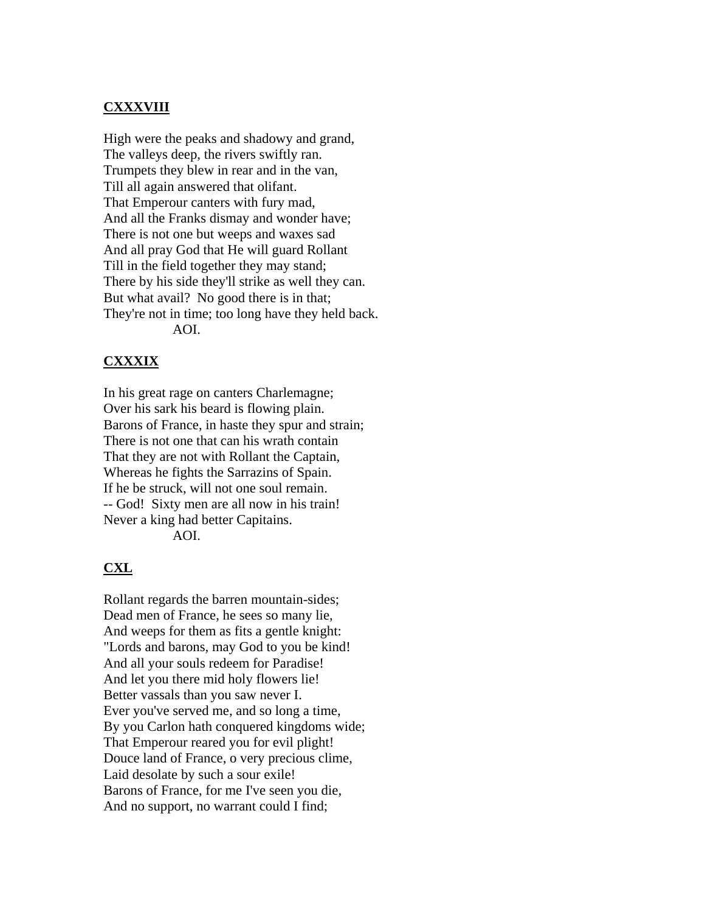## CXXXVIII

High were the peaks and shadowy and grand,  
The valleys deep, the rivers swiftly ran.  
Trumpets they blew in rear and in the van,  
Till all again answered that olifant.  
That Emperour canters with fury mad,  
And all the Franks dismay and wonder have;  
There is not one but weeps and waxes sad  
And all pray God that He will guard Rollant  
Till in the field together they may stand;  
There by his side they'll strike as well they can.  
But what avail? No good there is in that;  
They're not in time; too long have they held back.  
AOI.

## CXXXIX

In his great rage on canters Charlemagne;  
Over his sark his beard is flowing plain.  
Barons of France, in haste they spur and strain;  
There is not one that can his wrath contain  
That they are not with Rollant the Captain,  
Whereas he fights the Sarrazins of Spain.  
If he be struck, will not one soul remain.  
-- God! Sixty men are all now in his train!  
Never a king had better Capitains.  
AOI.

## CXL

Rollant regards the barren mountain-sides;  
Dead men of France, he sees so many lie,  
And weeps for them as fits a gentle knight:  
"Lords and barons, may God to you be kind!  
And all your souls redeem for Paradise!  
And let you there mid holy flowers lie!  
Better vassals than you saw never I.  
Ever you've served me, and so long a time,  
By you Carlon hath conquered kingdoms wide;  
That Emperour reared you for evil plight!  
Douce land of France, o very precious clime,  
Laid desolate by such a sour exile!  
Barons of France, for me I've seen you die,  
And no support, no warrant could I find;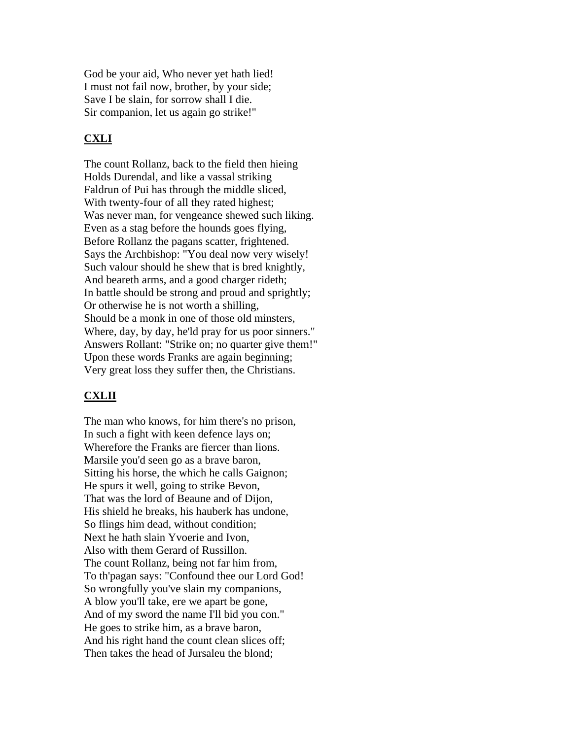God be your aid, Who never yet hath lied!
I must not fail now, brother, by your side;
Save I be slain, for sorrow shall I die.
Sir companion, let us again go strike!"

## CXLI

The count Rollanz, back to the field then hieing
Holds Durendal, and like a vassal striking
Faldrun of Pui has through the middle sliced,
With twenty-four of all they rated highest;
Was never man, for vengeance shewed such liking.
Even as a stag before the hounds goes flying,
Before Rollanz the pagans scatter, frightened.
Says the Archbishop: "You deal now very wisely!
Such valour should he shew that is bred knightly,
And beareth arms, and a good charger rideth;
In battle should be strong and proud and sprightly;
Or otherwise he is not worth a shilling,
Should be a monk in one of those old minsters,
Where, day, by day, he'ld pray for us poor sinners."
Answers Rollant: "Strike on; no quarter give them!"
Upon these words Franks are again beginning;
Very great loss they suffer then, the Christians.

## CXLII

The man who knows, for him there's no prison,
In such a fight with keen defence lays on;
Wherefore the Franks are fiercer than lions.
Marsile you'd seen go as a brave baron,
Sitting his horse, the which he calls Gaignon;
He spurs it well, going to strike Bevon,
That was the lord of Beaune and of Dijon,
His shield he breaks, his hauberk has undone,
So flings him dead, without condition;
Next he hath slain Yvoerie and Ivon,
Also with them Gerard of Russillon.
The count Rollanz, being not far him from,
To th'pagan says: "Confound thee our Lord God!
So wrongfully you've slain my companions,
A blow you'll take, ere we apart be gone,
And of my sword the name I'll bid you con."
He goes to strike him, as a brave baron,
And his right hand the count clean slices off;
Then takes the head of Jursaleu the blond;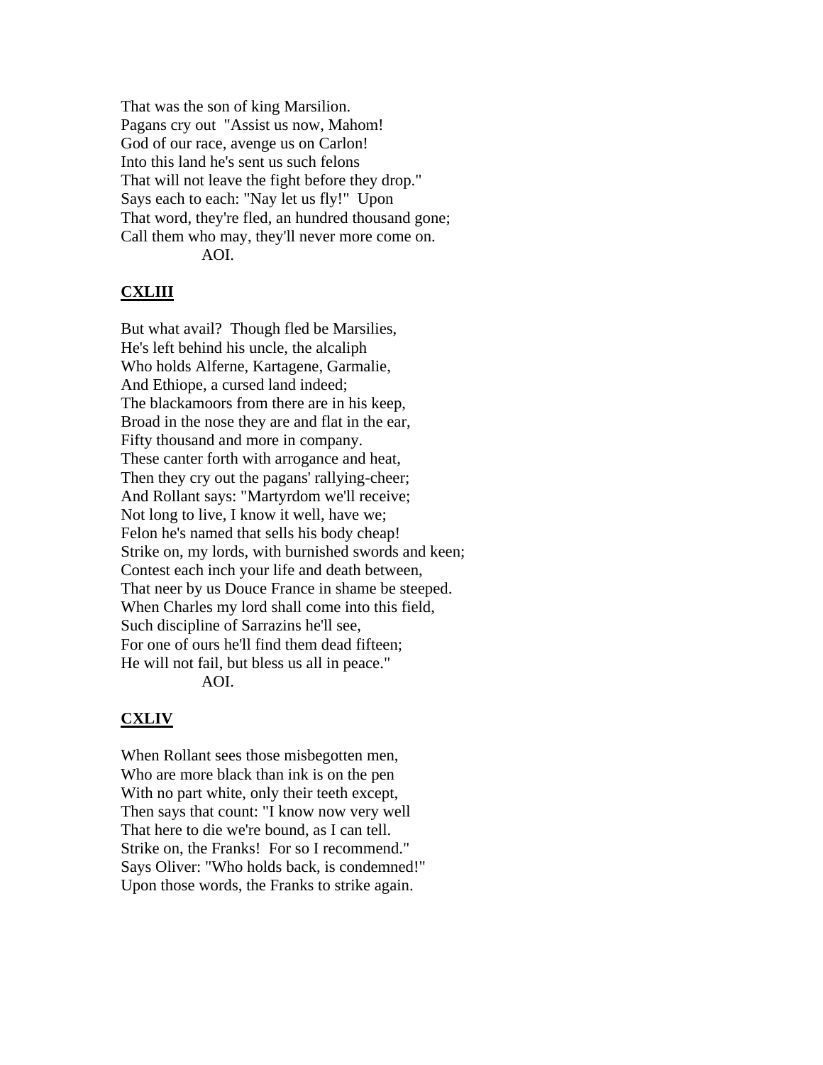That was the son of king Marsilion.
Pagans cry out "Assist us now, Mahom!
God of our race, avenge us on Carlon!
Into this land he's sent us such felons
That will not leave the fight before they drop."
Says each to each: "Nay let us fly!" Upon
That word, they're fled, an hundred thousand gone;
Call them who may, they'll never more come on.
AOI.

## CXLIII

But what avail? Though fled be Marsilies,
He's left behind his uncle, the alcaliph
Who holds Alferne, Kartagene, Garmalie,
And Ethiope, a cursed land indeed;
The blackamoors from there are in his keep,
Broad in the nose they are and flat in the ear,
Fifty thousand and more in company.
These canter forth with arrogance and heat,
Then they cry out the pagans' rallying-cheer;
And Rollant says: "Martyrdom we'll receive;
Not long to live, I know it well, have we;
Felon he's named that sells his body cheap!
Strike on, my lords, with burnished swords and keen;
Contest each inch your life and death between,
That neer by us Douce France in shame be steeped.
When Charles my lord shall come into this field,
Such discipline of Sarrazins he'll see,
For one of ours he'll find them dead fifteen;
He will not fail, but bless us all in peace."
AOI.

## CXLIV

When Rollant sees those misbegotten men,
Who are more black than ink is on the pen
With no part white, only their teeth except,
Then says that count: "I know now very well
That here to die we're bound, as I can tell.
Strike on, the Franks! For so I recommend."
Says Oliver: "Who holds back, is condemned!"
Upon those words, the Franks to strike again.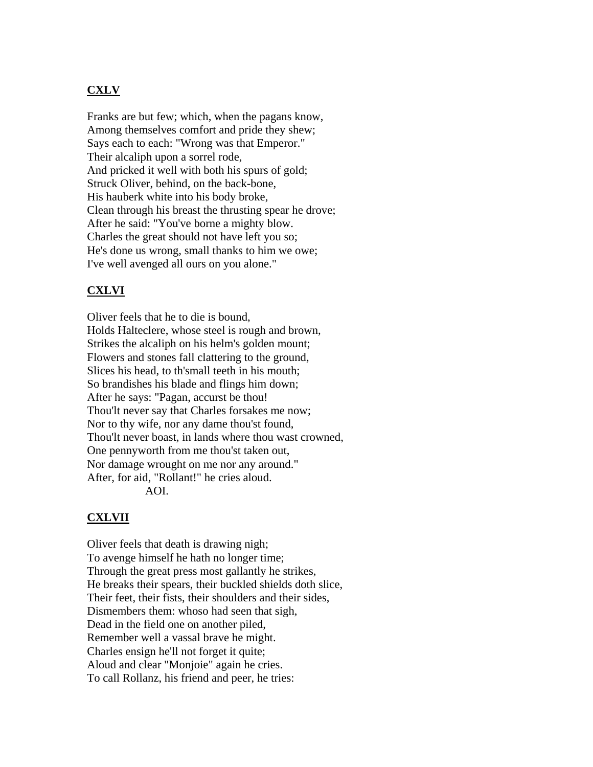### CXLV

Franks are but few; which, when the pagans know,
Among themselves comfort and pride they shew;
Says each to each: "Wrong was that Emperor."
Their alcaliph upon a sorrel rode,
And pricked it well with both his spurs of gold;
Struck Oliver, behind, on the back-bone,
His hauberk white into his body broke,
Clean through his breast the thrusting spear he drove;
After he said: "You've borne a mighty blow.
Charles the great should not have left you so;
He's done us wrong, small thanks to him we owe;
I've well avenged all ours on you alone."

### CXLVI

Oliver feels that he to die is bound,
Holds Halteclere, whose steel is rough and brown,
Strikes the alcaliph on his helm's golden mount;
Flowers and stones fall clattering to the ground,
Slices his head, to th'small teeth in his mouth;
So brandishes his blade and flings him down;
After he says: "Pagan, accurst be thou!
Thou'lt never say that Charles forsakes me now;
Nor to thy wife, nor any dame thou'st found,
Thou'lt never boast, in lands where thou wast crowned,
One pennyworth from me thou'st taken out,
Nor damage wrought on me nor any around."
After, for aid, "Rollant!" he cries aloud.
AOI.

### CXLVII

Oliver feels that death is drawing nigh;
To avenge himself he hath no longer time;
Through the great press most gallantly he strikes,
He breaks their spears, their buckled shields doth slice,
Their feet, their fists, their shoulders and their sides,
Dismembers them: whoso had seen that sigh,
Dead in the field one on another piled,
Remember well a vassal brave he might.
Charles ensign he'll not forget it quite;
Aloud and clear "Monjoie" again he cries.
To call Rollanz, his friend and peer, he tries: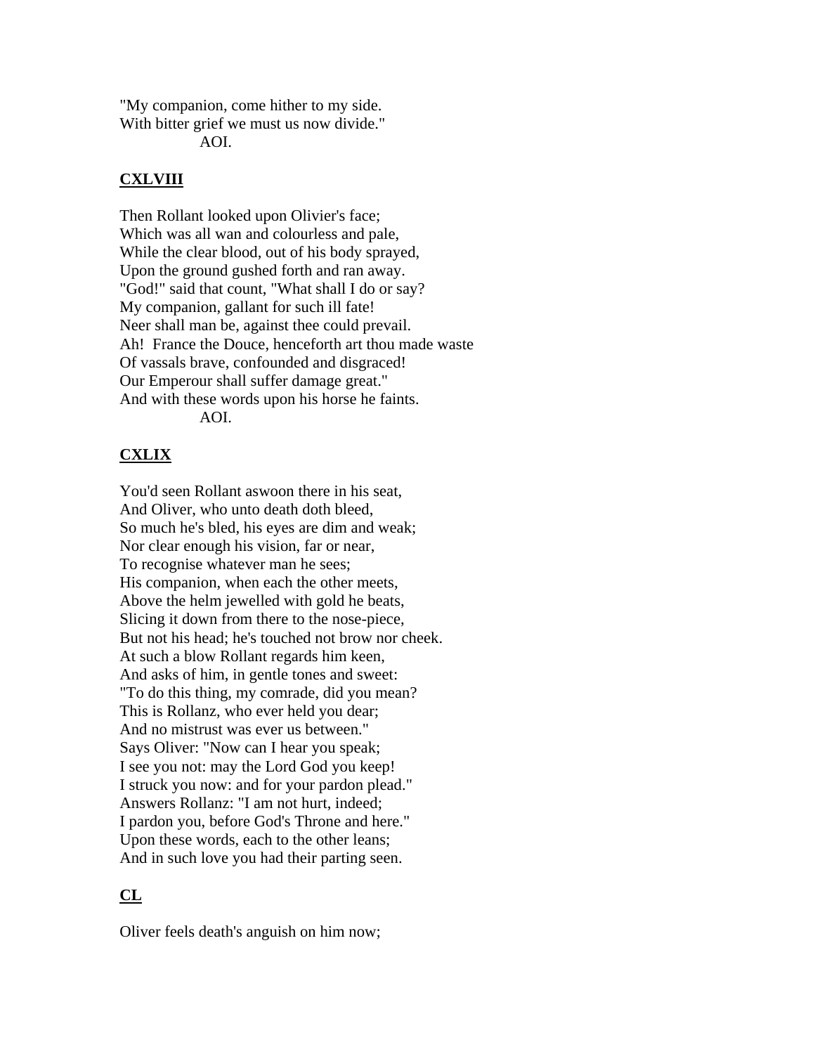"My companion, come hither to my side.
With bitter grief we must us now divide."
AOI.

## CXLVIII

Then Rollant looked upon Olivier's face;
Which was all wan and colourless and pale,
While the clear blood, out of his body sprayed,
Upon the ground gushed forth and ran away.
"God!" said that count, "What shall I do or say?
My companion, gallant for such ill fate!
Neer shall man be, against thee could prevail.
Ah! France the Douce, henceforth art thou made waste
Of vassals brave, confounded and disgraced!
Our Emperour shall suffer damage great."
And with these words upon his horse he faints.
AOI.

## CXLIX

You'd seen Rollant aswoon there in his seat,
And Oliver, who unto death doth bleed,
So much he's bled, his eyes are dim and weak;
Nor clear enough his vision, far or near,
To recognise whatever man he sees;
His companion, when each the other meets,
Above the helm jewelled with gold he beats,
Slicing it down from there to the nose-piece,
But not his head; he's touched not brow nor cheek.
At such a blow Rollant regards him keen,
And asks of him, in gentle tones and sweet:
"To do this thing, my comrade, did you mean?
This is Rollanz, who ever held you dear;
And no mistrust was ever us between."
Says Oliver: "Now can I hear you speak;
I see you not: may the Lord God you keep!
I struck you now: and for your pardon plead."
Answers Rollanz: "I am not hurt, indeed;
I pardon you, before God's Throne and here."
Upon these words, each to the other leans;
And in such love you had their parting seen.

## CL

Oliver feels death's anguish on him now;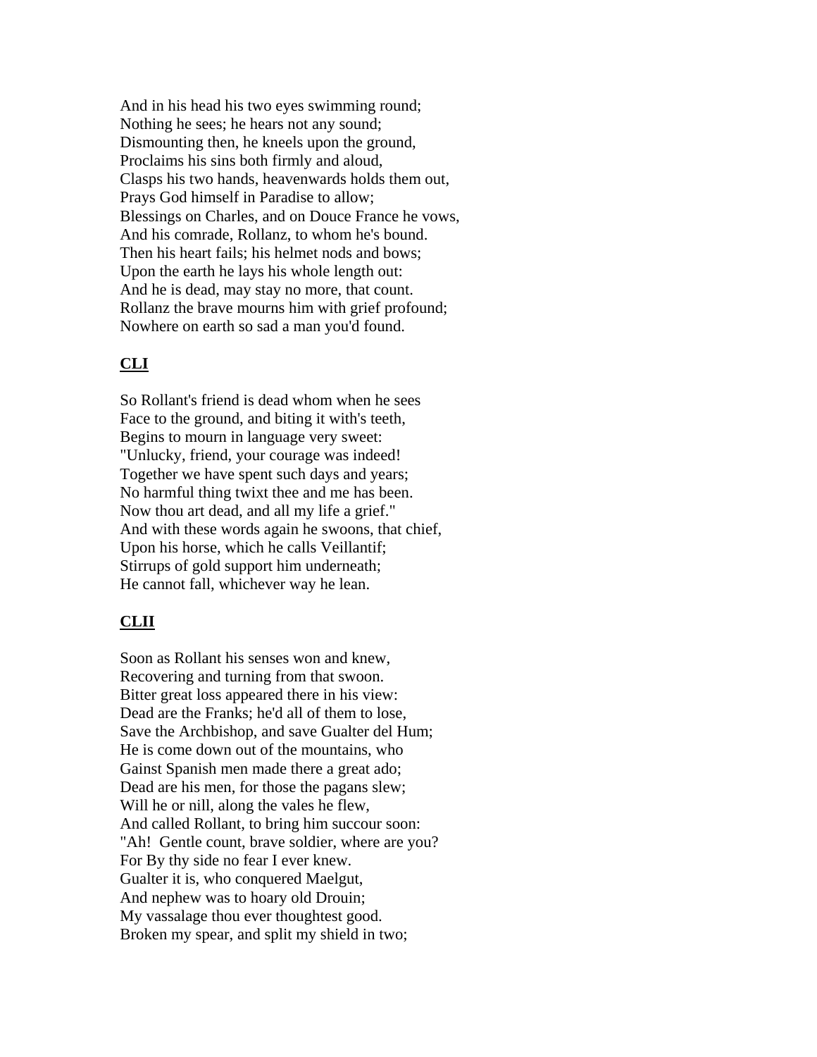And in his head his two eyes swimming round;
Nothing he sees; he hears not any sound;
Dismounting then, he kneels upon the ground,
Proclaims his sins both firmly and aloud,
Clasps his two hands, heavenwards holds them out,
Prays God himself in Paradise to allow;
Blessings on Charles, and on Douce France he vows,
And his comrade, Rollanz, to whom he's bound.
Then his heart fails; his helmet nods and bows;
Upon the earth he lays his whole length out:
And he is dead, may stay no more, that count.
Rollanz the brave mourns him with grief profound;
Nowhere on earth so sad a man you'd found.

## CLI

So Rollant's friend is dead whom when he sees
Face to the ground, and biting it with's teeth,
Begins to mourn in language very sweet:
"Unlucky, friend, your courage was indeed!
Together we have spent such days and years;
No harmful thing twixt thee and me has been.
Now thou art dead, and all my life a grief."
And with these words again he swoons, that chief,
Upon his horse, which he calls Veillantif;
Stirrups of gold support him underneath;
He cannot fall, whichever way he lean.

## CLII

Soon as Rollant his senses won and knew,
Recovering and turning from that swoon.
Bitter great loss appeared there in his view:
Dead are the Franks; he'd all of them to lose,
Save the Archbishop, and save Gualter del Hum;
He is come down out of the mountains, who
Gainst Spanish men made there a great ado;
Dead are his men, for those the pagans slew;
Will he or nill, along the vales he flew,
And called Rollant, to bring him succour soon:
"Ah! Gentle count, brave soldier, where are you?
For By thy side no fear I ever knew.
Gualter it is, who conquered Maelgut,
And nephew was to hoary old Drouin;
My vassalage thou ever thoughtest good.
Broken my spear, and split my shield in two;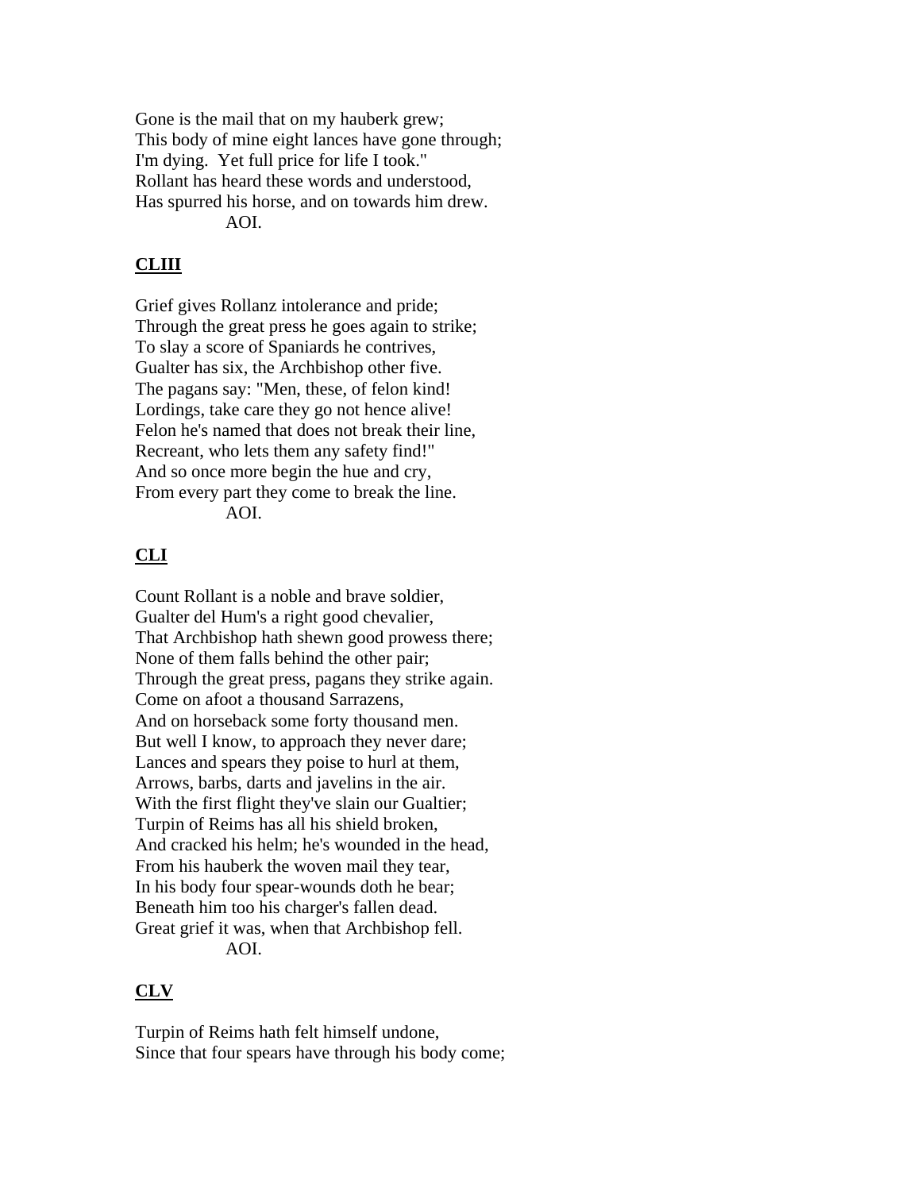Gone is the mail that on my hauberk grew;
This body of mine eight lances have gone through;
I'm dying. Yet full price for life I took."
Rollant has heard these words and understood,
Has spurred his horse, and on towards him drew.
AOI.

## CLIII

Grief gives Rollanz intolerance and pride;
Through the great press he goes again to strike;
To slay a score of Spaniards he contrives,
Gualter has six, the Archbishop other five.
The pagans say: "Men, these, of felon kind!
Lordings, take care they go not hence alive!
Felon he's named that does not break their line,
Recreant, who lets them any safety find!"
And so once more begin the hue and cry,
From every part they come to break the line.
AOI.

## CLI

Count Rollant is a noble and brave soldier,
Gualter del Hum's a right good chevalier,
That Archbishop hath shewn good prowess there;
None of them falls behind the other pair;
Through the great press, pagans they strike again.
Come on afoot a thousand Sarrazens,
And on horseback some forty thousand men.
But well I know, to approach they never dare;
Lances and spears they poise to hurl at them,
Arrows, barbs, darts and javelins in the air.
With the first flight they've slain our Gualtier;
Turpin of Reims has all his shield broken,
And cracked his helm; he's wounded in the head,
From his hauberk the woven mail they tear,
In his body four spear-wounds doth he bear;
Beneath him too his charger's fallen dead.
Great grief it was, when that Archbishop fell.
AOI.

## CLV

Turpin of Reims hath felt himself undone,
Since that four spears have through his body come;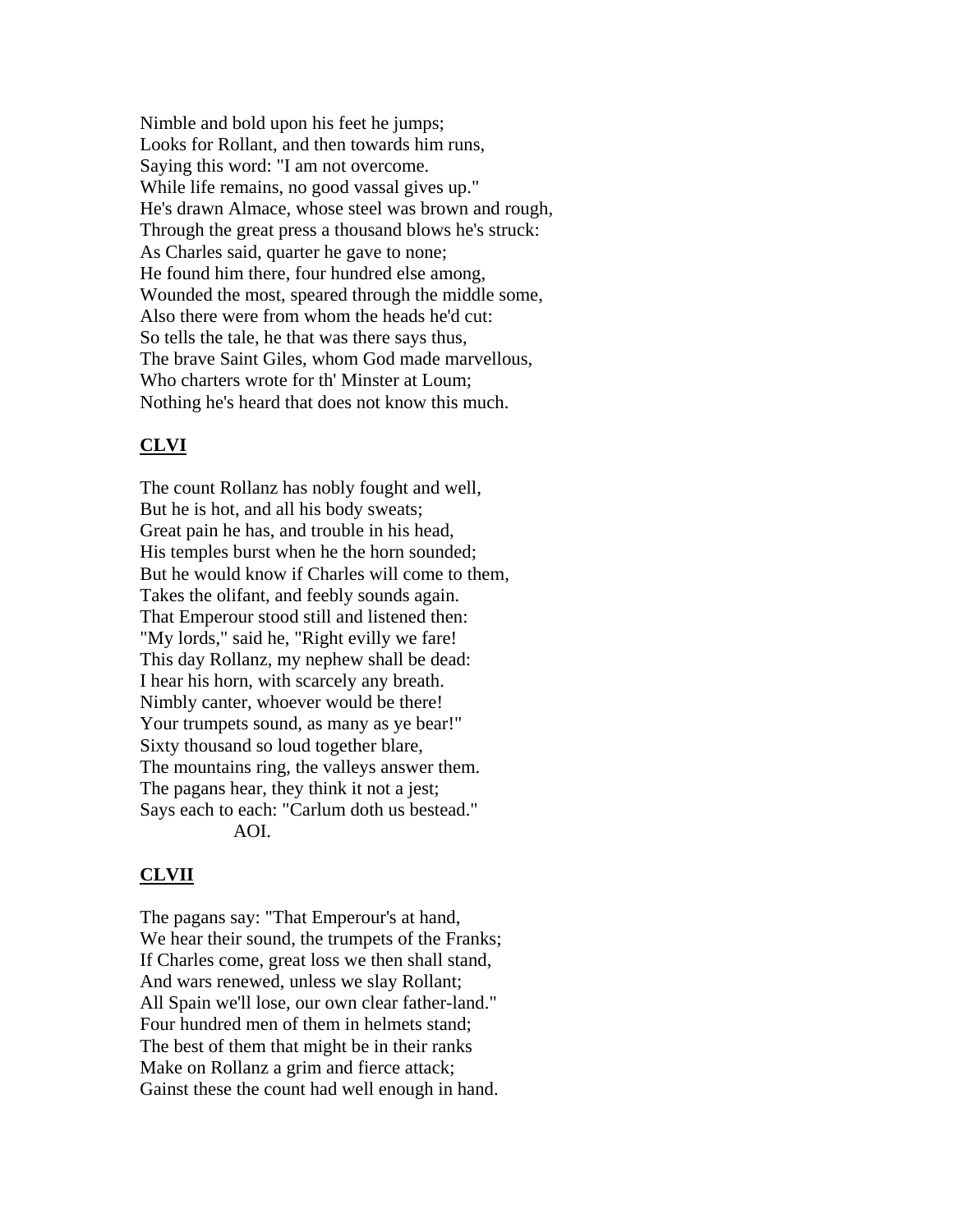Nimble and bold upon his feet he jumps;
Looks for Rollant, and then towards him runs,
Saying this word: "I am not overcome.
While life remains, no good vassal gives up."
He's drawn Almace, whose steel was brown and rough,
Through the great press a thousand blows he's struck:
As Charles said, quarter he gave to none;
He found him there, four hundred else among,
Wounded the most, speared through the middle some,
Also there were from whom the heads he'd cut:
So tells the tale, he that was there says thus,
The brave Saint Giles, whom God made marvellous,
Who charters wrote for th' Minster at Loum;
Nothing he's heard that does not know this much.

## CLVI

The count Rollanz has nobly fought and well,
But he is hot, and all his body sweats;
Great pain he has, and trouble in his head,
His temples burst when he the horn sounded;
But he would know if Charles will come to them,
Takes the olifant, and feebly sounds again.
That Emperour stood still and listened then:
"My lords," said he, "Right evilly we fare!
This day Rollanz, my nephew shall be dead:
I hear his horn, with scarcely any breath.
Nimbly canter, whoever would be there!
Your trumpets sound, as many as ye bear!"
Sixty thousand so loud together blare,
The mountains ring, the valleys answer them.
The pagans hear, they think it not a jest;
Says each to each: "Carlum doth us bestead."
AOI.

## CLVII

The pagans say: "That Emperour's at hand,
We hear their sound, the trumpets of the Franks;
If Charles come, great loss we then shall stand,
And wars renewed, unless we slay Rollant;
All Spain we'll lose, our own clear father-land."
Four hundred men of them in helmets stand;
The best of them that might be in their ranks
Make on Rollanz a grim and fierce attack;
Gainst these the count had well enough in hand.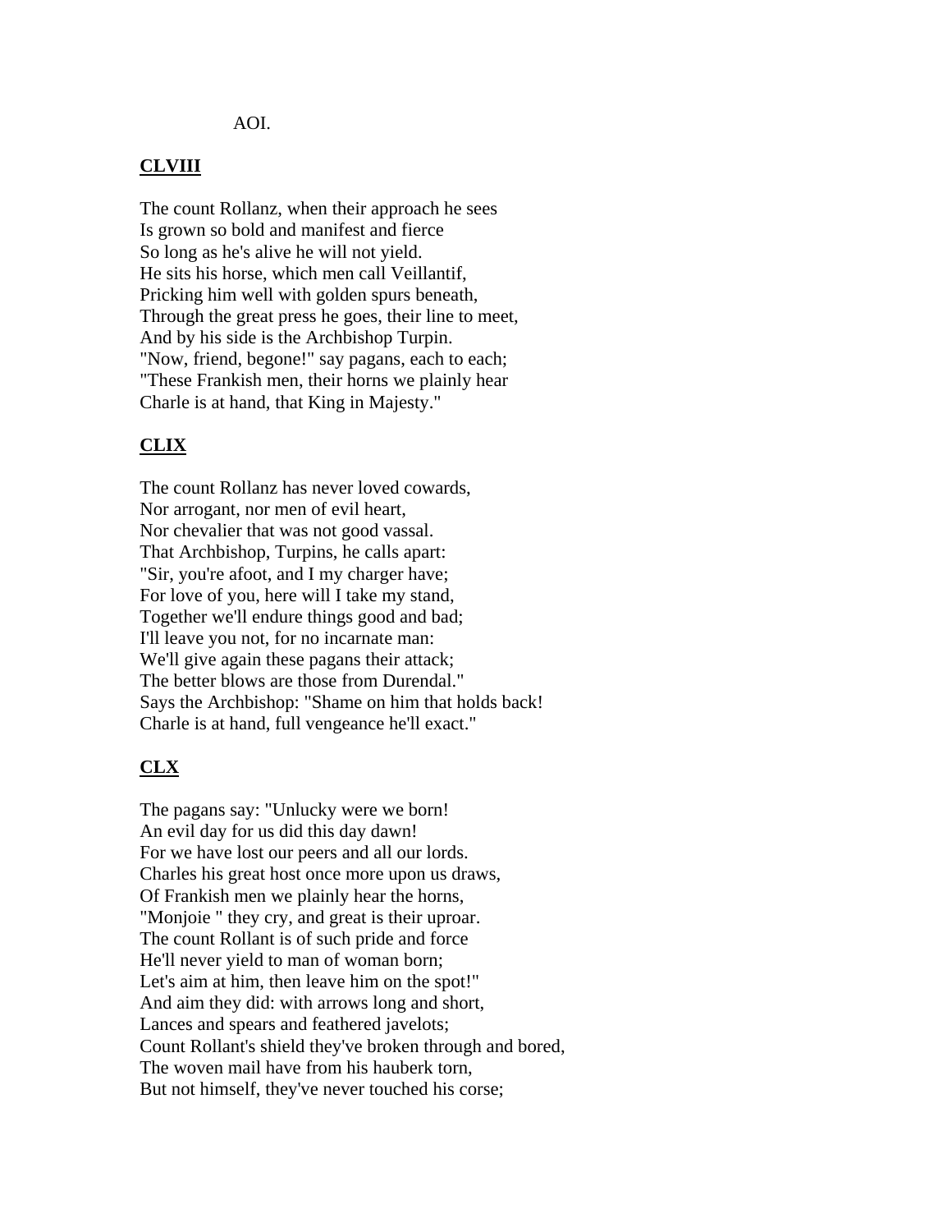AOI.

## CLVIII

The count Rollanz, when their approach he sees
Is grown so bold and manifest and fierce
So long as he's alive he will not yield.
He sits his horse, which men call Veillantif,
Pricking him well with golden spurs beneath,
Through the great press he goes, their line to meet,
And by his side is the Archbishop Turpin.
"Now, friend, begone!" say pagans, each to each;
"These Frankish men, their horns we plainly hear
Charle is at hand, that King in Majesty."

## CLIX

The count Rollanz has never loved cowards,
Nor arrogant, nor men of evil heart,
Nor chevalier that was not good vassal.
That Archbishop, Turpins, he calls apart:
"Sir, you're afoot, and I my charger have;
For love of you, here will I take my stand,
Together we'll endure things good and bad;
I'll leave you not, for no incarnate man:
We'll give again these pagans their attack;
The better blows are those from Durendal."
Says the Archbishop: "Shame on him that holds back!
Charle is at hand, full vengeance he'll exact."

## CLX

The pagans say: "Unlucky were we born!
An evil day for us did this day dawn!
For we have lost our peers and all our lords.
Charles his great host once more upon us draws,
Of Frankish men we plainly hear the horns,
"Monjoie " they cry, and great is their uproar.
The count Rollant is of such pride and force
He'll never yield to man of woman born;
Let's aim at him, then leave him on the spot!"
And aim they did: with arrows long and short,
Lances and spears and feathered javelots;
Count Rollant's shield they've broken through and bored,
The woven mail have from his hauberk torn,
But not himself, they've never touched his corse;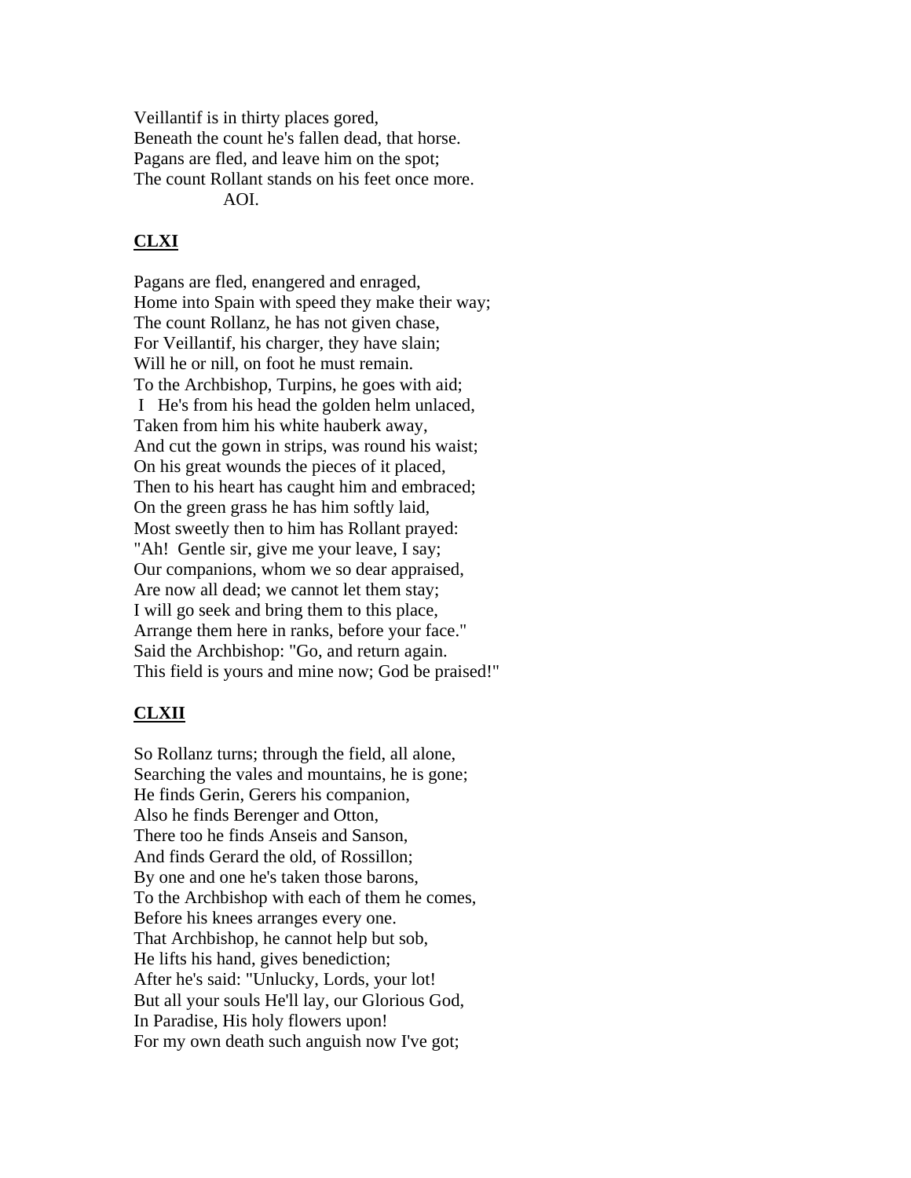Veillantif is in thirty places gored,
Beneath the count he's fallen dead, that horse.
Pagans are fled, and leave him on the spot;
The count Rollant stands on his feet once more.
AOI.

## CLXI

Pagans are fled, enangered and enraged,
Home into Spain with speed they make their way;
The count Rollanz, he has not given chase,
For Veillantif, his charger, they have slain;
Will he or nill, on foot he must remain.
To the Archbishop, Turpins, he goes with aid;
I He's from his head the golden helm unlaced,
Taken from him his white hauberk away,
And cut the gown in strips, was round his waist;
On his great wounds the pieces of it placed,
Then to his heart has caught him and embraced;
On the green grass he has him softly laid,
Most sweetly then to him has Rollant prayed:
"Ah! Gentle sir, give me your leave, I say;
Our companions, whom we so dear appraised,
Are now all dead; we cannot let them stay;
I will go seek and bring them to this place,
Arrange them here in ranks, before your face."
Said the Archbishop: "Go, and return again.
This field is yours and mine now; God be praised!"

## CLXII

So Rollanz turns; through the field, all alone,
Searching the vales and mountains, he is gone;
He finds Gerin, Gerers his companion,
Also he finds Berenger and Otton,
There too he finds Anseis and Sanson,
And finds Gerard the old, of Rossillon;
By one and one he's taken those barons,
To the Archbishop with each of them he comes,
Before his knees arranges every one.
That Archbishop, he cannot help but sob,
He lifts his hand, gives benediction;
After he's said: "Unlucky, Lords, your lot!
But all your souls He'll lay, our Glorious God,
In Paradise, His holy flowers upon!
For my own death such anguish now I've got;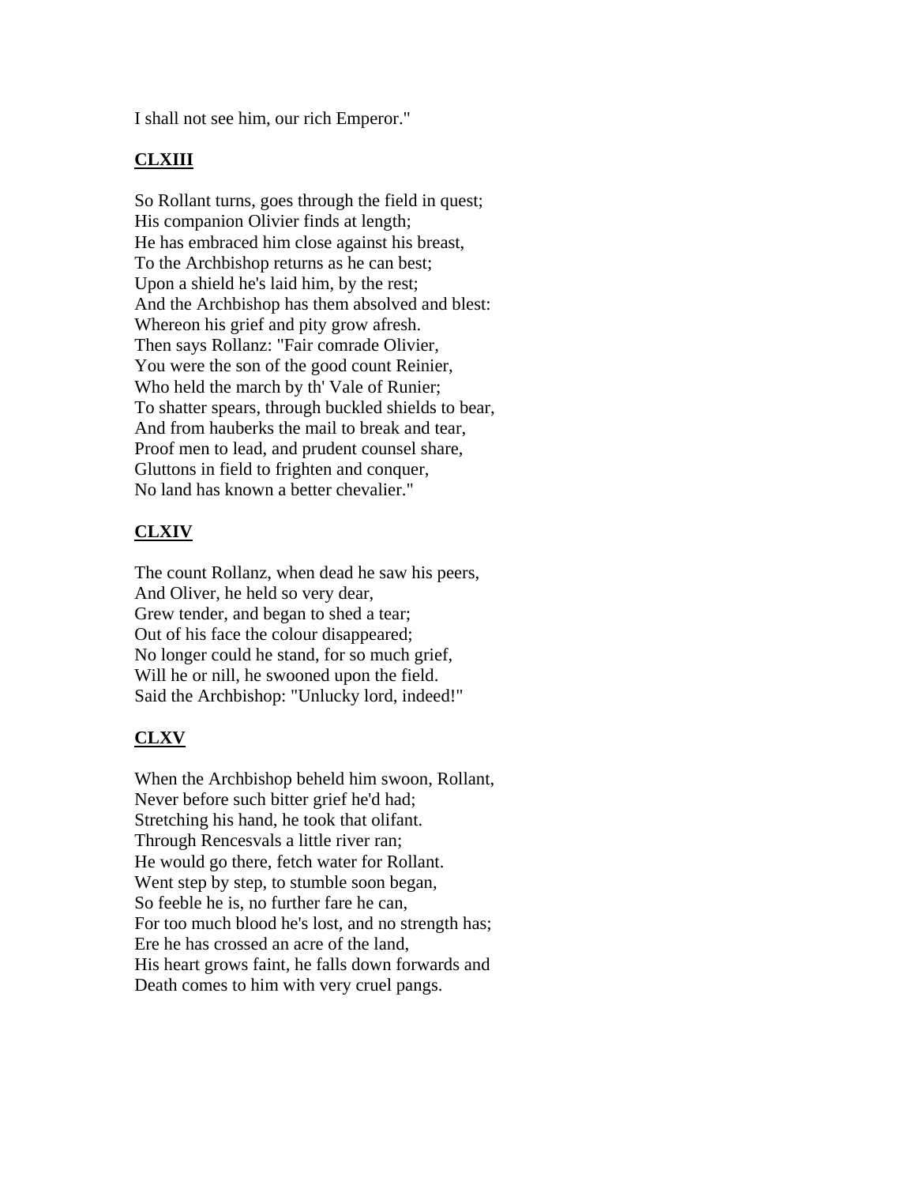I shall not see him, our rich Emperor."

## CLXIII

So Rollant turns, goes through the field in quest;
His companion Olivier finds at length;
He has embraced him close against his breast,
To the Archbishop returns as he can best;
Upon a shield he's laid him, by the rest;
And the Archbishop has them absolved and blest:
Whereon his grief and pity grow afresh.
Then says Rollanz: "Fair comrade Olivier,
You were the son of the good count Reinier,
Who held the march by th' Vale of Runier;
To shatter spears, through buckled shields to bear,
And from hauberks the mail to break and tear,
Proof men to lead, and prudent counsel share,
Gluttons in field to frighten and conquer,
No land has known a better chevalier."

## CLXIV

The count Rollanz, when dead he saw his peers,
And Oliver, he held so very dear,
Grew tender, and began to shed a tear;
Out of his face the colour disappeared;
No longer could he stand, for so much grief,
Will he or nill, he swooned upon the field.
Said the Archbishop: "Unlucky lord, indeed!"

## CLXV

When the Archbishop beheld him swoon, Rollant,
Never before such bitter grief he'd had;
Stretching his hand, he took that olifant.
Through Rencesvals a little river ran;
He would go there, fetch water for Rollant.
Went step by step, to stumble soon began,
So feeble he is, no further fare he can,
For too much blood he's lost, and no strength has;
Ere he has crossed an acre of the land,
His heart grows faint, he falls down forwards and
Death comes to him with very cruel pangs.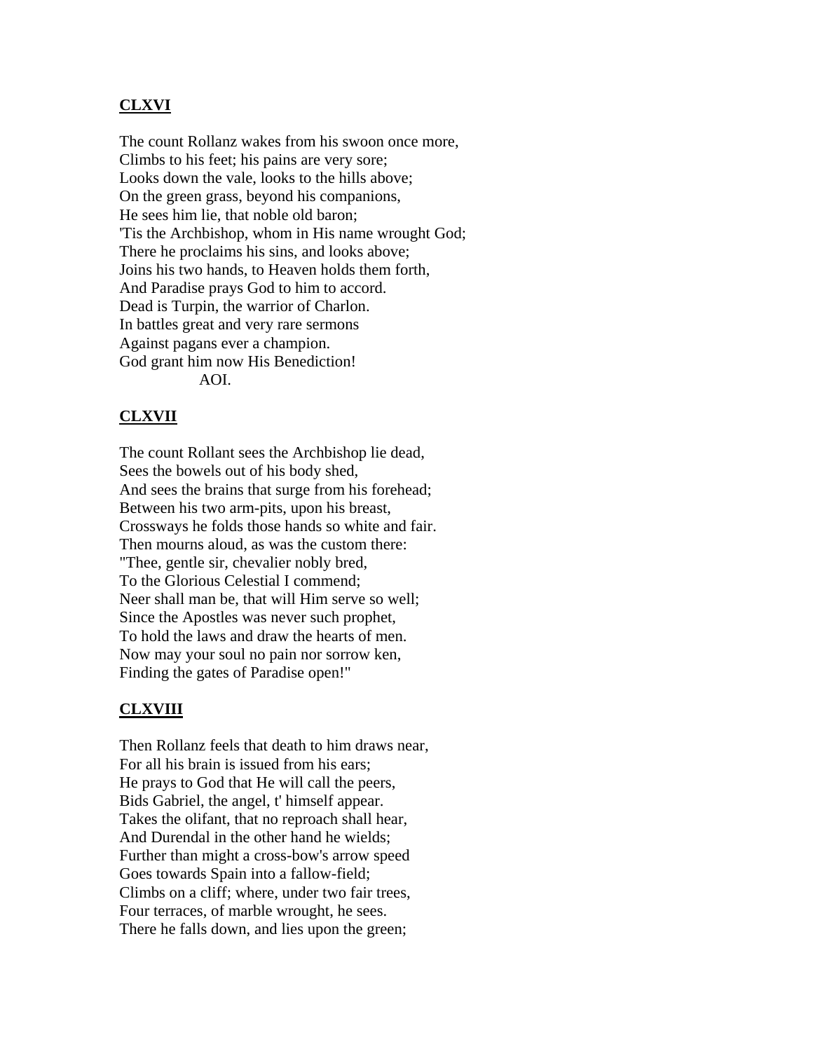## **CLXVI**

The count Rollanz wakes from his swoon once more,
Climbs to his feet; his pains are very sore;
Looks down the vale, looks to the hills above;
On the green grass, beyond his companions,
He sees him lie, that noble old baron;
'Tis the Archbishop, whom in His name wrought God;
There he proclaims his sins, and looks above;
Joins his two hands, to Heaven holds them forth,
And Paradise prays God to him to accord.
Dead is Turpin, the warrior of Charlon.
In battles great and very rare sermons
Against pagans ever a champion.
God grant him now His Benediction!
AOI.

## **CLXVII**

The count Rollant sees the Archbishop lie dead,
Sees the bowels out of his body shed,
And sees the brains that surge from his forehead;
Between his two arm-pits, upon his breast,
Crossways he folds those hands so white and fair.
Then mourns aloud, as was the custom there:
"Thee, gentle sir, chevalier nobly bred,
To the Glorious Celestial I commend;
Neer shall man be, that will Him serve so well;
Since the Apostles was never such prophet,
To hold the laws and draw the hearts of men.
Now may your soul no pain nor sorrow ken,
Finding the gates of Paradise open!"

## **CLXVIII**

Then Rollanz feels that death to him draws near,
For all his brain is issued from his ears;
He prays to God that He will call the peers,
Bids Gabriel, the angel, t' himself appear.
Takes the olifant, that no reproach shall hear,
And Durendal in the other hand he wields;
Further than might a cross-bow's arrow speed
Goes towards Spain into a fallow-field;
Climbs on a cliff; where, under two fair trees,
Four terraces, of marble wrought, he sees.
There he falls down, and lies upon the green;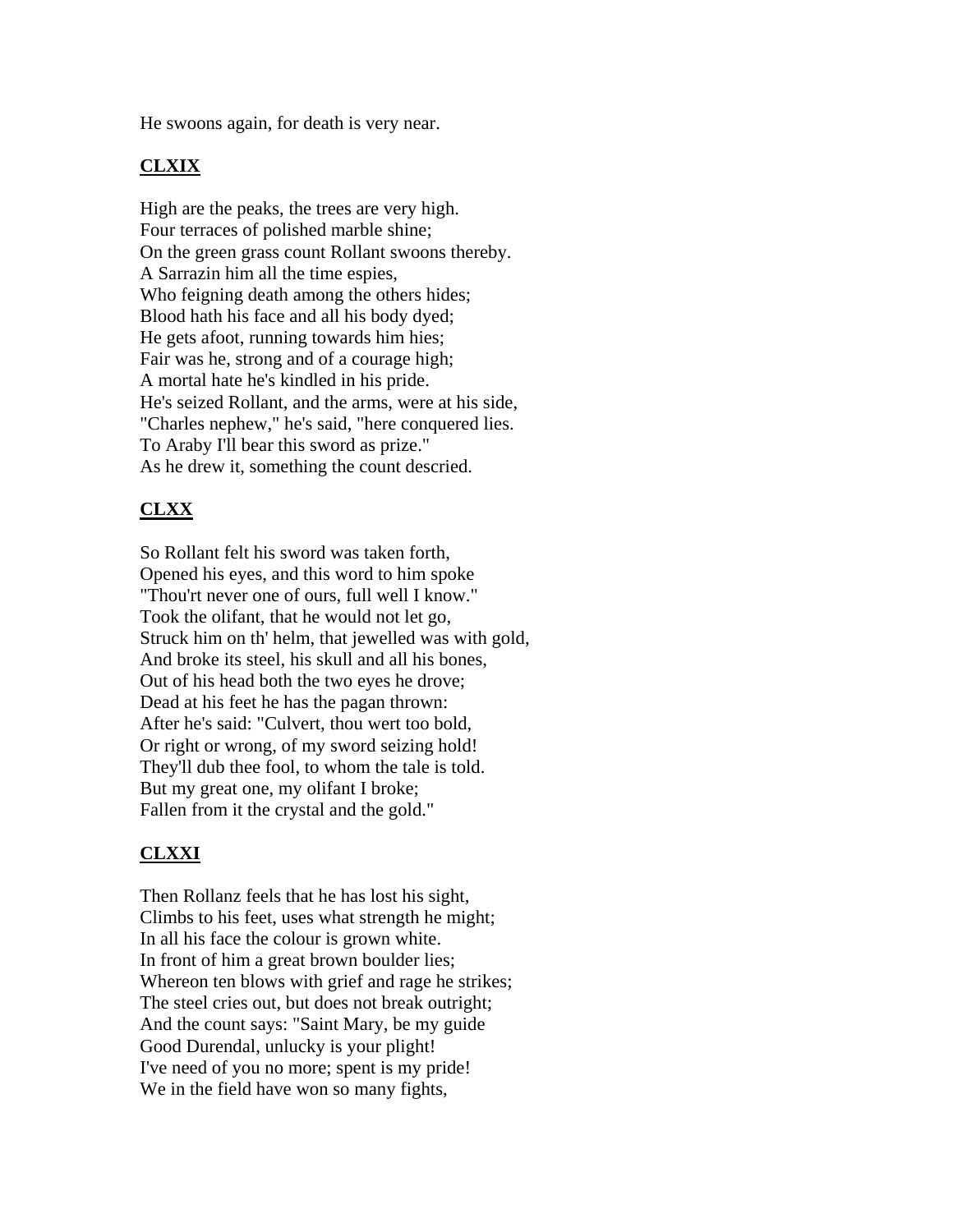He swoons again, for death is very near.

## CLXIX

High are the peaks, the trees are very high.
Four terraces of polished marble shine;
On the green grass count Rollant swoons thereby.
A Sarrazin him all the time espies,
Who feigning death among the others hides;
Blood hath his face and all his body dyed;
He gets afoot, running towards him hies;
Fair was he, strong and of a courage high;
A mortal hate he's kindled in his pride.
He's seized Rollant, and the arms, were at his side,
"Charles nephew," he's said, "here conquered lies.
To Araby I'll bear this sword as prize."
As he drew it, something the count descried.

## CLXX

So Rollant felt his sword was taken forth,
Opened his eyes, and this word to him spoke
"Thou'rt never one of ours, full well I know."
Took the olifant, that he would not let go,
Struck him on th' helm, that jewelled was with gold,
And broke its steel, his skull and all his bones,
Out of his head both the two eyes he drove;
Dead at his feet he has the pagan thrown:
After he's said: "Culvert, thou wert too bold,
Or right or wrong, of my sword seizing hold!
They'll dub thee fool, to whom the tale is told.
But my great one, my olifant I broke;
Fallen from it the crystal and the gold."

## CLXXI

Then Rollanz feels that he has lost his sight,
Climbs to his feet, uses what strength he might;
In all his face the colour is grown white.
In front of him a great brown boulder lies;
Whereon ten blows with grief and rage he strikes;
The steel cries out, but does not break outright;
And the count says: "Saint Mary, be my guide
Good Durendal, unlucky is your plight!
I've need of you no more; spent is my pride!
We in the field have won so many fights,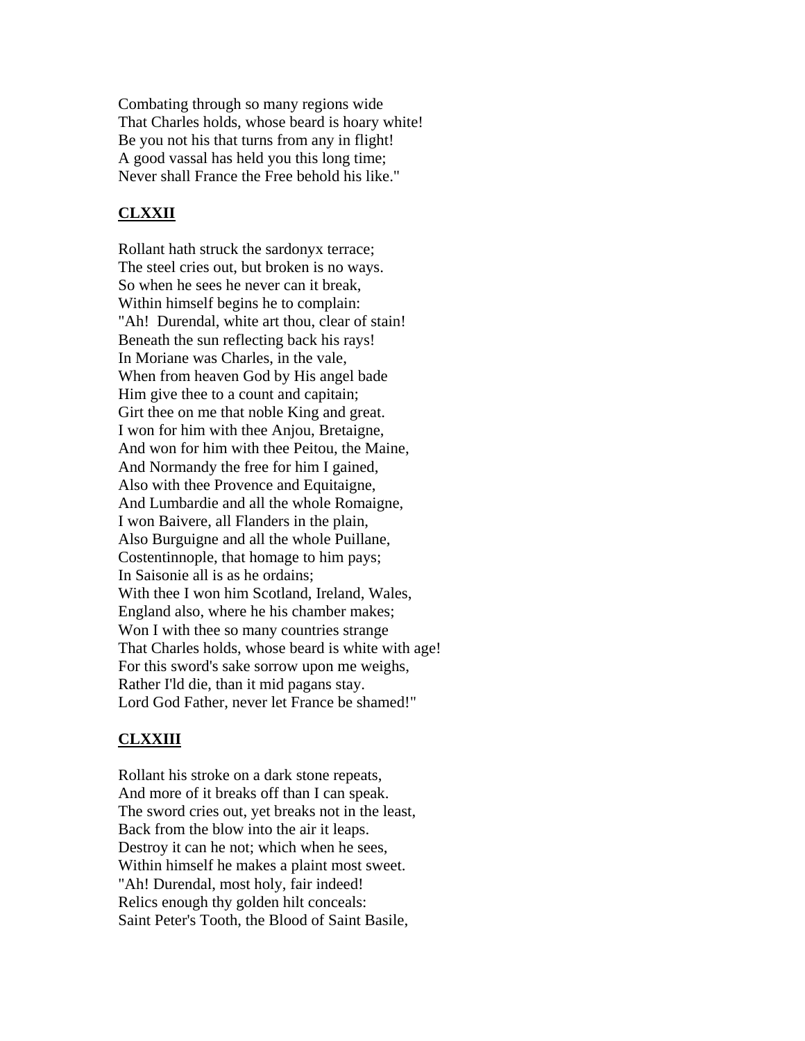Combating through so many regions wide  
That Charles holds, whose beard is hoary white!  
Be you not his that turns from any in flight!  
A good vassal has held you this long time;  
Never shall France the Free behold his like."

## CLXXII

Rollant hath struck the sardonyx terrace;  
The steel cries out, but broken is no ways.  
So when he sees he never can it break,  
Within himself begins he to complain:  
"Ah! Durendal, white art thou, clear of stain!  
Beneath the sun reflecting back his rays!  
In Moriane was Charles, in the vale,  
When from heaven God by His angel bade  
Him give thee to a count and capitain;  
Girt thee on me that noble King and great.  
I won for him with thee Anjou, Bretaigne,  
And won for him with thee Peitou, the Maine,  
And Normandy the free for him I gained,  
Also with thee Provence and Equitaigne,  
And Lumbardie and all the whole Romaigne,  
I won Baivere, all Flanders in the plain,  
Also Burguigne and all the whole Puillane,  
Costentinnople, that homage to him pays;  
In Saisonie all is as he ordains;  
With thee I won him Scotland, Ireland, Wales,  
England also, where he his chamber makes;  
Won I with thee so many countries strange  
That Charles holds, whose beard is white with age!  
For this sword's sake sorrow upon me weighs,  
Rather I'ld die, than it mid pagans stay.  
Lord God Father, never let France be shamed!"

## CLXXIII

Rollant his stroke on a dark stone repeats,  
And more of it breaks off than I can speak.  
The sword cries out, yet breaks not in the least,  
Back from the blow into the air it leaps.  
Destroy it can he not; which when he sees,  
Within himself he makes a plaint most sweet.  
"Ah! Durendal, most holy, fair indeed!  
Relics enough thy golden hilt conceals:  
Saint Peter's Tooth, the Blood of Saint Basile,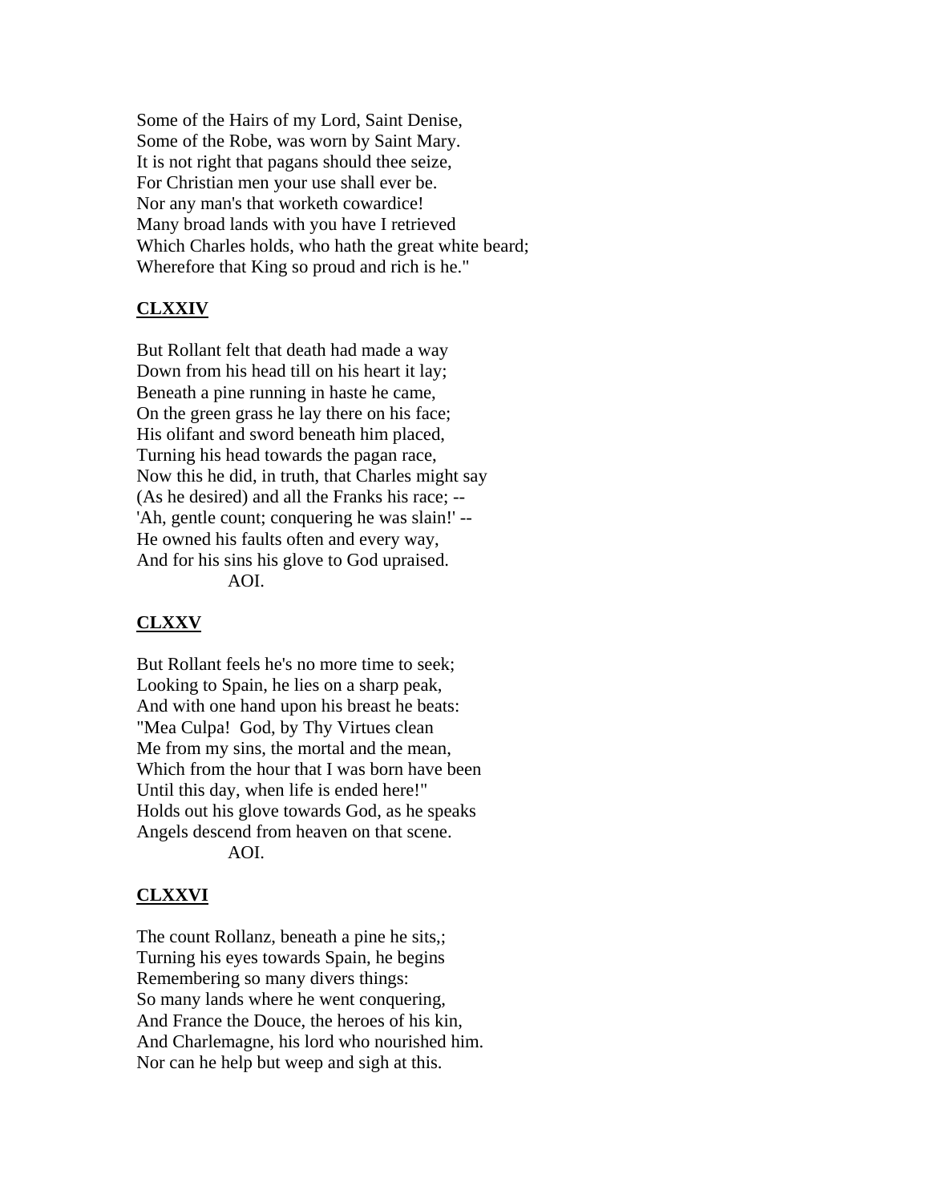Some of the Hairs of my Lord, Saint Denise,  
Some of the Robe, was worn by Saint Mary.  
It is not right that pagans should thee seize,  
For Christian men your use shall ever be.  
Nor any man's that worketh cowardice!  
Many broad lands with you have I retrieved  
Which Charles holds, who hath the great white beard;  
Wherefore that King so proud and rich is he."

## CLXXIV

But Rollant felt that death had made a way  
Down from his head till on his heart it lay;  
Beneath a pine running in haste he came,  
On the green grass he lay there on his face;  
His olifant and sword beneath him placed,  
Turning his head towards the pagan race,  
Now this he did, in truth, that Charles might say  
(As he desired) and all the Franks his race; --  
'Ah, gentle count; conquering he was slain!' --  
He owned his faults often and every way,  
And for his sins his glove to God upraised.  
AOI.

## CLXXV

But Rollant feels he's no more time to seek;  
Looking to Spain, he lies on a sharp peak,  
And with one hand upon his breast he beats:  
"Mea Culpa!  God, by Thy Virtues clean  
Me from my sins, the mortal and the mean,  
Which from the hour that I was born have been  
Until this day, when life is ended here!"  
Holds out his glove towards God, as he speaks  
Angels descend from heaven on that scene.  
AOI.

## CLXXVI

The count Rollanz, beneath a pine he sits,;  
Turning his eyes towards Spain, he begins  
Remembering so many divers things:  
So many lands where he went conquering,  
And France the Douce, the heroes of his kin,  
And Charlemagne, his lord who nourished him.  
Nor can he help but weep and sigh at this.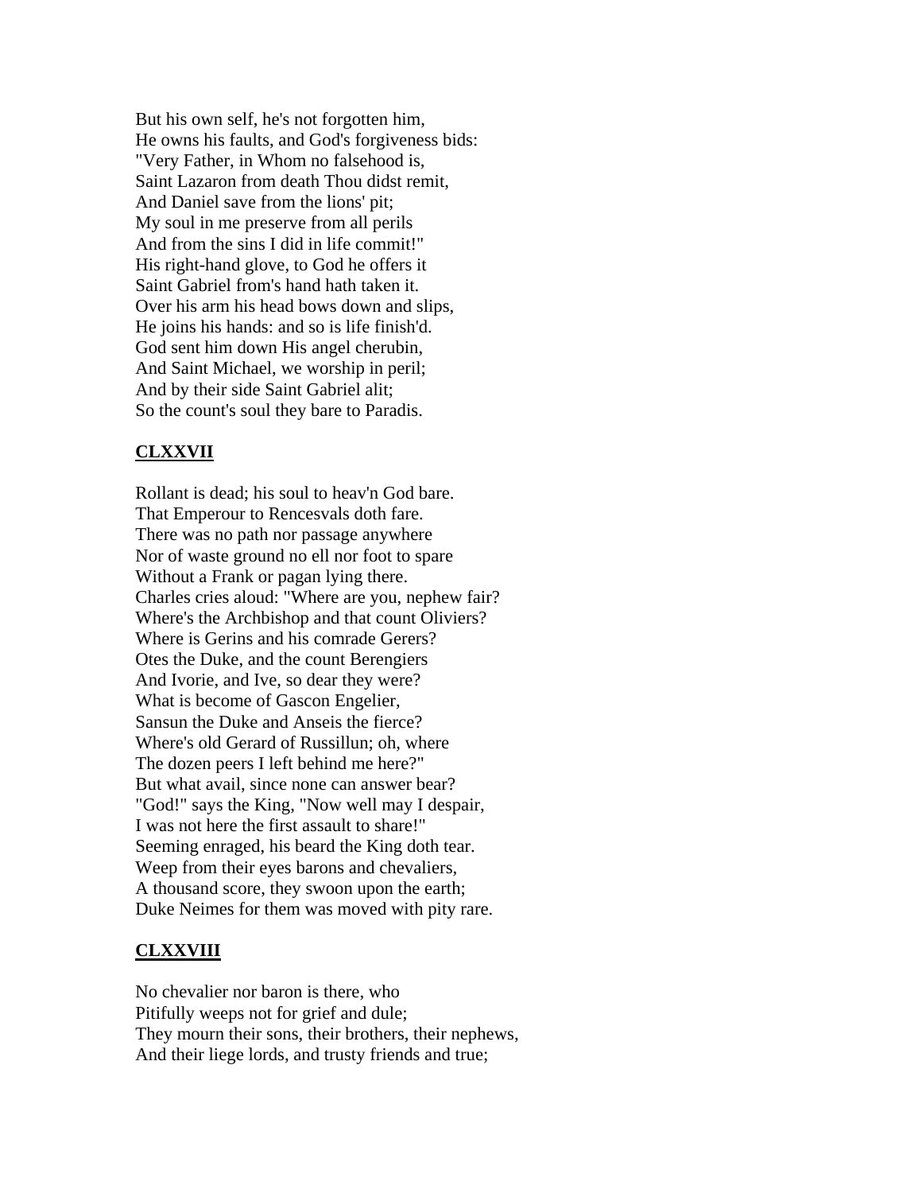But his own self, he's not forgotten him,  
He owns his faults, and God's forgiveness bids:  
"Very Father, in Whom no falsehood is,  
Saint Lazaron from death Thou didst remit,  
And Daniel save from the lions' pit;  
My soul in me preserve from all perils  
And from the sins I did in life commit!"  
His right-hand glove, to God he offers it  
Saint Gabriel from's hand hath taken it.  
Over his arm his head bows down and slips,  
He joins his hands: and so is life finish'd.  
God sent him down His angel cherubin,  
And Saint Michael, we worship in peril;  
And by their side Saint Gabriel alit;  
So the count's soul they bare to Paradis.

## CLXXVII

Rollant is dead; his soul to heav'n God bare.  
That Emperour to Rencesvals doth fare.  
There was no path nor passage anywhere  
Nor of waste ground no ell nor foot to spare  
Without a Frank or pagan lying there.  
Charles cries aloud: "Where are you, nephew fair?  
Where's the Archbishop and that count Oliviers?  
Where is Gerins and his comrade Gerers?  
Otes the Duke, and the count Berengiers  
And Ivorie, and Ive, so dear they were?  
What is become of Gascon Engelier,  
Sansun the Duke and Anseis the fierce?  
Where's old Gerard of Russillun; oh, where  
The dozen peers I left behind me here?"  
But what avail, since none can answer bear?  
"God!" says the King, "Now well may I despair,  
I was not here the first assault to share!"  
Seeming enraged, his beard the King doth tear.  
Weep from their eyes barons and chevaliers,  
A thousand score, they swoon upon the earth;  
Duke Neimes for them was moved with pity rare.

## CLXXVIII

No chevalier nor baron is there, who  
Pitifully weeps not for grief and dule;  
They mourn their sons, their brothers, their nephews,  
And their liege lords, and trusty friends and true;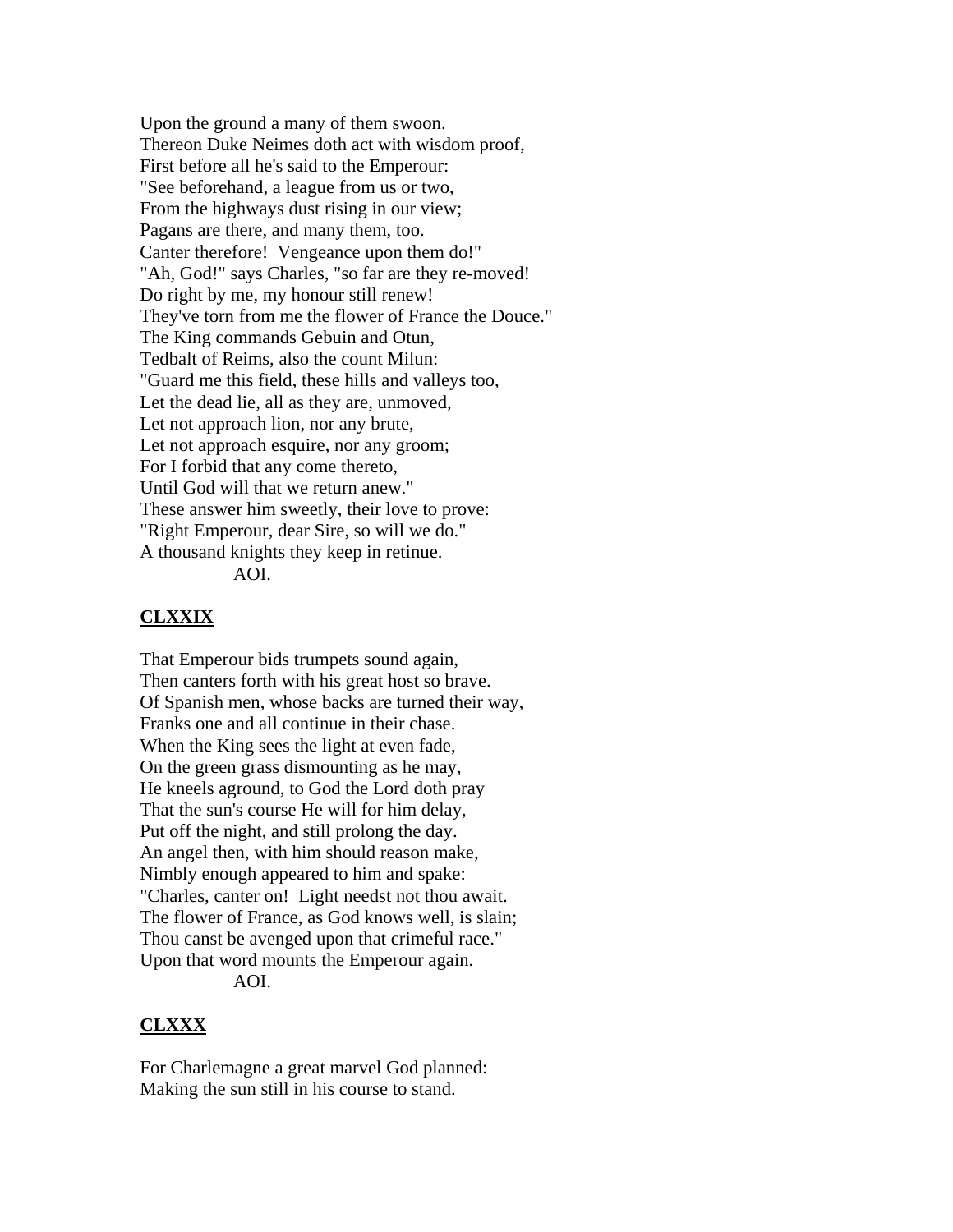Upon the ground a many of them swoon.
Thereon Duke Neimes doth act with wisdom proof,
First before all he's said to the Emperour:
"See beforehand, a league from us or two,
From the highways dust rising in our view;
Pagans are there, and many them, too.
Canter therefore! Vengeance upon them do!"
"Ah, God!" says Charles, "so far are they re-moved!
Do right by me, my honour still renew!
They've torn from me the flower of France the Douce."
The King commands Gebuin and Otun,
Tedbalt of Reims, also the count Milun:
"Guard me this field, these hills and valleys too,
Let the dead lie, all as they are, unmoved,
Let not approach lion, nor any brute,
Let not approach esquire, nor any groom;
For I forbid that any come thereto,
Until God will that we return anew."
These answer him sweetly, their love to prove:
"Right Emperour, dear Sire, so will we do."
A thousand knights they keep in retinue.
AOI.

## CLXXIX

That Emperour bids trumpets sound again,
Then canters forth with his great host so brave.
Of Spanish men, whose backs are turned their way,
Franks one and all continue in their chase.
When the King sees the light at even fade,
On the green grass dismounting as he may,
He kneels aground, to God the Lord doth pray
That the sun's course He will for him delay,
Put off the night, and still prolong the day.
An angel then, with him should reason make,
Nimbly enough appeared to him and spake:
"Charles, canter on! Light needst not thou await.
The flower of France, as God knows well, is slain;
Thou canst be avenged upon that crimeful race."
Upon that word mounts the Emperour again.
AOI.

## CLXXX

For Charlemagne a great marvel God planned:
Making the sun still in his course to stand.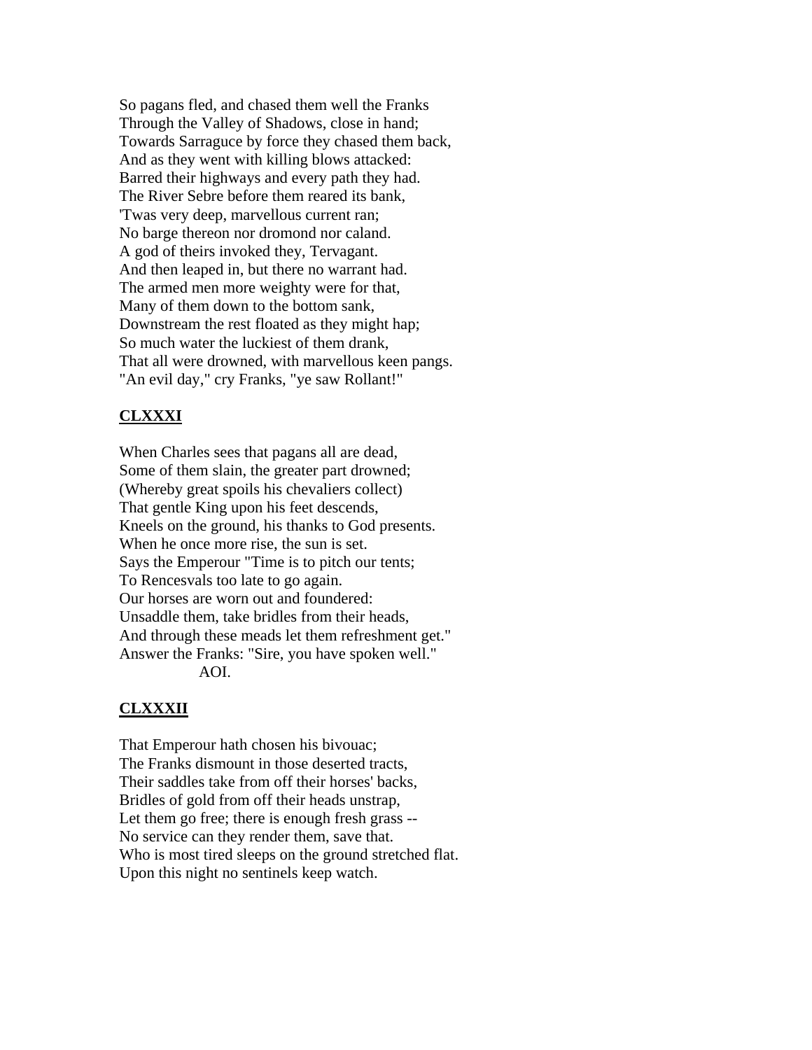So pagans fled, and chased them well the Franks  
Through the Valley of Shadows, close in hand;  
Towards Sarraguce by force they chased them back,  
And as they went with killing blows attacked:  
Barred their highways and every path they had.  
The River Sebre before them reared its bank,  
'Twas very deep, marvellous current ran;  
No barge thereon nor dromond nor caland.  
A god of theirs invoked they, Tervagant.  
And then leaped in, but there no warrant had.  
The armed men more weighty were for that,  
Many of them down to the bottom sank,  
Downstream the rest floated as they might hap;  
So much water the luckiest of them drank,  
That all were drowned, with marvellous keen pangs.  
"An evil day," cry Franks, "ye saw Rollant!"

## **CLXXXI**

When Charles sees that pagans all are dead,  
Some of them slain, the greater part drowned;  
(Whereby great spoils his chevaliers collect)  
That gentle King upon his feet descends,  
Kneels on the ground, his thanks to God presents.  
When he once more rise, the sun is set.  
Says the Emperour "Time is to pitch our tents;  
To Rencesvals too late to go again.  
Our horses are worn out and foundered:  
Unsaddle them, take bridles from their heads,  
And through these meads let them refreshment get."  
Answer the Franks: "Sire, you have spoken well."  
AOI.

## **CLXXXII**

That Emperour hath chosen his bivouac;  
The Franks dismount in those deserted tracts,  
Their saddles take from off their horses' backs,  
Bridles of gold from off their heads unstrap,  
Let them go free; there is enough fresh grass --  
No service can they render them, save that.  
Who is most tired sleeps on the ground stretched flat.  
Upon this night no sentinels keep watch.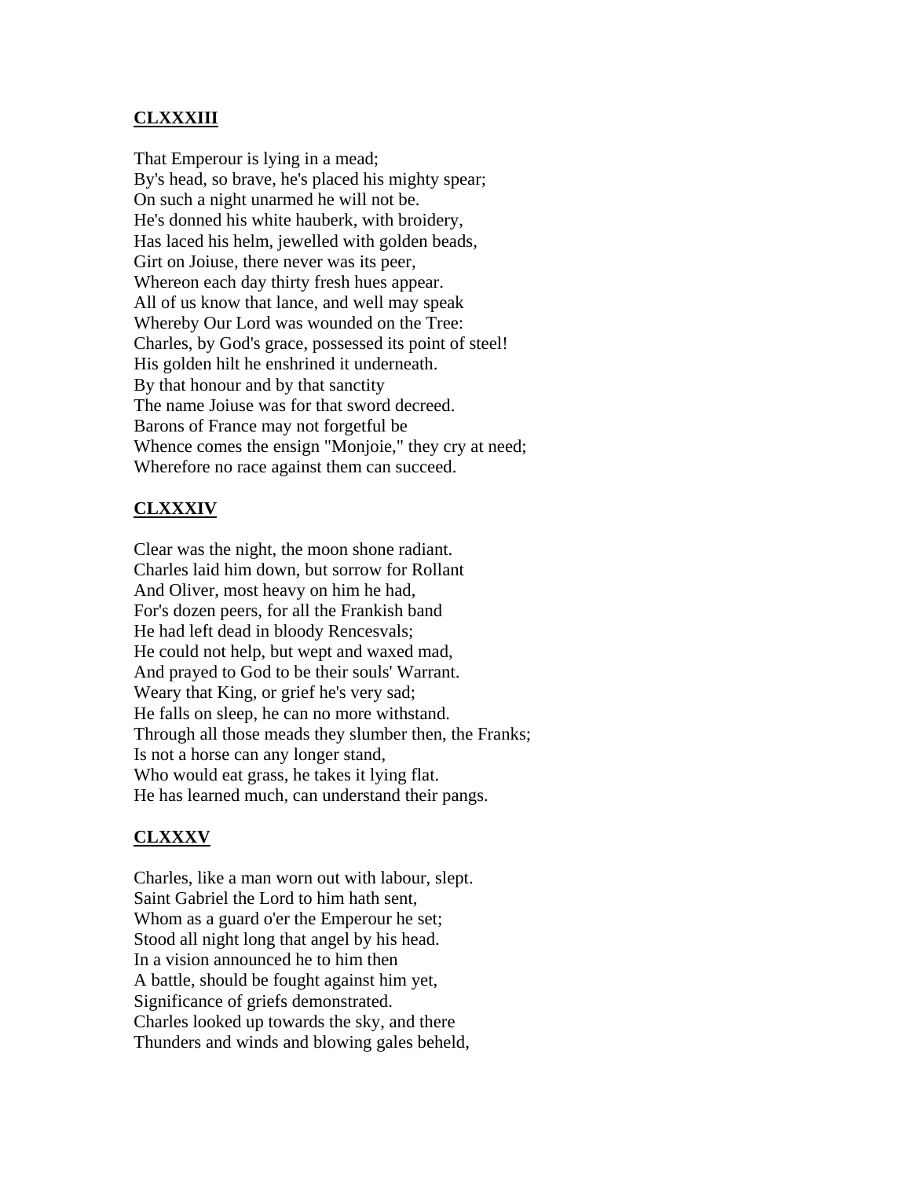## CLXXXIII

That Emperour is lying in a mead;  
By's head, so brave, he's placed his mighty spear;  
On such a night unarmed he will not be.  
He's donned his white hauberk, with broidery,  
Has laced his helm, jewelled with golden beads,  
Girt on Joiuse, there never was its peer,  
Whereon each day thirty fresh hues appear.  
All of us know that lance, and well may speak  
Whereby Our Lord was wounded on the Tree:  
Charles, by God's grace, possessed its point of steel!  
His golden hilt he enshrined it underneath.  
By that honour and by that sanctity  
The name Joiuse was for that sword decreed.  
Barons of France may not forgetful be  
Whence comes the ensign "Monjoie," they cry at need;  
Wherefore no race against them can succeed.

## CLXXXIV

Clear was the night, the moon shone radiant.  
Charles laid him down, but sorrow for Rollant  
And Oliver, most heavy on him he had,  
For's dozen peers, for all the Frankish band  
He had left dead in bloody Rencesvals;  
He could not help, but wept and waxed mad,  
And prayed to God to be their souls' Warrant.  
Weary that King, or grief he's very sad;  
He falls on sleep, he can no more withstand.  
Through all those meads they slumber then, the Franks;  
Is not a horse can any longer stand,  
Who would eat grass, he takes it lying flat.  
He has learned much, can understand their pangs.

## CLXXXV

Charles, like a man worn out with labour, slept.  
Saint Gabriel the Lord to him hath sent,  
Whom as a guard o'er the Emperour he set;  
Stood all night long that angel by his head.  
In a vision announced he to him then  
A battle, should be fought against him yet,  
Significance of griefs demonstrated.  
Charles looked up towards the sky, and there  
Thunders and winds and blowing gales beheld,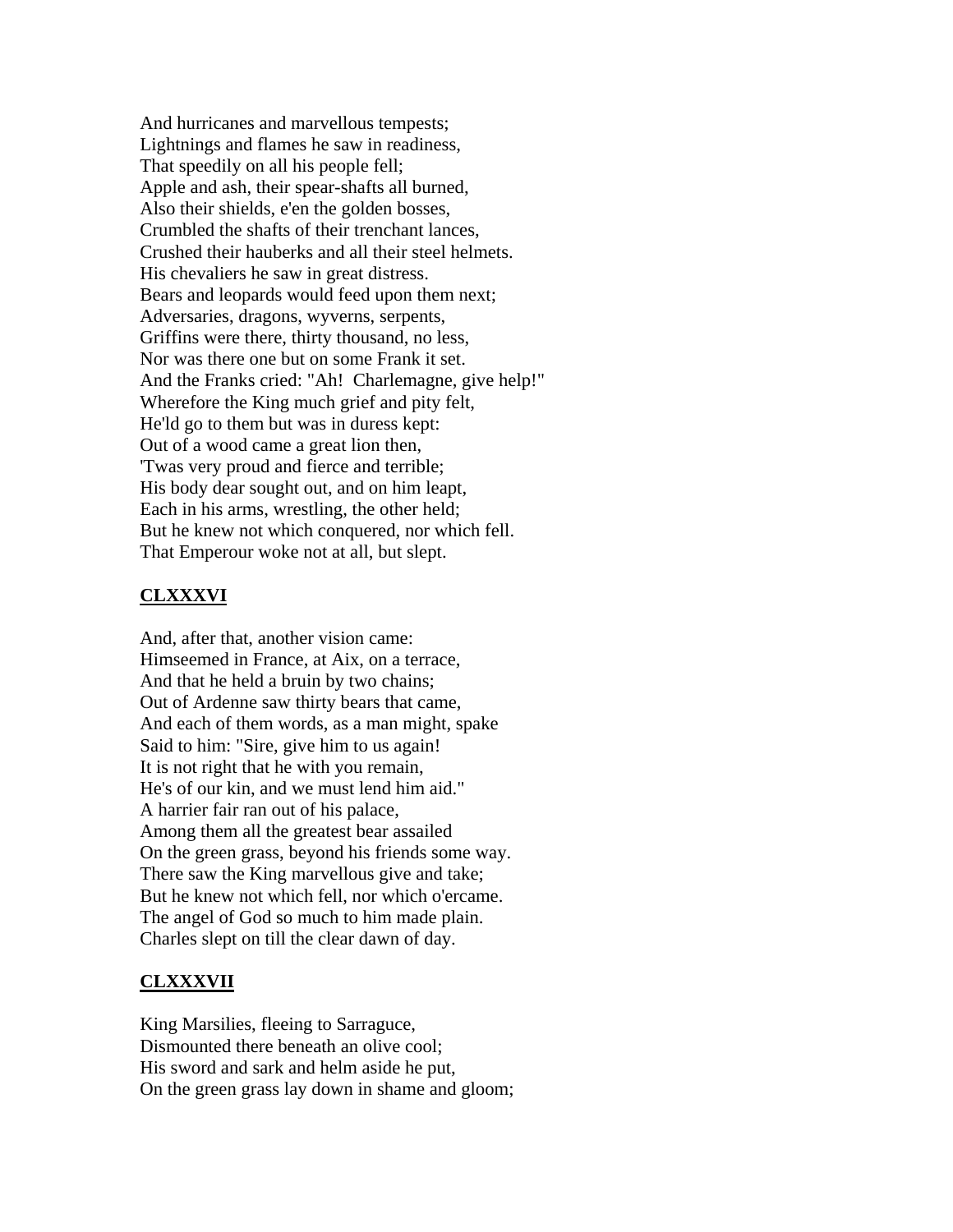And hurricanes and marvellous tempests;
Lightnings and flames he saw in readiness,
That speedily on all his people fell;
Apple and ash, their spear-shafts all burned,
Also their shields, e'en the golden bosses,
Crumbled the shafts of their trenchant lances,
Crushed their hauberks and all their steel helmets.
His chevaliers he saw in great distress.
Bears and leopards would feed upon them next;
Adversaries, dragons, wyverns, serpents,
Griffins were there, thirty thousand, no less,
Nor was there one but on some Frank it set.
And the Franks cried: "Ah! Charlemagne, give help!"
Wherefore the King much grief and pity felt,
He'ld go to them but was in duress kept:
Out of a wood came a great lion then,
'Twas very proud and fierce and terrible;
His body dear sought out, and on him leapt,
Each in his arms, wrestling, the other held;
But he knew not which conquered, nor which fell.
That Emperour woke not at all, but slept.

## CLXXXVI

And, after that, another vision came:
Himseemed in France, at Aix, on a terrace,
And that he held a bruin by two chains;
Out of Ardenne saw thirty bears that came,
And each of them words, as a man might, spake
Said to him: "Sire, give him to us again!
It is not right that he with you remain,
He's of our kin, and we must lend him aid."
A harrier fair ran out of his palace,
Among them all the greatest bear assailed
On the green grass, beyond his friends some way.
There saw the King marvellous give and take;
But he knew not which fell, nor which o'ercame.
The angel of God so much to him made plain.
Charles slept on till the clear dawn of day.

## CLXXXVII

King Marsilies, fleeing to Sarraguce,
Dismounted there beneath an olive cool;
His sword and sark and helm aside he put,
On the green grass lay down in shame and gloom;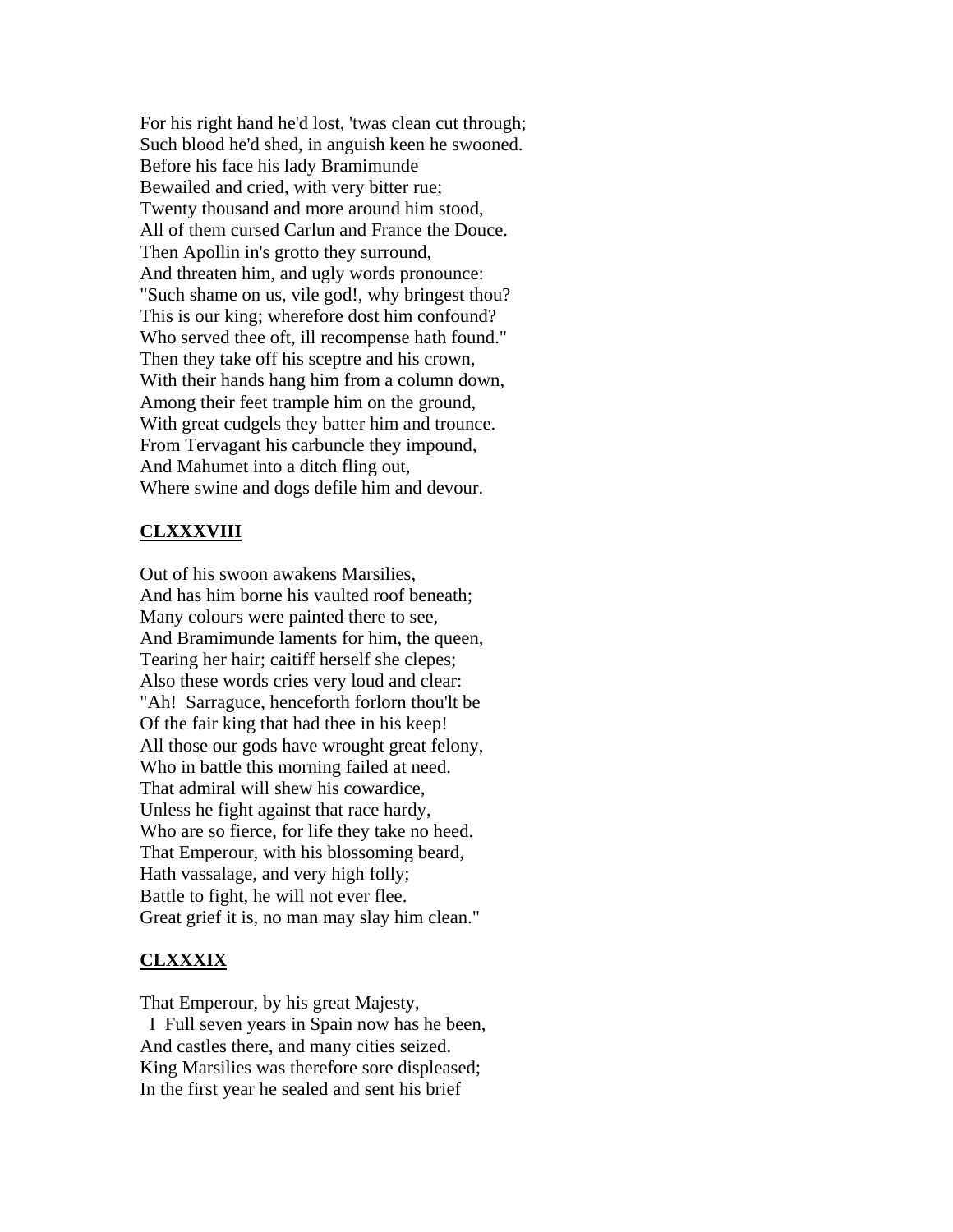For his right hand he'd lost, 'twas clean cut through;
Such blood he'd shed, in anguish keen he swooned.
Before his face his lady Bramimunde
Bewailed and cried, with very bitter rue;
Twenty thousand and more around him stood,
All of them cursed Carlun and France the Douce.
Then Apollin in's grotto they surround,
And threaten him, and ugly words pronounce:
"Such shame on us, vile god!, why bringest thou?
This is our king; wherefore dost him confound?
Who served thee oft, ill recompense hath found."
Then they take off his sceptre and his crown,
With their hands hang him from a column down,
Among their feet trample him on the ground,
With great cudgels they batter him and trounce.
From Tervagant his carbuncle they impound,
And Mahumet into a ditch fling out,
Where swine and dogs defile him and devour.

## CLXXXVIII

Out of his swoon awakens Marsilies,
And has him borne his vaulted roof beneath;
Many colours were painted there to see,
And Bramimunde laments for him, the queen,
Tearing her hair; caitiff herself she clepes;
Also these words cries very loud and clear:
"Ah! Sarraguce, henceforth forlorn thou'lt be
Of the fair king that had thee in his keep!
All those our gods have wrought great felony,
Who in battle this morning failed at need.
That admiral will shew his cowardice,
Unless he fight against that race hardy,
Who are so fierce, for life they take no heed.
That Emperour, with his blossoming beard,
Hath vassalage, and very high folly;
Battle to fight, he will not ever flee.
Great grief it is, no man may slay him clean."

## CLXXXIX

That Emperour, by his great Majesty,
I Full seven years in Spain now has he been,
And castles there, and many cities seized.
King Marsilies was therefore sore displeased;
In the first year he sealed and sent his brief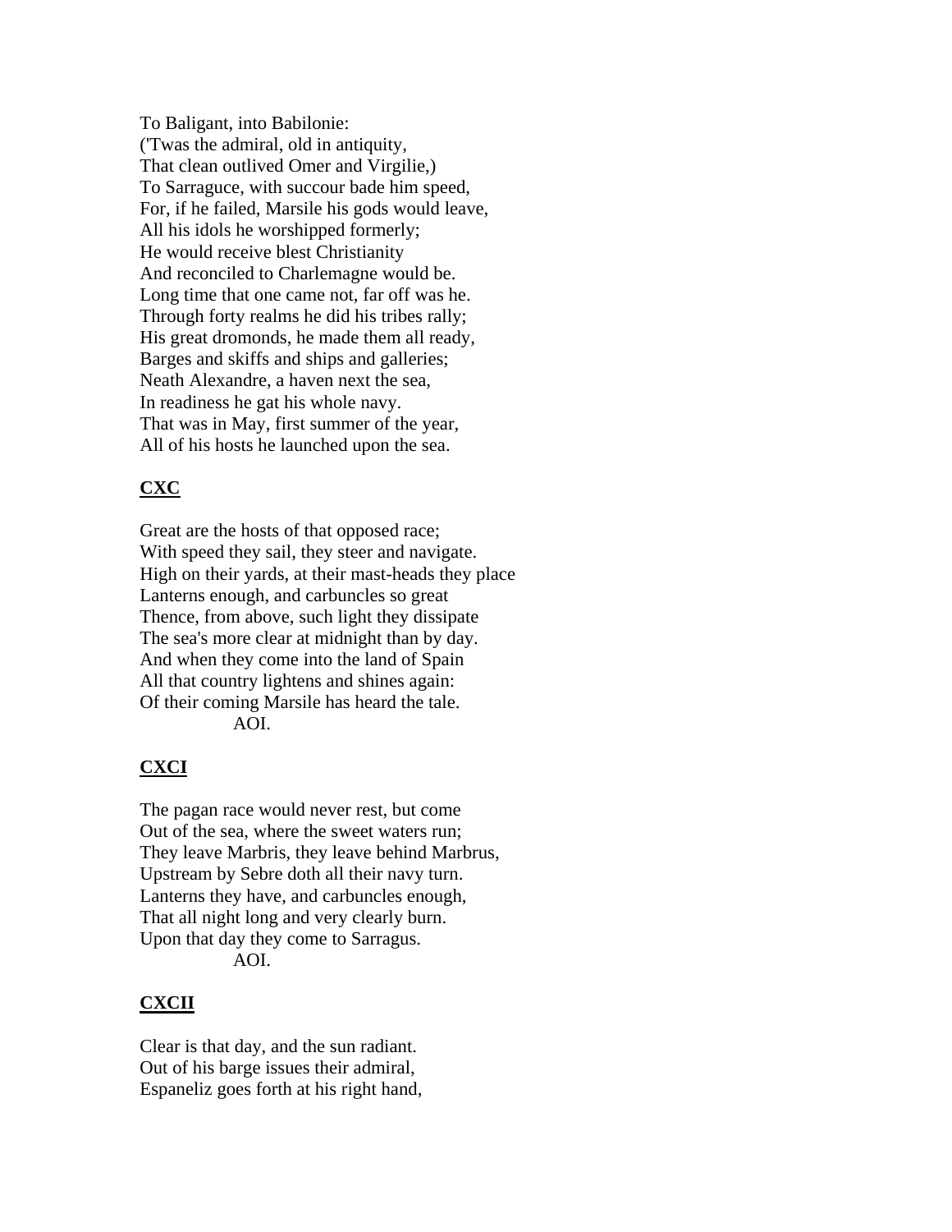To Baligant, into Babilonie:
('Twas the admiral, old in antiquity,
That clean outlived Omer and Virgilie,)
To Sarraguce, with succour bade him speed,
For, if he failed, Marsile his gods would leave,
All his idols he worshipped formerly;
He would receive blest Christianity
And reconciled to Charlemagne would be.
Long time that one came not, far off was he.
Through forty realms he did his tribes rally;
His great dromonds, he made them all ready,
Barges and skiffs and ships and galleries;
Neath Alexandre, a haven next the sea,
In readiness he gat his whole navy.
That was in May, first summer of the year,
All of his hosts he launched upon the sea.

## CXC

Great are the hosts of that opposed race;
With speed they sail, they steer and navigate.
High on their yards, at their mast-heads they place
Lanterns enough, and carbuncles so great
Thence, from above, such light they dissipate
The sea's more clear at midnight than by day.
And when they come into the land of Spain
All that country lightens and shines again:
Of their coming Marsile has heard the tale.
AOI.

## CXCI

The pagan race would never rest, but come
Out of the sea, where the sweet waters run;
They leave Marbris, they leave behind Marbrus,
Upstream by Sebre doth all their navy turn.
Lanterns they have, and carbuncles enough,
That all night long and very clearly burn.
Upon that day they come to Sarragus.
AOI.

## CXCII

Clear is that day, and the sun radiant.
Out of his barge issues their admiral,
Espaneliz goes forth at his right hand,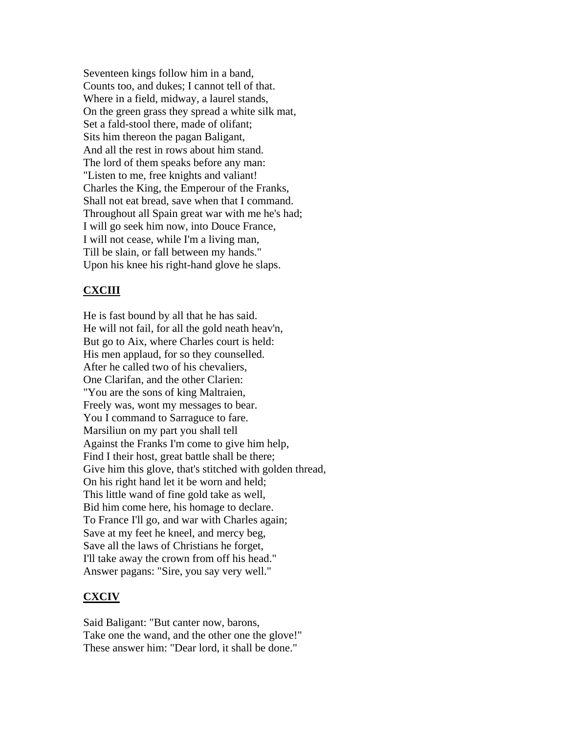Seventeen kings follow him in a band,
Counts too, and dukes; I cannot tell of that.
Where in a field, midway, a laurel stands,
On the green grass they spread a white silk mat,
Set a fald-stool there, made of olifant;
Sits him thereon the pagan Baligant,
And all the rest in rows about him stand.
The lord of them speaks before any man:
"Listen to me, free knights and valiant!
Charles the King, the Emperour of the Franks,
Shall not eat bread, save when that I command.
Throughout all Spain great war with me he's had;
I will go seek him now, into Douce France,
I will not cease, while I'm a living man,
Till be slain, or fall between my hands."
Upon his knee his right-hand glove he slaps.

## CXCIII

He is fast bound by all that he has said.
He will not fail, for all the gold neath heav'n,
But go to Aix, where Charles court is held:
His men applaud, for so they counselled.
After he called two of his chevaliers,
One Clarifan, and the other Clarien:
"You are the sons of king Maltraien,
Freely was, wont my messages to bear.
You I command to Sarraguce to fare.
Marsiliun on my part you shall tell
Against the Franks I'm come to give him help,
Find I their host, great battle shall be there;
Give him this glove, that's stitched with golden thread,
On his right hand let it be worn and held;
This little wand of fine gold take as well,
Bid him come here, his homage to declare.
To France I'll go, and war with Charles again;
Save at my feet he kneel, and mercy beg,
Save all the laws of Christians he forget,
I'll take away the crown from off his head."
Answer pagans: "Sire, you say very well."

## CXCIV

Said Baligant: "But canter now, barons,
Take one the wand, and the other one the glove!"
These answer him: "Dear lord, it shall be done."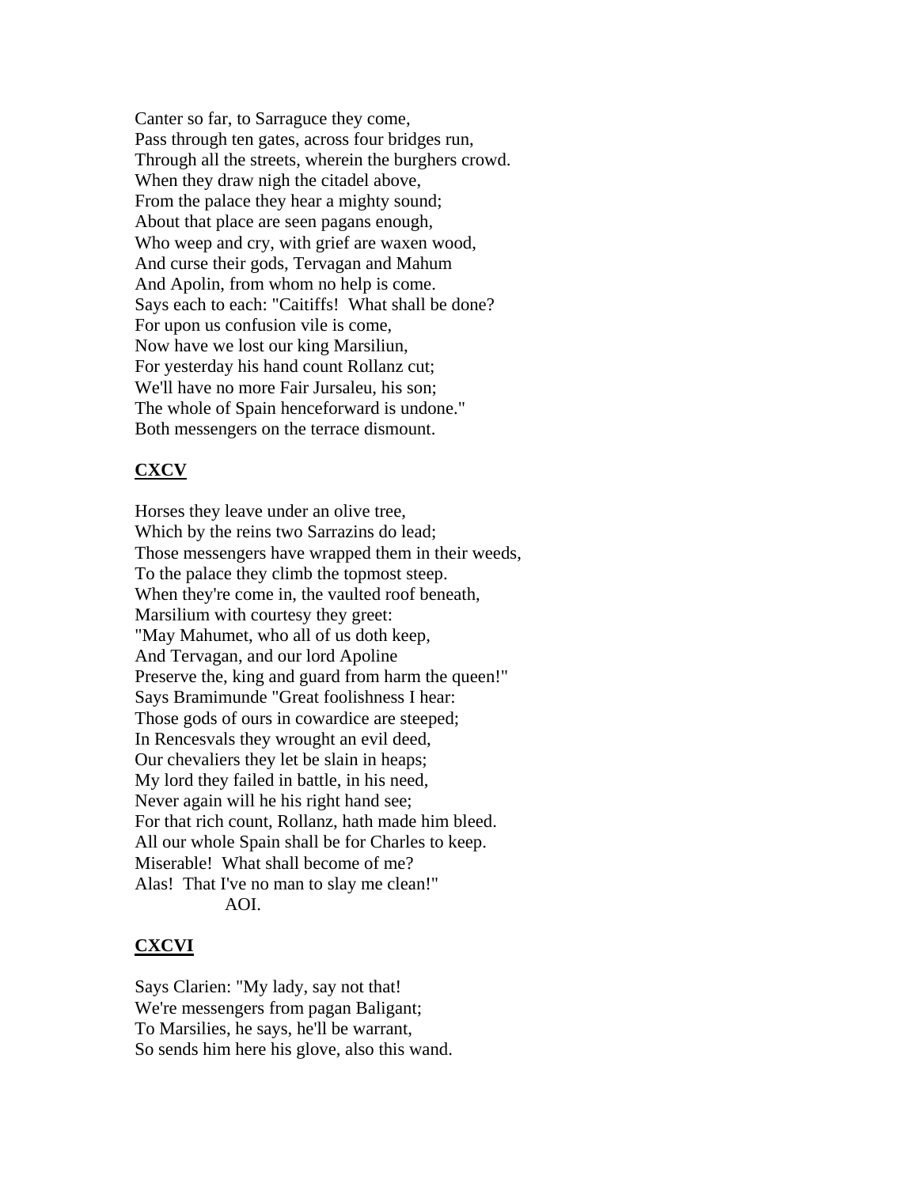Canter so far, to Sarraguce they come,
Pass through ten gates, across four bridges run,
Through all the streets, wherein the burghers crowd.
When they draw nigh the citadel above,
From the palace they hear a mighty sound;
About that place are seen pagans enough,
Who weep and cry, with grief are waxen wood,
And curse their gods, Tervagan and Mahum
And Apolin, from whom no help is come.
Says each to each: "Caitiffs!  What shall be done?
For upon us confusion vile is come,
Now have we lost our king Marsiliun,
For yesterday his hand count Rollanz cut;
We'll have no more Fair Jursaleu, his son;
The whole of Spain henceforward is undone."
Both messengers on the terrace dismount.

## CXCV

Horses they leave under an olive tree,
Which by the reins two Sarrazins do lead;
Those messengers have wrapped them in their weeds,
To the palace they climb the topmost steep.
When they're come in, the vaulted roof beneath,
Marsilium with courtesy they greet:
"May Mahumet, who all of us doth keep,
And Tervagan, and our lord Apoline
Preserve the, king and guard from harm the queen!"
Says Bramimunde "Great foolishness I hear:
Those gods of ours in cowardice are steeped;
In Rencesvals they wrought an evil deed,
Our chevaliers they let be slain in heaps;
My lord they failed in battle, in his need,
Never again will he his right hand see;
For that rich count, Rollanz, hath made him bleed.
All our whole Spain shall be for Charles to keep.
Miserable!  What shall become of me?
Alas!  That I've no man to slay me clean!"
AOI.

## CXCVI

Says Clarien: "My lady, say not that!
We're messengers from pagan Baligant;
To Marsilies, he says, he'll be warrant,
So sends him here his glove, also this wand.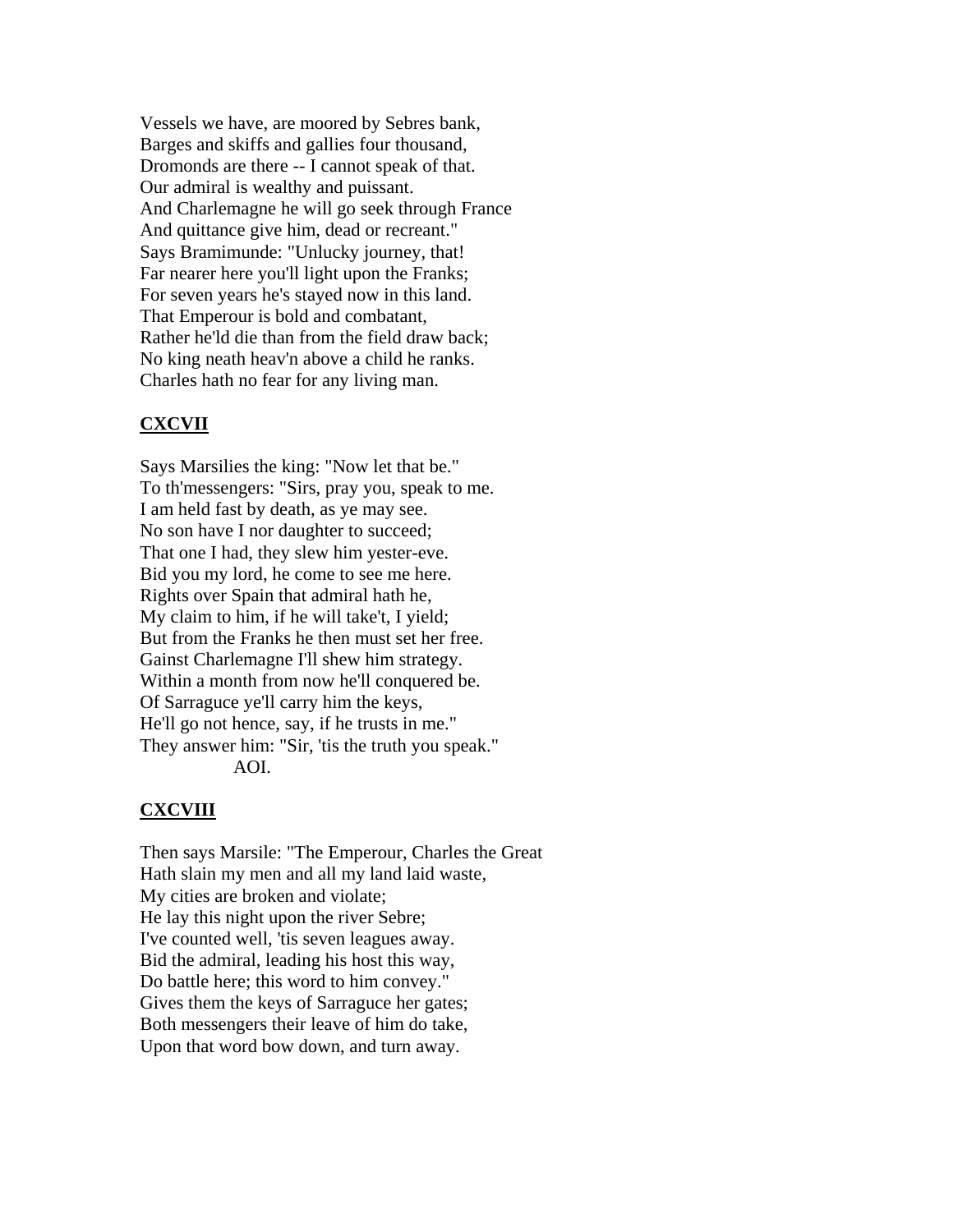Vessels we have, are moored by Sebres bank,
Barges and skiffs and gallies four thousand,
Dromonds are there -- I cannot speak of that.
Our admiral is wealthy and puissant.
And Charlemagne he will go seek through France
And quittance give him, dead or recreant."
Says Bramimunde: "Unlucky journey, that!
Far nearer here you'll light upon the Franks;
For seven years he's stayed now in this land.
That Emperour is bold and combatant,
Rather he'ld die than from the field draw back;
No king neath heav'n above a child he ranks.
Charles hath no fear for any living man.

## CXCVII

Says Marsilies the king: "Now let that be."
To th'messengers: "Sirs, pray you, speak to me.
I am held fast by death, as ye may see.
No son have I nor daughter to succeed;
That one I had, they slew him yester-eve.
Bid you my lord, he come to see me here.
Rights over Spain that admiral hath he,
My claim to him, if he will take't, I yield;
But from the Franks he then must set her free.
Gainst Charlemagne I'll shew him strategy.
Within a month from now he'll conquered be.
Of Sarraguce ye'll carry him the keys,
He'll go not hence, say, if he trusts in me."
They answer him: "Sir, 'tis the truth you speak."
AOI.

## CXCVIII

Then says Marsile: "The Emperour, Charles the Great
Hath slain my men and all my land laid waste,
My cities are broken and violate;
He lay this night upon the river Sebre;
I've counted well, 'tis seven leagues away.
Bid the admiral, leading his host this way,
Do battle here; this word to him convey."
Gives them the keys of Sarraguce her gates;
Both messengers their leave of him do take,
Upon that word bow down, and turn away.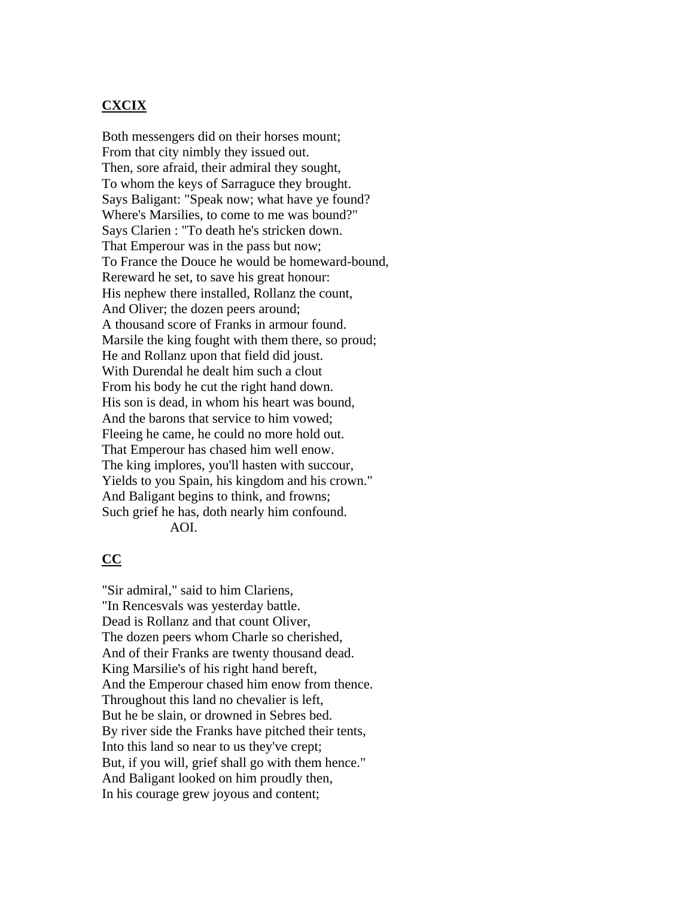## CXCIX

Both messengers did on their horses mount;
From that city nimbly they issued out.
Then, sore afraid, their admiral they sought,
To whom the keys of Sarraguce they brought.
Says Baligant: "Speak now; what have ye found?
Where's Marsilies, to come to me was bound?"
Says Clarien : "To death he's stricken down.
That Emperour was in the pass but now;
To France the Douce he would be homeward-bound,
Rereward he set, to save his great honour:
His nephew there installed, Rollanz the count,
And Oliver; the dozen peers around;
A thousand score of Franks in armour found.
Marsile the king fought with them there, so proud;
He and Rollanz upon that field did joust.
With Durendal he dealt him such a clout
From his body he cut the right hand down.
His son is dead, in whom his heart was bound,
And the barons that service to him vowed;
Fleeing he came, he could no more hold out.
That Emperour has chased him well enow.
The king implores, you'll hasten with succour,
Yields to you Spain, his kingdom and his crown."
And Baligant begins to think, and frowns;
Such grief he has, doth nearly him confound.
AOI.

## CC

"Sir admiral," said to him Clariens,
"In Rencesvals was yesterday battle.
Dead is Rollanz and that count Oliver,
The dozen peers whom Charle so cherished,
And of their Franks are twenty thousand dead.
King Marsilie's of his right hand bereft,
And the Emperour chased him enow from thence.
Throughout this land no chevalier is left,
But he be slain, or drowned in Sebres bed.
By river side the Franks have pitched their tents,
Into this land so near to us they've crept;
But, if you will, grief shall go with them hence."
And Baligant looked on him proudly then,
In his courage grew joyous and content;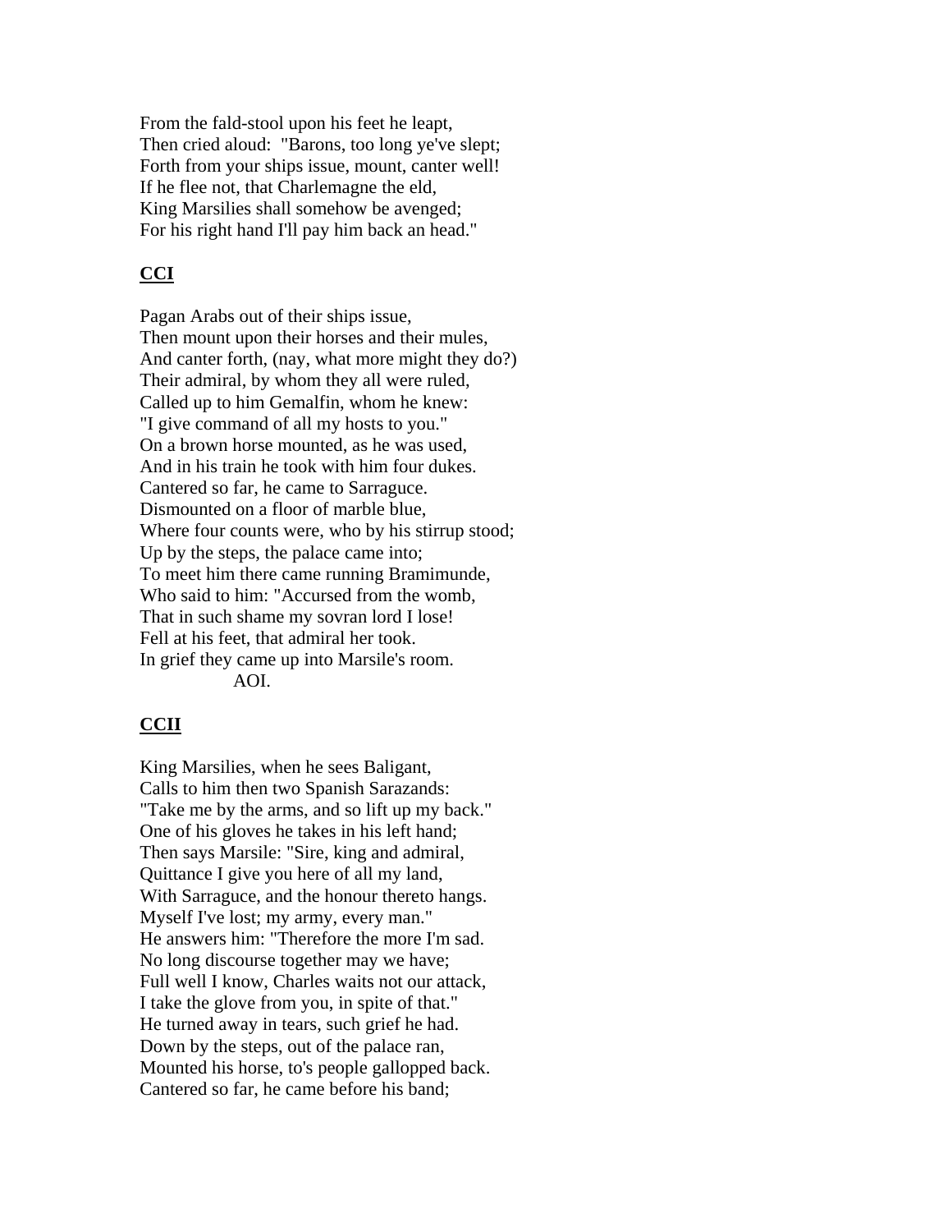From the fald-stool upon his feet he leapt,
Then cried aloud: "Barons, too long ye've slept;
Forth from your ships issue, mount, canter well!
If he flee not, that Charlemagne the eld,
King Marsilies shall somehow be avenged;
For his right hand I'll pay him back an head."

## CCI

Pagan Arabs out of their ships issue,
Then mount upon their horses and their mules,
And canter forth, (nay, what more might they do?)
Their admiral, by whom they all were ruled,
Called up to him Gemalfin, whom he knew:
"I give command of all my hosts to you."
On a brown horse mounted, as he was used,
And in his train he took with him four dukes.
Cantered so far, he came to Sarraguce.
Dismounted on a floor of marble blue,
Where four counts were, who by his stirrup stood;
Up by the steps, the palace came into;
To meet him there came running Bramimunde,
Who said to him: "Accursed from the womb,
That in such shame my sovran lord I lose!
Fell at his feet, that admiral her took.
In grief they came up into Marsile's room.
AOI.

## CCII

King Marsilies, when he sees Baligant,
Calls to him then two Spanish Sarazands:
"Take me by the arms, and so lift up my back."
One of his gloves he takes in his left hand;
Then says Marsile: "Sire, king and admiral,
Quittance I give you here of all my land,
With Sarraguce, and the honour thereto hangs.
Myself I've lost; my army, every man."
He answers him: "Therefore the more I'm sad.
No long discourse together may we have;
Full well I know, Charles waits not our attack,
I take the glove from you, in spite of that."
He turned away in tears, such grief he had.
Down by the steps, out of the palace ran,
Mounted his horse, to's people gallopped back.
Cantered so far, he came before his band;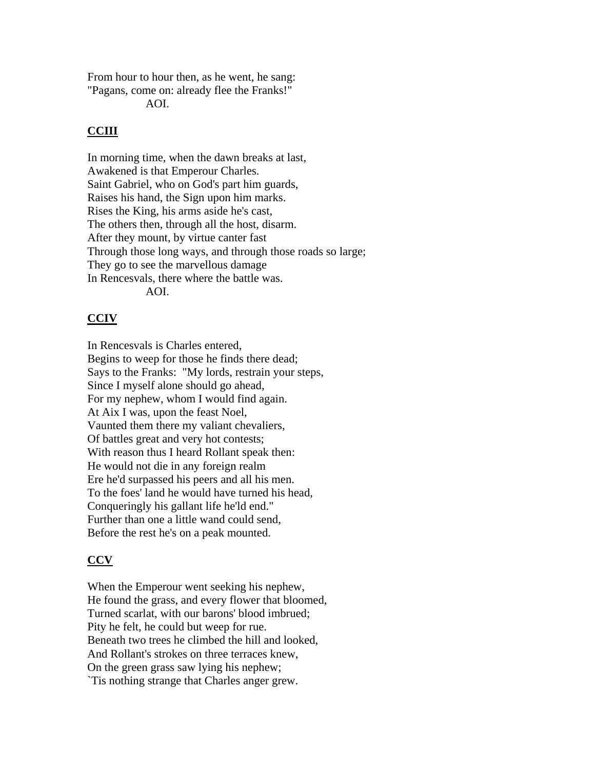From hour to hour then, as he went, he sang:
"Pagans, come on: already flee the Franks!"
AOI.

**CCIII**

In morning time, when the dawn breaks at last,
Awakened is that Emperour Charles.
Saint Gabriel, who on God's part him guards,
Raises his hand, the Sign upon him marks.
Rises the King, his arms aside he's cast,
The others then, through all the host, disarm.
After they mount, by virtue canter fast
Through those long ways, and through those roads so large;
They go to see the marvellous damage
In Rencesvals, there where the battle was.
AOI.

**CCIV**

In Rencesvals is Charles entered,
Begins to weep for those he finds there dead;
Says to the Franks: "My lords, restrain your steps,
Since I myself alone should go ahead,
For my nephew, whom I would find again.
At Aix I was, upon the feast Noel,
Vaunted them there my valiant chevaliers,
Of battles great and very hot contests;
With reason thus I heard Rollant speak then:
He would not die in any foreign realm
Ere he'd surpassed his peers and all his men.
To the foes' land he would have turned his head,
Conqueringly his gallant life he'ld end."
Further than one a little wand could send,
Before the rest he's on a peak mounted.

**CCV**

When the Emperour went seeking his nephew,
He found the grass, and every flower that bloomed,
Turned scarlat, with our barons' blood imbrued;
Pity he felt, he could but weep for rue.
Beneath two trees he climbed the hill and looked,
And Rollant's strokes on three terraces knew,
On the green grass saw lying his nephew;
`Tis nothing strange that Charles anger grew.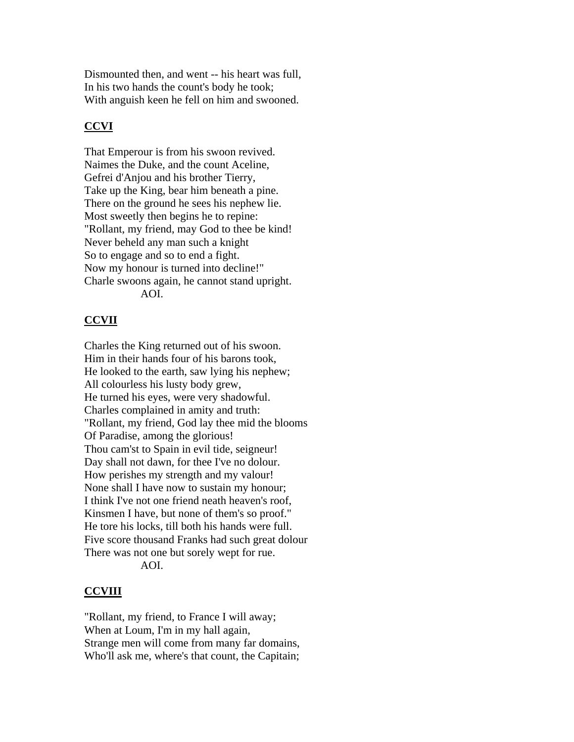Dismounted then, and went -- his heart was full,
In his two hands the count's body he took;
With anguish keen he fell on him and swooned.

## CCVI

That Emperour is from his swoon revived.
Naimes the Duke, and the count Aceline,
Gefrei d'Anjou and his brother Tierry,
Take up the King, bear him beneath a pine.
There on the ground he sees his nephew lie.
Most sweetly then begins he to repine:
"Rollant, my friend, may God to thee be kind!
Never beheld any man such a knight
So to engage and so to end a fight.
Now my honour is turned into decline!"
Charle swoons again, he cannot stand upright.
AOI.

## CCVII

Charles the King returned out of his swoon.
Him in their hands four of his barons took,
He looked to the earth, saw lying his nephew;
All colourless his lusty body grew,
He turned his eyes, were very shadowful.
Charles complained in amity and truth:
"Rollant, my friend, God lay thee mid the blooms
Of Paradise, among the glorious!
Thou cam'st to Spain in evil tide, seigneur!
Day shall not dawn, for thee I've no dolour.
How perishes my strength and my valour!
None shall I have now to sustain my honour;
I think I've not one friend neath heaven's roof,
Kinsmen I have, but none of them's so proof."
He tore his locks, till both his hands were full.
Five score thousand Franks had such great dolour
There was not one but sorely wept for rue.
AOI.

## CCVIII

"Rollant, my friend, to France I will away;
When at Loum, I'm in my hall again,
Strange men will come from many far domains,
Who'll ask me, where's that count, the Capitain;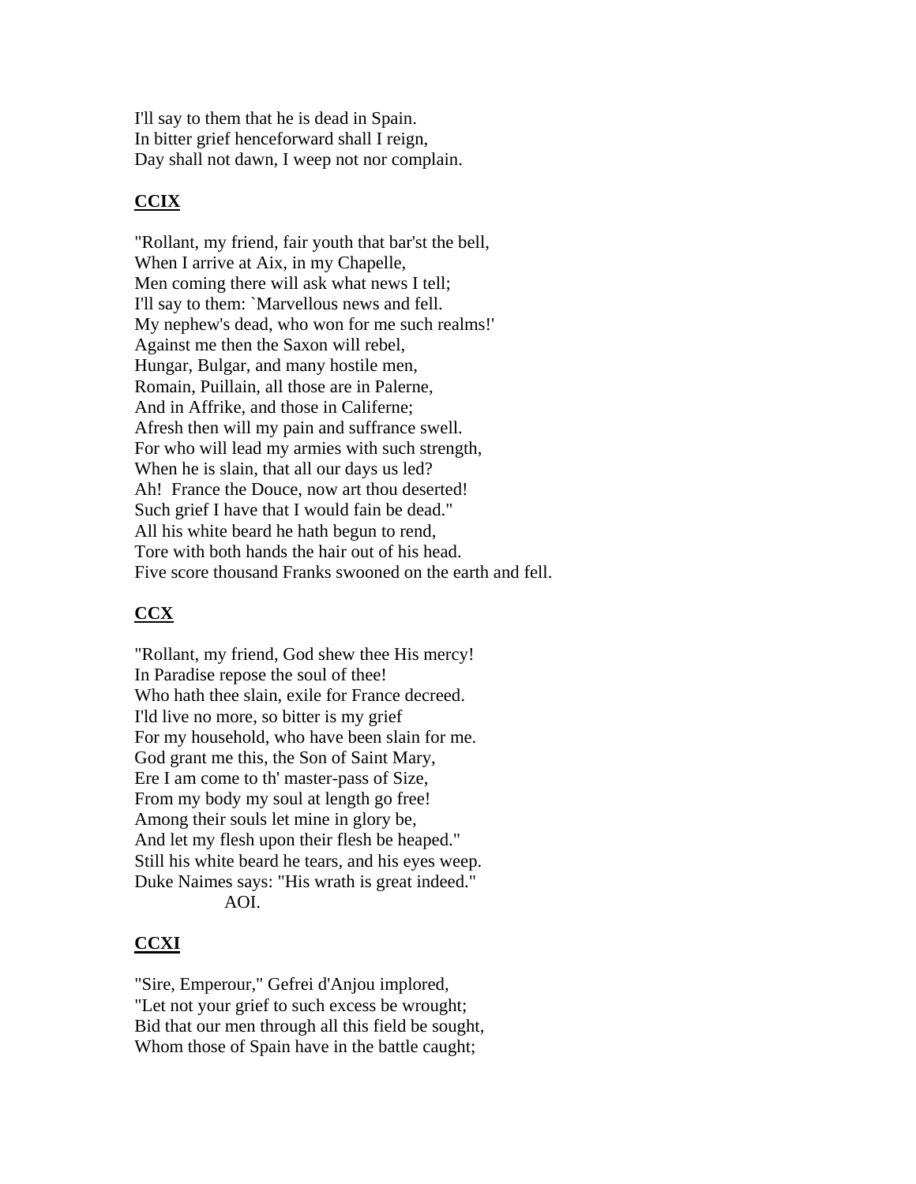I'll say to them that he is dead in Spain.
In bitter grief henceforward shall I reign,
Day shall not dawn, I weep not nor complain.

## **CCIX**

"Rollant, my friend, fair youth that bar'st the bell,
When I arrive at Aix, in my Chapelle,
Men coming there will ask what news I tell;
I'll say to them: `Marvellous news and fell.
My nephew's dead, who won for me such realms!'
Against me then the Saxon will rebel,
Hungar, Bulgar, and many hostile men,
Romain, Puillain, all those are in Palerne,
And in Affrike, and those in Califerne;
Afresh then will my pain and suffrance swell.
For who will lead my armies with such strength,
When he is slain, that all our days us led?
Ah!  France the Douce, now art thou deserted!
Such grief I have that I would fain be dead."
All his white beard he hath begun to rend,
Tore with both hands the hair out of his head.
Five score thousand Franks swooned on the earth and fell.

## **CCX**

"Rollant, my friend, God shew thee His mercy!
In Paradise repose the soul of thee!
Who hath thee slain, exile for France decreed.
I'ld live no more, so bitter is my grief
For my household, who have been slain for me.
God grant me this, the Son of Saint Mary,
Ere I am come to th' master-pass of Size,
From my body my soul at length go free!
Among their souls let mine in glory be,
And let my flesh upon their flesh be heaped."
Still his white beard he tears, and his eyes weep.
Duke Naimes says: "His wrath is great indeed."
AOI.

## **CCXI**

"Sire, Emperour," Gefrei d'Anjou implored,
"Let not your grief to such excess be wrought;
Bid that our men through all this field be sought,
Whom those of Spain have in the battle caught;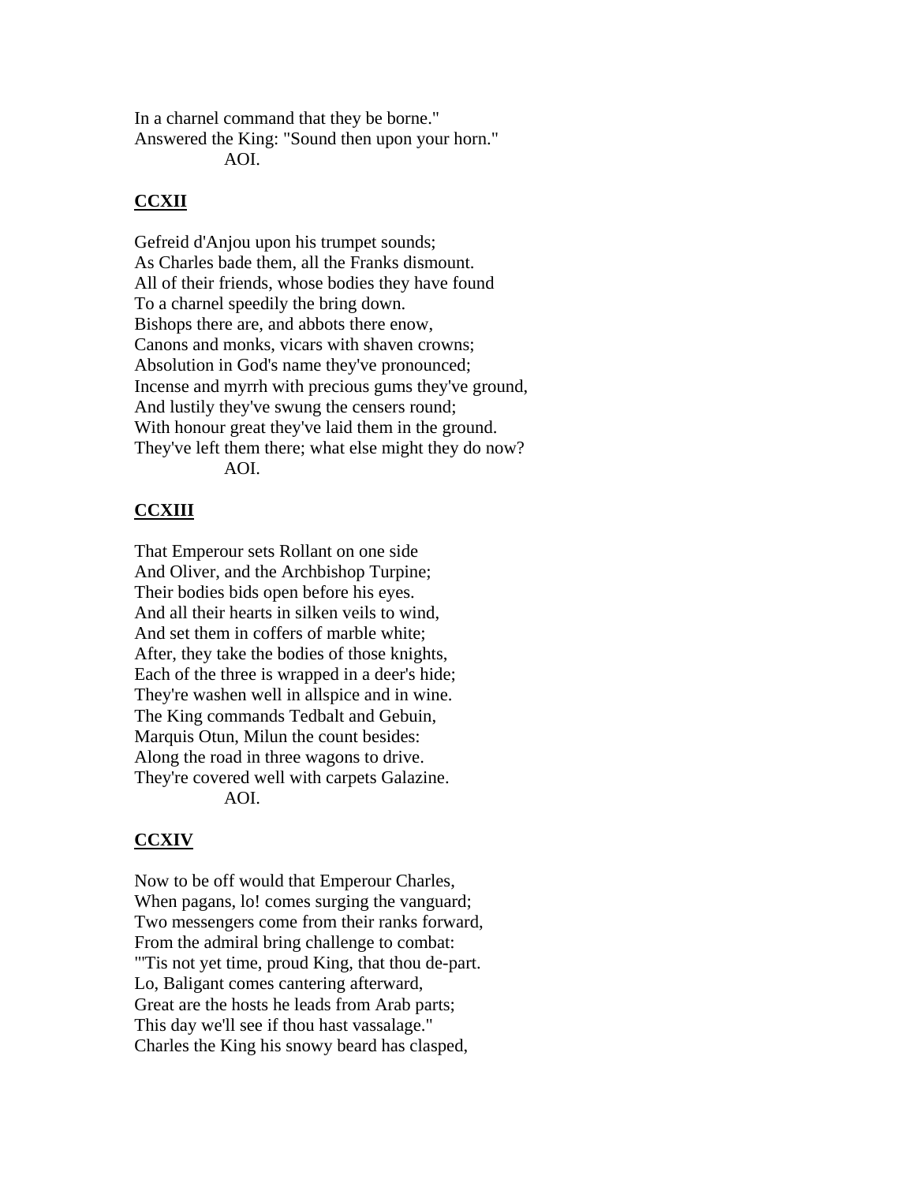In a charnel command that they be borne."
Answered the King: "Sound then upon your horn."
AOI.

**CCXII**

Gefreid d'Anjou upon his trumpet sounds;
As Charles bade them, all the Franks dismount.
All of their friends, whose bodies they have found
To a charnel speedily the bring down.
Bishops there are, and abbots there enow,
Canons and monks, vicars with shaven crowns;
Absolution in God's name they've pronounced;
Incense and myrrh with precious gums they've ground,
And lustily they've swung the censers round;
With honour great they've laid them in the ground.
They've left them there; what else might they do now?
AOI.

**CCXIII**

That Emperour sets Rollant on one side
And Oliver, and the Archbishop Turpine;
Their bodies bids open before his eyes.
And all their hearts in silken veils to wind,
And set them in coffers of marble white;
After, they take the bodies of those knights,
Each of the three is wrapped in a deer's hide;
They're washen well in allspice and in wine.
The King commands Tedbalt and Gebuin,
Marquis Otun, Milun the count besides:
Along the road in three wagons to drive.
They're covered well with carpets Galazine.
AOI.

**CCXIV**

Now to be off would that Emperour Charles,
When pagans, lo! comes surging the vanguard;
Two messengers come from their ranks forward,
From the admiral bring challenge to combat:
"'Tis not yet time, proud King, that thou de-part.
Lo, Baligant comes cantering afterward,
Great are the hosts he leads from Arab parts;
This day we'll see if thou hast vassalage."
Charles the King his snowy beard has clasped,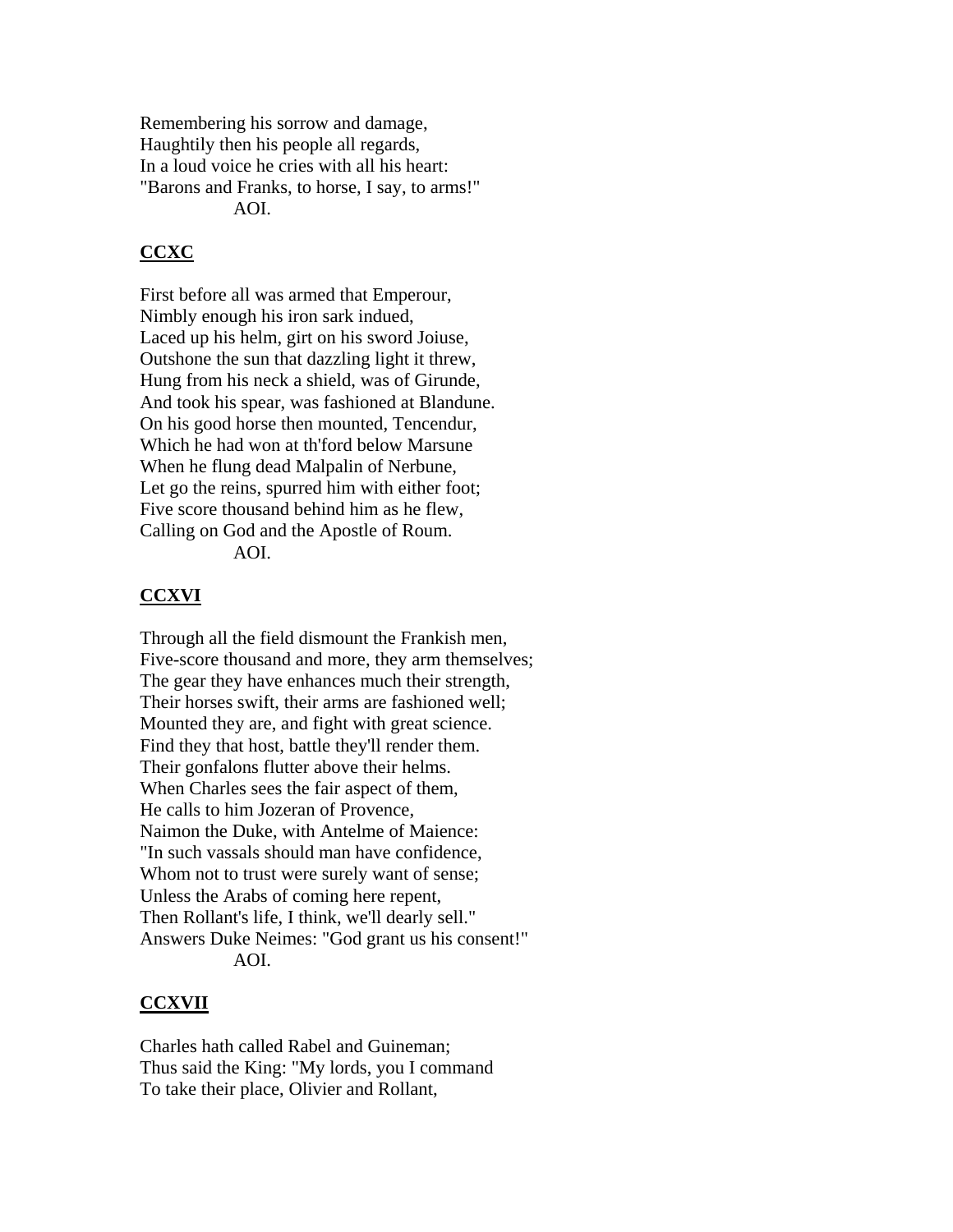Remembering his sorrow and damage,
Haughtily then his people all regards,
In a loud voice he cries with all his heart:
"Barons and Franks, to horse, I say, to arms!"
AOI.

## CCXC

First before all was armed that Emperour,
Nimbly enough his iron sark indued,
Laced up his helm, girt on his sword Joiuse,
Outshone the sun that dazzling light it threw,
Hung from his neck a shield, was of Girunde,
And took his spear, was fashioned at Blandune.
On his good horse then mounted, Tencendur,
Which he had won at th'ford below Marsune
When he flung dead Malpalin of Nerbune,
Let go the reins, spurred him with either foot;
Five score thousand behind him as he flew,
Calling on God and the Apostle of Roum.
AOI.

## CCXVI

Through all the field dismount the Frankish men,
Five-score thousand and more, they arm themselves;
The gear they have enhances much their strength,
Their horses swift, their arms are fashioned well;
Mounted they are, and fight with great science.
Find they that host, battle they'll render them.
Their gonfalons flutter above their helms.
When Charles sees the fair aspect of them,
He calls to him Jozeran of Provence,
Naimon the Duke, with Antelme of Maience:
"In such vassals should man have confidence,
Whom not to trust were surely want of sense;
Unless the Arabs of coming here repent,
Then Rollant's life, I think, we'll dearly sell."
Answers Duke Neimes: "God grant us his consent!"
AOI.

## CCXVII

Charles hath called Rabel and Guineman;
Thus said the King: "My lords, you I command
To take their place, Olivier and Rollant,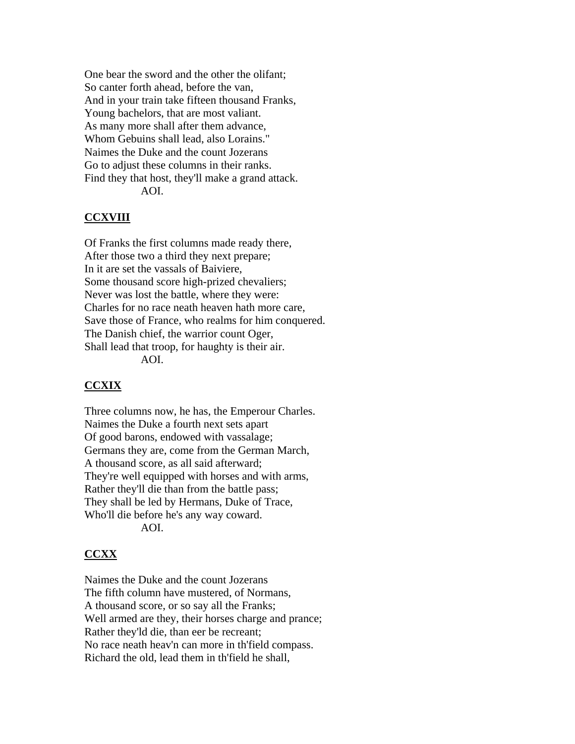One bear the sword and the other the olifant;
So canter forth ahead, before the van,
And in your train take fifteen thousand Franks,
Young bachelors, that are most valiant.
As many more shall after them advance,
Whom Gebuins shall lead, also Lorains."
Naimes the Duke and the count Jozerans
Go to adjust these columns in their ranks.
Find they that host, they'll make a grand attack.
AOI.

**CCXVIII**

Of Franks the first columns made ready there,
After those two a third they next prepare;
In it are set the vassals of Baiviere,
Some thousand score high-prized chevaliers;
Never was lost the battle, where they were:
Charles for no race neath heaven hath more care,
Save those of France, who realms for him conquered.
The Danish chief, the warrior count Oger,
Shall lead that troop, for haughty is their air.
AOI.

**CCXIX**

Three columns now, he has, the Emperour Charles.
Naimes the Duke a fourth next sets apart
Of good barons, endowed with vassalage;
Germans they are, come from the German March,
A thousand score, as all said afterward;
They're well equipped with horses and with arms,
Rather they'll die than from the battle pass;
They shall be led by Hermans, Duke of Trace,
Who'll die before he's any way coward.
AOI.

**CCXX**

Naimes the Duke and the count Jozerans
The fifth column have mustered, of Normans,
A thousand score, or so say all the Franks;
Well armed are they, their horses charge and prance;
Rather they'ld die, than eer be recreant;
No race neath heav'n can more in th'field compass.
Richard the old, lead them in th'field he shall,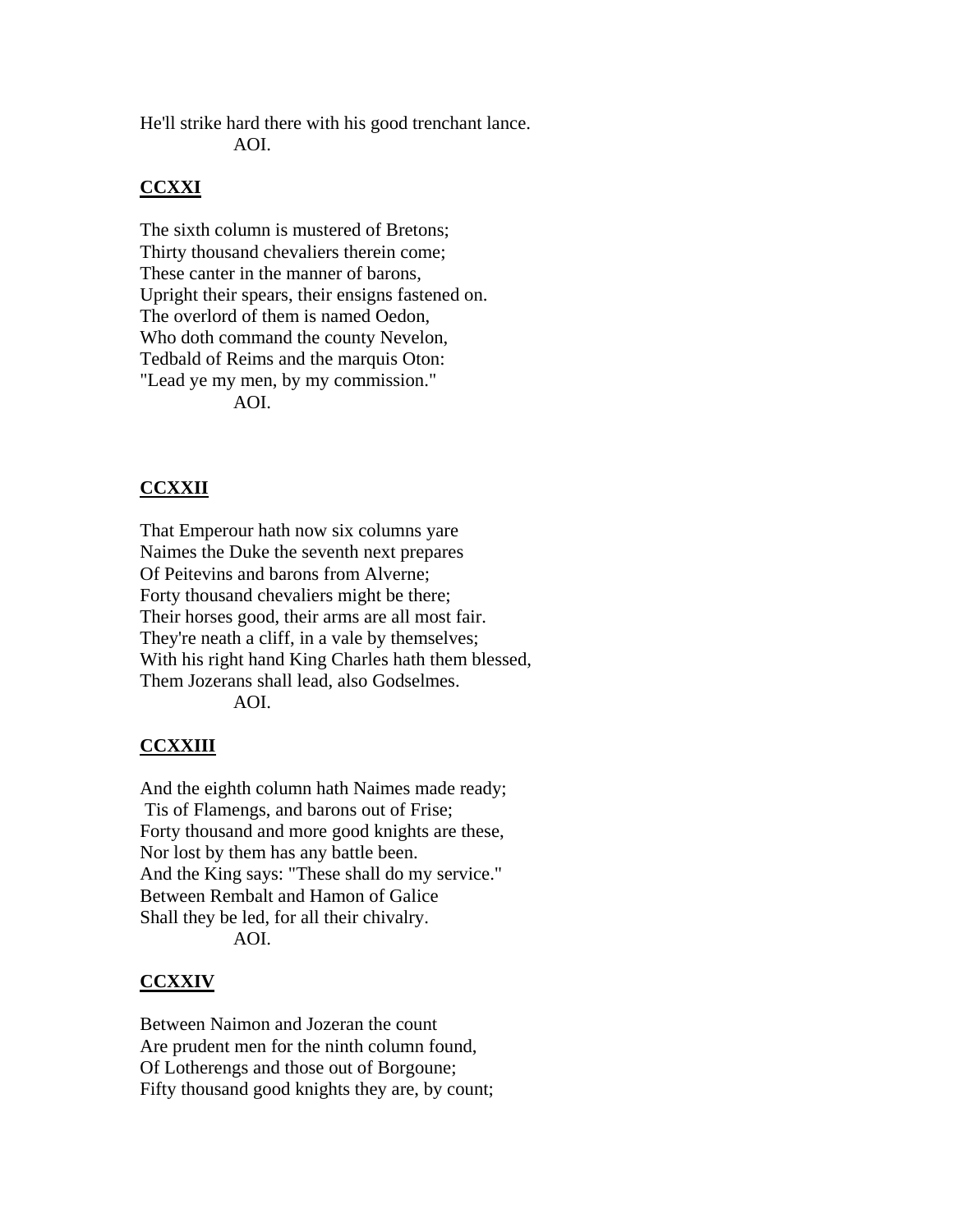He'll strike hard there with his good trenchant lance.
AOI.

## CCXXI

The sixth column is mustered of Bretons;
Thirty thousand chevaliers therein come;
These canter in the manner of barons,
Upright their spears, their ensigns fastened on.
The overlord of them is named Oedon,
Who doth command the county Nevelon,
Tedbald of Reims and the marquis Oton:
"Lead ye my men, by my commission."
AOI.

## CCXXII

That Emperour hath now six columns yare
Naimes the Duke the seventh next prepares
Of Peitevins and barons from Alverne;
Forty thousand chevaliers might be there;
Their horses good, their arms are all most fair.
They're neath a cliff, in a vale by themselves;
With his right hand King Charles hath them blessed,
Them Jozerans shall lead, also Godselmes.
AOI.

## CCXXIII

And the eighth column hath Naimes made ready;
Tis of Flamengs, and barons out of Frise;
Forty thousand and more good knights are these,
Nor lost by them has any battle been.
And the King says: "These shall do my service."
Between Rembalt and Hamon of Galice
Shall they be led, for all their chivalry.
AOI.

## CCXXIV

Between Naimon and Jozeran the count
Are prudent men for the ninth column found,
Of Lotherengs and those out of Borgoune;
Fifty thousand good knights they are, by count;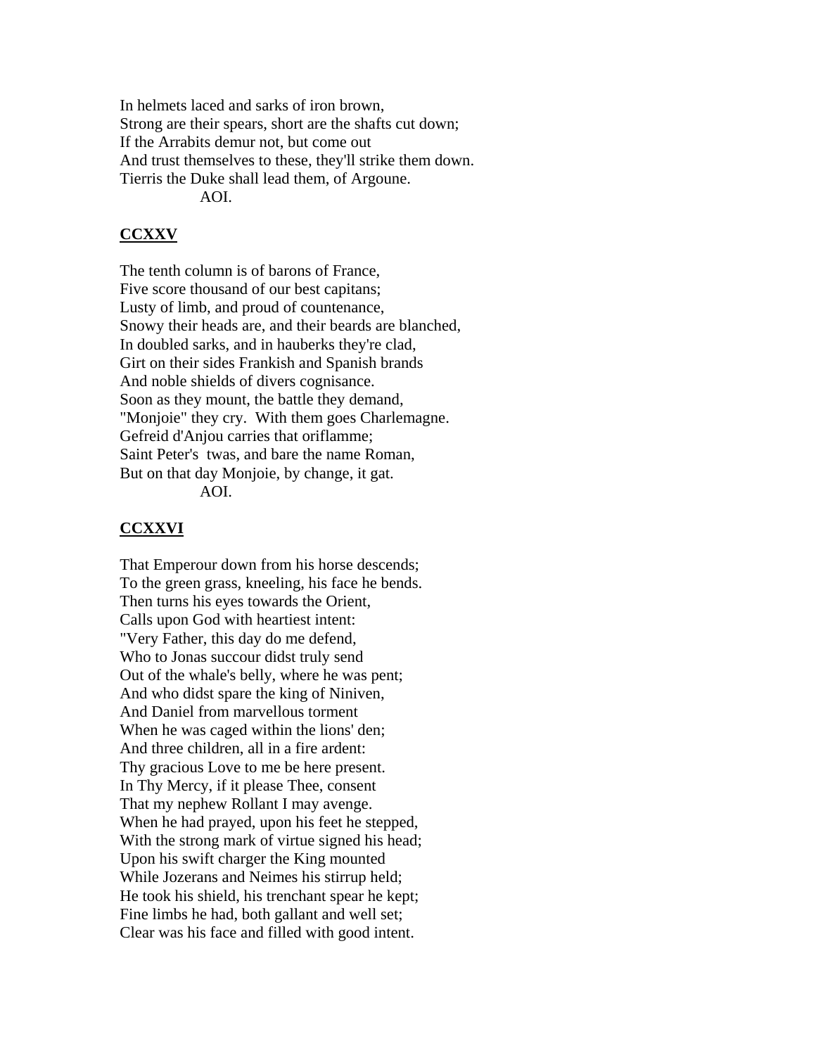In helmets laced and sarks of iron brown,
Strong are their spears, short are the shafts cut down;
If the Arrabits demur not, but come out
And trust themselves to these, they'll strike them down.
Tierris the Duke shall lead them, of Argoune.
AOI.

## CCXXV

The tenth column is of barons of France,
Five score thousand of our best capitans;
Lusty of limb, and proud of countenance,
Snowy their heads are, and their beards are blanched,
In doubled sarks, and in hauberks they're clad,
Girt on their sides Frankish and Spanish brands
And noble shields of divers cognisance.
Soon as they mount, the battle they demand,
"Monjoie" they cry. With them goes Charlemagne.
Gefreid d'Anjou carries that oriflamme;
Saint Peter's twas, and bare the name Roman,
But on that day Monjoie, by change, it gat.
AOI.

## CCXXVI

That Emperour down from his horse descends;
To the green grass, kneeling, his face he bends.
Then turns his eyes towards the Orient,
Calls upon God with heartiest intent:
"Very Father, this day do me defend,
Who to Jonas succour didst truly send
Out of the whale's belly, where he was pent;
And who didst spare the king of Niniven,
And Daniel from marvellous torment
When he was caged within the lions' den;
And three children, all in a fire ardent:
Thy gracious Love to me be here present.
In Thy Mercy, if it please Thee, consent
That my nephew Rollant I may avenge.
When he had prayed, upon his feet he stepped,
With the strong mark of virtue signed his head;
Upon his swift charger the King mounted
While Jozerans and Neimes his stirrup held;
He took his shield, his trenchant spear he kept;
Fine limbs he had, both gallant and well set;
Clear was his face and filled with good intent.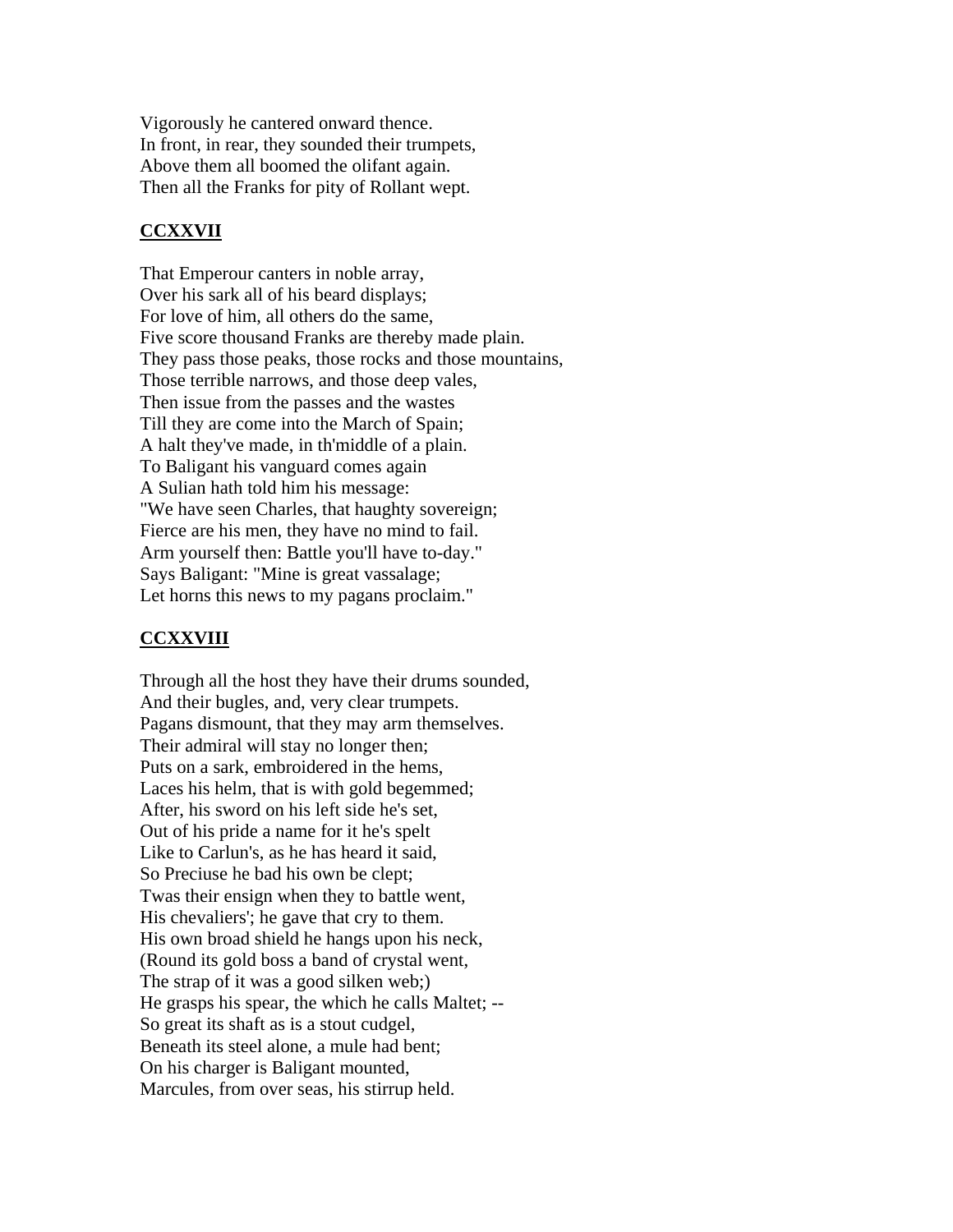Vigorously he cantered onward thence.
In front, in rear, they sounded their trumpets,
Above them all boomed the olifant again.
Then all the Franks for pity of Rollant wept.

## CCXXVII

That Emperour canters in noble array,
Over his sark all of his beard displays;
For love of him, all others do the same,
Five score thousand Franks are thereby made plain.
They pass those peaks, those rocks and those mountains,
Those terrible narrows, and those deep vales,
Then issue from the passes and the wastes
Till they are come into the March of Spain;
A halt they've made, in th'middle of a plain.
To Baligant his vanguard comes again
A Sulian hath told him his message:
"We have seen Charles, that haughty sovereign;
Fierce are his men, they have no mind to fail.
Arm yourself then: Battle you'll have to-day."
Says Baligant: "Mine is great vassalage;
Let horns this news to my pagans proclaim."

## CCXXVIII

Through all the host they have their drums sounded,
And their bugles, and, very clear trumpets.
Pagans dismount, that they may arm themselves.
Their admiral will stay no longer then;
Puts on a sark, embroidered in the hems,
Laces his helm, that is with gold begemmed;
After, his sword on his left side he's set,
Out of his pride a name for it he's spelt
Like to Carlun's, as he has heard it said,
So Preciuse he bad his own be clept;
Twas their ensign when they to battle went,
His chevaliers'; he gave that cry to them.
His own broad shield he hangs upon his neck,
(Round its gold boss a band of crystal went,
The strap of it was a good silken web;)
He grasps his spear, the which he calls Maltet; --
So great its shaft as is a stout cudgel,
Beneath its steel alone, a mule had bent;
On his charger is Baligant mounted,
Marcules, from over seas, his stirrup held.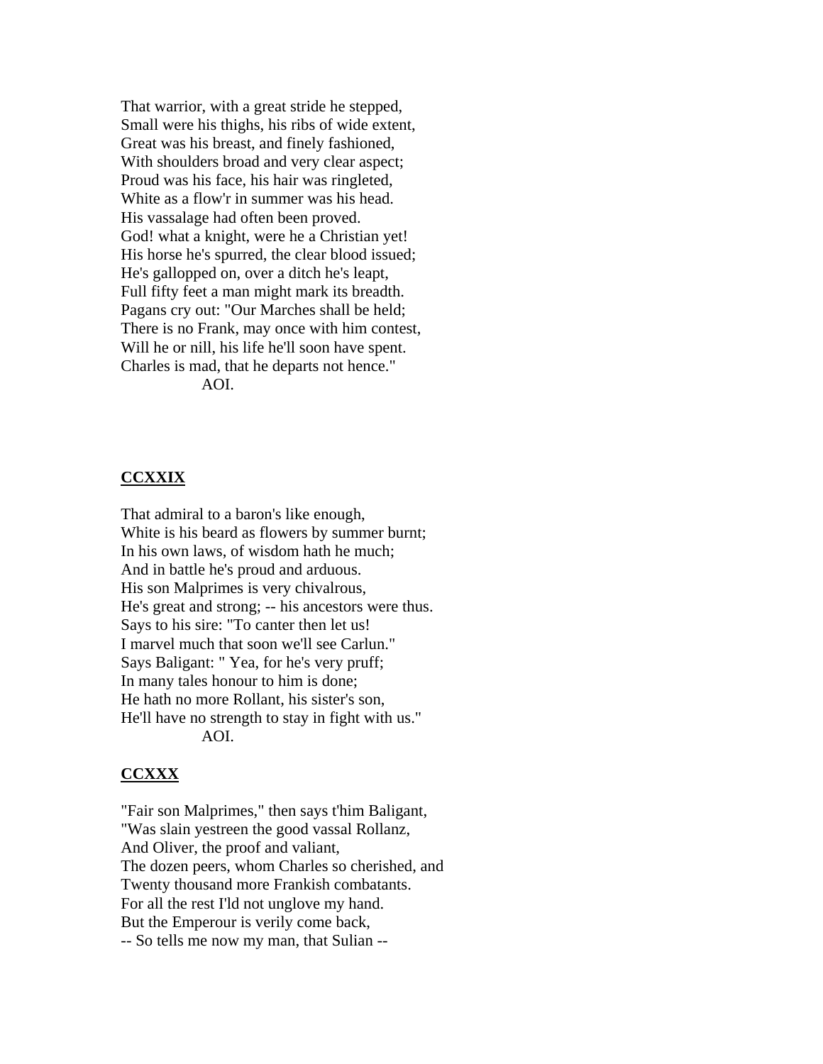That warrior, with a great stride he stepped,
Small were his thighs, his ribs of wide extent,
Great was his breast, and finely fashioned,
With shoulders broad and very clear aspect;
Proud was his face, his hair was ringleted,
White as a flow'r in summer was his head.
His vassalage had often been proved.
God! what a knight, were he a Christian yet!
His horse he's spurred, the clear blood issued;
He's gallopped on, over a ditch he's leapt,
Full fifty feet a man might mark its breadth.
Pagans cry out: "Our Marches shall be held;
There is no Frank, may once with him contest,
Will he or nill, his life he'll soon have spent.
Charles is mad, that he departs not hence."
AOI.

**CCXXIX**

That admiral to a baron's like enough,
White is his beard as flowers by summer burnt;
In his own laws, of wisdom hath he much;
And in battle he's proud and arduous.
His son Malprimes is very chivalrous,
He's great and strong; -- his ancestors were thus.
Says to his sire: "To canter then let us!
I marvel much that soon we'll see Carlun."
Says Baligant: " Yea, for he's very pruff;
In many tales honour to him is done;
He hath no more Rollant, his sister's son,
He'll have no strength to stay in fight with us."
AOI.

**CCXXX**

"Fair son Malprimes," then says t'him Baligant,
"Was slain yestreen the good vassal Rollanz,
And Oliver, the proof and valiant,
The dozen peers, whom Charles so cherished, and
Twenty thousand more Frankish combatants.
For all the rest I'ld not unglove my hand.
But the Emperour is verily come back,
-- So tells me now my man, that Sulian --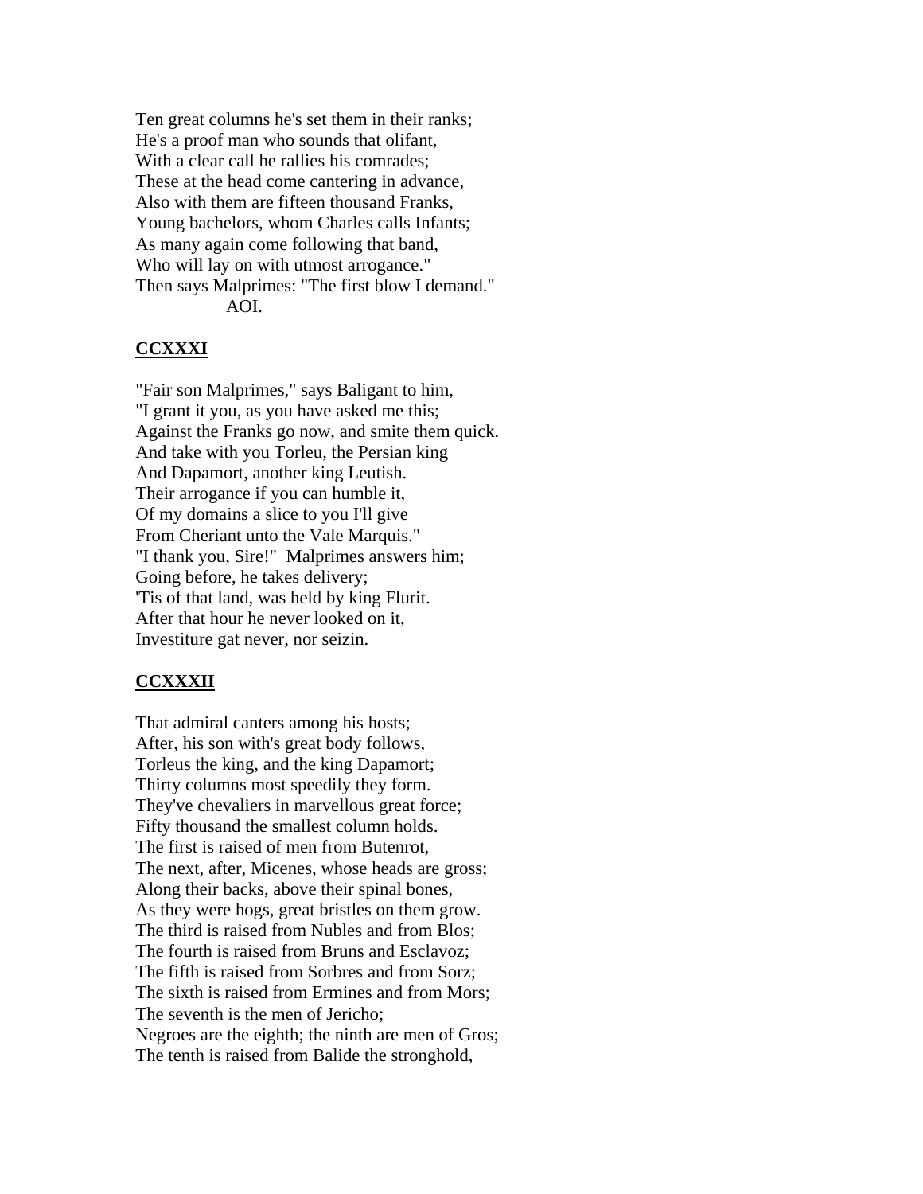Ten great columns he's set them in their ranks;
He's a proof man who sounds that olifant,
With a clear call he rallies his comrades;
These at the head come cantering in advance,
Also with them are fifteen thousand Franks,
Young bachelors, whom Charles calls Infants;
As many again come following that band,
Who will lay on with utmost arrogance."
Then says Malprimes: "The first blow I demand."
AOI.

## CCXXXI

"Fair son Malprimes," says Baligant to him,
"I grant it you, as you have asked me this;
Against the Franks go now, and smite them quick.
And take with you Torleu, the Persian king
And Dapamort, another king Leutish.
Their arrogance if you can humble it,
Of my domains a slice to you I'll give
From Cheriant unto the Vale Marquis."
"I thank you, Sire!" Malprimes answers him;
Going before, he takes delivery;
'Tis of that land, was held by king Flurit.
After that hour he never looked on it,
Investiture gat never, nor seizin.

## CCXXXII

That admiral canters among his hosts;
After, his son with's great body follows,
Torleus the king, and the king Dapamort;
Thirty columns most speedily they form.
They've chevaliers in marvellous great force;
Fifty thousand the smallest column holds.
The first is raised of men from Butenrot,
The next, after, Micenes, whose heads are gross;
Along their backs, above their spinal bones,
As they were hogs, great bristles on them grow.
The third is raised from Nubles and from Blos;
The fourth is raised from Bruns and Esclavoz;
The fifth is raised from Sorbres and from Sorz;
The sixth is raised from Ermines and from Mors;
The seventh is the men of Jericho;
Negroes are the eighth; the ninth are men of Gros;
The tenth is raised from Balide the stronghold,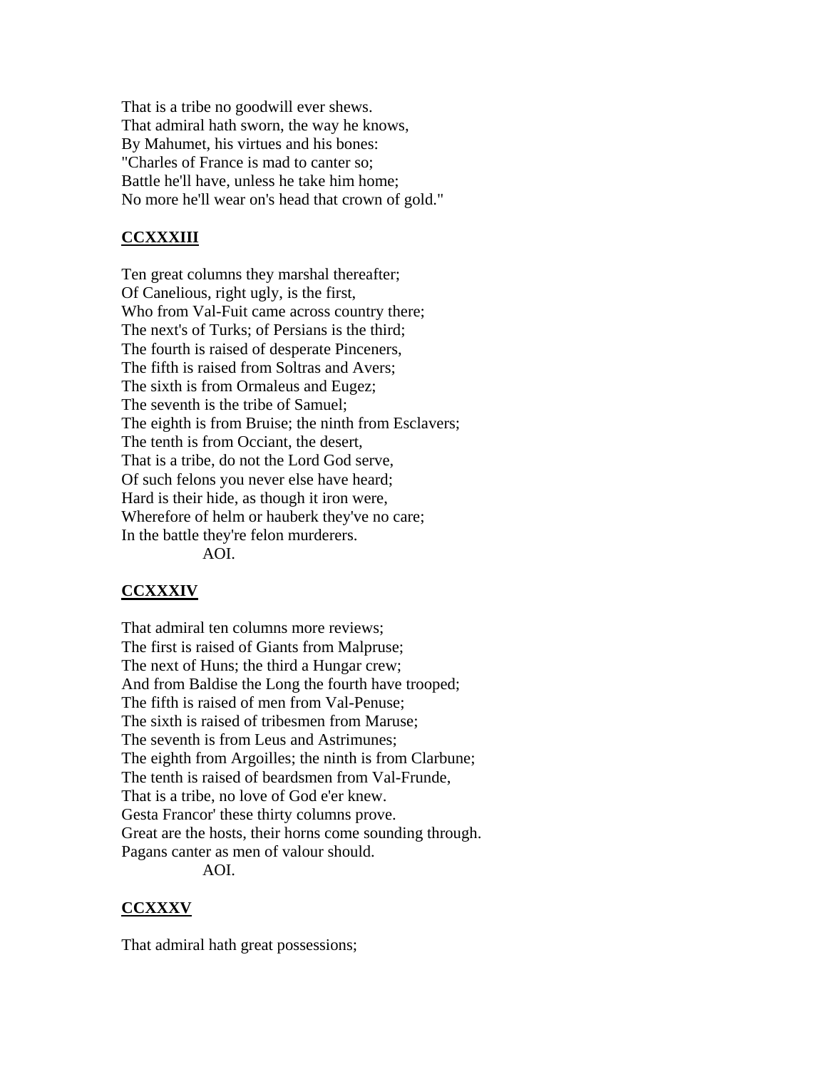That is a tribe no goodwill ever shews.
That admiral hath sworn, the way he knows,
By Mahumet, his virtues and his bones:
"Charles of France is mad to canter so;
Battle he'll have, unless he take him home;
No more he'll wear on's head that crown of gold."

## CCXXXIII

Ten great columns they marshal thereafter;
Of Canelious, right ugly, is the first,
Who from Val-Fuit came across country there;
The next's of Turks; of Persians is the third;
The fourth is raised of desperate Pinceners,
The fifth is raised from Soltras and Avers;
The sixth is from Ormaleus and Eugez;
The seventh is the tribe of Samuel;
The eighth is from Bruise; the ninth from Esclavers;
The tenth is from Occiant, the desert,
That is a tribe, do not the Lord God serve,
Of such felons you never else have heard;
Hard is their hide, as though it iron were,
Wherefore of helm or hauberk they've no care;
In the battle they're felon murderers.
AOI.

## CCXXXIV

That admiral ten columns more reviews;
The first is raised of Giants from Malpruse;
The next of Huns; the third a Hungar crew;
And from Baldise the Long the fourth have trooped;
The fifth is raised of men from Val-Penuse;
The sixth is raised of tribesmen from Maruse;
The seventh is from Leus and Astrimunes;
The eighth from Argoilles; the ninth is from Clarbune;
The tenth is raised of beardsmen from Val-Frunde,
That is a tribe, no love of God e'er knew.
Gesta Francor' these thirty columns prove.
Great are the hosts, their horns come sounding through.
Pagans canter as men of valour should.
AOI.

## CCXXXV

That admiral hath great possessions;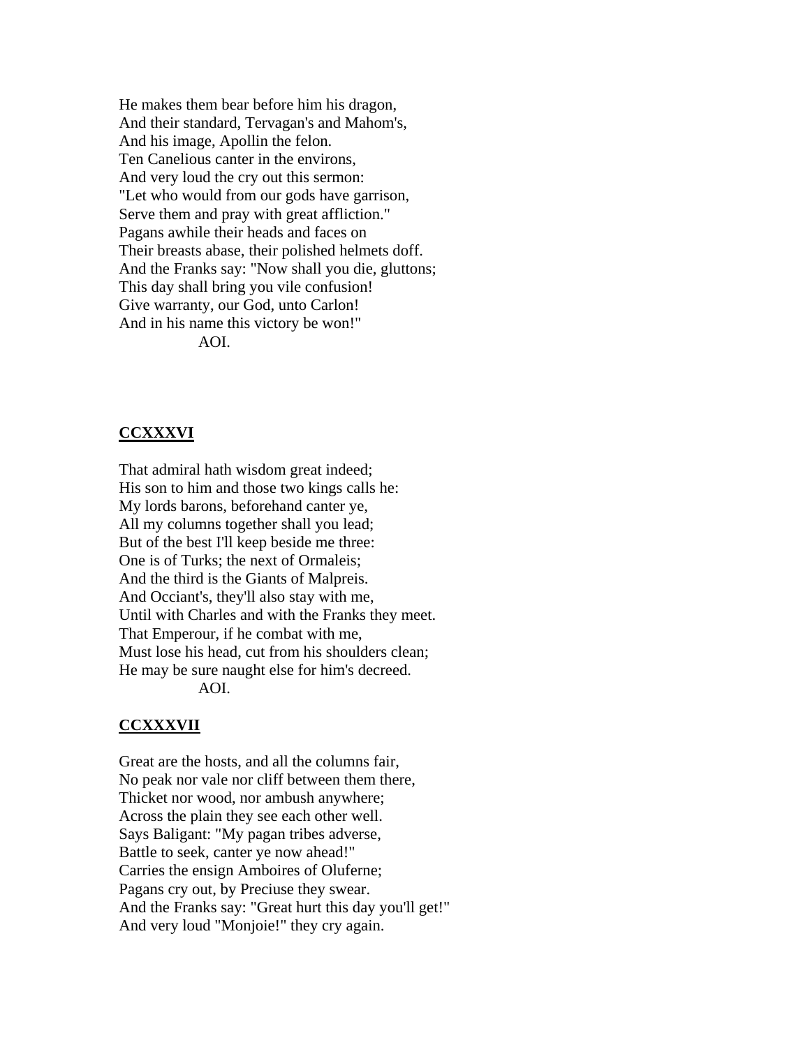He makes them bear before him his dragon,
And their standard, Tervagan's and Mahom's,
And his image, Apollin the felon.
Ten Canelious canter in the environs,
And very loud the cry out this sermon:
"Let who would from our gods have garrison,
Serve them and pray with great affliction."
Pagans awhile their heads and faces on
Their breasts abase, their polished helmets doff.
And the Franks say: "Now shall you die, gluttons;
This day shall bring you vile confusion!
Give warranty, our God, unto Carlon!
And in his name this victory be won!"
AOI.

## CCXXXVI

That admiral hath wisdom great indeed;
His son to him and those two kings calls he:
My lords barons, beforehand canter ye,
All my columns together shall you lead;
But of the best I'll keep beside me three:
One is of Turks; the next of Ormaleis;
And the third is the Giants of Malpreis.
And Occiant's, they'll also stay with me,
Until with Charles and with the Franks they meet.
That Emperour, if he combat with me,
Must lose his head, cut from his shoulders clean;
He may be sure naught else for him's decreed.
AOI.

## CCXXXVII

Great are the hosts, and all the columns fair,
No peak nor vale nor cliff between them there,
Thicket nor wood, nor ambush anywhere;
Across the plain they see each other well.
Says Baligant: "My pagan tribes adverse,
Battle to seek, canter ye now ahead!"
Carries the ensign Amboires of Oluferne;
Pagans cry out, by Preciuse they swear.
And the Franks say: "Great hurt this day you'll get!"
And very loud "Monjoie!" they cry again.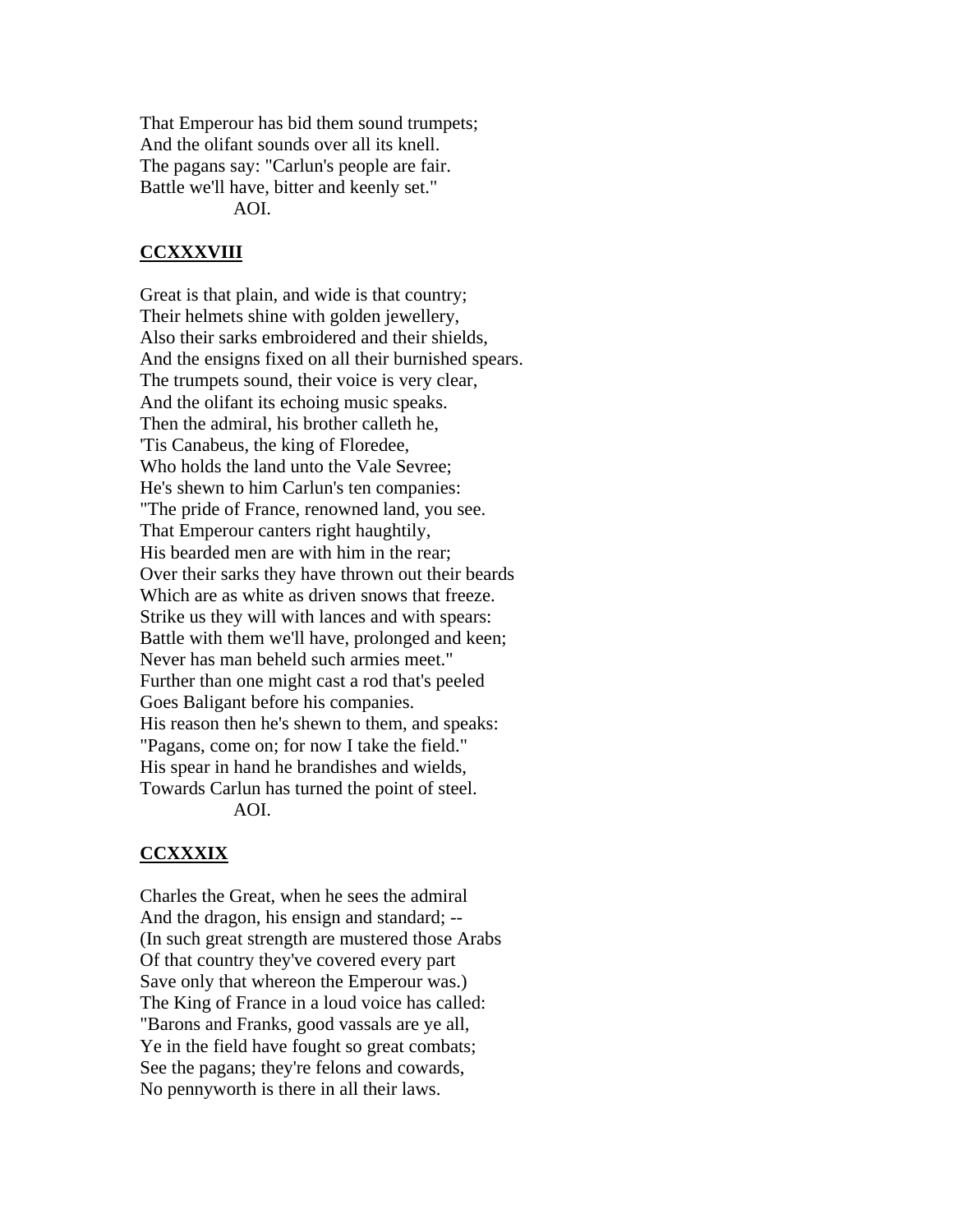That Emperour has bid them sound trumpets;
And the olifant sounds over all its knell.
The pagans say: "Carlun's people are fair.
Battle we'll have, bitter and keenly set."
AOI.

## CCXXXVIII

Great is that plain, and wide is that country;
Their helmets shine with golden jewellery,
Also their sarks embroidered and their shields,
And the ensigns fixed on all their burnished spears.
The trumpets sound, their voice is very clear,
And the olifant its echoing music speaks.
Then the admiral, his brother calleth he,
'Tis Canabeus, the king of Floredee,
Who holds the land unto the Vale Sevree;
He's shewn to him Carlun's ten companies:
"The pride of France, renowned land, you see.
That Emperour canters right haughtily,
His bearded men are with him in the rear;
Over their sarks they have thrown out their beards
Which are as white as driven snows that freeze.
Strike us they will with lances and with spears:
Battle with them we'll have, prolonged and keen;
Never has man beheld such armies meet."
Further than one might cast a rod that's peeled
Goes Baligant before his companies.
His reason then he's shewn to them, and speaks:
"Pagans, come on; for now I take the field."
His spear in hand he brandishes and wields,
Towards Carlun has turned the point of steel.
AOI.

## CCXXXIX

Charles the Great, when he sees the admiral
And the dragon, his ensign and standard; --
(In such great strength are mustered those Arabs
Of that country they've covered every part
Save only that whereon the Emperour was.)
The King of France in a loud voice has called:
"Barons and Franks, good vassals are ye all,
Ye in the field have fought so great combats;
See the pagans; they're felons and cowards,
No pennyworth is there in all their laws.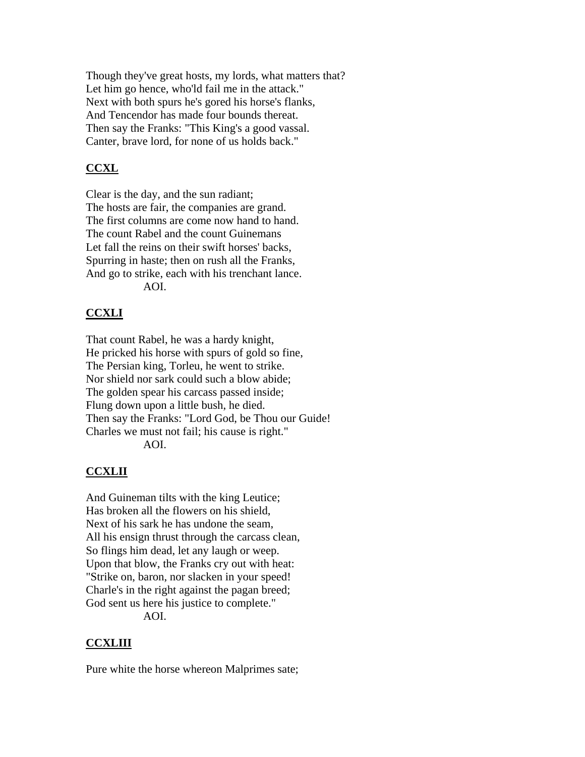Though they've great hosts, my lords, what matters that?
Let him go hence, who'ld fail me in the attack."
Next with both spurs he's gored his horse's flanks,
And Tencendor has made four bounds thereat.
Then say the Franks: "This King's a good vassal.
Canter, brave lord, for none of us holds back."

**CCXL**

Clear is the day, and the sun radiant;
The hosts are fair, the companies are grand.
The first columns are come now hand to hand.
The count Rabel and the count Guinemans
Let fall the reins on their swift horses' backs,
Spurring in haste; then on rush all the Franks,
And go to strike, each with his trenchant lance.
AOI.

**CCXLI**

That count Rabel, he was a hardy knight,
He pricked his horse with spurs of gold so fine,
The Persian king, Torleu, he went to strike.
Nor shield nor sark could such a blow abide;
The golden spear his carcass passed inside;
Flung down upon a little bush, he died.
Then say the Franks: "Lord God, be Thou our Guide!
Charles we must not fail; his cause is right."
AOI.

**CCXLII**

And Guineman tilts with the king Leutice;
Has broken all the flowers on his shield,
Next of his sark he has undone the seam,
All his ensign thrust through the carcass clean,
So flings him dead, let any laugh or weep.
Upon that blow, the Franks cry out with heat:
"Strike on, baron, nor slacken in your speed!
Charle's in the right against the pagan breed;
God sent us here his justice to complete."
AOI.

**CCXLIII**

Pure white the horse whereon Malprimes sate;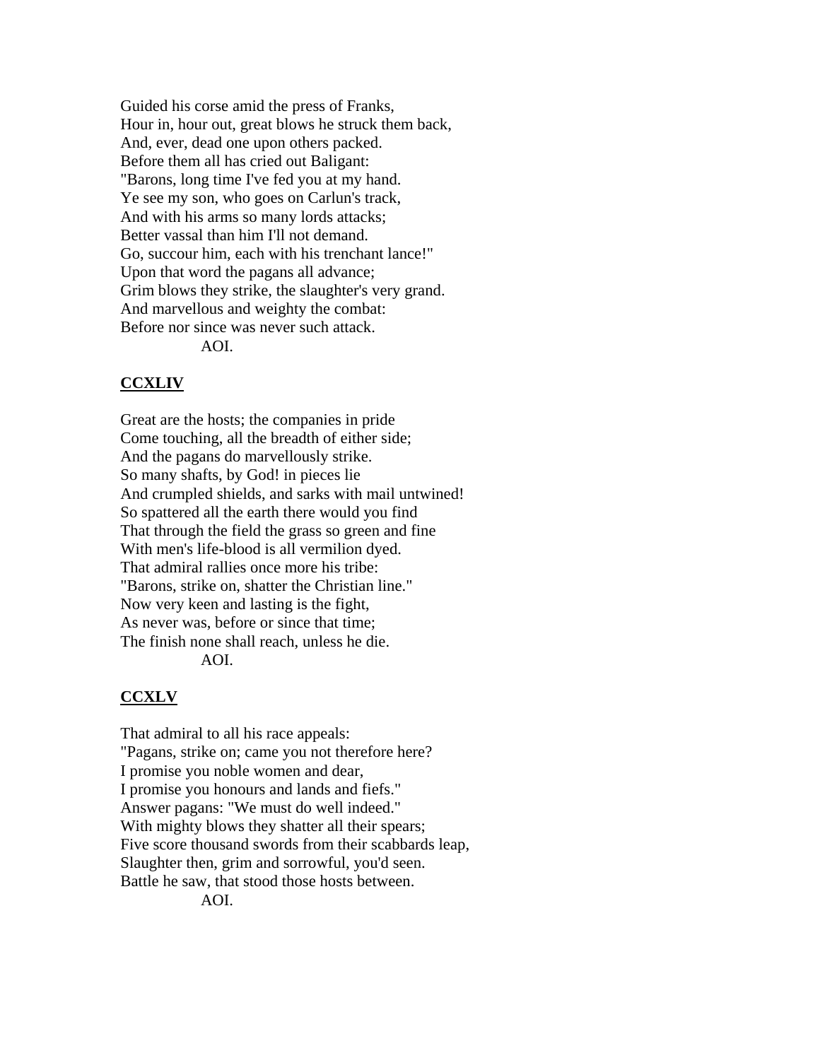Guided his corse amid the press of Franks,
Hour in, hour out, great blows he struck them back,
And, ever, dead one upon others packed.
Before them all has cried out Baligant:
"Barons, long time I've fed you at my hand.
Ye see my son, who goes on Carlun's track,
And with his arms so many lords attacks;
Better vassal than him I'll not demand.
Go, succour him, each with his trenchant lance!"
Upon that word the pagans all advance;
Grim blows they strike, the slaughter's very grand.
And marvellous and weighty the combat:
Before nor since was never such attack.
AOI.

## CCXLIV

Great are the hosts; the companies in pride
Come touching, all the breadth of either side;
And the pagans do marvellously strike.
So many shafts, by God! in pieces lie
And crumpled shields, and sarks with mail untwined!
So spattered all the earth there would you find
That through the field the grass so green and fine
With men's life-blood is all vermilion dyed.
That admiral rallies once more his tribe:
"Barons, strike on, shatter the Christian line."
Now very keen and lasting is the fight,
As never was, before or since that time;
The finish none shall reach, unless he die.
AOI.

## CCXLV

That admiral to all his race appeals:
"Pagans, strike on; came you not therefore here?
I promise you noble women and dear,
I promise you honours and lands and fiefs."
Answer pagans: "We must do well indeed."
With mighty blows they shatter all their spears;
Five score thousand swords from their scabbards leap,
Slaughter then, grim and sorrowful, you'd seen.
Battle he saw, that stood those hosts between.
AOI.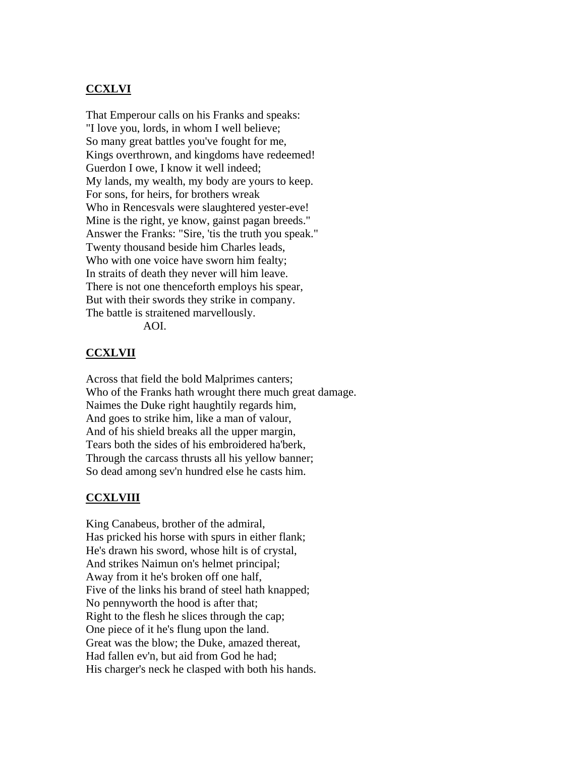**CCXLVI**

That Emperour calls on his Franks and speaks:
"I love you, lords, in whom I well believe;
So many great battles you've fought for me,
Kings overthrown, and kingdoms have redeemed!
Guerdon I owe, I know it well indeed;
My lands, my wealth, my body are yours to keep.
For sons, for heirs, for brothers wreak
Who in Rencesvals were slaughtered yester-eve!
Mine is the right, ye know, gainst pagan breeds."
Answer the Franks: "Sire, 'tis the truth you speak."
Twenty thousand beside him Charles leads,
Who with one voice have sworn him fealty;
In straits of death they never will him leave.
There is not one thenceforth employs his spear,
But with their swords they strike in company.
The battle is straitened marvellously.
AOI.

**CCXLVII**

Across that field the bold Malprimes canters;
Who of the Franks hath wrought there much great damage.
Naimes the Duke right haughtily regards him,
And goes to strike him, like a man of valour,
And of his shield breaks all the upper margin,
Tears both the sides of his embroidered ha'berk,
Through the carcass thrusts all his yellow banner;
So dead among sev'n hundred else he casts him.

**CCXLVIII**

King Canabeus, brother of the admiral,
Has pricked his horse with spurs in either flank;
He's drawn his sword, whose hilt is of crystal,
And strikes Naimun on's helmet principal;
Away from it he's broken off one half,
Five of the links his brand of steel hath knapped;
No pennyworth the hood is after that;
Right to the flesh he slices through the cap;
One piece of it he's flung upon the land.
Great was the blow; the Duke, amazed thereat,
Had fallen ev'n, but aid from God he had;
His charger's neck he clasped with both his hands.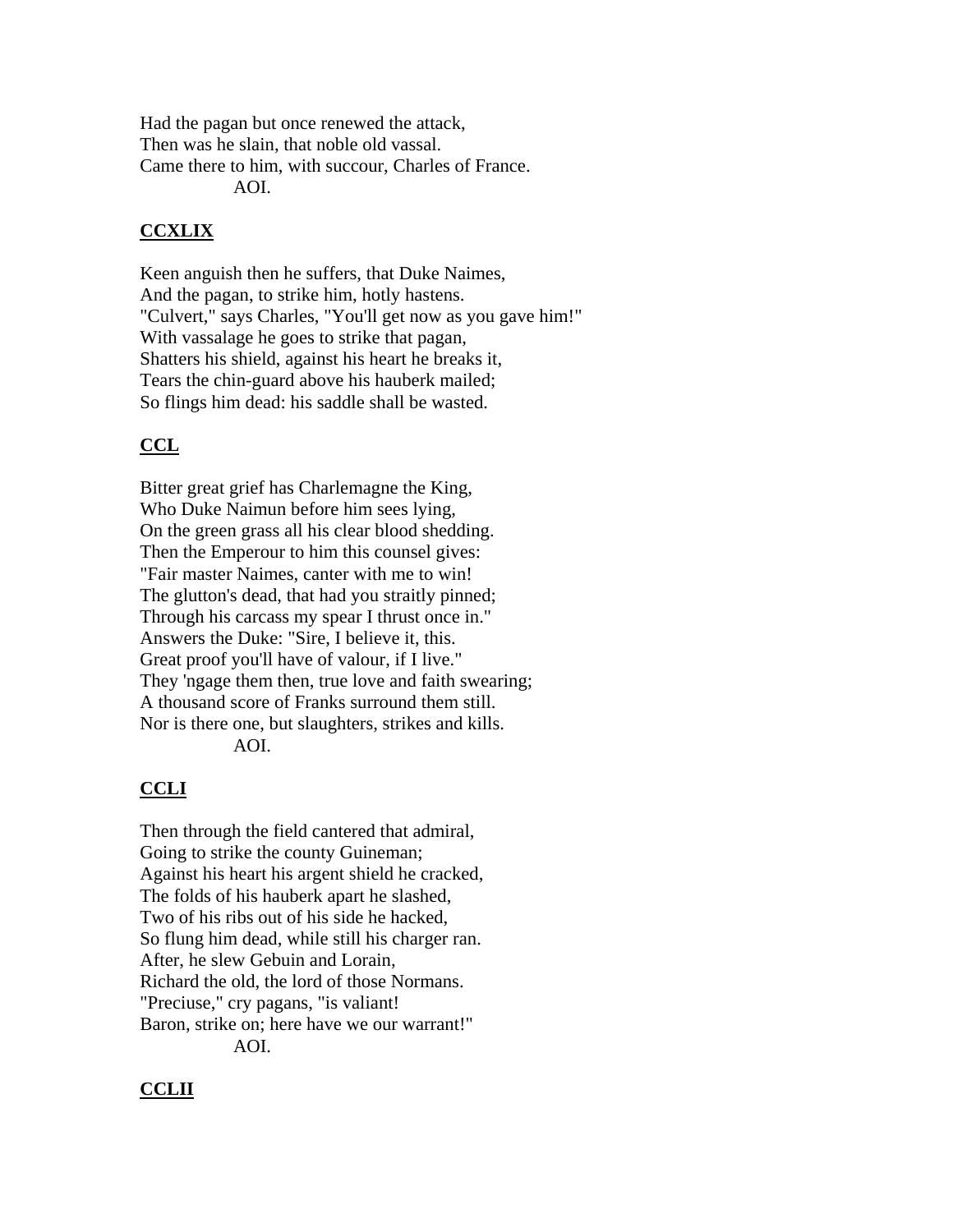Had the pagan but once renewed the attack,
Then was he slain, that noble old vassal.
Came there to him, with succour, Charles of France.
AOI.

## CCXLIX

Keen anguish then he suffers, that Duke Naimes,
And the pagan, to strike him, hotly hastens.
"Culvert," says Charles, "You'll get now as you gave him!"
With vassalage he goes to strike that pagan,
Shatters his shield, against his heart he breaks it,
Tears the chin-guard above his hauberk mailed;
So flings him dead: his saddle shall be wasted.

## CCL

Bitter great grief has Charlemagne the King,
Who Duke Naimun before him sees lying,
On the green grass all his clear blood shedding.
Then the Emperour to him this counsel gives:
"Fair master Naimes, canter with me to win!
The glutton's dead, that had you straitly pinned;
Through his carcass my spear I thrust once in."
Answers the Duke: "Sire, I believe it, this.
Great proof you'll have of valour, if I live."
They 'ngage them then, true love and faith swearing;
A thousand score of Franks surround them still.
Nor is there one, but slaughters, strikes and kills.
AOI.

## CCLI

Then through the field cantered that admiral,
Going to strike the county Guineman;
Against his heart his argent shield he cracked,
The folds of his hauberk apart he slashed,
Two of his ribs out of his side he hacked,
So flung him dead, while still his charger ran.
After, he slew Gebuin and Lorain,
Richard the old, the lord of those Normans.
"Preciuse," cry pagans, "is valiant!
Baron, strike on; here have we our warrant!"
AOI.

## CCLII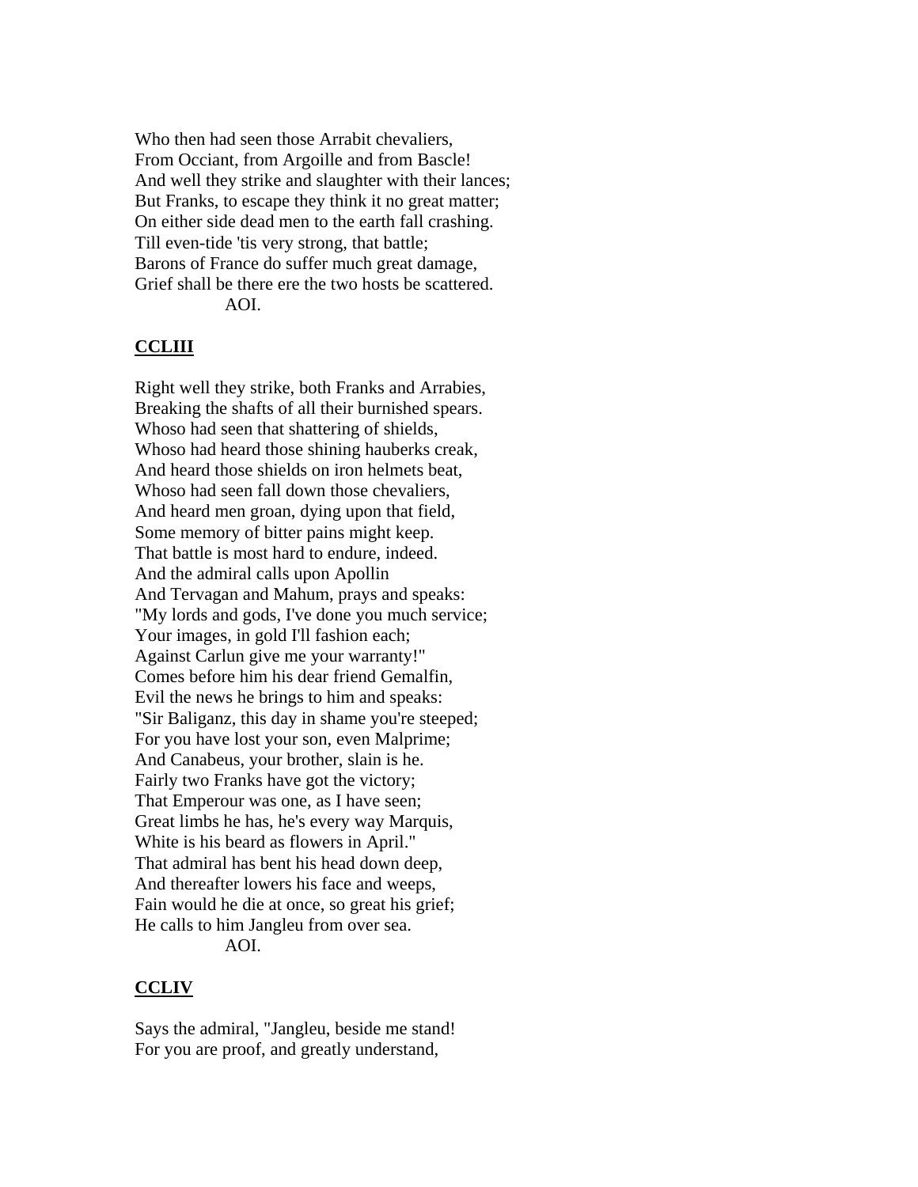Who then had seen those Arrabit chevaliers,
From Occiant, from Argoille and from Bascle!
And well they strike and slaughter with their lances;
But Franks, to escape they think it no great matter;
On either side dead men to the earth fall crashing.
Till even-tide 'tis very strong, that battle;
Barons of France do suffer much great damage,
Grief shall be there ere the two hosts be scattered.
AOI.

## CCLIII

Right well they strike, both Franks and Arrabies,
Breaking the shafts of all their burnished spears.
Whoso had seen that shattering of shields,
Whoso had heard those shining hauberks creak,
And heard those shields on iron helmets beat,
Whoso had seen fall down those chevaliers,
And heard men groan, dying upon that field,
Some memory of bitter pains might keep.
That battle is most hard to endure, indeed.
And the admiral calls upon Apollin
And Tervagan and Mahum, prays and speaks:
"My lords and gods, I've done you much service;
Your images, in gold I'll fashion each;
Against Carlun give me your warranty!"
Comes before him his dear friend Gemalfin,
Evil the news he brings to him and speaks:
"Sir Baliganz, this day in shame you're steeped;
For you have lost your son, even Malprime;
And Canabeus, your brother, slain is he.
Fairly two Franks have got the victory;
That Emperour was one, as I have seen;
Great limbs he has, he's every way Marquis,
White is his beard as flowers in April."
That admiral has bent his head down deep,
And thereafter lowers his face and weeps,
Fain would he die at once, so great his grief;
He calls to him Jangleu from over sea.
AOI.

## CCLIV

Says the admiral, "Jangleu, beside me stand!
For you are proof, and greatly understand,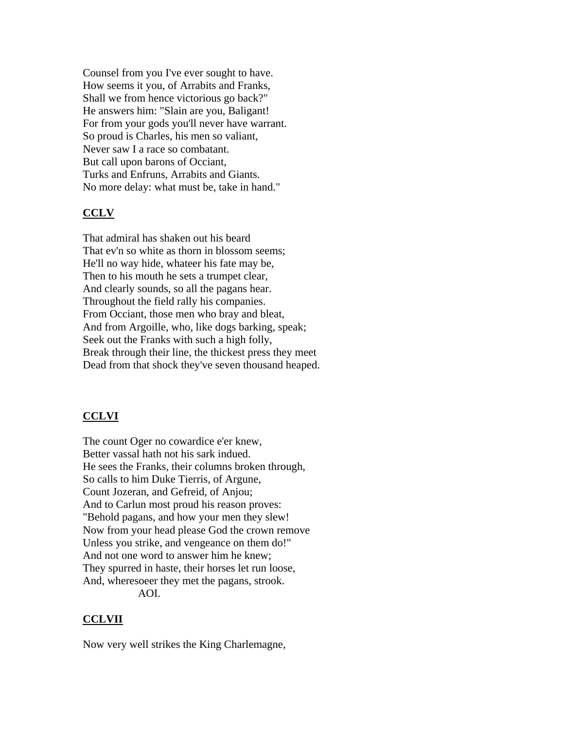Counsel from you I've ever sought to have.
How seems it you, of Arrabits and Franks,
Shall we from hence victorious go back?"
He answers him: "Slain are you, Baligant!
For from your gods you'll never have warrant.
So proud is Charles, his men so valiant,
Never saw I a race so combatant.
But call upon barons of Occiant,
Turks and Enfruns, Arrabits and Giants.
No more delay: what must be, take in hand."

## CCLV

That admiral has shaken out his beard
That ev'n so white as thorn in blossom seems;
He'll no way hide, whateer his fate may be,
Then to his mouth he sets a trumpet clear,
And clearly sounds, so all the pagans hear.
Throughout the field rally his companies.
From Occiant, those men who bray and bleat,
And from Argoille, who, like dogs barking, speak;
Seek out the Franks with such a high folly,
Break through their line, the thickest press they meet
Dead from that shock they've seven thousand heaped.

## CCLVI

The count Oger no cowardice e'er knew,
Better vassal hath not his sark indued.
He sees the Franks, their columns broken through,
So calls to him Duke Tierris, of Argune,
Count Jozeran, and Gefreid, of Anjou;
And to Carlun most proud his reason proves:
"Behold pagans, and how your men they slew!
Now from your head please God the crown remove
Unless you strike, and vengeance on them do!"
And not one word to answer him he knew;
They spurred in haste, their horses let run loose,
And, wheresoeer they met the pagans, strook.
AOI.

## CCLVII

Now very well strikes the King Charlemagne,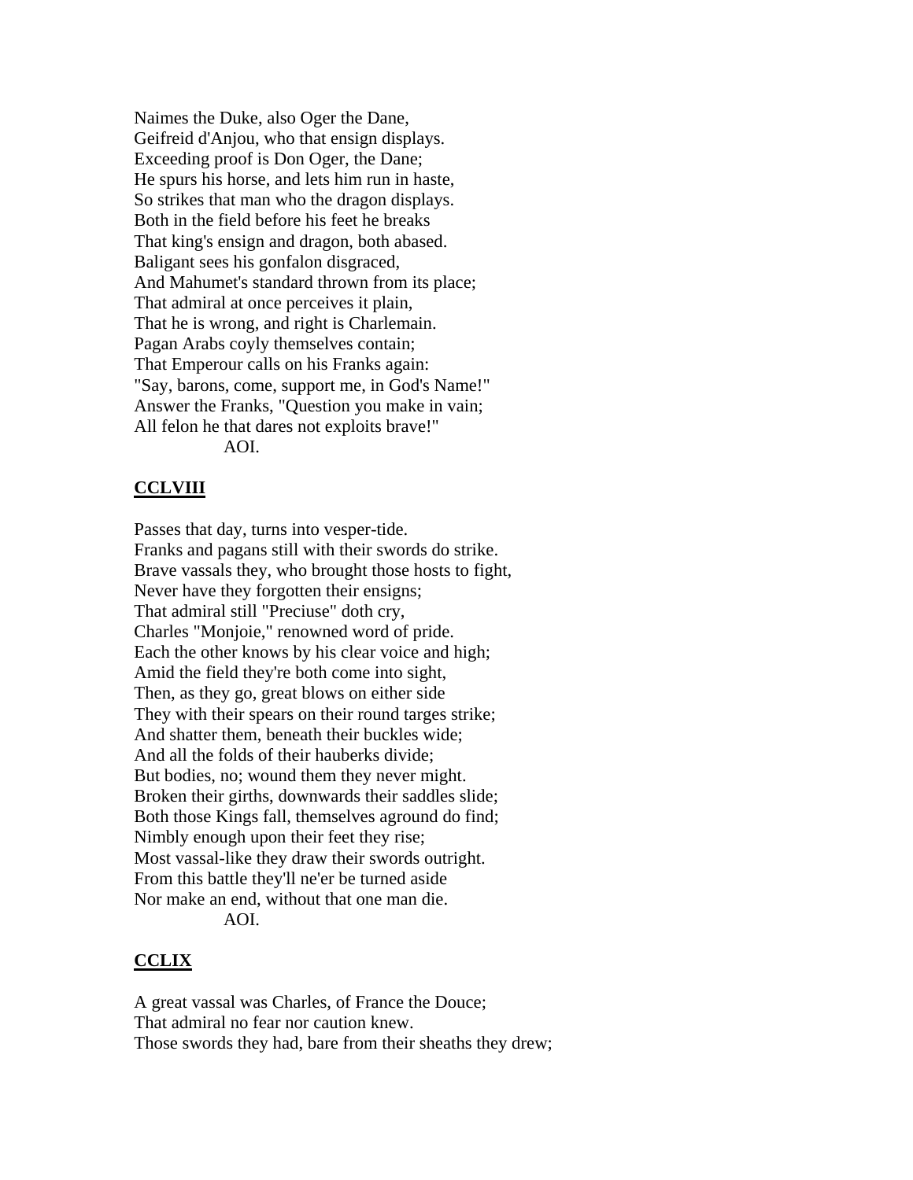Naimes the Duke, also Oger the Dane,
Geifreid d'Anjou, who that ensign displays.
Exceeding proof is Don Oger, the Dane;
He spurs his horse, and lets him run in haste,
So strikes that man who the dragon displays.
Both in the field before his feet he breaks
That king's ensign and dragon, both abased.
Baligant sees his gonfalon disgraced,
And Mahumet's standard thrown from its place;
That admiral at once perceives it plain,
That he is wrong, and right is Charlemain.
Pagan Arabs coyly themselves contain;
That Emperour calls on his Franks again:
"Say, barons, come, support me, in God's Name!"
Answer the Franks, "Question you make in vain;
All felon he that dares not exploits brave!"
AOI.

## CCLVIII

Passes that day, turns into vesper-tide.
Franks and pagans still with their swords do strike.
Brave vassals they, who brought those hosts to fight,
Never have they forgotten their ensigns;
That admiral still "Preciuse" doth cry,
Charles "Monjoie," renowned word of pride.
Each the other knows by his clear voice and high;
Amid the field they're both come into sight,
Then, as they go, great blows on either side
They with their spears on their round targes strike;
And shatter them, beneath their buckles wide;
And all the folds of their hauberks divide;
But bodies, no; wound them they never might.
Broken their girths, downwards their saddles slide;
Both those Kings fall, themselves aground do find;
Nimbly enough upon their feet they rise;
Most vassal-like they draw their swords outright.
From this battle they'll ne'er be turned aside
Nor make an end, without that one man die.
AOI.

## CCLIX

A great vassal was Charles, of France the Douce;
That admiral no fear nor caution knew.
Those swords they had, bare from their sheaths they drew;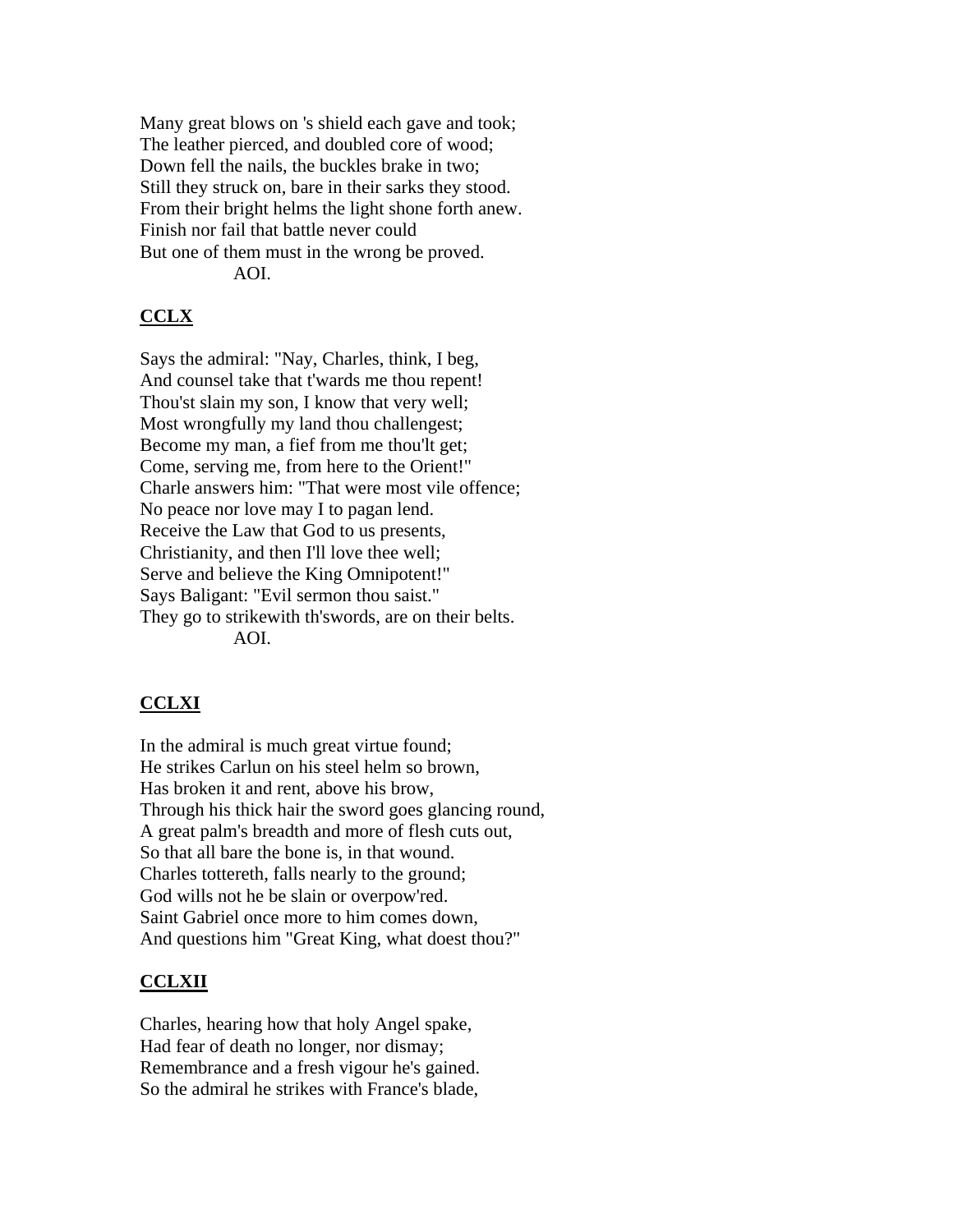Many great blows on 's shield each gave and took;
The leather pierced, and doubled core of wood;
Down fell the nails, the buckles brake in two;
Still they struck on, bare in their sarks they stood.
From their bright helms the light shone forth anew.
Finish nor fail that battle never could
But one of them must in the wrong be proved.
AOI.

## CCLX

Says the admiral: "Nay, Charles, think, I beg,
And counsel take that t'wards me thou repent!
Thou'st slain my son, I know that very well;
Most wrongfully my land thou challengest;
Become my man, a fief from me thou'lt get;
Come, serving me, from here to the Orient!"
Charle answers him: "That were most vile offence;
No peace nor love may I to pagan lend.
Receive the Law that God to us presents,
Christianity, and then I'll love thee well;
Serve and believe the King Omnipotent!"
Says Baligant: "Evil sermon thou saist."
They go to strikewith th'swords, are on their belts.
AOI.

## CCLXI

In the admiral is much great virtue found;
He strikes Carlun on his steel helm so brown,
Has broken it and rent, above his brow,
Through his thick hair the sword goes glancing round,
A great palm's breadth and more of flesh cuts out,
So that all bare the bone is, in that wound.
Charles tottereth, falls nearly to the ground;
God wills not he be slain or overpow'red.
Saint Gabriel once more to him comes down,
And questions him "Great King, what doest thou?"

## CCLXII

Charles, hearing how that holy Angel spake,
Had fear of death no longer, nor dismay;
Remembrance and a fresh vigour he's gained.
So the admiral he strikes with France's blade,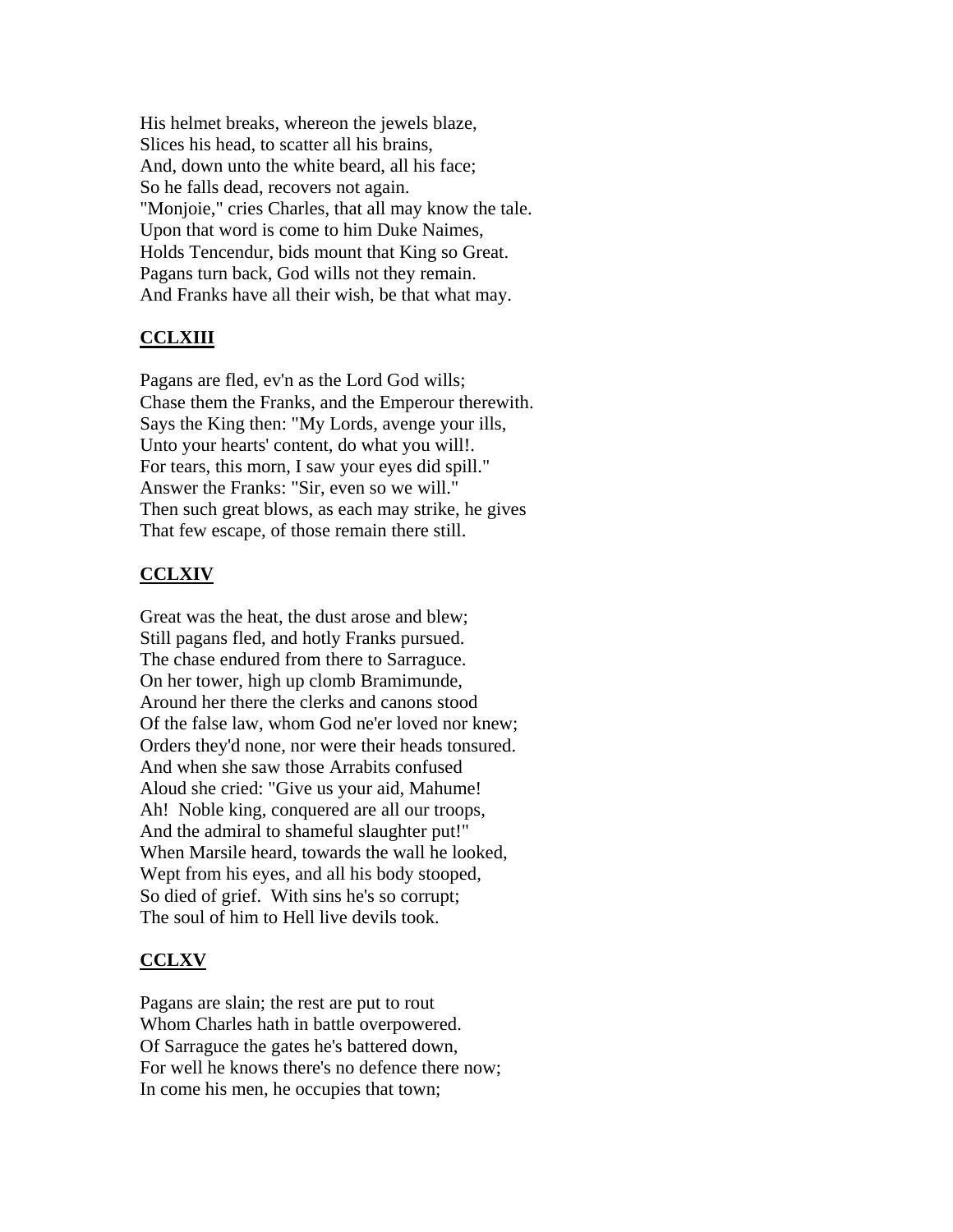His helmet breaks, whereon the jewels blaze,
Slices his head, to scatter all his brains,
And, down unto the white beard, all his face;
So he falls dead, recovers not again.
"Monjoie," cries Charles, that all may know the tale.
Upon that word is come to him Duke Naimes,
Holds Tencendur, bids mount that King so Great.
Pagans turn back, God wills not they remain.
And Franks have all their wish, be that what may.

## CCLXIII

Pagans are fled, ev'n as the Lord God wills;
Chase them the Franks, and the Emperour therewith.
Says the King then: "My Lords, avenge your ills,
Unto your hearts' content, do what you will!.
For tears, this morn, I saw your eyes did spill."
Answer the Franks: "Sir, even so we will."
Then such great blows, as each may strike, he gives
That few escape, of those remain there still.

## CCLXIV

Great was the heat, the dust arose and blew;
Still pagans fled, and hotly Franks pursued.
The chase endured from there to Sarraguce.
On her tower, high up clomb Bramimunde,
Around her there the clerks and canons stood
Of the false law, whom God ne'er loved nor knew;
Orders they'd none, nor were their heads tonsured.
And when she saw those Arrabits confused
Aloud she cried: "Give us your aid, Mahume!
Ah! Noble king, conquered are all our troops,
And the admiral to shameful slaughter put!"
When Marsile heard, towards the wall he looked,
Wept from his eyes, and all his body stooped,
So died of grief. With sins he's so corrupt;
The soul of him to Hell live devils took.

## CCLXV

Pagans are slain; the rest are put to rout
Whom Charles hath in battle overpowered.
Of Sarraguce the gates he's battered down,
For well he knows there's no defence there now;
In come his men, he occupies that town;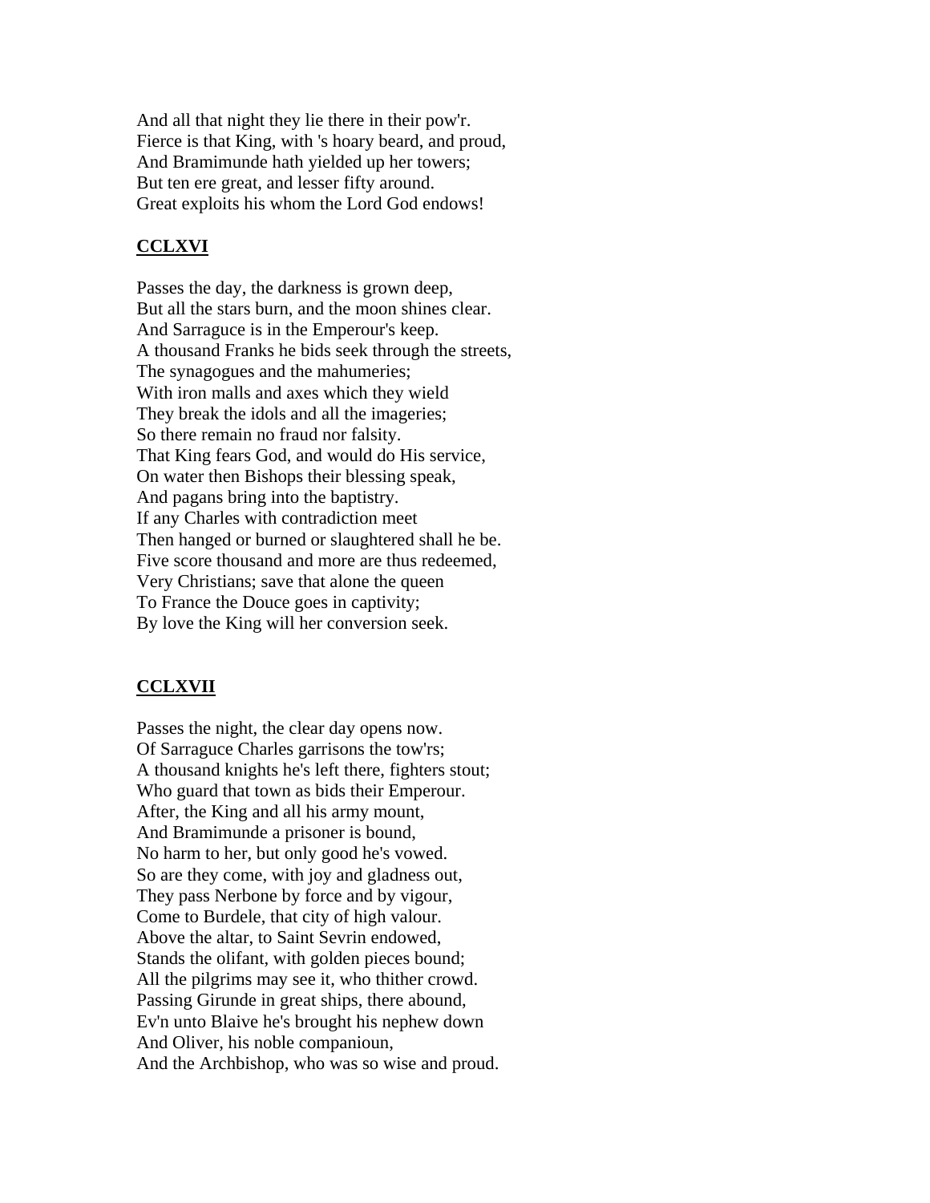And all that night they lie there in their pow'r.
Fierce is that King, with 's hoary beard, and proud,
And Bramimunde hath yielded up her towers;
But ten ere great, and lesser fifty around.
Great exploits his whom the Lord God endows!

## CCLXVI

Passes the day, the darkness is grown deep,
But all the stars burn, and the moon shines clear.
And Sarraguce is in the Emperour's keep.
A thousand Franks he bids seek through the streets,
The synagogues and the mahumeries;
With iron malls and axes which they wield
They break the idols and all the imageries;
So there remain no fraud nor falsity.
That King fears God, and would do His service,
On water then Bishops their blessing speak,
And pagans bring into the baptistry.
If any Charles with contradiction meet
Then hanged or burned or slaughtered shall he be.
Five score thousand and more are thus redeemed,
Very Christians; save that alone the queen
To France the Douce goes in captivity;
By love the King will her conversion seek.

## CCLXVII

Passes the night, the clear day opens now.
Of Sarraguce Charles garrisons the tow'rs;
A thousand knights he's left there, fighters stout;
Who guard that town as bids their Emperour.
After, the King and all his army mount,
And Bramimunde a prisoner is bound,
No harm to her, but only good he's vowed.
So are they come, with joy and gladness out,
They pass Nerbone by force and by vigour,
Come to Burdele, that city of high valour.
Above the altar, to Saint Sevrin endowed,
Stands the olifant, with golden pieces bound;
All the pilgrims may see it, who thither crowd.
Passing Girunde in great ships, there abound,
Ev'n unto Blaive he's brought his nephew down
And Oliver, his noble companioun,
And the Archbishop, who was so wise and proud.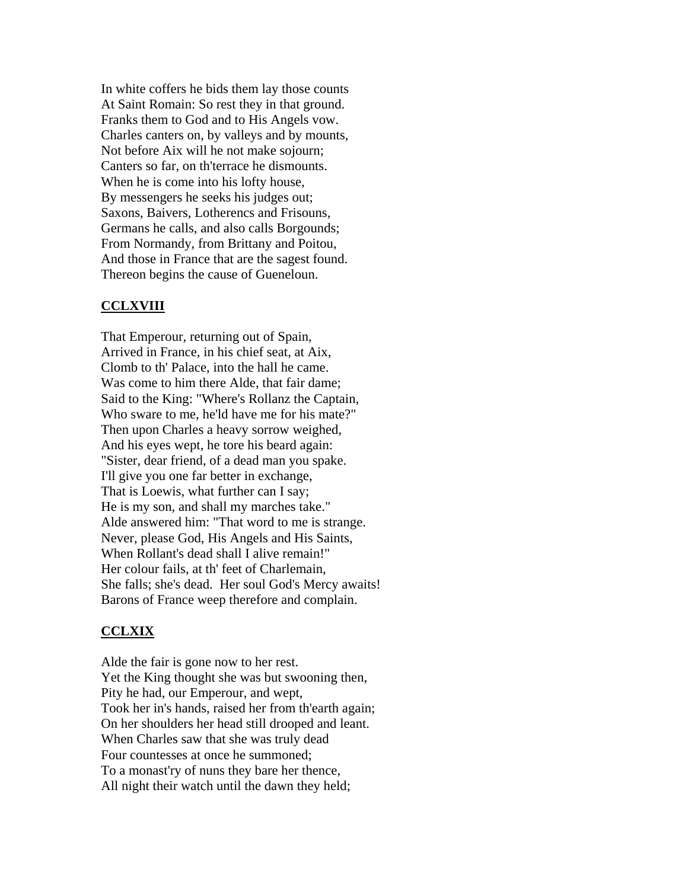In white coffers he bids them lay those counts
At Saint Romain: So rest they in that ground.
Franks them to God and to His Angels vow.
Charles canters on, by valleys and by mounts,
Not before Aix will he not make sojourn;
Canters so far, on th'terrace he dismounts.
When he is come into his lofty house,
By messengers he seeks his judges out;
Saxons, Baivers, Lotherencs and Frisouns,
Germans he calls, and also calls Borgounds;
From Normandy, from Brittany and Poitou,
And those in France that are the sagest found.
Thereon begins the cause of Gueneloun.

## CCLXVIII

That Emperour, returning out of Spain,
Arrived in France, in his chief seat, at Aix,
Clomb to th' Palace, into the hall he came.
Was come to him there Alde, that fair dame;
Said to the King: "Where's Rollanz the Captain,
Who sware to me, he'ld have me for his mate?"
Then upon Charles a heavy sorrow weighed,
And his eyes wept, he tore his beard again:
"Sister, dear friend, of a dead man you spake.
I'll give you one far better in exchange,
That is Loewis, what further can I say;
He is my son, and shall my marches take."
Alde answered him: "That word to me is strange.
Never, please God, His Angels and His Saints,
When Rollant's dead shall I alive remain!"
Her colour fails, at th' feet of Charlemain,
She falls; she's dead. Her soul God's Mercy awaits!
Barons of France weep therefore and complain.

## CCLXIX

Alde the fair is gone now to her rest.
Yet the King thought she was but swooning then,
Pity he had, our Emperour, and wept,
Took her in's hands, raised her from th'earth again;
On her shoulders her head still drooped and leant.
When Charles saw that she was truly dead
Four countesses at once he summoned;
To a monast'ry of nuns they bare her thence,
All night their watch until the dawn they held;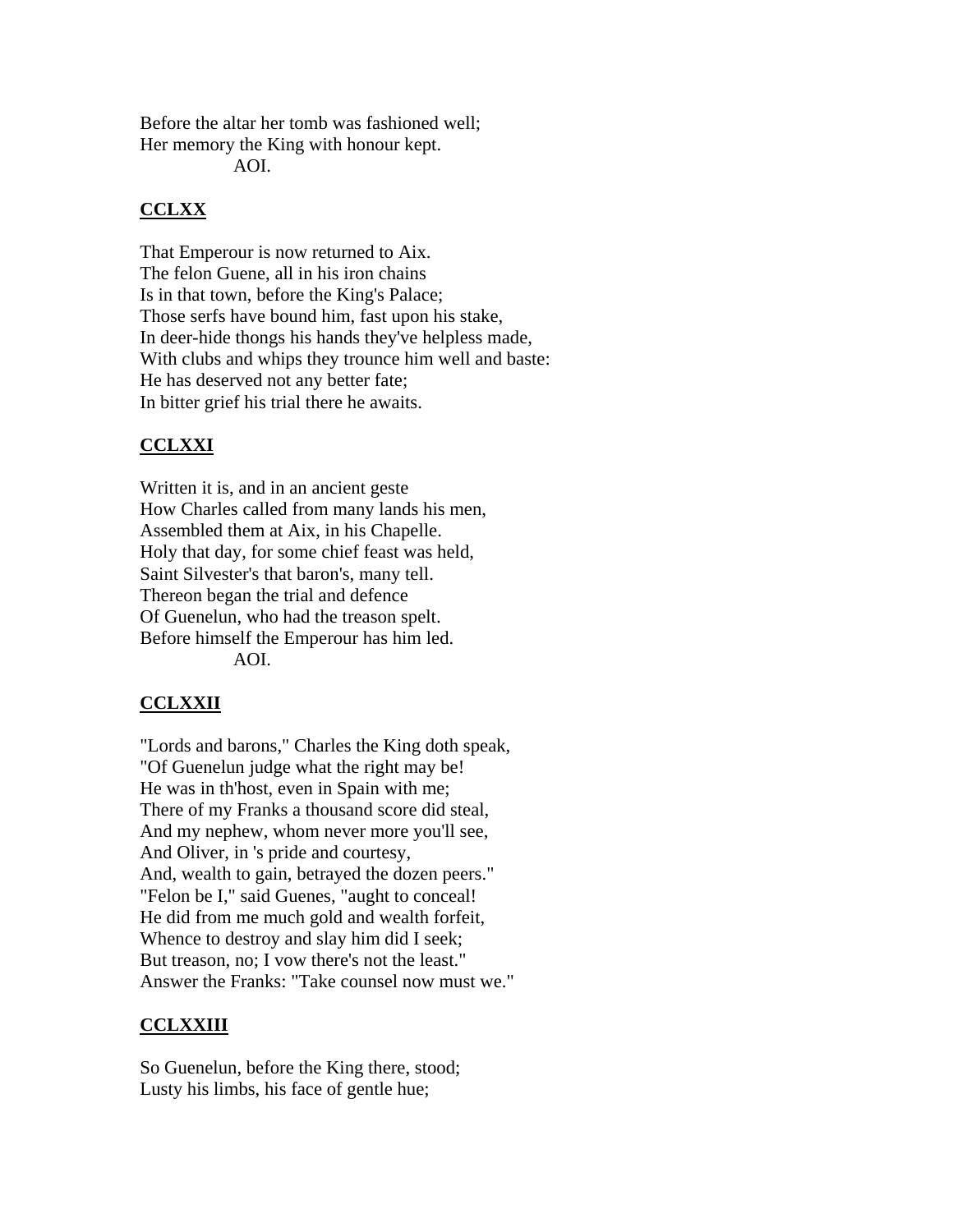Before the altar her tomb was fashioned well;
Her memory the King with honour kept.
AOI.

## CCLXX

That Emperour is now returned to Aix.
The felon Guene, all in his iron chains
Is in that town, before the King's Palace;
Those serfs have bound him, fast upon his stake,
In deer-hide thongs his hands they've helpless made,
With clubs and whips they trounce him well and baste:
He has deserved not any better fate;
In bitter grief his trial there he awaits.

## CCLXXI

Written it is, and in an ancient geste
How Charles called from many lands his men,
Assembled them at Aix, in his Chapelle.
Holy that day, for some chief feast was held,
Saint Silvester's that baron's, many tell.
Thereon began the trial and defence
Of Guenelun, who had the treason spelt.
Before himself the Emperour has him led.
AOI.

## CCLXXII

"Lords and barons," Charles the King doth speak,
"Of Guenelun judge what the right may be!
He was in th'host, even in Spain with me;
There of my Franks a thousand score did steal,
And my nephew, whom never more you'll see,
And Oliver, in 's pride and courtesy,
And, wealth to gain, betrayed the dozen peers."
"Felon be I," said Guenes, "aught to conceal!
He did from me much gold and wealth forfeit,
Whence to destroy and slay him did I seek;
But treason, no; I vow there's not the least."
Answer the Franks: "Take counsel now must we."

## CCLXXIII

So Guenelun, before the King there, stood;
Lusty his limbs, his face of gentle hue;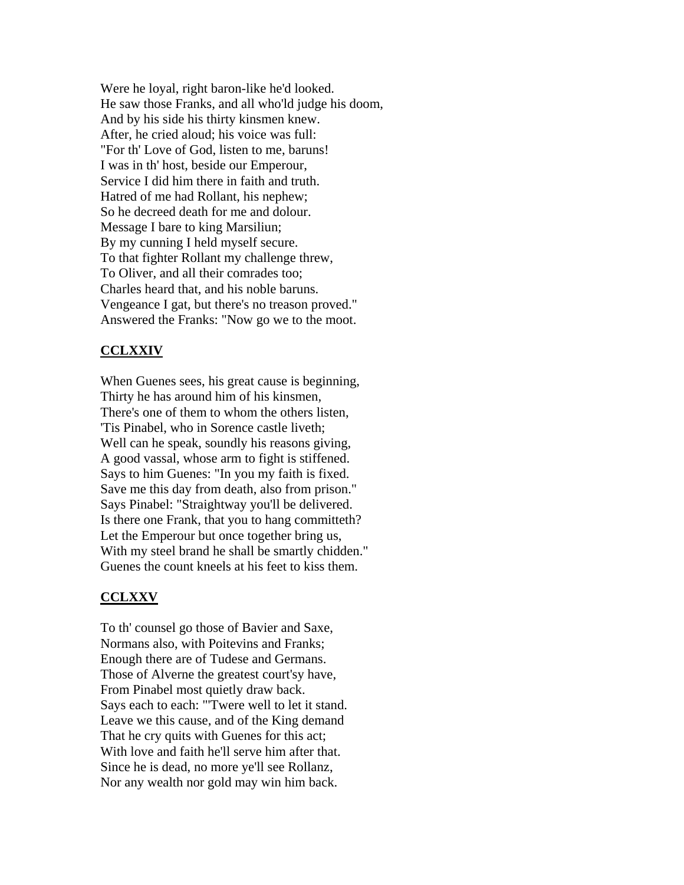Were he loyal, right baron-like he'd looked.
He saw those Franks, and all who'ld judge his doom,
And by his side his thirty kinsmen knew.
After, he cried aloud; his voice was full:
"For th' Love of God, listen to me, baruns!
I was in th' host, beside our Emperour,
Service I did him there in faith and truth.
Hatred of me had Rollant, his nephew;
So he decreed death for me and dolour.
Message I bare to king Marsiliun;
By my cunning I held myself secure.
To that fighter Rollant my challenge threw,
To Oliver, and all their comrades too;
Charles heard that, and his noble baruns.
Vengeance I gat, but there's no treason proved."
Answered the Franks: "Now go we to the moot.

## CCLXXIV

When Guenes sees, his great cause is beginning,
Thirty he has around him of his kinsmen,
There's one of them to whom the others listen,
'Tis Pinabel, who in Sorence castle liveth;
Well can he speak, soundly his reasons giving,
A good vassal, whose arm to fight is stiffened.
Says to him Guenes: "In you my faith is fixed.
Save me this day from death, also from prison."
Says Pinabel: "Straightway you'll be delivered.
Is there one Frank, that you to hang committeth?
Let the Emperour but once together bring us,
With my steel brand he shall be smartly chidden."
Guenes the count kneels at his feet to kiss them.

## CCLXXV

To th' counsel go those of Bavier and Saxe,
Normans also, with Poitevins and Franks;
Enough there are of Tudese and Germans.
Those of Alverne the greatest court'sy have,
From Pinabel most quietly draw back.
Says each to each: "'Twere well to let it stand.
Leave we this cause, and of the King demand
That he cry quits with Guenes for this act;
With love and faith he'll serve him after that.
Since he is dead, no more ye'll see Rollanz,
Nor any wealth nor gold may win him back.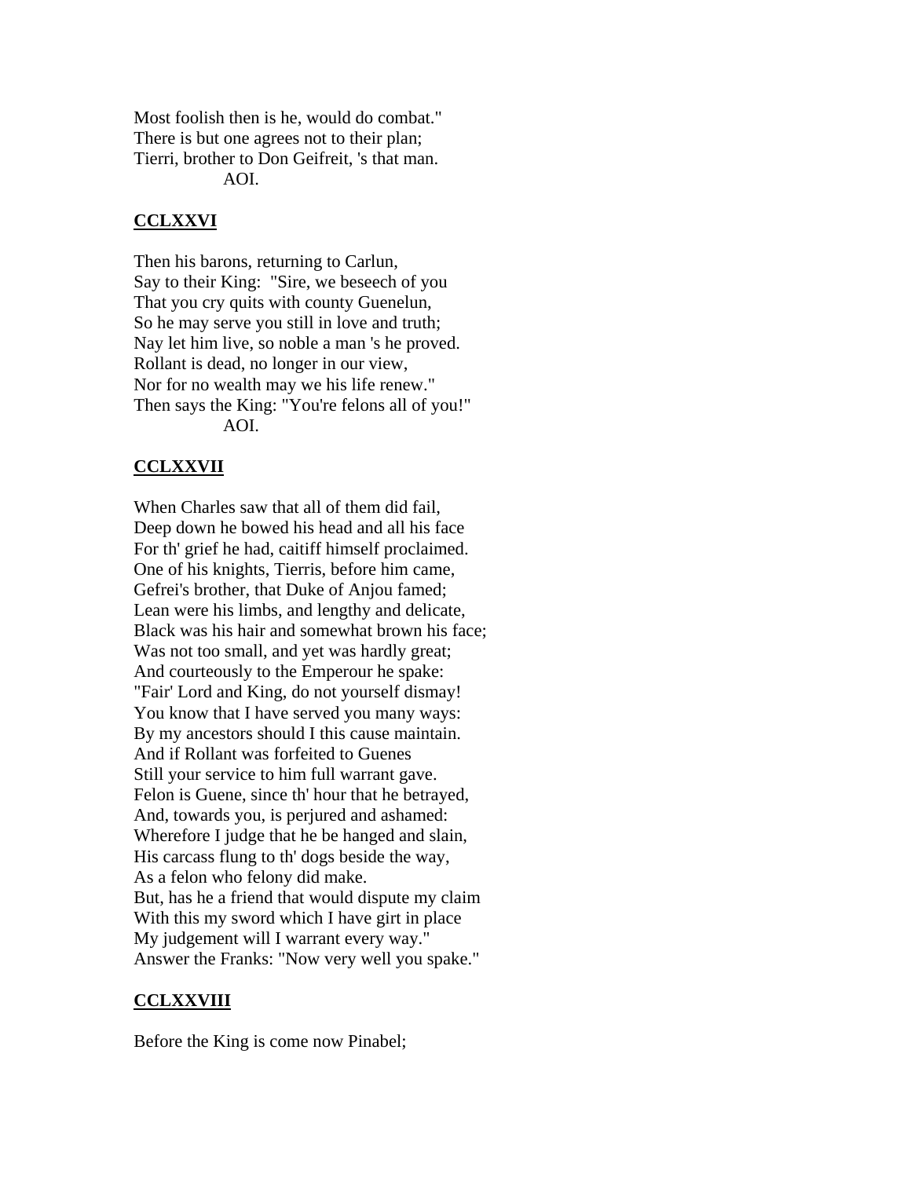Most foolish then is he, would do combat."  
There is but one agrees not to their plan;  
Tierri, brother to Don Geifreit, 's that man.  
AOI.

## CCLXXVI

Then his barons, returning to Carlun,  
Say to their King: "Sire, we beseech of you  
That you cry quits with county Guenelun,  
So he may serve you still in love and truth;  
Nay let him live, so noble a man 's he proved.  
Rollant is dead, no longer in our view,  
Nor for no wealth may we his life renew."  
Then says the King: "You're felons all of you!"  
AOI.

## CCLXXVII

When Charles saw that all of them did fail,  
Deep down he bowed his head and all his face  
For th' grief he had, caitiff himself proclaimed.  
One of his knights, Tierris, before him came,  
Gefrei's brother, that Duke of Anjou famed;  
Lean were his limbs, and lengthy and delicate,  
Black was his hair and somewhat brown his face;  
Was not too small, and yet was hardly great;  
And courteously to the Emperour he spake:  
"Fair' Lord and King, do not yourself dismay!  
You know that I have served you many ways:  
By my ancestors should I this cause maintain.  
And if Rollant was forfeited to Guenes  
Still your service to him full warrant gave.  
Felon is Guene, since th' hour that he betrayed,  
And, towards you, is perjured and ashamed:  
Wherefore I judge that he be hanged and slain,  
His carcass flung to th' dogs beside the way,  
As a felon who felony did make.  
But, has he a friend that would dispute my claim  
With this my sword which I have girt in place  
My judgement will I warrant every way."  
Answer the Franks: "Now very well you spake."

## CCLXXVIII

Before the King is come now Pinabel;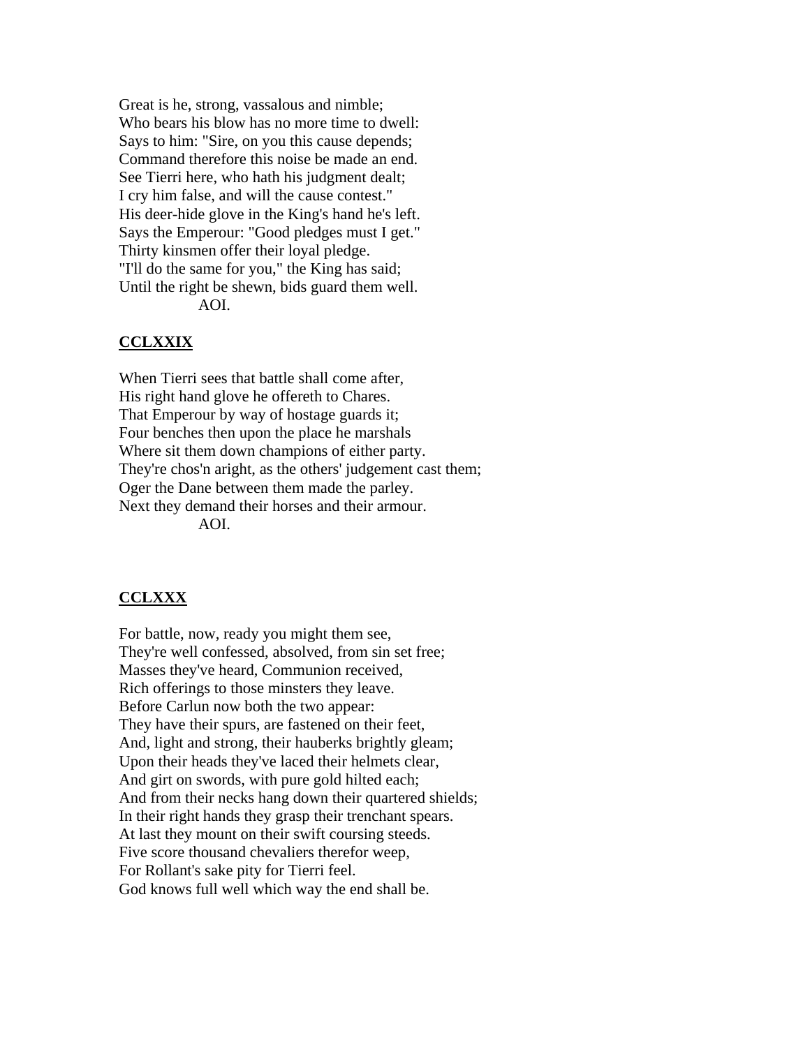Great is he, strong, vassalous and nimble;
Who bears his blow has no more time to dwell:
Says to him: "Sire, on you this cause depends;
Command therefore this noise be made an end.
See Tierri here, who hath his judgment dealt;
I cry him false, and will the cause contest."
His deer-hide glove in the King's hand he's left.
Says the Emperour: "Good pledges must I get."
Thirty kinsmen offer their loyal pledge.
"I'll do the same for you," the King has said;
Until the right be shewn, bids guard them well.
AOI.

## CCLXXIX

When Tierri sees that battle shall come after,
His right hand glove he offereth to Chares.
That Emperour by way of hostage guards it;
Four benches then upon the place he marshals
Where sit them down champions of either party.
They're chos'n aright, as the others' judgement cast them;
Oger the Dane between them made the parley.
Next they demand their horses and their armour.
AOI.

## CCLXXX

For battle, now, ready you might them see,
They're well confessed, absolved, from sin set free;
Masses they've heard, Communion received,
Rich offerings to those minsters they leave.
Before Carlun now both the two appear:
They have their spurs, are fastened on their feet,
And, light and strong, their hauberks brightly gleam;
Upon their heads they've laced their helmets clear,
And girt on swords, with pure gold hilted each;
And from their necks hang down their quartered shields;
In their right hands they grasp their trenchant spears.
At last they mount on their swift coursing steeds.
Five score thousand chevaliers therefor weep,
For Rollant's sake pity for Tierri feel.
God knows full well which way the end shall be.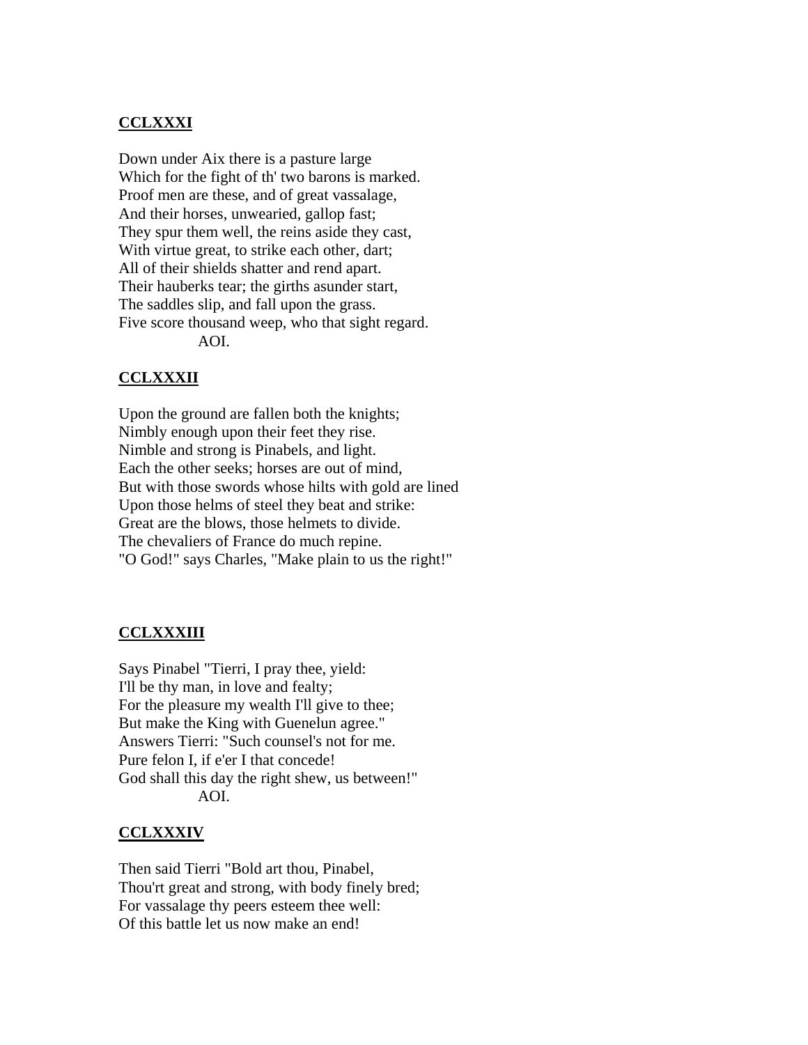**CCLXXXI**

Down under Aix there is a pasture large
Which for the fight of th' two barons is marked.
Proof men are these, and of great vassalage,
And their horses, unwearied, gallop fast;
They spur them well, the reins aside they cast,
With virtue great, to strike each other, dart;
All of their shields shatter and rend apart.
Their hauberks tear; the girths asunder start,
The saddles slip, and fall upon the grass.
Five score thousand weep, who that sight regard.
AOI.

**CCLXXXII**

Upon the ground are fallen both the knights;
Nimbly enough upon their feet they rise.
Nimble and strong is Pinabels, and light.
Each the other seeks; horses are out of mind,
But with those swords whose hilts with gold are lined
Upon those helms of steel they beat and strike:
Great are the blows, those helmets to divide.
The chevaliers of France do much repine.
"O God!" says Charles, "Make plain to us the right!"

**CCLXXXIII**

Says Pinabel "Tierri, I pray thee, yield:
I'll be thy man, in love and fealty;
For the pleasure my wealth I'll give to thee;
But make the King with Guenelun agree."
Answers Tierri: "Such counsel's not for me.
Pure felon I, if e'er I that concede!
God shall this day the right shew, us between!"
AOI.

**CCLXXXIV**

Then said Tierri "Bold art thou, Pinabel,
Thou'rt great and strong, with body finely bred;
For vassalage thy peers esteem thee well:
Of this battle let us now make an end!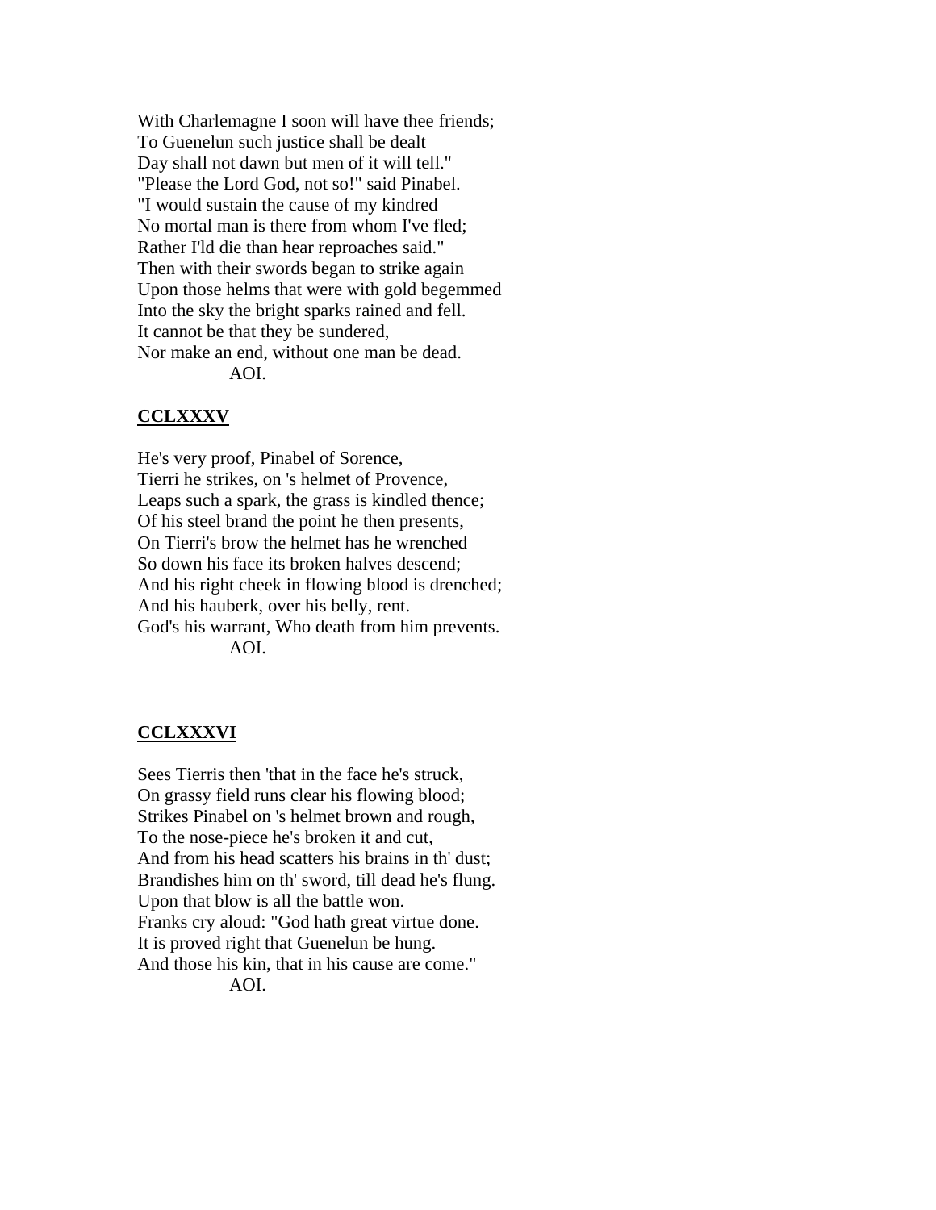With Charlemagne I soon will have thee friends;
To Guenelun such justice shall be dealt
Day shall not dawn but men of it will tell."
"Please the Lord God, not so!" said Pinabel.
"I would sustain the cause of my kindred
No mortal man is there from whom I've fled;
Rather I'ld die than hear reproaches said."
Then with their swords began to strike again
Upon those helms that were with gold begemmed
Into the sky the bright sparks rained and fell.
It cannot be that they be sundered,
Nor make an end, without one man be dead.
AOI.

### CCLXXXV

He's very proof, Pinabel of Sorence,
Tierri he strikes, on 's helmet of Provence,
Leaps such a spark, the grass is kindled thence;
Of his steel brand the point he then presents,
On Tierri's brow the helmet has he wrenched
So down his face its broken halves descend;
And his right cheek in flowing blood is drenched;
And his hauberk, over his belly, rent.
God's his warrant, Who death from him prevents.
AOI.

### CCLXXXVI

Sees Tierris then 'that in the face he's struck,
On grassy field runs clear his flowing blood;
Strikes Pinabel on 's helmet brown and rough,
To the nose-piece he's broken it and cut,
And from his head scatters his brains in th' dust;
Brandishes him on th' sword, till dead he's flung.
Upon that blow is all the battle won.
Franks cry aloud: "God hath great virtue done.
It is proved right that Guenelun be hung.
And those his kin, that in his cause are come."
AOI.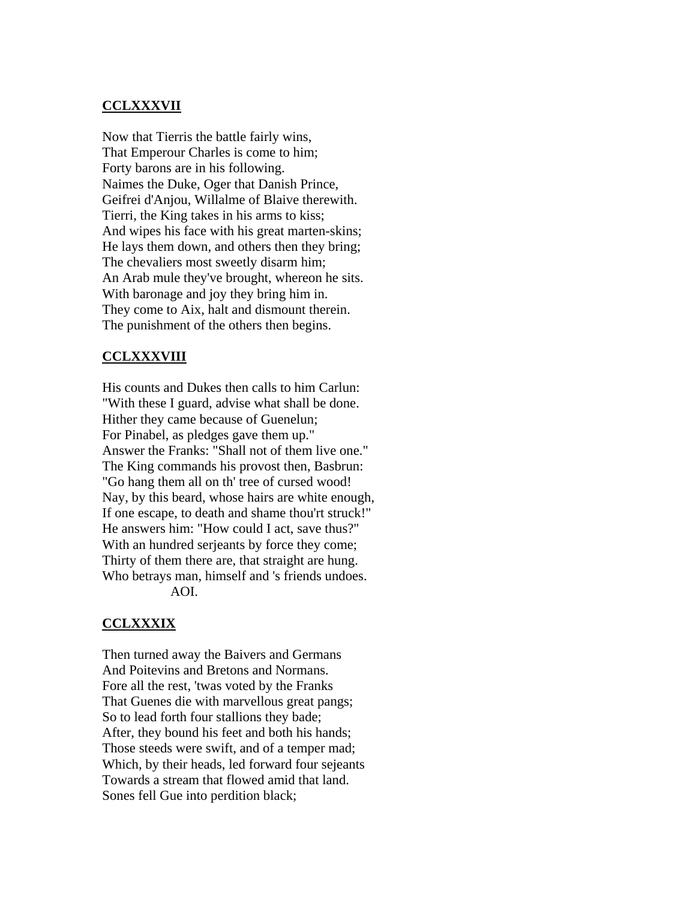## CCLXXXVII

Now that Tierris the battle fairly wins,
That Emperour Charles is come to him;
Forty barons are in his following.
Naimes the Duke, Oger that Danish Prince,
Geifrei d'Anjou, Willalme of Blaive therewith.
Tierri, the King takes in his arms to kiss;
And wipes his face with his great marten-skins;
He lays them down, and others then they bring;
The chevaliers most sweetly disarm him;
An Arab mule they've brought, whereon he sits.
With baronage and joy they bring him in.
They come to Aix, halt and dismount therein.
The punishment of the others then begins.

## CCLXXXVIII

His counts and Dukes then calls to him Carlun:
"With these I guard, advise what shall be done.
Hither they came because of Guenelun;
For Pinabel, as pledges gave them up."
Answer the Franks: "Shall not of them live one."
The King commands his provost then, Basbrun:
"Go hang them all on th' tree of cursed wood!
Nay, by this beard, whose hairs are white enough,
If one escape, to death and shame thou'rt struck!"
He answers him: "How could I act, save thus?"
With an hundred serjeants by force they come;
Thirty of them there are, that straight are hung.
Who betrays man, himself and 's friends undoes.
AOI.

## CCLXXXIX

Then turned away the Baivers and Germans
And Poitevins and Bretons and Normans.
Fore all the rest, 'twas voted by the Franks
That Guenes die with marvellous great pangs;
So to lead forth four stallions they bade;
After, they bound his feet and both his hands;
Those steeds were swift, and of a temper mad;
Which, by their heads, led forward four sejeants
Towards a stream that flowed amid that land.
Sones fell Gue into perdition black;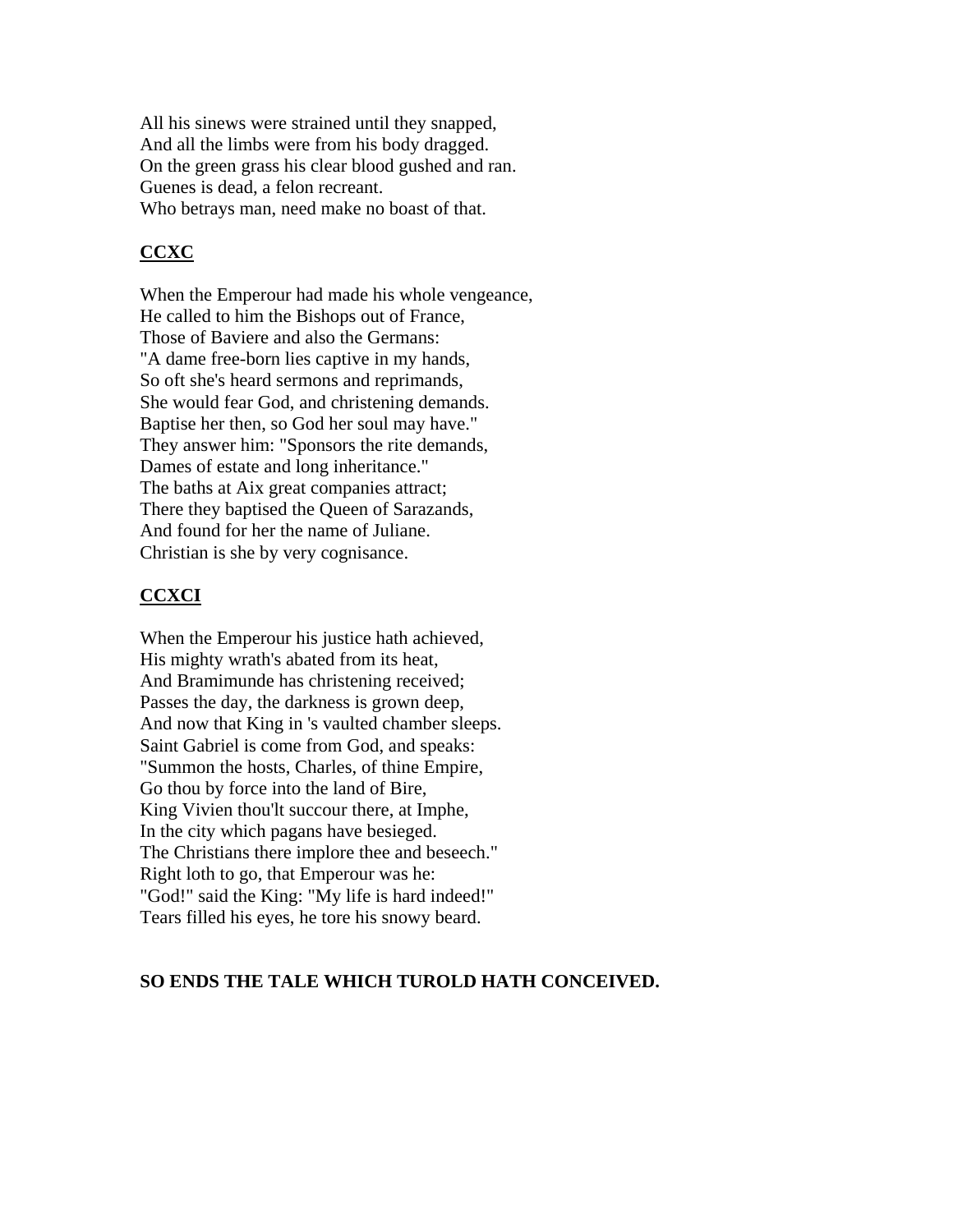All his sinews were strained until they snapped,
And all the limbs were from his body dragged.
On the green grass his clear blood gushed and ran.
Guenes is dead, a felon recreant.
Who betrays man, need make no boast of that.

## CCXC

When the Emperour had made his whole vengeance,
He called to him the Bishops out of France,
Those of Baviere and also the Germans:
"A dame free-born lies captive in my hands,
So oft she's heard sermons and reprimands,
She would fear God, and christening demands.
Baptise her then, so God her soul may have."
They answer him: "Sponsors the rite demands,
Dames of estate and long inheritance."
The baths at Aix great companies attract;
There they baptised the Queen of Sarazands,
And found for her the name of Juliane.
Christian is she by very cognisance.

## CCXCI

When the Emperour his justice hath achieved,
His mighty wrath's abated from its heat,
And Bramimunde has christening received;
Passes the day, the darkness is grown deep,
And now that King in 's vaulted chamber sleeps.
Saint Gabriel is come from God, and speaks:
"Summon the hosts, Charles, of thine Empire,
Go thou by force into the land of Bire,
King Vivien thou'lt succour there, at Imphe,
In the city which pagans have besieged.
The Christians there implore thee and beseech."
Right loth to go, that Emperour was he:
"God!" said the King: "My life is hard indeed!"
Tears filled his eyes, he tore his snowy beard.

**SO ENDS THE TALE WHICH TUROLD HATH CONCEIVED.**